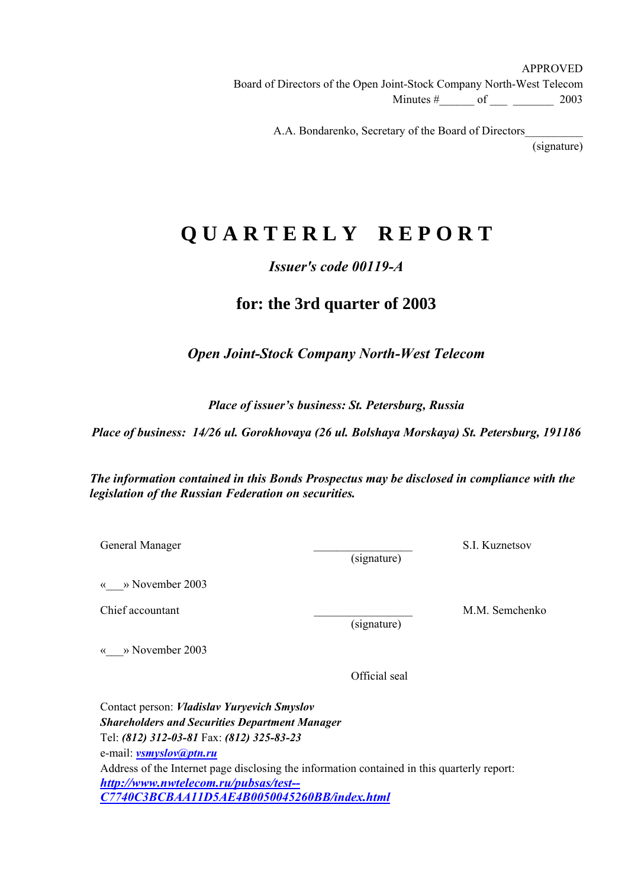APPROVED
Board of Directors of the Open Joint-Stock Company North-West Telecom
Minutes #______ of ___ _______ 2003

A.A. Bondarenko, Secretary of the Board of Directors__________
(signature)

# QUARTERLY REPORT

***Issuer's code 00119-A***

## for: the 3rd quarter of 2003

***Open Joint-Stock Company North-West Telecom***

***Place of issuer's business: St. Petersburg, Russia***

***Place of business: 14/26 ul. Gorokhovaya (26 ul. Bolshaya Morskaya) St. Petersburg, 191186***

***The information contained in this Bonds Prospectus may be disclosed in compliance with the legislation of the Russian Federation on securities.***

General Manager __________________ S.I. Kuznetsov
(signature)

«___» November 2003

Chief accountant __________________ M.M. Semchenko
(signature)

«___» November 2003

Official seal

Contact person: ***Vladislav Yuryevich Smyslov***
***Shareholders and Securities Department Manager***
Tel: ***(812) 312-03-81*** Fax: ***(812) 325-83-23***
e-mail: ***vsmyslov@ptn.ru***
Address of the Internet page disclosing the information contained in this quarterly report:
***http://www.nwtelecom.ru/pubsas/test--C7740C3BCBAA11D5AE4B0050045260BB/index.html***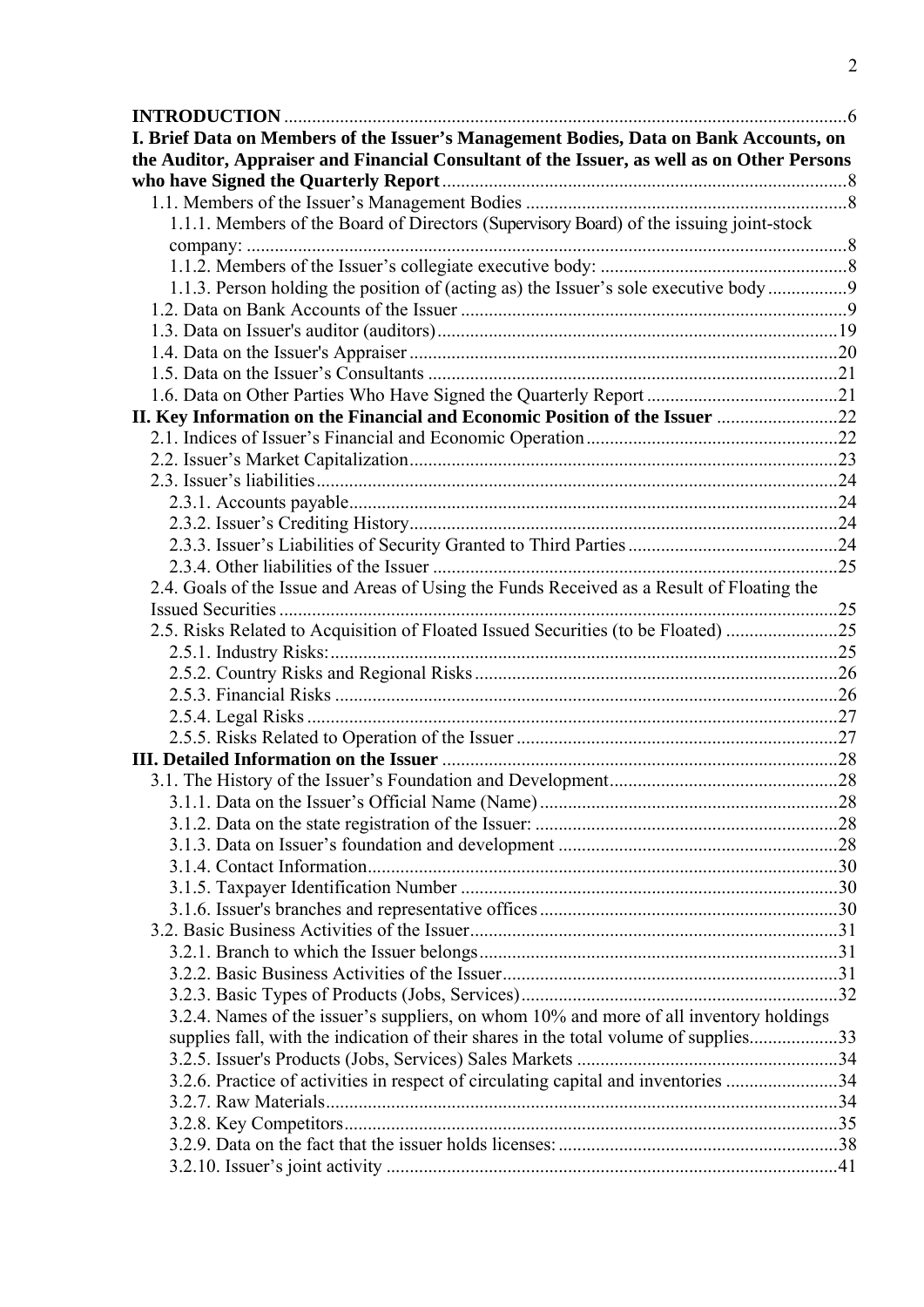**INTRODUCTION** ........................................................................................................................6

**I. Brief Data on Members of the Issuer's Management Bodies, Data on Bank Accounts, on the Auditor, Appraiser and Financial Consultant of the Issuer, as well as on Other Persons who have Signed the Quarterly Report** ......................................................................................8

- 1.1. Members of the Issuer's Management Bodies .....................................................................8
  - 1.1.1. Members of the Board of Directors (Supervisory Board) of the issuing joint-stock company: ................................................................................................................................8
  - 1.1.2. Members of the Issuer's collegiate executive body: .....................................................8
  - 1.1.3. Person holding the position of (acting as) the Issuer's sole executive body .................9
- 1.2. Data on Bank Accounts of the Issuer ..................................................................................9
- 1.3. Data on Issuer's auditor (auditors).....................................................................................19
- 1.4. Data on the Issuer's Appraiser ...........................................................................................20
- 1.5. Data on the Issuer's Consultants ........................................................................................21
- 1.6. Data on Other Parties Who Have Signed the Quarterly Report .........................................21

**II. Key Information on the Financial and Economic Position of the Issuer** ..........................22

- 2.1. Indices of Issuer's Financial and Economic Operation......................................................22
- 2.2. Issuer's Market Capitalization...........................................................................................23
- 2.3. Issuer's liabilities...............................................................................................................24
  - 2.3.1. Accounts payable........................................................................................................24
  - 2.3.2. Issuer's Crediting History...........................................................................................24
  - 2.3.3. Issuer's Liabilities of Security Granted to Third Parties .............................................24
  - 2.3.4. Other liabilities of the Issuer ......................................................................................25
- 2.4. Goals of the Issue and Areas of Using the Funds Received as a Result of Floating the Issued Securities .......................................................................................................................25
- 2.5. Risks Related to Acquisition of Floated Issued Securities (to be Floated) ........................25
  - 2.5.1. Industry Risks:............................................................................................................25
  - 2.5.2. Country Risks and Regional Risks .............................................................................26
  - 2.5.3. Financial Risks ...........................................................................................................26
  - 2.5.4. Legal Risks .................................................................................................................27
  - 2.5.5. Risks Related to Operation of the Issuer .....................................................................27

**III. Detailed Information on the Issuer** ....................................................................................28

- 3.1. The History of the Issuer's Foundation and Development.................................................28
  - 3.1.1. Data on the Issuer's Official Name (Name) ................................................................28
  - 3.1.2. Data on the state registration of the Issuer: .................................................................28
  - 3.1.3. Data on Issuer's foundation and development ............................................................28
  - 3.1.4. Contact Information.....................................................................................................30
  - 3.1.5. Taxpayer Identification Number .................................................................................30
  - 3.1.6. Issuer's branches and representative offices................................................................30
- 3.2. Basic Business Activities of the Issuer...............................................................................31
  - 3.2.1. Branch to which the Issuer belongs.............................................................................31
  - 3.2.2. Basic Business Activities of the Issuer........................................................................31
  - 3.2.3. Basic Types of Products (Jobs, Services)....................................................................32
  - 3.2.4. Names of the issuer's suppliers, on whom 10% and more of all inventory holdings supplies fall, with the indication of their shares in the total volume of supplies...................33
  - 3.2.5. Issuer's Products (Jobs, Services) Sales Markets ........................................................34
  - 3.2.6. Practice of activities in respect of circulating capital and inventories ........................34
  - 3.2.7. Raw Materials.............................................................................................................34
  - 3.2.8. Key Competitors.........................................................................................................35
  - 3.2.9. Data on the fact that the issuer holds licenses: ............................................................38
  - 3.2.10. Issuer's joint activity .................................................................................................41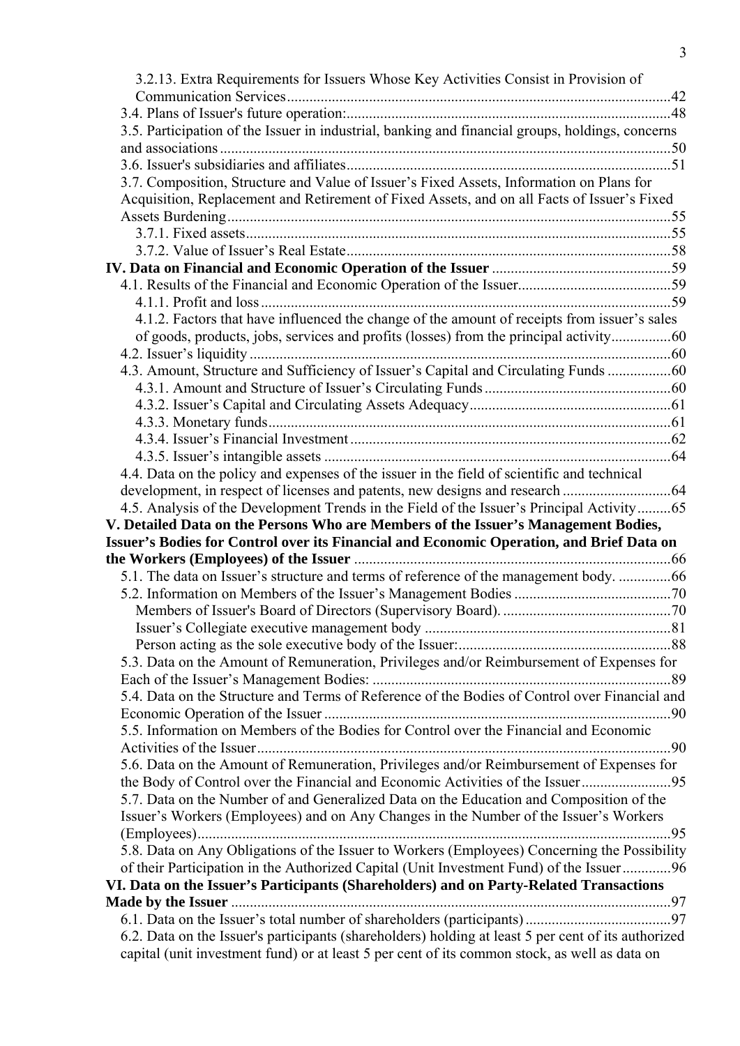3.2.13. Extra Requirements for Issuers Whose Key Activities Consist in Provision of Communication Services......42

3.4. Plans of Issuer's future operation:......48

3.5. Participation of the Issuer in industrial, banking and financial groups, holdings, concerns and associations......50

3.6. Issuer's subsidiaries and affiliates......51

3.7. Composition, Structure and Value of Issuer's Fixed Assets, Information on Plans for Acquisition, Replacement and Retirement of Fixed Assets, and on all Facts of Issuer's Fixed Assets Burdening......55

3.7.1. Fixed assets......55

3.7.2. Value of Issuer's Real Estate......58

**IV. Data on Financial and Economic Operation of the Issuer**......59

4.1. Results of the Financial and Economic Operation of the Issuer......59

4.1.1. Profit and loss......59

4.1.2. Factors that have influenced the change of the amount of receipts from issuer's sales of goods, products, jobs, services and profits (losses) from the principal activity......60

4.2. Issuer's liquidity......60

4.3. Amount, Structure and Sufficiency of Issuer's Capital and Circulating Funds......60

4.3.1. Amount and Structure of Issuer's Circulating Funds......60

4.3.2. Issuer's Capital and Circulating Assets Adequacy......61

4.3.3. Monetary funds......61

4.3.4. Issuer's Financial Investment......62

4.3.5. Issuer's intangible assets......64

4.4. Data on the policy and expenses of the issuer in the field of scientific and technical development, in respect of licenses and patents, new designs and research......64

4.5. Analysis of the Development Trends in the Field of the Issuer's Principal Activity......65

**V. Detailed Data on the Persons Who are Members of the Issuer's Management Bodies, Issuer's Bodies for Control over its Financial and Economic Operation, and Brief Data on the Workers (Employees) of the Issuer**......66

5.1. The data on Issuer's structure and terms of reference of the management body. ......66

5.2. Information on Members of the Issuer's Management Bodies......70

Members of Issuer's Board of Directors (Supervisory Board). ......70

Issuer's Collegiate executive management body......81

Person acting as the sole executive body of the Issuer:......88

5.3. Data on the Amount of Remuneration, Privileges and/or Reimbursement of Expenses for Each of the Issuer's Management Bodies: ......89

5.4. Data on the Structure and Terms of Reference of the Bodies of Control over Financial and Economic Operation of the Issuer......90

5.5. Information on Members of the Bodies for Control over the Financial and Economic Activities of the Issuer......90

5.6. Data on the Amount of Remuneration, Privileges and/or Reimbursement of Expenses for the Body of Control over the Financial and Economic Activities of the Issuer......95

5.7. Data on the Number of and Generalized Data on the Education and Composition of the Issuer's Workers (Employees) and on Any Changes in the Number of the Issuer's Workers (Employees)......95

5.8. Data on Any Obligations of the Issuer to Workers (Employees) Concerning the Possibility of their Participation in the Authorized Capital (Unit Investment Fund) of the Issuer......96

**VI. Data on the Issuer's Participants (Shareholders) and on Party-Related Transactions Made by the Issuer**......97

6.1. Data on the Issuer's total number of shareholders (participants)......97

6.2. Data on the Issuer's participants (shareholders) holding at least 5 per cent of its authorized capital (unit investment fund) or at least 5 per cent of its common stock, as well as data on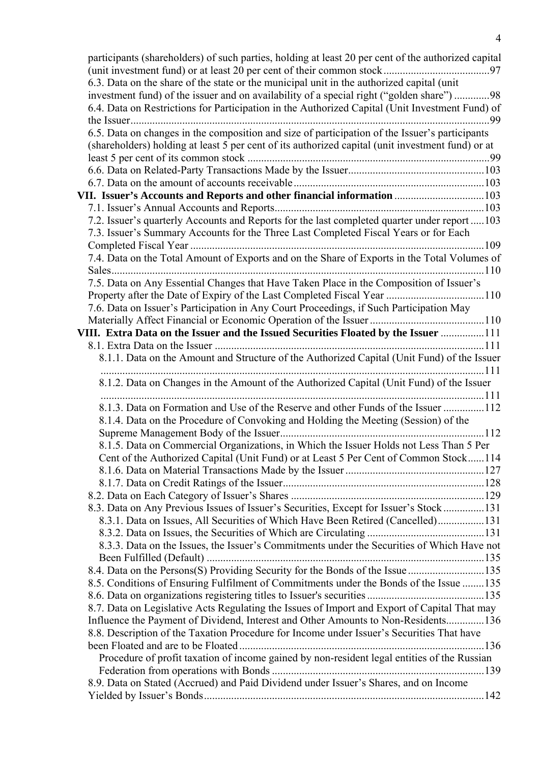participants (shareholders) of such parties, holding at least 20 per cent of the authorized capital (unit investment fund) or at least 20 per cent of their common stock ....................................97

6.3. Data on the share of the state or the municipal unit in the authorized capital (unit investment fund) of the issuer and on availability of a special right ("golden share") .............98

6.4. Data on Restrictions for Participation in the Authorized Capital (Unit Investment Fund) of the Issuer....................................................................................................................99

6.5. Data on changes in the composition and size of participation of the Issuer's participants (shareholders) holding at least 5 per cent of its authorized capital (unit investment fund) or at least 5 per cent of its common stock .........................................................................................99

6.6. Data on Related-Party Transactions Made by the Issuer..................................................103

6.7. Data on the amount of accounts receivable......................................................................103

**VII. Issuer's Accounts and Reports and other financial information**.................................103

7.1. Issuer's Annual Accounts and Reports.............................................................................103

7.2. Issuer's quarterly Accounts and Reports for the last completed quarter under report .....103

7.3. Issuer's Summary Accounts for the Three Last Completed Fiscal Years or for Each Completed Fiscal Year ............................................................................................................109

7.4. Data on the Total Amount of Exports and on the Share of Exports in the Total Volumes of Sales.........................................................................................................................................110

7.5. Data on Any Essential Changes that Have Taken Place in the Composition of Issuer's Property after the Date of Expiry of the Last Completed Fiscal Year ....................................110

7.6. Data on Issuer's Participation in Any Court Proceedings, if Such Participation May Materially Affect Financial or Economic Operation of the Issuer...........................................110

**VIII. Extra Data on the Issuer and the Issued Securities Floated by the Issuer** ................111

8.1. Extra Data on the Issuer ...................................................................................................111

8.1.1. Data on the Amount and Structure of the Authorized Capital (Unit Fund) of the Issuer ..............................................................................................................................................111

8.1.2. Data on Changes in the Amount of the Authorized Capital (Unit Fund) of the Issuer ..............................................................................................................................................111

8.1.3. Data on Formation and Use of the Reserve and other Funds of the Issuer ...............112

8.1.4. Data on the Procedure of Convoking and Holding the Meeting (Session) of the Supreme Management Body of the Issuer...........................................................................112

8.1.5. Data on Commercial Organizations, in Which the Issuer Holds not Less Than 5 Per Cent of the Authorized Capital (Unit Fund) or at Least 5 Per Cent of Common Stock......114

8.1.6. Data on Material Transactions Made by the Issuer...................................................127

8.1.7. Data on Credit Ratings of the Issuer..........................................................................128

8.2. Data on Each Category of Issuer's Shares .......................................................................129

8.3. Data on Any Previous Issues of Issuer's Securities, Except for Issuer's Stock ...............131

8.3.1. Data on Issues, All Securities of Which Have Been Retired (Cancelled).................131

8.3.2. Data on Issues, the Securities of Which are Circulating ...........................................131

8.3.3. Data on the Issues, the Issuer's Commitments under the Securities of Which Have not Been Fulfilled (Default) .....................................................................................................135

8.4. Data on the Persons(S) Providing Security for the Bonds of the Issue............................135

8.5. Conditions of Ensuring Fulfilment of Commitments under the Bonds of the Issue ........135

8.6. Data on organizations registering titles to Issuer's securities...........................................135

8.7. Data on Legislative Acts Regulating the Issues of Import and Export of Capital That may Influence the Payment of Dividend, Interest and Other Amounts to Non-Residents..............136

8.8. Description of the Taxation Procedure for Income under Issuer's Securities That have been Floated and are to be Floated..........................................................................................136

Procedure of profit taxation of income gained by non-resident legal entities of the Russian Federation from operations with Bonds .............................................................................139

8.9. Data on Stated (Accrued) and Paid Dividend under Issuer's Shares, and on Income Yielded by Issuer's Bonds.......................................................................................................142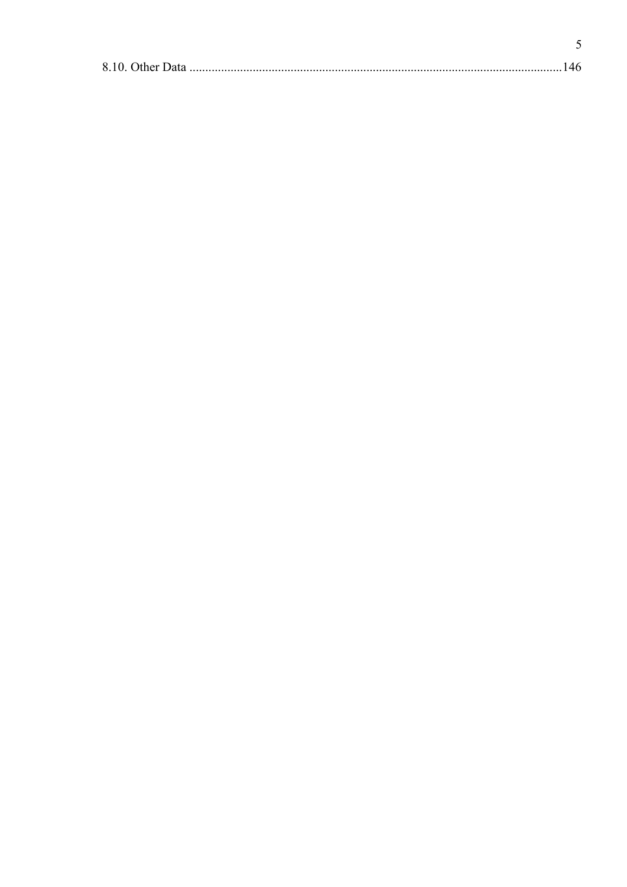8.10. Other Data ....................................................................................................................146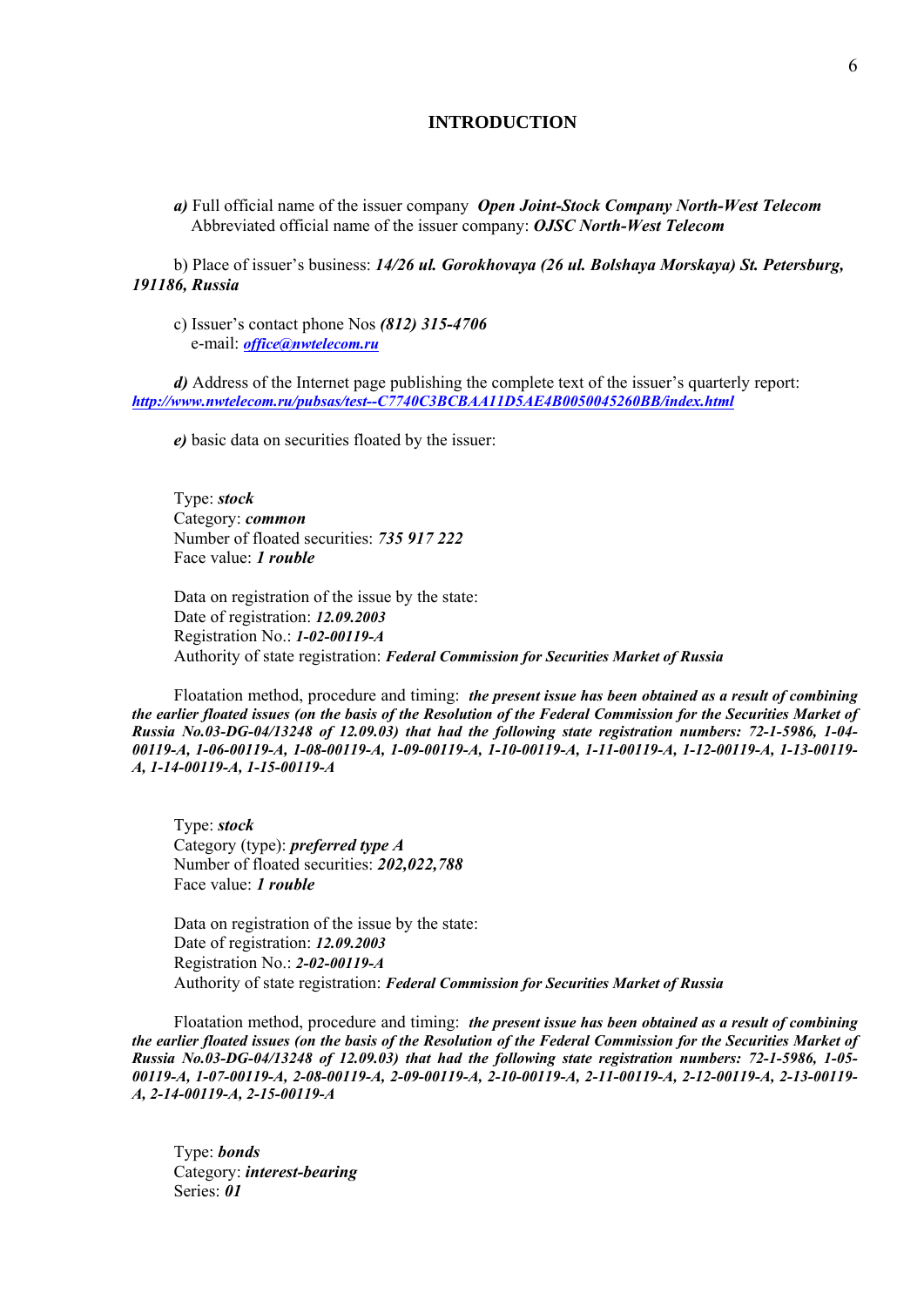# INTRODUCTION

***a)*** Full official name of the issuer company ***Open Joint-Stock Company North-West Telecom***
Abbreviated official name of the issuer company: ***OJSC North-West Telecom***

b) Place of issuer's business: ***14/26 ul. Gorokhovaya (26 ul. Bolshaya Morskaya) St. Petersburg, 191186, Russia***

c) Issuer's contact phone Nos ***(812) 315-4706***
e-mail: ***office@nwtelecom.ru***

***d)*** Address of the Internet page publishing the complete text of the issuer's quarterly report: ***http://www.nwtelecom.ru/pubsas/test--C7740C3BCBAA11D5AE4B0050045260BB/index.html***

***e)*** basic data on securities floated by the issuer:

Type: ***stock***
Category: ***common***
Number of floated securities: ***735 917 222***
Face value: ***1 rouble***

Data on registration of the issue by the state:
Date of registration: ***12.09.2003***
Registration No.: ***1-02-00119-A***
Authority of state registration: ***Federal Commission for Securities Market of Russia***

Floatation method, procedure and timing: ***the present issue has been obtained as a result of combining the earlier floated issues (on the basis of the Resolution of the Federal Commission for the Securities Market of Russia No.03-DG-04/13248 of 12.09.03) that had the following state registration numbers: 72-1-5986, 1-04-00119-A, 1-06-00119-A, 1-08-00119-A, 1-09-00119-A, 1-10-00119-A, 1-11-00119-A, 1-12-00119-A, 1-13-00119-A, 1-14-00119-A, 1-15-00119-A***

Type: ***stock***
Category (type): ***preferred type A***
Number of floated securities: ***202,022,788***
Face value: ***1 rouble***

Data on registration of the issue by the state:
Date of registration: ***12.09.2003***
Registration No.: ***2-02-00119-A***
Authority of state registration: ***Federal Commission for Securities Market of Russia***

Floatation method, procedure and timing: ***the present issue has been obtained as a result of combining the earlier floated issues (on the basis of the Resolution of the Federal Commission for the Securities Market of Russia No.03-DG-04/13248 of 12.09.03) that had the following state registration numbers: 72-1-5986, 1-05-00119-A, 1-07-00119-A, 2-08-00119-A, 2-09-00119-A, 2-10-00119-A, 2-11-00119-A, 2-12-00119-A, 2-13-00119-A, 2-14-00119-A, 2-15-00119-A***

Type: ***bonds***
Category: ***interest-bearing***
Series: ***01***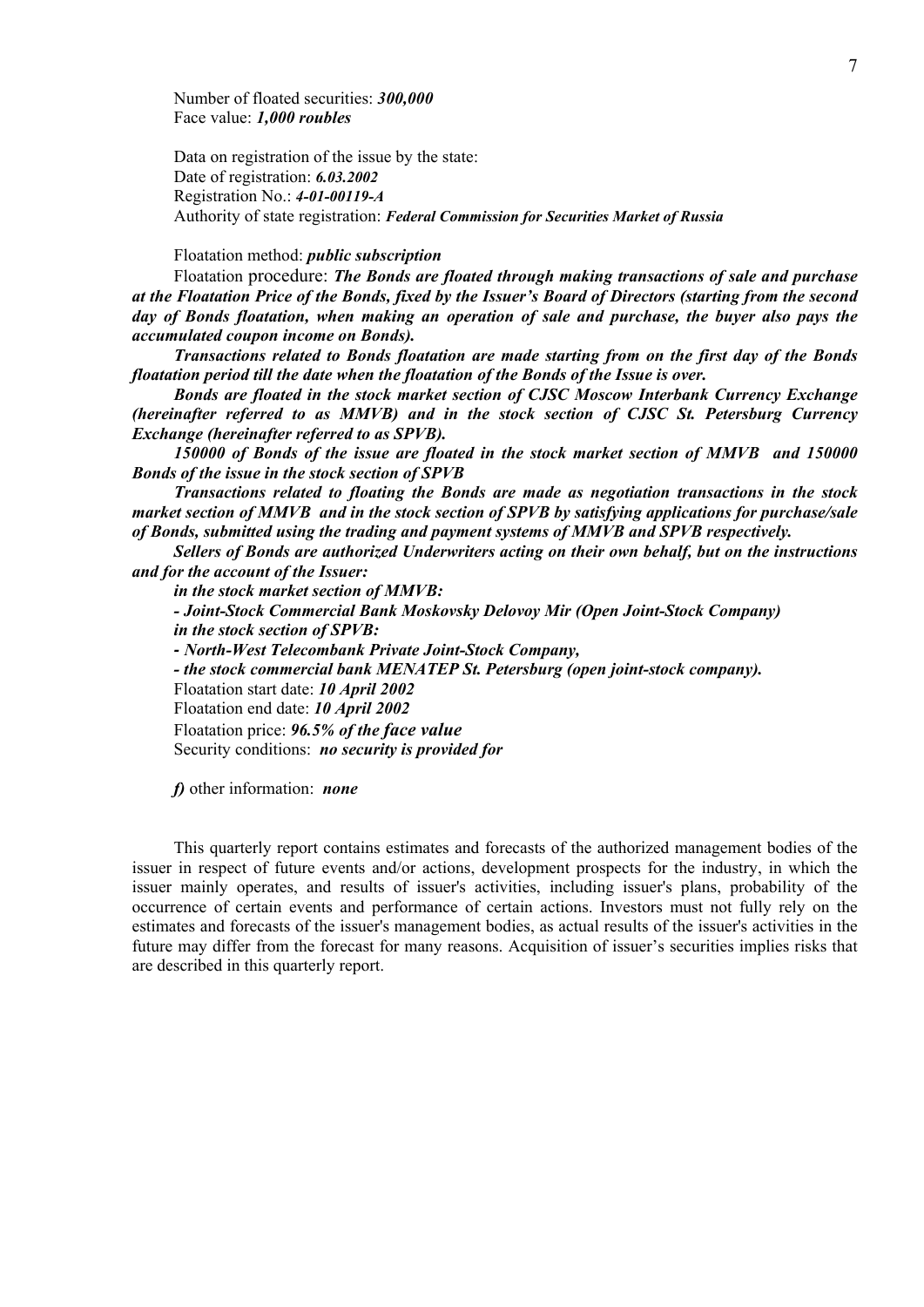Number of floated securities: ***300,000***
Face value: ***1,000 roubles***

Data on registration of the issue by the state:
Date of registration: ***6.03.2002***
Registration No.: ***4-01-00119-A***
Authority of state registration: ***Federal Commission for Securities Market of Russia***

Floatation method: ***public subscription***

Floatation procedure: ***The Bonds are floated through making transactions of sale and purchase at the Floatation Price of the Bonds, fixed by the Issuer's Board of Directors (starting from the second day of Bonds floatation, when making an operation of sale and purchase, the buyer also pays the accumulated coupon income on Bonds).***

***Transactions related to Bonds floatation are made starting from on the first day of the Bonds floatation period till the date when the floatation of the Bonds of the Issue is over.***

***Bonds are floated in the stock market section of CJSC Moscow Interbank Currency Exchange (hereinafter referred to as MMVB) and in the stock section of CJSC St. Petersburg Currency Exchange (hereinafter referred to as SPVB).***

***150000 of Bonds of the issue are floated in the stock market section of MMVB and 150000 Bonds of the issue in the stock section of SPVB***

***Transactions related to floating the Bonds are made as negotiation transactions in the stock market section of MMVB and in the stock section of SPVB by satisfying applications for purchase/sale of Bonds, submitted using the trading and payment systems of MMVB and SPVB respectively.***

***Sellers of Bonds are authorized Underwriters acting on their own behalf, but on the instructions and for the account of the Issuer:***

***in the stock market section of MMVB:***

***- Joint-Stock Commercial Bank Moskovsky Delovoy Mir (Open Joint-Stock Company)***

***in the stock section of SPVB:***

***- North-West Telecombank Private Joint-Stock Company,***

***- the stock commercial bank MENATEP St. Petersburg (open joint-stock company).***

Floatation start date: ***10 April 2002***
Floatation end date: ***10 April 2002***
Floatation price: ***96.5% of the face value***
Security conditions: ***no security is provided for***

***f)*** other information: ***none***

This quarterly report contains estimates and forecasts of the authorized management bodies of the issuer in respect of future events and/or actions, development prospects for the industry, in which the issuer mainly operates, and results of issuer's activities, including issuer's plans, probability of the occurrence of certain events and performance of certain actions. Investors must not fully rely on the estimates and forecasts of the issuer's management bodies, as actual results of the issuer's activities in the future may differ from the forecast for many reasons. Acquisition of issuer's securities implies risks that are described in this quarterly report.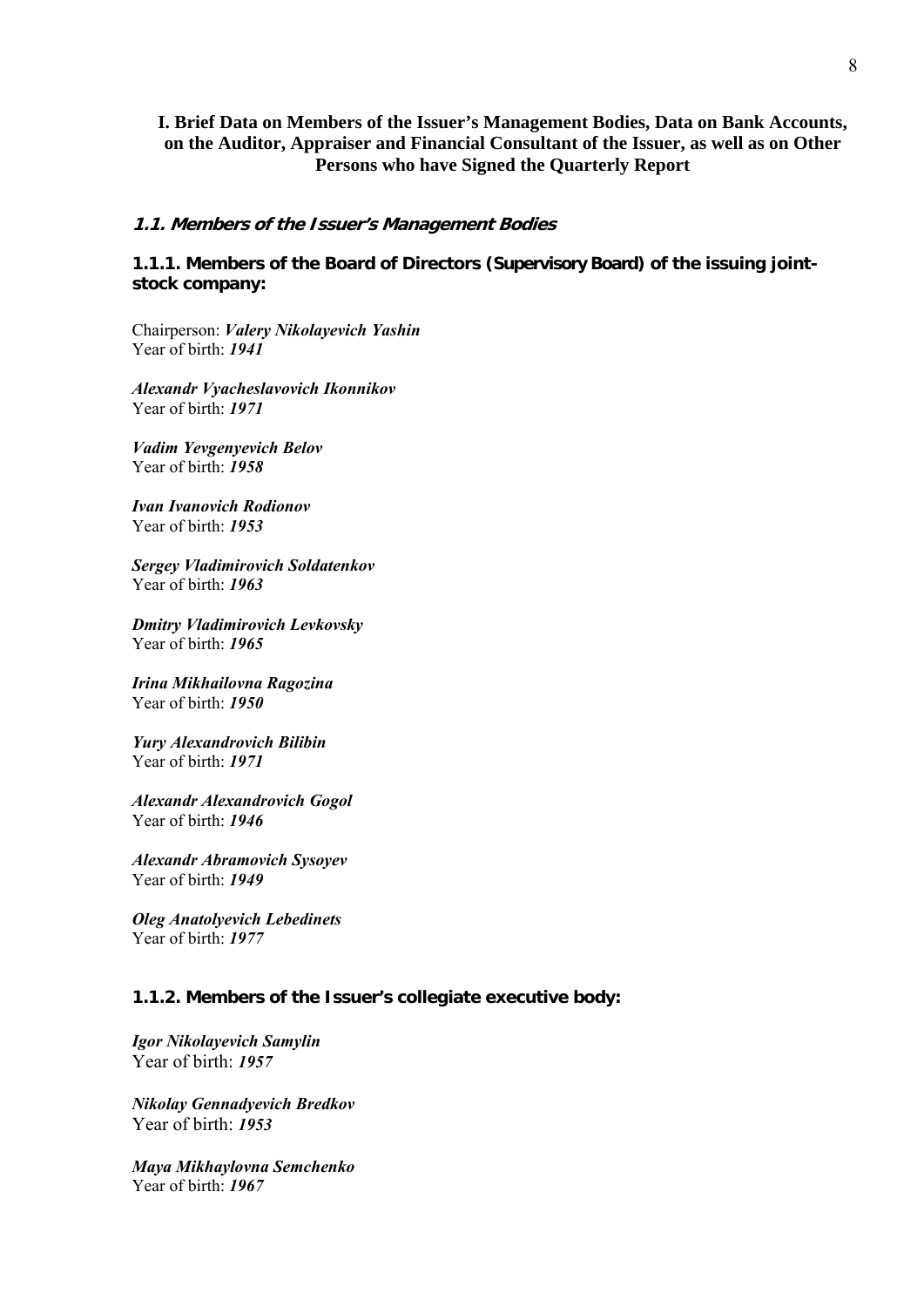# I. Brief Data on Members of the Issuer's Management Bodies, Data on Bank Accounts, on the Auditor, Appraiser and Financial Consultant of the Issuer, as well as on Other Persons who have Signed the Quarterly Report

## 1.1. Members of the Issuer's Management Bodies

### 1.1.1. Members of the Board of Directors (Supervisory Board) of the issuing joint-stock company:

Chairperson: ***Valery Nikolayevich Yashin***
Year of birth: ***1941***

***Alexandr Vyacheslavovich Ikonnikov***
Year of birth: ***1971***

***Vadim Yevgenyevich Belov***
Year of birth: ***1958***

***Ivan Ivanovich Rodionov***
Year of birth: ***1953***

***Sergey Vladimirovich Soldatenkov***
Year of birth: ***1963***

***Dmitry Vladimirovich Levkovsky***
Year of birth: ***1965***

***Irina Mikhailovna Ragozina***
Year of birth: ***1950***

***Yury Alexandrovich Bilibin***
Year of birth: ***1971***

***Alexandr Alexandrovich Gogol***
Year of birth: ***1946***

***Alexandr Abramovich Sysoyev***
Year of birth: ***1949***

***Oleg Anatolyevich Lebedinets***
Year of birth: ***1977***

### 1.1.2. Members of the Issuer's collegiate executive body:

***Igor Nikolayevich Samylin***
Year of birth: ***1957***

***Nikolay Gennadyevich Bredkov***
Year of birth: ***1953***

***Maya Mikhaylovna Semchenko***
Year of birth: ***1967***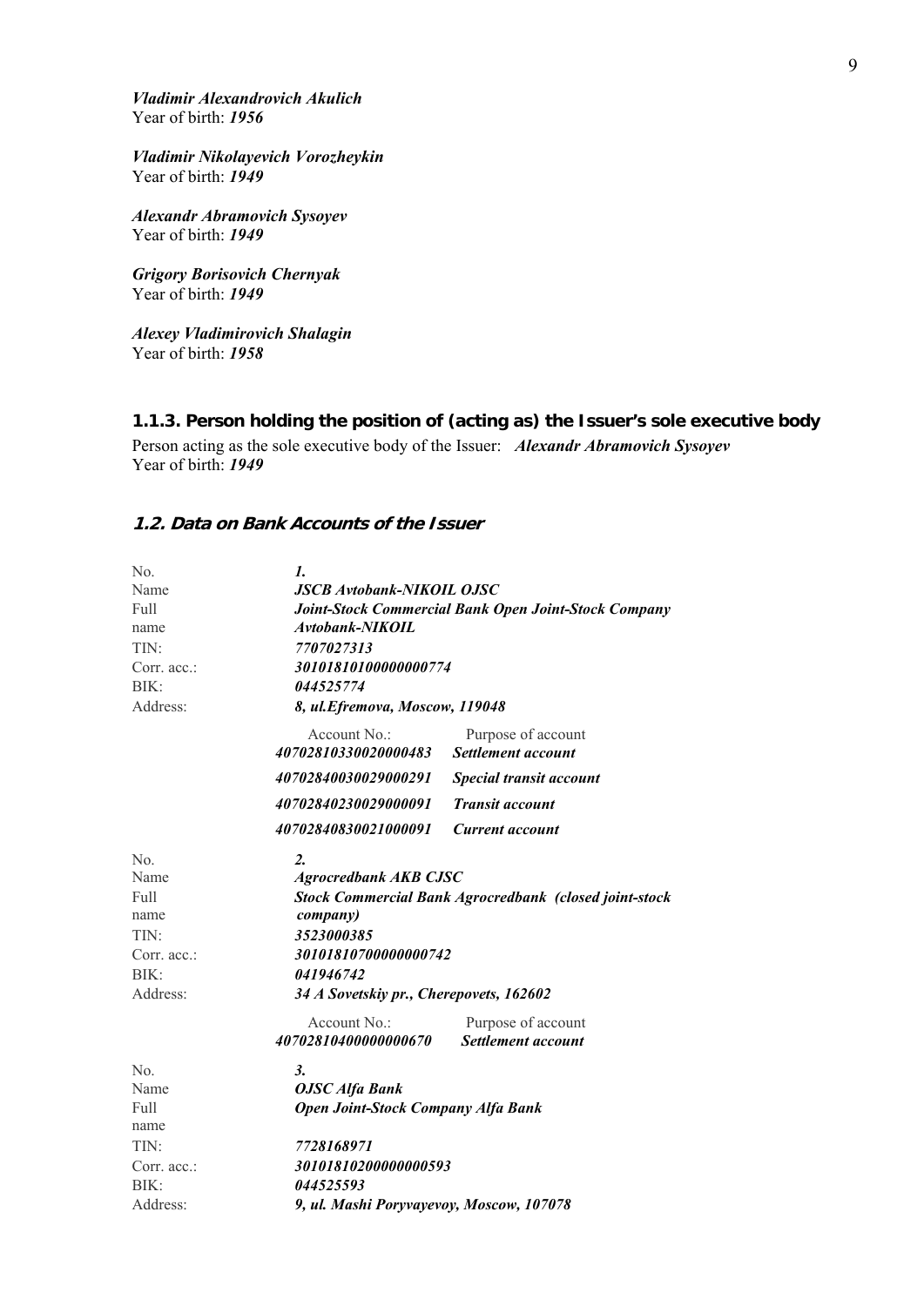***Vladimir Alexandrovich Akulich***
Year of birth: ***1956***

***Vladimir Nikolayevich Vorozheykin***
Year of birth: ***1949***

***Alexandr Abramovich Sysoyev***
Year of birth: ***1949***

***Grigory Borisovich Chernyak***
Year of birth: ***1949***

***Alexey Vladimirovich Shalagin***
Year of birth: ***1958***

### 1.1.3. Person holding the position of (acting as) the Issuer's sole executive body

Person acting as the sole executive body of the Issuer: ***Alexandr Abramovich Sysoyev***
Year of birth: ***1949***

## *1.2. Data on Bank Accounts of the Issuer*

| | |
|---|---|
| No. | ***1.*** |
| Name | ***JSCB Avtobank-NIKOIL OJSC*** |
| Full name | ***Joint-Stock Commercial Bank Open Joint-Stock Company Avtobank-NIKOIL*** |
| TIN: | ***7707027313*** |
| Corr. acc.: | ***30101810100000000774*** |
| BIK: | ***044525774*** |
| Address: | ***8, ul.Efremova, Moscow, 119048*** |

| Account No.: | Purpose of account |
|---|---|
| ***40702810330020000483*** | ***Settlement account*** |
| ***40702840030029000291*** | ***Special transit account*** |
| ***40702840230029000091*** | ***Transit account*** |
| ***40702840830021000091*** | ***Current account*** |

| | |
|---|---|
| No. | ***2.*** |
| Name | ***Agrocredbank AKB CJSC*** |
| Full name | ***Stock Commercial Bank Agrocredbank (closed joint-stock company)*** |
| TIN: | ***3523000385*** |
| Corr. acc.: | ***30101810700000000742*** |
| BIK: | ***041946742*** |
| Address: | ***34 A Sovetskiy pr., Cherepovets, 162602*** |

| Account No.: | Purpose of account |
|---|---|
| ***40702810400000000670*** | ***Settlement account*** |

| | |
|---|---|
| No. | ***3.*** |
| Name | ***OJSC Alfa Bank*** |
| Full name | ***Open Joint-Stock Company Alfa Bank*** |
| TIN: | ***7728168971*** |
| Corr. acc.: | ***30101810200000000593*** |
| BIK: | ***044525593*** |
| Address: | ***9, ul. Mashi Poryvayevoy, Moscow, 107078*** |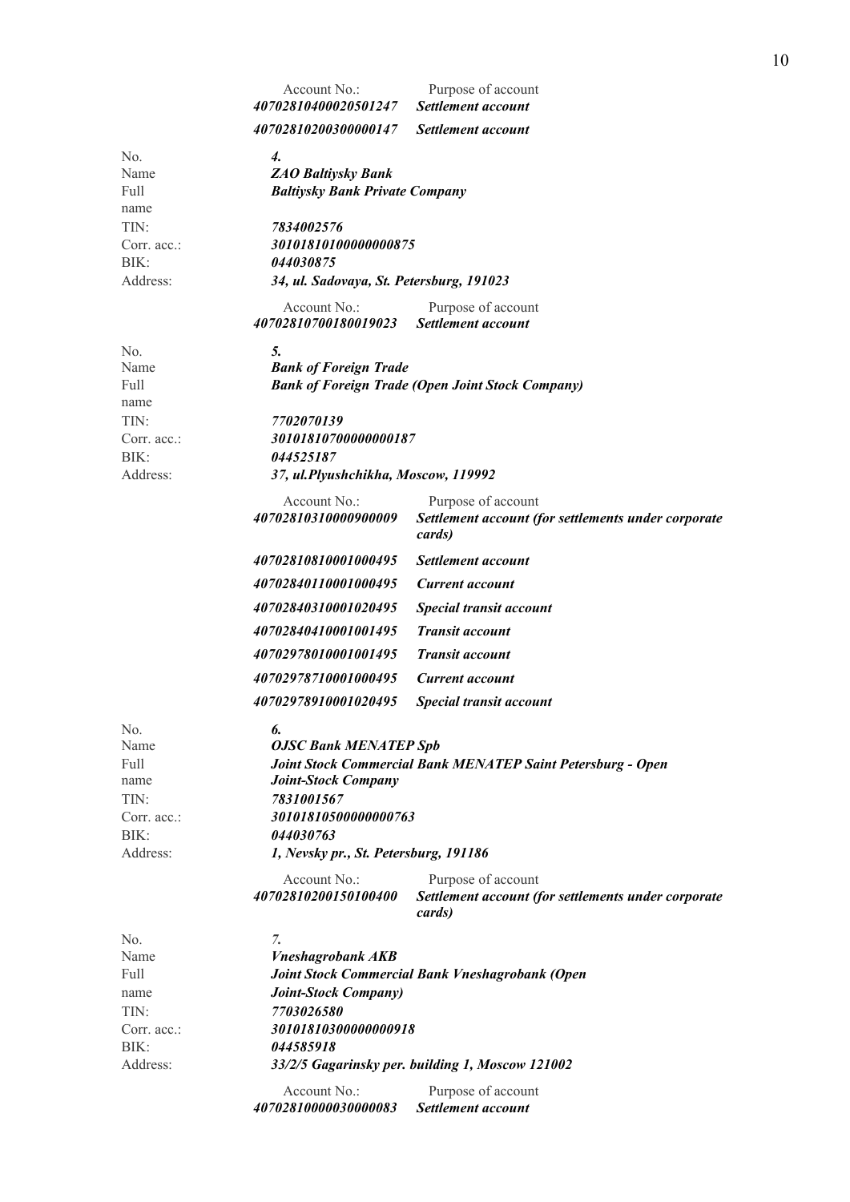| Account No.: | Purpose of account |
|---|---|
| ***40702810400020501247*** | ***Settlement account*** |
| ***40702810200300000147*** | ***Settlement account*** |

|  |  |
|---|---|
| No. | ***4.*** |
| Name | ***ZAO Baltiysky Bank*** |
| Full name | ***Baltiysky Bank Private Company*** |
| TIN: | ***7834002576*** |
| Corr. acc.: | ***30101810100000000875*** |
| BIK: | ***044030875*** |
| Address: | ***34, ul. Sadovaya, St. Petersburg, 191023*** |

| Account No.: | Purpose of account |
|---|---|
| ***40702810700180019023*** | ***Settlement account*** |

|  |  |
|---|---|
| No. | ***5.*** |
| Name | ***Bank of Foreign Trade*** |
| Full name | ***Bank of Foreign Trade (Open Joint Stock Company)*** |
| TIN: | ***7702070139*** |
| Corr. acc.: | ***30101810700000000187*** |
| BIK: | ***044525187*** |
| Address: | ***37, ul.Plyushchikha, Moscow, 119992*** |

| Account No.: | Purpose of account |
|---|---|
| ***40702810310000900009*** | ***Settlement account (for settlements under corporate cards)*** |
| ***40702810810001000495*** | ***Settlement account*** |
| ***40702840110001000495*** | ***Current account*** |
| ***40702840310001020495*** | ***Special transit account*** |
| ***40702840410001001495*** | ***Transit account*** |
| ***40702978010001001495*** | ***Transit account*** |
| ***40702978710001000495*** | ***Current account*** |
| ***40702978910001020495*** | ***Special transit account*** |

|  |  |
|---|---|
| No. | ***6.*** |
| Name | ***OJSC Bank MENATEP Spb*** |
| Full name | ***Joint Stock Commercial Bank MENATEP Saint Petersburg - Open Joint-Stock Company*** |
| TIN: | ***7831001567*** |
| Corr. acc.: | ***30101810500000000763*** |
| BIK: | ***044030763*** |
| Address: | ***1, Nevsky pr., St. Petersburg, 191186*** |

| Account No.: | Purpose of account |
|---|---|
| ***40702810200150100400*** | ***Settlement account (for settlements under corporate cards)*** |

|  |  |
|---|---|
| No. | ***7.*** |
| Name | ***Vneshagrobank AKB*** |
| Full name | ***Joint Stock Commercial Bank Vneshagrobank (Open Joint-Stock Company)*** |
| TIN: | ***7703026580*** |
| Corr. acc.: | ***30101810300000000918*** |
| BIK: | ***044585918*** |
| Address: | ***33/2/5 Gagarinsky per. building 1, Moscow 121002*** |

| Account No.: | Purpose of account |
|---|---|
| ***40702810000030000083*** | ***Settlement account*** |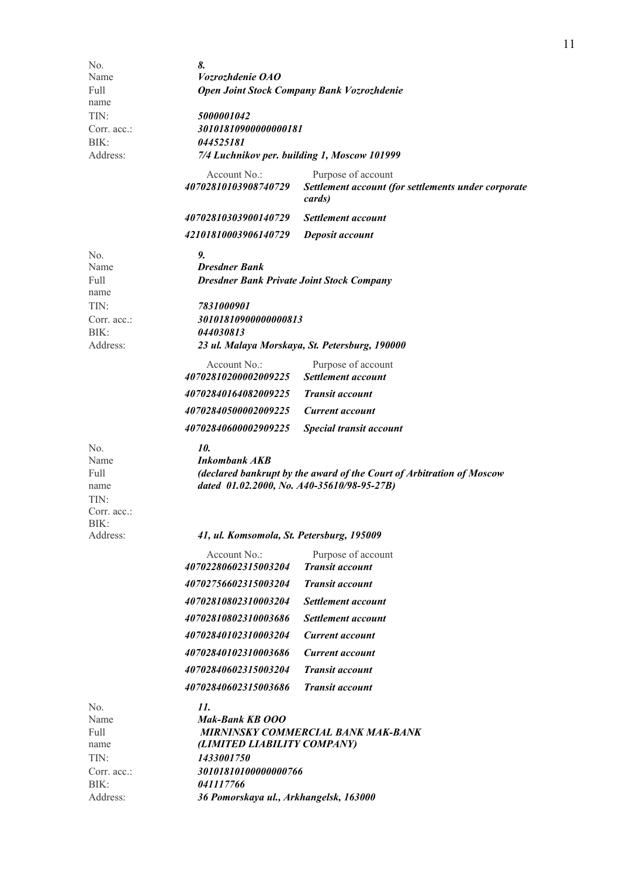| | |
|---|---|
| No. | ***8.*** |
| Name | ***Vozrozhdenie OAO*** |
| Full name | ***Open Joint Stock Company Bank Vozrozhdenie*** |
| TIN: | ***5000001042*** |
| Corr. acc.: | ***30101810900000000181*** |
| BIK: | ***044525181*** |
| Address: | ***7/4 Luchnikov per. building 1, Moscow 101999*** |

| Account No.: | Purpose of account |
|---|---|
| ***40702810103908740729*** | ***Settlement account (for settlements under corporate cards)*** |
| ***40702810303900140729*** | ***Settlement account*** |
| ***42101810003906140729*** | ***Deposit account*** |

| | |
|---|---|
| No. | ***9.*** |
| Name | ***Dresdner Bank*** |
| Full name | ***Dresdner Bank Private Joint Stock Company*** |
| TIN: | ***7831000901*** |
| Corr. acc.: | ***30101810900000000813*** |
| BIK: | ***044030813*** |
| Address: | ***23 ul. Malaya Morskaya, St. Petersburg, 190000*** |

| Account No.: | Purpose of account |
|---|---|
| ***40702810200002009225*** | ***Settlement account*** |
| ***40702840164082009225*** | ***Transit account*** |
| ***40702840500002009225*** | ***Current account*** |
| ***40702840600002909225*** | ***Special transit account*** |

| | |
|---|---|
| No. | ***10.*** |
| Name | ***Inkombank AKB*** |
| Full name | ***(declared bankrupt by the award of the Court of Arbitration of Moscow dated 01.02.2000, No. A40-35610/98-95-27B)*** |
| TIN: | |
| Corr. acc.: | |
| BIK: | |
| Address: | ***41, ul. Komsomola, St. Petersburg, 195009*** |

| Account No.: | Purpose of account |
|---|---|
| ***40702280602315003204*** | ***Transit account*** |
| ***40702756602315003204*** | ***Transit account*** |
| ***40702810802310003204*** | ***Settlement account*** |
| ***40702810802310003686*** | ***Settlement account*** |
| ***40702840102310003204*** | ***Current account*** |
| ***40702840102310003686*** | ***Current account*** |
| ***40702840602315003204*** | ***Transit account*** |
| ***40702840602315003686*** | ***Transit account*** |

| | |
|---|---|
| No. | ***11.*** |
| Name | ***Mak-Bank KB OOO*** |
| Full name | ***MIRNINSKY COMMERCIAL BANK MAK-BANK (LIMITED LIABILITY COMPANY)*** |
| TIN: | ***1433001750*** |
| Corr. acc.: | ***30101810100000000766*** |
| BIK: | ***041117766*** |
| Address: | ***36 Pomorskaya ul., Arkhangelsk, 163000*** |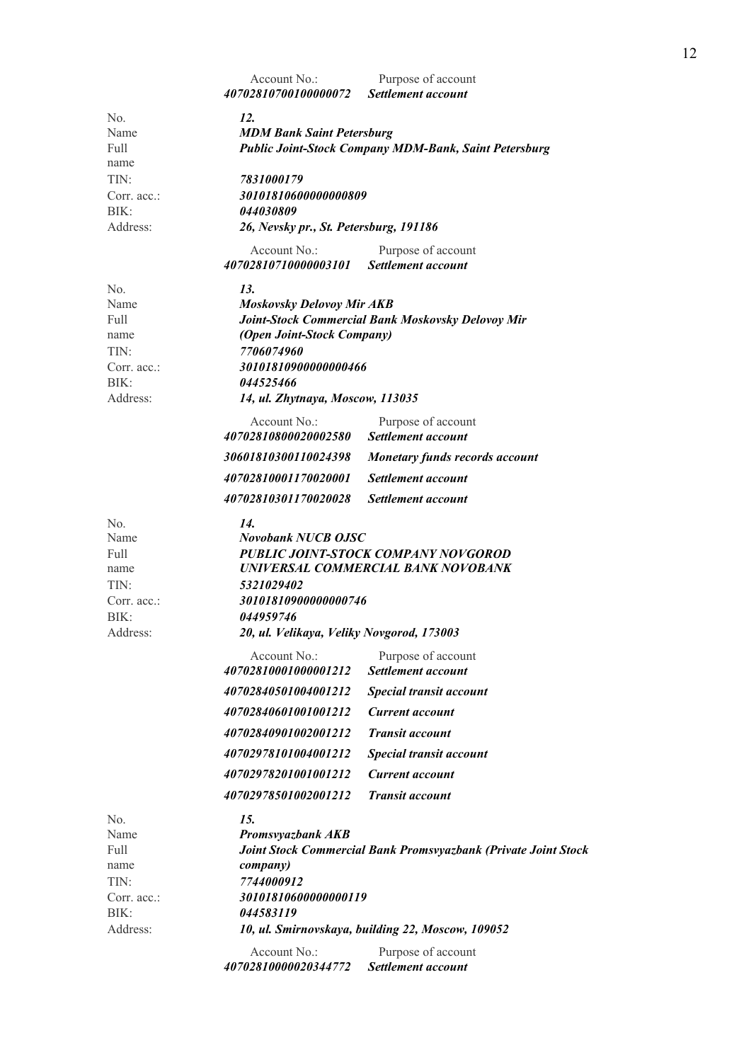| Account No.: | Purpose of account |
|---|---|
| ***40702810700100000072*** | ***Settlement account*** |

| | |
|---|---|
| No. | ***12.*** |
| Name | ***MDM Bank Saint Petersburg*** |
| Full name | ***Public Joint-Stock Company MDM-Bank, Saint Petersburg*** |
| TIN: | ***7831000179*** |
| Corr. acc.: | ***30101810600000000809*** |
| BIK: | ***044030809*** |
| Address: | ***26, Nevsky pr., St. Petersburg, 191186*** |

| Account No.: | Purpose of account |
|---|---|
| ***40702810710000003101*** | ***Settlement account*** |

| | |
|---|---|
| No. | ***13.*** |
| Name | ***Moskovsky Delovoy Mir AKB*** |
| Full name | ***Joint-Stock Commercial Bank Moskovsky Delovoy Mir (Open Joint-Stock Company)*** |
| TIN: | ***7706074960*** |
| Corr. acc.: | ***30101810900000000466*** |
| BIK: | ***044525466*** |
| Address: | ***14, ul. Zhytnaya, Moscow, 113035*** |

| Account No.: | Purpose of account |
|---|---|
| ***40702810800020002580*** | ***Settlement account*** |
| ***30601810300110024398*** | ***Monetary funds records account*** |
| ***40702810001170020001*** | ***Settlement account*** |
| ***40702810301170020028*** | ***Settlement account*** |

| | |
|---|---|
| No. | ***14.*** |
| Name | ***Novobank NUCB OJSC*** |
| Full name | ***PUBLIC JOINT-STOCK COMPANY NOVGOROD UNIVERSAL COMMERCIAL BANK NOVOBANK*** |
| TIN: | ***5321029402*** |
| Corr. acc.: | ***30101810900000000746*** |
| BIK: | ***044959746*** |
| Address: | ***20, ul. Velikaya, Veliky Novgorod, 173003*** |

| Account No.: | Purpose of account |
|---|---|
| ***40702810001000001212*** | ***Settlement account*** |
| ***40702840501004001212*** | ***Special transit account*** |
| ***40702840601001001212*** | ***Current account*** |
| ***40702840901002001212*** | ***Transit account*** |
| ***40702978101004001212*** | ***Special transit account*** |
| ***40702978201001001212*** | ***Current account*** |
| ***40702978501002001212*** | ***Transit account*** |

| | |
|---|---|
| No. | ***15.*** |
| Name | ***Promsvyazbank AKB*** |
| Full name | ***Joint Stock Commercial Bank Promsvyazbank (Private Joint Stock company)*** |
| TIN: | ***7744000912*** |
| Corr. acc.: | ***30101810600000000119*** |
| BIK: | ***044583119*** |
| Address: | ***10, ul. Smirnovskaya, building 22, Moscow, 109052*** |

| Account No.: | Purpose of account |
|---|---|
| ***40702810000020344772*** | ***Settlement account*** |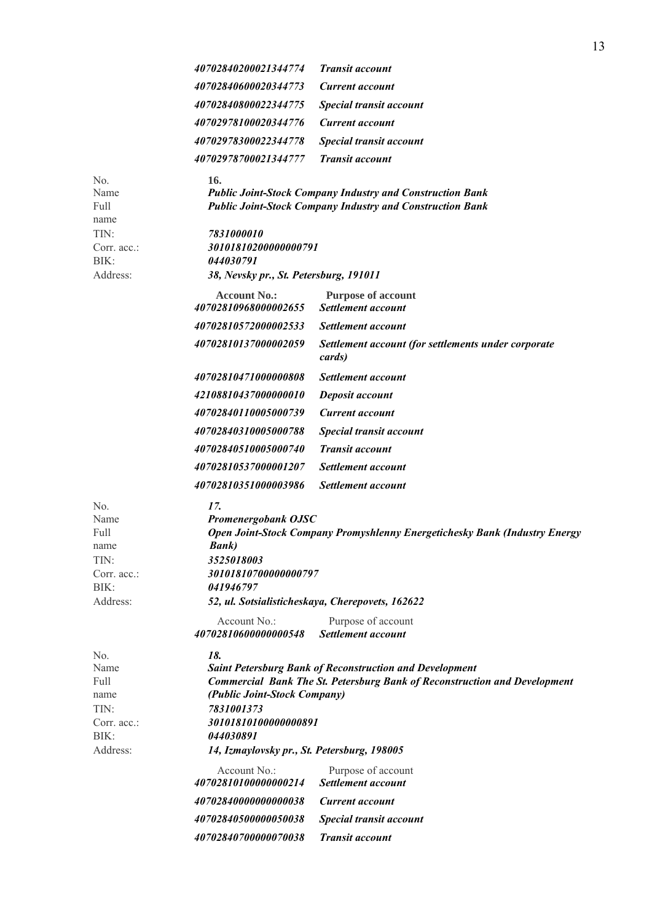| | |
|---|---|
| *40702840200021344774* | ***Transit account*** |
| *40702840600020344773* | ***Current account*** |
| *40702840800022344775* | ***Special transit account*** |
| *40702978100020344776* | ***Current account*** |
| *40702978300022344778* | ***Special transit account*** |
| *40702978700021344777* | ***Transit account*** |

No. **16.**
Name ***Public Joint-Stock Company Industry and Construction Bank***
Full name ***Public Joint-Stock Company Industry and Construction Bank***
TIN: ***7831000010***
Corr. acc.: ***30101810200000000791***
BIK: ***044030791***
Address: ***38, Nevsky pr., St. Petersburg, 191011***

| **Account No.:** | **Purpose of account** |
|---|---|
| ***40702810968000002655*** | ***Settlement account*** |
| ***40702810572000002533*** | ***Settlement account*** |
| ***40702810137000002059*** | ***Settlement account (for settlements under corporate cards)*** |
| ***40702810471000000808*** | ***Settlement account*** |
| ***42108810437000000010*** | ***Deposit account*** |
| ***40702840110005000739*** | ***Current account*** |
| ***40702840310005000788*** | ***Special transit account*** |
| ***40702840510005000740*** | ***Transit account*** |
| ***40702810537000001207*** | ***Settlement account*** |
| ***40702810351000003986*** | ***Settlement account*** |

No. ***17.***
Name ***Promenergobank OJSC***
Full name ***Open Joint-Stock Company Promyshlenny Energetichesky Bank (Industry Energy Bank)***
TIN: ***3525018003***
Corr. acc.: ***30101810700000000797***
BIK: ***041946797***
Address: ***52, ul. Sotsialisticheskaya, Cherepovets, 162622***

| Account No.: | Purpose of account |
|---|---|
| ***40702810600000000548*** | ***Settlement account*** |

No. ***18.***
Name ***Saint Petersburg Bank of Reconstruction and Development***
Full name ***Commercial Bank The St. Petersburg Bank of Reconstruction and Development (Public Joint-Stock Company)***
TIN: ***7831001373***
Corr. acc.: ***30101810100000000891***
BIK: ***044030891***
Address: ***14, Izmaylovsky pr., St. Petersburg, 198005***

| Account No.: | Purpose of account |
|---|---|
| ***40702810100000000214*** | ***Settlement account*** |
| ***40702840000000000038*** | ***Current account*** |
| ***40702840500000050038*** | ***Special transit account*** |
| ***40702840700000070038*** | ***Transit account*** |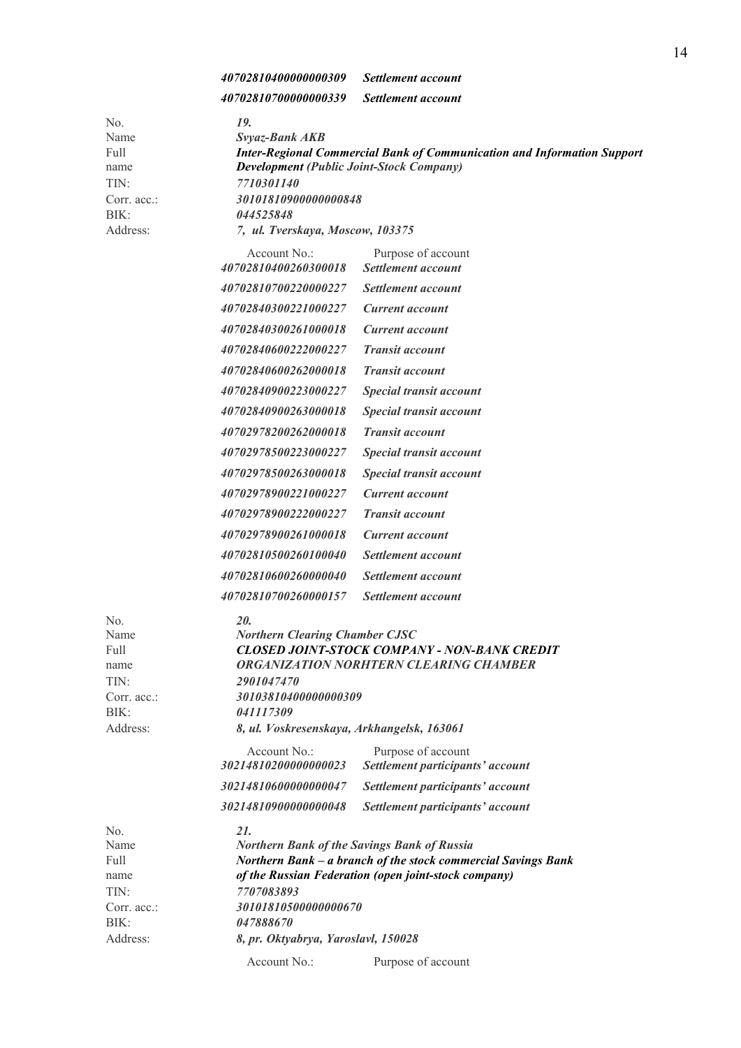| | |
|---|---|
| *40702810400000000309* | ***Settlement account*** |
| *40702810700000000339* | ***Settlement account*** |

| | |
|---|---|
| No. | ***19.*** |
| Name | ***Svyaz-Bank AKB*** |
| Full name | ***Inter-Regional Commercial Bank of Communication and Information Support Development (Public Joint-Stock Company)*** |
| TIN: | *7710301140* |
| Corr. acc.: | *30101810900000000848* |
| BIK: | *044525848* |
| Address: | ***7, ul. Tverskaya, Moscow, 103375*** |

| Account No.: | Purpose of account |
|---|---|
| *40702810400260300018* | ***Settlement account*** |
| *40702810700220000227* | ***Settlement account*** |
| *40702840300221000227* | ***Current account*** |
| *40702840300261000018* | ***Current account*** |
| *40702840600222000227* | ***Transit account*** |
| *40702840600262000018* | ***Transit account*** |
| *40702840900223000227* | ***Special transit account*** |
| *40702840900263000018* | ***Special transit account*** |
| *40702978200262000018* | ***Transit account*** |
| *40702978500223000227* | ***Special transit account*** |
| *40702978500263000018* | ***Special transit account*** |
| *40702978900221000227* | ***Current account*** |
| *40702978900222000227* | ***Transit account*** |
| *40702978900261000018* | ***Current account*** |
| *40702810500260100040* | ***Settlement account*** |
| *40702810600260000040* | ***Settlement account*** |
| *40702810700260000157* | ***Settlement account*** |

| | |
|---|---|
| No. | ***20.*** |
| Name | ***Northern Clearing Chamber CJSC*** |
| Full name | ***CLOSED JOINT-STOCK COMPANY - NON-BANK CREDIT ORGANIZATION NORHTERN CLEARING CHAMBER*** |
| TIN: | *2901047470* |
| Corr. acc.: | *30103810400000000309* |
| BIK: | *041117309* |
| Address: | ***8, ul. Voskresenskaya, Arkhangelsk, 163061*** |

| Account No.: | Purpose of account |
|---|---|
| *30214810200000000023* | ***Settlement participants' account*** |
| *30214810600000000047* | ***Settlement participants' account*** |
| *30214810900000000048* | ***Settlement participants' account*** |

| | |
|---|---|
| No. | ***21.*** |
| Name | ***Northern Bank of the Savings Bank of Russia*** |
| Full name | ***Northern Bank – a branch of the stock commercial Savings Bank of the Russian Federation (open joint-stock company)*** |
| TIN: | *7707083893* |
| Corr. acc.: | *30101810500000000670* |
| BIK: | *047888670* |
| Address: | ***8, pr. Oktyabrya, Yaroslavl, 150028*** |

| Account No.: | Purpose of account |
|---|---|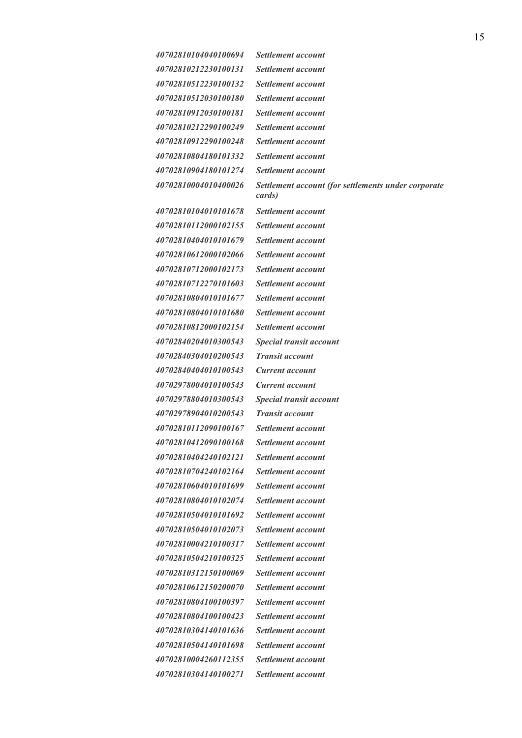| | |
|---|---|
| *40702810104040100694* | *Settlement account* |
| *40702810212230100131* | *Settlement account* |
| *40702810512230100132* | *Settlement account* |
| *40702810512030100180* | *Settlement account* |
| *40702810912030100181* | *Settlement account* |
| *40702810212290100249* | *Settlement account* |
| *40702810912290100248* | *Settlement account* |
| *40702810804180101332* | *Settlement account* |
| *40702810904180101274* | *Settlement account* |
| *40702810004010400026* | *Settlement account (for settlements under corporate cards)* |
| *40702810104010101678* | *Settlement account* |
| *40702810112000102155* | *Settlement account* |
| *40702810404010101679* | *Settlement account* |
| *40702810612000102066* | *Settlement account* |
| *40702810712000102173* | *Settlement account* |
| *40702810712270101603* | *Settlement account* |
| *40702810804010101677* | *Settlement account* |
| *40702810804010101680* | *Settlement account* |
| *40702810812000102154* | *Settlement account* |
| *40702840204010300543* | *Special transit account* |
| *40702840304010200543* | *Transit account* |
| *40702840404010100543* | *Current account* |
| *40702978004010100543* | *Current account* |
| *40702978804010300543* | *Special transit account* |
| *40702978904010200543* | *Transit account* |
| *40702810112090100167* | *Settlement account* |
| *40702810412090100168* | *Settlement account* |
| *40702810404240102121* | *Settlement account* |
| *40702810704240102164* | *Settlement account* |
| *40702810604010101699* | *Settlement account* |
| *40702810804010102074* | *Settlement account* |
| *40702810504010101692* | *Settlement account* |
| *40702810504010102073* | *Settlement account* |
| *40702810004210100317* | *Settlement account* |
| *40702810504210100325* | *Settlement account* |
| *40702810312150100069* | *Settlement account* |
| *40702810612150200070* | *Settlement account* |
| *40702810804100100397* | *Settlement account* |
| *40702810804100100423* | *Settlement account* |
| *40702810304140101636* | *Settlement account* |
| *40702810504140101698* | *Settlement account* |
| *40702810004260112355* | *Settlement account* |
| *40702810304140100271* | *Settlement account* |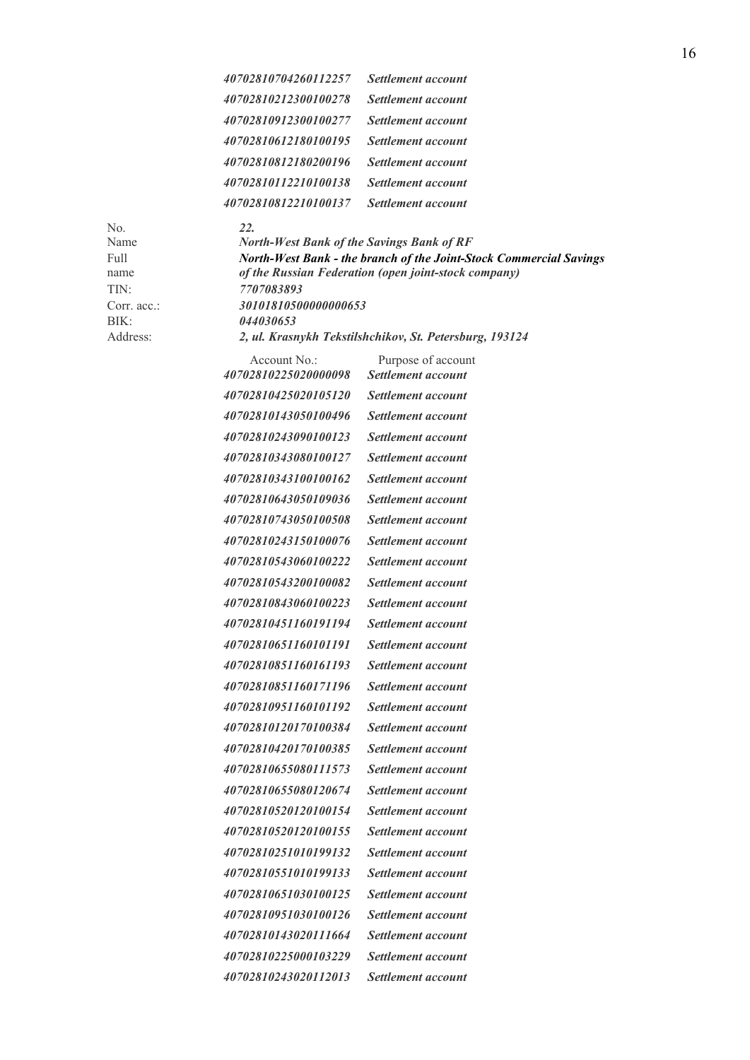| | |
|---|---|
| ***40702810704260112257*** | ***Settlement account*** |
| ***40702810212300100278*** | ***Settlement account*** |
| ***40702810912300100277*** | ***Settlement account*** |
| ***40702810612180100195*** | ***Settlement account*** |
| ***40702810812180200196*** | ***Settlement account*** |
| ***40702810112210100138*** | ***Settlement account*** |
| ***40702810812210100137*** | ***Settlement account*** |

| | |
|---|---|
| No. | ***22.*** |
| Name | ***North-West Bank of the Savings Bank of RF*** |
| Full name | ***North-West Bank - the branch of the Joint-Stock Commercial Savings of the Russian Federation (open joint-stock company)*** |
| TIN: | ***7707083893*** |
| Corr. acc.: | ***30101810500000000653*** |
| BIK: | ***044030653*** |
| Address: | ***2, ul. Krasnykh Tekstilshchikov, St. Petersburg, 193124*** |

| Account No.: | Purpose of account |
|---|---|
| ***40702810225020000098*** | ***Settlement account*** |
| ***40702810425020105120*** | ***Settlement account*** |
| ***40702810143050100496*** | ***Settlement account*** |
| ***40702810243090100123*** | ***Settlement account*** |
| ***40702810343080100127*** | ***Settlement account*** |
| ***40702810343100100162*** | ***Settlement account*** |
| ***40702810643050109036*** | ***Settlement account*** |
| ***40702810743050100508*** | ***Settlement account*** |
| ***40702810243150100076*** | ***Settlement account*** |
| ***40702810543060100222*** | ***Settlement account*** |
| ***40702810543200100082*** | ***Settlement account*** |
| ***40702810843060100223*** | ***Settlement account*** |
| ***40702810451160191194*** | ***Settlement account*** |
| ***40702810651160101191*** | ***Settlement account*** |
| ***40702810851160161193*** | ***Settlement account*** |
| ***40702810851160171196*** | ***Settlement account*** |
| ***40702810951160101192*** | ***Settlement account*** |
| ***40702810120170100384*** | ***Settlement account*** |
| ***40702810420170100385*** | ***Settlement account*** |
| ***40702810655080111573*** | ***Settlement account*** |
| ***40702810655080120674*** | ***Settlement account*** |
| ***40702810520120100154*** | ***Settlement account*** |
| ***40702810520120100155*** | ***Settlement account*** |
| ***40702810251010199132*** | ***Settlement account*** |
| ***40702810551010199133*** | ***Settlement account*** |
| ***40702810651030100125*** | ***Settlement account*** |
| ***40702810951030100126*** | ***Settlement account*** |
| ***40702810143020111664*** | ***Settlement account*** |
| ***40702810225000103229*** | ***Settlement account*** |
| ***40702810243020112013*** | ***Settlement account*** |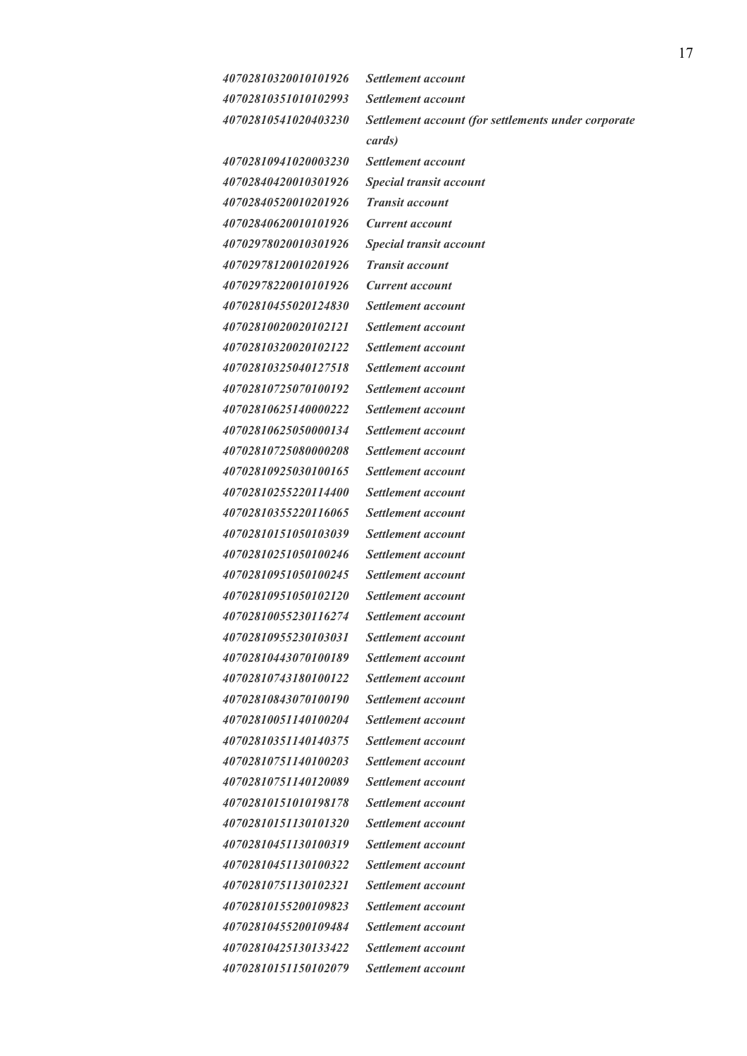| | |
|---|---|
| *40702810320010101926* | *Settlement account* |
| *40702810351010102993* | *Settlement account* |
| *40702810541020403230* | *Settlement account (for settlements under corporate cards)* |
| *40702810941020003230* | *Settlement account* |
| *40702840420010301926* | *Special transit account* |
| *40702840520010201926* | *Transit account* |
| *40702840620010101926* | *Current account* |
| *40702978020010301926* | *Special transit account* |
| *40702978120010201926* | *Transit account* |
| *40702978220010101926* | *Current account* |
| *40702810455020124830* | *Settlement account* |
| *40702810020020102121* | *Settlement account* |
| *40702810320020102122* | *Settlement account* |
| *40702810325040127518* | *Settlement account* |
| *40702810725070100192* | *Settlement account* |
| *40702810625140000222* | *Settlement account* |
| *40702810625050000134* | *Settlement account* |
| *40702810725080000208* | *Settlement account* |
| *40702810925030100165* | *Settlement account* |
| *40702810255220114400* | *Settlement account* |
| *40702810355220116065* | *Settlement account* |
| *40702810151050103039* | *Settlement account* |
| *40702810251050100246* | *Settlement account* |
| *40702810951050100245* | *Settlement account* |
| *40702810951050102120* | *Settlement account* |
| *40702810055230116274* | *Settlement account* |
| *40702810955230103031* | *Settlement account* |
| *40702810443070100189* | *Settlement account* |
| *40702810743180100122* | *Settlement account* |
| *40702810843070100190* | *Settlement account* |
| *40702810051140100204* | *Settlement account* |
| *40702810351140140375* | *Settlement account* |
| *40702810751140100203* | *Settlement account* |
| *40702810751140120089* | *Settlement account* |
| *40702810151010198178* | *Settlement account* |
| *40702810151130101320* | *Settlement account* |
| *40702810451130100319* | *Settlement account* |
| *40702810451130100322* | *Settlement account* |
| *40702810751130102321* | *Settlement account* |
| *40702810155200109823* | *Settlement account* |
| *40702810455200109484* | *Settlement account* |
| *40702810425130133422* | *Settlement account* |
| *40702810151150102079* | *Settlement account* |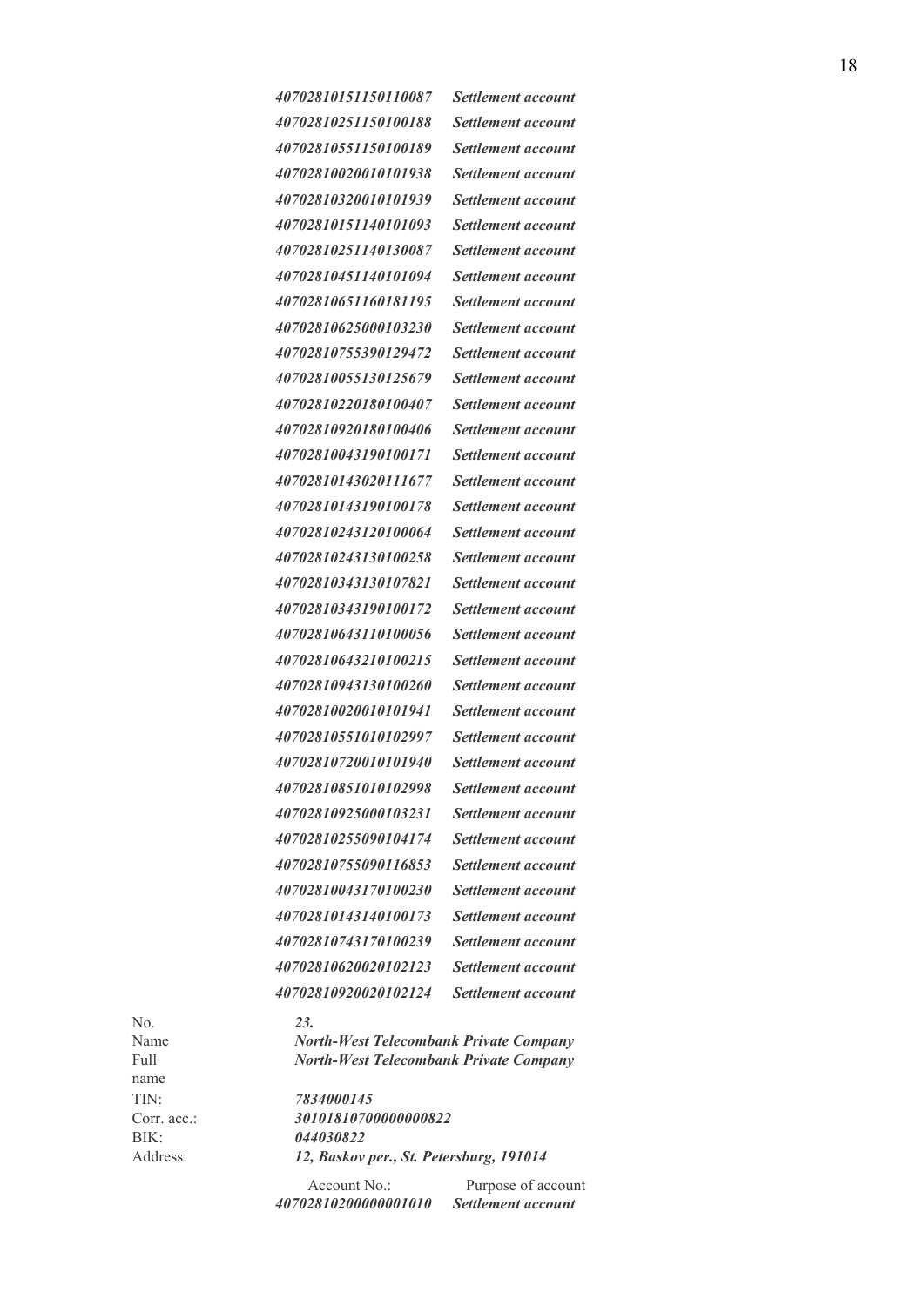| | |
|---|---|
| *40702810151150110087* | *Settlement account* |
| *40702810251150100188* | *Settlement account* |
| *40702810551150100189* | *Settlement account* |
| *40702810020010101938* | *Settlement account* |
| *40702810320010101939* | *Settlement account* |
| *40702810151140101093* | *Settlement account* |
| *40702810251140130087* | *Settlement account* |
| *40702810451140101094* | *Settlement account* |
| *40702810651160181195* | *Settlement account* |
| *40702810625000103230* | *Settlement account* |
| *40702810755390129472* | *Settlement account* |
| *40702810055130125679* | *Settlement account* |
| *40702810220180100407* | *Settlement account* |
| *40702810920180100406* | *Settlement account* |
| *40702810043190100171* | *Settlement account* |
| *40702810143020111677* | *Settlement account* |
| *40702810143190100178* | *Settlement account* |
| *40702810243120100064* | *Settlement account* |
| *40702810243130100258* | *Settlement account* |
| *40702810343130107821* | *Settlement account* |
| *40702810343190100172* | *Settlement account* |
| *40702810643110100056* | *Settlement account* |
| *40702810643210100215* | *Settlement account* |
| *40702810943130100260* | *Settlement account* |
| *40702810020010101941* | *Settlement account* |
| *40702810551010102997* | *Settlement account* |
| *40702810720010101940* | *Settlement account* |
| *40702810851010102998* | *Settlement account* |
| *40702810925000103231* | *Settlement account* |
| *40702810255090104174* | *Settlement account* |
| *40702810755090116853* | *Settlement account* |
| *40702810043170100230* | *Settlement account* |
| *40702810143140100173* | *Settlement account* |
| *40702810743170100239* | *Settlement account* |
| *40702810620020102123* | *Settlement account* |
| *40702810920020102124* | *Settlement account* |

| | |
|---|---|
| No. | ***23.*** |
| Name | ***North-West Telecombank Private Company*** |
| Full name | ***North-West Telecombank Private Company*** |
| TIN: | ***7834000145*** |
| Corr. acc.: | ***30101810700000000822*** |
| BIK: | ***044030822*** |
| Address: | ***12, Baskov per., St. Petersburg, 191014*** |

| Account No.: | Purpose of account |
|---|---|
| ***40702810200000001010*** | ***Settlement account*** |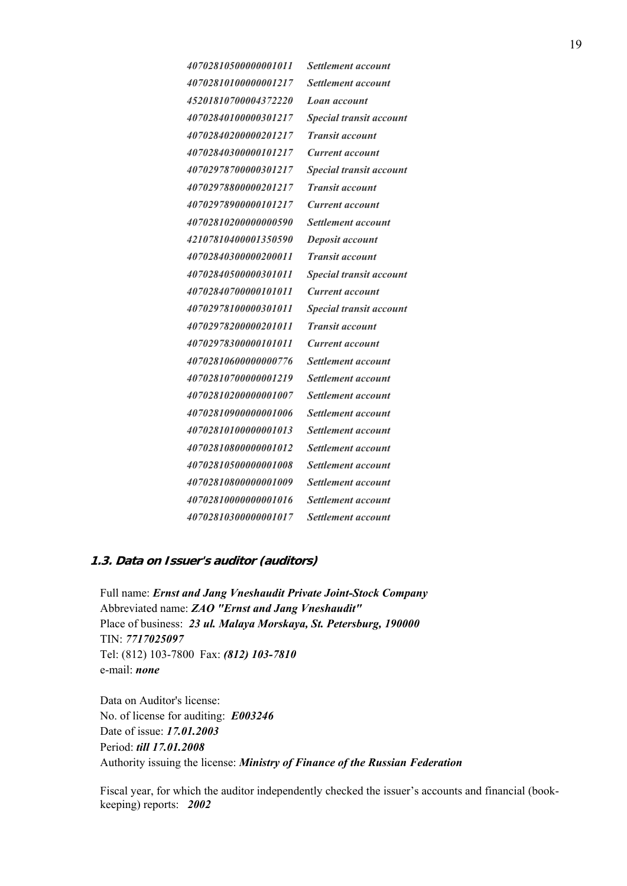| | |
|---|---|
| *40702810500000001011* | *Settlement account* |
| *40702810100000001217* | *Settlement account* |
| *45201810700004372220* | *Loan account* |
| *40702840100000301217* | *Special transit account* |
| *40702840200000201217* | *Transit account* |
| *40702840300000101217* | *Current account* |
| *40702978700000301217* | *Special transit account* |
| *40702978800000201217* | *Transit account* |
| *40702978900000101217* | *Current account* |
| *40702810200000000590* | *Settlement account* |
| *42107810400001350590* | *Deposit account* |
| *40702840300000200011* | *Transit account* |
| *40702840500000301011* | *Special transit account* |
| *40702840700000101011* | *Current account* |
| *40702978100000301011* | *Special transit account* |
| *40702978200000201011* | *Transit account* |
| *40702978300000101011* | *Current account* |
| *40702810600000000776* | *Settlement account* |
| *40702810700000001219* | *Settlement account* |
| *40702810200000001007* | *Settlement account* |
| *40702810900000001006* | *Settlement account* |
| *40702810100000001013* | *Settlement account* |
| *40702810800000001012* | *Settlement account* |
| *40702810500000001008* | *Settlement account* |
| *40702810800000001009* | *Settlement account* |
| *40702810000000001016* | *Settlement account* |
| *40702810300000001017* | *Settlement account* |

### 1.3. Data on Issuer's auditor (auditors)

Full name: ***Ernst and Jang Vneshaudit Private Joint-Stock Company***
Abbreviated name: ***ZAO "Ernst and Jang Vneshaudit"***
Place of business: ***23 ul. Malaya Morskaya, St. Petersburg, 190000***
TIN: ***7717025097***
Tel: (812) 103-7800 Fax: ***(812) 103-7810***
e-mail: ***none***

Data on Auditor's license:
No. of license for auditing: ***E003246***
Date of issue: ***17.01.2003***
Period: ***till 17.01.2008***
Authority issuing the license: ***Ministry of Finance of the Russian Federation***

Fiscal year, for which the auditor independently checked the issuer's accounts and financial (book-keeping) reports: ***2002***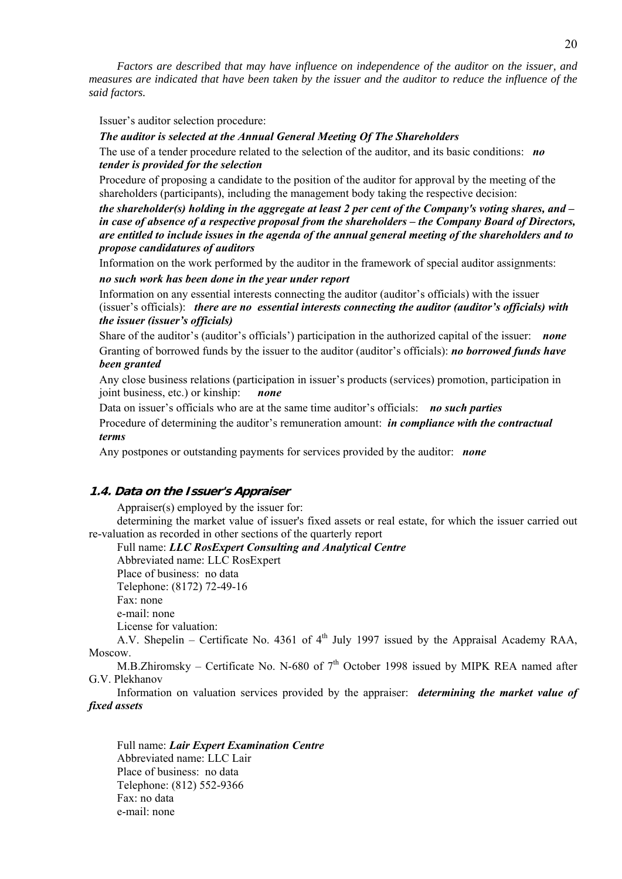*Factors are described that may have influence on independence of the auditor on the issuer, and measures are indicated that have been taken by the issuer and the auditor to reduce the influence of the said factors.*

Issuer's auditor selection procedure:

***The auditor is selected at the Annual General Meeting Of The Shareholders***

The use of a tender procedure related to the selection of the auditor, and its basic conditions: ***no tender is provided for the selection***

Procedure of proposing a candidate to the position of the auditor for approval by the meeting of the shareholders (participants), including the management body taking the respective decision:

***the shareholder(s) holding in the aggregate at least 2 per cent of the Company's voting shares, and – in case of absence of a respective proposal from the shareholders – the Company Board of Directors, are entitled to include issues in the agenda of the annual general meeting of the shareholders and to propose candidatures of auditors***

Information on the work performed by the auditor in the framework of special auditor assignments:

***no such work has been done in the year under report***

Information on any essential interests connecting the auditor (auditor's officials) with the issuer (issuer's officials): ***there are no essential interests connecting the auditor (auditor's officials) with the issuer (issuer's officials)***

Share of the auditor's (auditor's officials') participation in the authorized capital of the issuer: ***none***

Granting of borrowed funds by the issuer to the auditor (auditor's officials): ***no borrowed funds have been granted***

Any close business relations (participation in issuer's products (services) promotion, participation in joint business, etc.) or kinship: ***none***

Data on issuer's officials who are at the same time auditor's officials: ***no such parties***

Procedure of determining the auditor's remuneration amount: ***in compliance with the contractual terms***

Any postpones or outstanding payments for services provided by the auditor: ***none***

### 1.4. Data on the Issuer's Appraiser

Appraiser(s) employed by the issuer for:

determining the market value of issuer's fixed assets or real estate, for which the issuer carried out re-valuation as recorded in other sections of the quarterly report

Full name: ***LLC RosExpert Consulting and Analytical Centre***

Abbreviated name: LLC RosExpert

Place of business: no data

Telephone: (8172) 72-49-16

Fax: none

e-mail: none

License for valuation:

A.V. Shepelin – Certificate No. 4361 of 4th July 1997 issued by the Appraisal Academy RAA, Moscow.

M.B.Zhiromsky – Certificate No. N-680 of 7th October 1998 issued by MIPK REA named after G.V. Plekhanov

Information on valuation services provided by the appraiser: ***determining the market value of fixed assets***

Full name: ***Lair Expert Examination Centre***

Abbreviated name: LLC Lair

Place of business: no data

Telephone: (812) 552-9366

Fax: no data

e-mail: none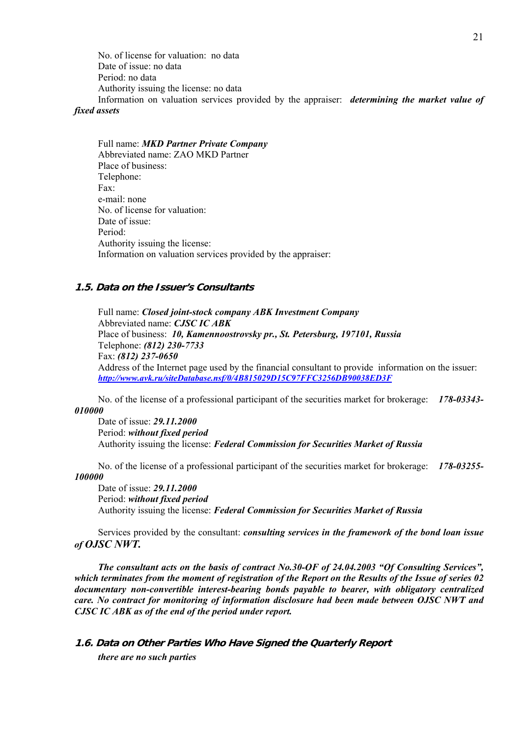No. of license for valuation: no data

Date of issue: no data

Period: no data

Authority issuing the license: no data

Information on valuation services provided by the appraiser: ***determining the market value of fixed assets***

Full name: ***MKD Partner Private Company***

Abbreviated name: ZAO MKD Partner

Place of business:

Telephone:

Fax:

e-mail: none

No. of license for valuation:

Date of issue:

Period:

Authority issuing the license:

Information on valuation services provided by the appraiser:

### 1.5. Data on the Issuer's Consultants

Full name: ***Closed joint-stock company ABK Investment Company***

Abbreviated name: ***CJSC IC ABK***

Place of business: ***10, Kamennoostrovsky pr., St. Petersburg, 197101, Russia***

Telephone: ***(812) 230-7733***

Fax: ***(812) 237-0650***

Address of the Internet page used by the financial consultant to provide information on the issuer: ***http://www.avk.ru/siteDatabase.nsf/0/4B815029D15C97FFC3256DB90038ED3F***

No. of the license of a professional participant of the securities market for brokerage: ***178-03343-010000***

Date of issue: ***29.11.2000***

Period: ***without fixed period***

Authority issuing the license: ***Federal Commission for Securities Market of Russia***

No. of the license of a professional participant of the securities market for brokerage: ***178-03255-100000***

Date of issue: ***29.11.2000***

Period: ***without fixed period***

Authority issuing the license: ***Federal Commission for Securities Market of Russia***

Services provided by the consultant: ***consulting services in the framework of the bond loan issue of OJSC NWT.***

***The consultant acts on the basis of contract No.30-OF of 24.04.2003 "Of Consulting Services", which terminates from the moment of registration of the Report on the Results of the Issue of series 02 documentary non-convertible interest-bearing bonds payable to bearer, with obligatory centralized care. No contract for monitoring of information disclosure had been made between OJSC NWT and CJSC IC ABK as of the end of the period under report.***

### 1.6. Data on Other Parties Who Have Signed the Quarterly Report

***there are no such parties***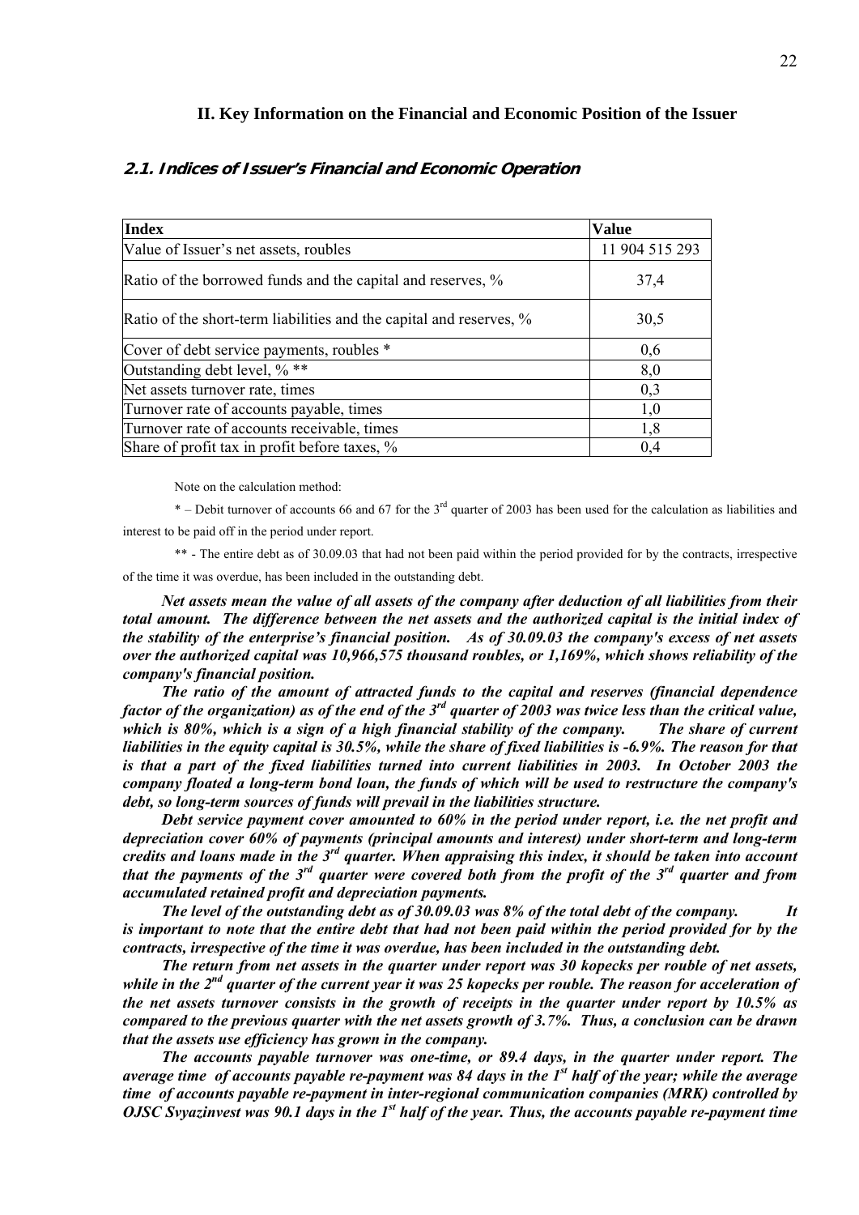## II. Key Information on the Financial and Economic Position of the Issuer

### 2.1. Indices of Issuer's Financial and Economic Operation

| Index | Value |
|---|---|
| Value of Issuer's net assets, roubles | 11 904 515 293 |
| Ratio of the borrowed funds and the capital and reserves, % | 37,4 |
| Ratio of the short-term liabilities and the capital and reserves, % | 30,5 |
| Cover of debt service payments, roubles * | 0,6 |
| Outstanding debt level, % ** | 8,0 |
| Net assets turnover rate, times | 0,3 |
| Turnover rate of accounts payable, times | 1,0 |
| Turnover rate of accounts receivable, times | 1,8 |
| Share of profit tax in profit before taxes, % | 0,4 |

Note on the calculation method:

* – Debit turnover of accounts 66 and 67 for the 3rd quarter of 2003 has been used for the calculation as liabilities and interest to be paid off in the period under report.

** - The entire debt as of 30.09.03 that had not been paid within the period provided for by the contracts, irrespective of the time it was overdue, has been included in the outstanding debt.

***Net assets mean the value of all assets of the company after deduction of all liabilities from their total amount. The difference between the net assets and the authorized capital is the initial index of the stability of the enterprise's financial position. As of 30.09.03 the company's excess of net assets over the authorized capital was 10,966,575 thousand roubles, or 1,169%, which shows reliability of the company's financial position.***

***The ratio of the amount of attracted funds to the capital and reserves (financial dependence factor of the organization) as of the end of the 3rd quarter of 2003 was twice less than the critical value, which is 80%, which is a sign of a high financial stability of the company. The share of current liabilities in the equity capital is 30.5%, while the share of fixed liabilities is -6.9%. The reason for that is that a part of the fixed liabilities turned into current liabilities in 2003. In October 2003 the company floated a long-term bond loan, the funds of which will be used to restructure the company's debt, so long-term sources of funds will prevail in the liabilities structure.***

***Debt service payment cover amounted to 60% in the period under report, i.e. the net profit and depreciation cover 60% of payments (principal amounts and interest) under short-term and long-term credits and loans made in the 3rd quarter. When appraising this index, it should be taken into account that the payments of the 3rd quarter were covered both from the profit of the 3rd quarter and from accumulated retained profit and depreciation payments.***

***The level of the outstanding debt as of 30.09.03 was 8% of the total debt of the company. It is important to note that the entire debt that had not been paid within the period provided for by the contracts, irrespective of the time it was overdue, has been included in the outstanding debt.***

***The return from net assets in the quarter under report was 30 kopecks per rouble of net assets, while in the 2nd quarter of the current year it was 25 kopecks per rouble. The reason for acceleration of the net assets turnover consists in the growth of receipts in the quarter under report by 10.5% as compared to the previous quarter with the net assets growth of 3.7%. Thus, a conclusion can be drawn that the assets use efficiency has grown in the company.***

***The accounts payable turnover was one-time, or 89.4 days, in the quarter under report. The average time of accounts payable re-payment was 84 days in the 1st half of the year; while the average time of accounts payable re-payment in inter-regional communication companies (MRK) controlled by OJSC Svyazinvest was 90.1 days in the 1st half of the year. Thus, the accounts payable re-payment time***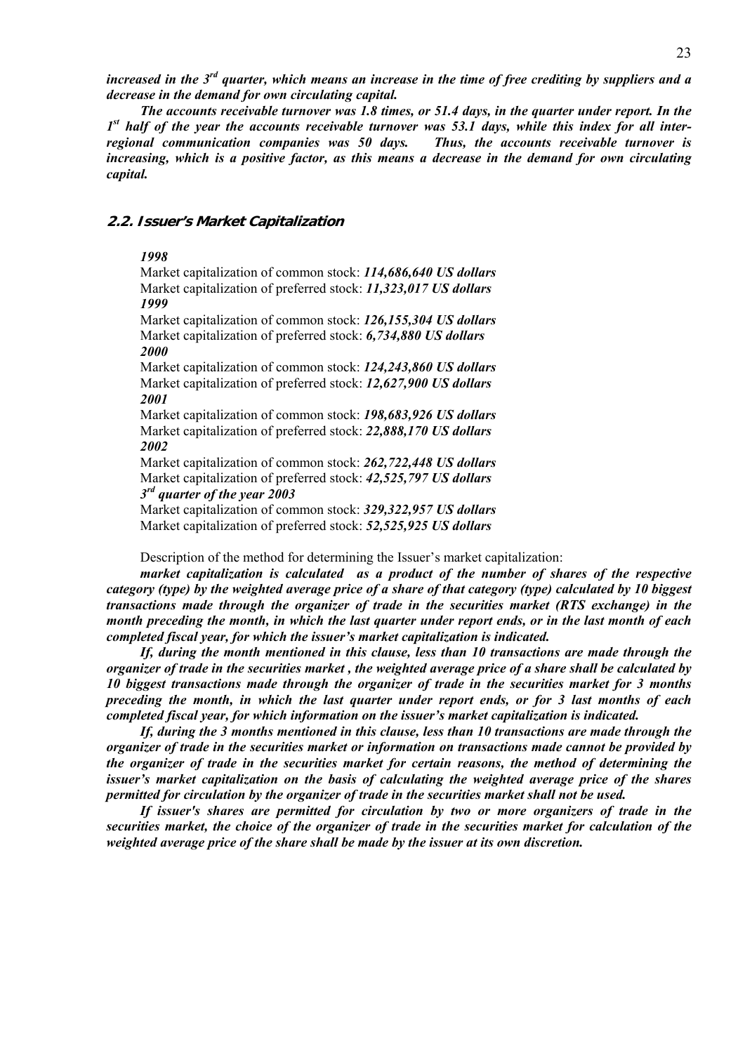***increased in the 3rd quarter, which means an increase in the time of free crediting by suppliers and a decrease in the demand for own circulating capital.***

***The accounts receivable turnover was 1.8 times, or 51.4 days, in the quarter under report. In the 1st half of the year the accounts receivable turnover was 53.1 days, while this index for all inter-regional communication companies was 50 days. Thus, the accounts receivable turnover is increasing, which is a positive factor, as this means a decrease in the demand for own circulating capital.***

## 2.2. Issuer's Market Capitalization

***1998***

Market capitalization of common stock: ***114,686,640 US dollars***

Market capitalization of preferred stock: ***11,323,017 US dollars***

***1999***

Market capitalization of common stock: ***126,155,304 US dollars***

Market capitalization of preferred stock: ***6,734,880 US dollars***

***2000***

Market capitalization of common stock: ***124,243,860 US dollars***

Market capitalization of preferred stock: ***12,627,900 US dollars***

***2001***

Market capitalization of common stock: ***198,683,926 US dollars***

Market capitalization of preferred stock: ***22,888,170 US dollars***

***2002***

Market capitalization of common stock: ***262,722,448 US dollars***

Market capitalization of preferred stock: ***42,525,797 US dollars***

***3rd quarter of the year 2003***

Market capitalization of common stock: ***329,322,957 US dollars***

Market capitalization of preferred stock: ***52,525,925 US dollars***

Description of the method for determining the Issuer's market capitalization:

***market capitalization is calculated as a product of the number of shares of the respective category (type) by the weighted average price of a share of that category (type) calculated by 10 biggest transactions made through the organizer of trade in the securities market (RTS exchange) in the month preceding the month, in which the last quarter under report ends, or in the last month of each completed fiscal year, for which the issuer's market capitalization is indicated.***

***If, during the month mentioned in this clause, less than 10 transactions are made through the organizer of trade in the securities market , the weighted average price of a share shall be calculated by 10 biggest transactions made through the organizer of trade in the securities market for 3 months preceding the month, in which the last quarter under report ends, or for 3 last months of each completed fiscal year, for which information on the issuer's market capitalization is indicated.***

***If, during the 3 months mentioned in this clause, less than 10 transactions are made through the organizer of trade in the securities market or information on transactions made cannot be provided by the organizer of trade in the securities market for certain reasons, the method of determining the issuer's market capitalization on the basis of calculating the weighted average price of the shares permitted for circulation by the organizer of trade in the securities market shall not be used.***

***If issuer's shares are permitted for circulation by two or more organizers of trade in the securities market, the choice of the organizer of trade in the securities market for calculation of the weighted average price of the share shall be made by the issuer at its own discretion.***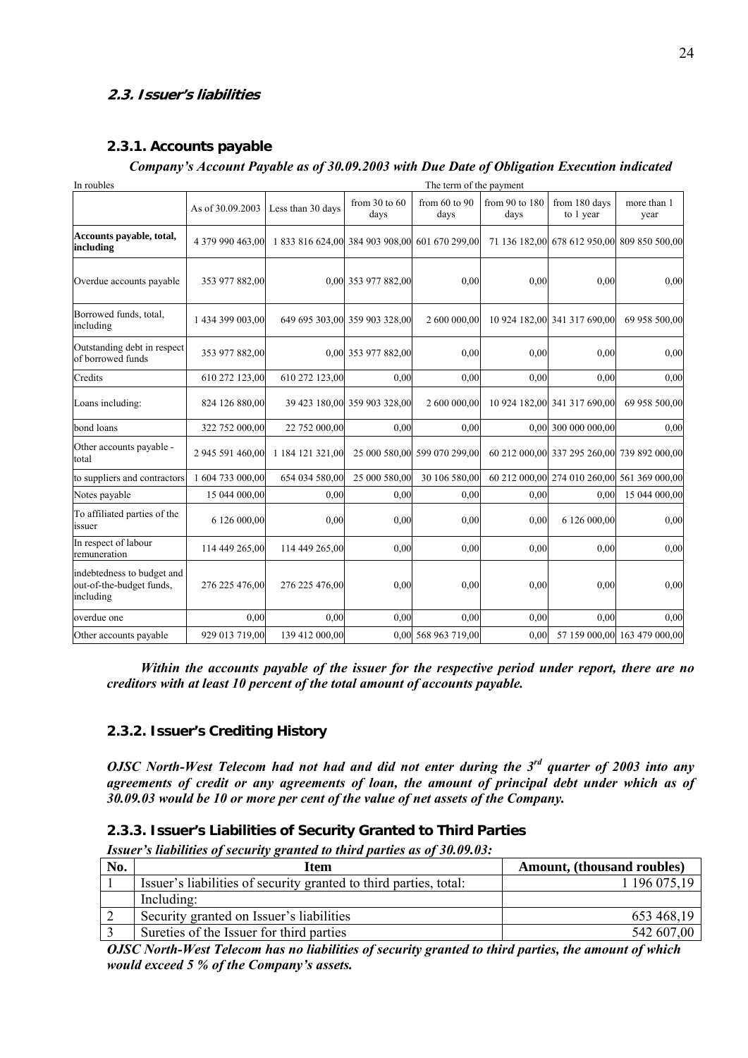## 2.3. Issuer's liabilities

### 2.3.1. Accounts payable

***Company's Account Payable as of 30.09.2003 with Due Date of Obligation Execution indicated***

| In roubles | The term of the payment | | | | | | |
|---|---|---|---|---|---|---|---|
| | As of 30.09.2003 | Less than 30 days | from 30 to 60 days | from 60 to 90 days | from 90 to 180 days | from 180 days to 1 year | more than 1 year |
| **Accounts payable, total, including** | 4 379 990 463,00 | 1 833 816 624,00 | 384 903 908,00 | 601 670 299,00 | 71 136 182,00 | 678 612 950,00 | 809 850 500,00 |
| Overdue accounts payable | 353 977 882,00 | 0,00 | 353 977 882,00 | 0,00 | 0,00 | 0,00 | 0,00 |
| Borrowed funds, total, including | 1 434 399 003,00 | 649 695 303,00 | 359 903 328,00 | 2 600 000,00 | 10 924 182,00 | 341 317 690,00 | 69 958 500,00 |
| Outstanding debt in respect of borrowed funds | 353 977 882,00 | 0,00 | 353 977 882,00 | 0,00 | 0,00 | 0,00 | 0,00 |
| Credits | 610 272 123,00 | 610 272 123,00 | 0,00 | 0,00 | 0,00 | 0,00 | 0,00 |
| Loans including: | 824 126 880,00 | 39 423 180,00 | 359 903 328,00 | 2 600 000,00 | 10 924 182,00 | 341 317 690,00 | 69 958 500,00 |
| bond loans | 322 752 000,00 | 22 752 000,00 | 0,00 | 0,00 | 0,00 | 300 000 000,00 | 0,00 |
| Other accounts payable - total | 2 945 591 460,00 | 1 184 121 321,00 | 25 000 580,00 | 599 070 299,00 | 60 212 000,00 | 337 295 260,00 | 739 892 000,00 |
| to suppliers and contractors | 1 604 733 000,00 | 654 034 580,00 | 25 000 580,00 | 30 106 580,00 | 60 212 000,00 | 274 010 260,00 | 561 369 000,00 |
| Notes payable | 15 044 000,00 | 0,00 | 0,00 | 0,00 | 0,00 | 0,00 | 15 044 000,00 |
| To affiliated parties of the issuer | 6 126 000,00 | 0,00 | 0,00 | 0,00 | 0,00 | 6 126 000,00 | 0,00 |
| In respect of labour remuneration | 114 449 265,00 | 114 449 265,00 | 0,00 | 0,00 | 0,00 | 0,00 | 0,00 |
| indebtedness to budget and out-of-the-budget funds, including | 276 225 476,00 | 276 225 476,00 | 0,00 | 0,00 | 0,00 | 0,00 | 0,00 |
| overdue one | 0,00 | 0,00 | 0,00 | 0,00 | 0,00 | 0,00 | 0,00 |
| Other accounts payable | 929 013 719,00 | 139 412 000,00 | 0,00 | 568 963 719,00 | 0,00 | 57 159 000,00 | 163 479 000,00 |

***Within the accounts payable of the issuer for the respective period under report, there are no creditors with at least 10 percent of the total amount of accounts payable.***

### 2.3.2. Issuer's Crediting History

***OJSC North-West Telecom had not had and did not enter during the 3rd quarter of 2003 into any agreements of credit or any agreements of loan, the amount of principal debt under which as of 30.09.03 would be 10 or more per cent of the value of net assets of the Company.***

### 2.3.3. Issuer's Liabilities of Security Granted to Third Parties

***Issuer's liabilities of security granted to third parties as of 30.09.03:***

| No. | Item | Amount, (thousand roubles) |
|---|---|---|
| 1 | Issuer's liabilities of security granted to third parties, total: | 1 196 075,19 |
| | Including: | |
| 2 | Security granted on Issuer's liabilities | 653 468,19 |
| 3 | Sureties of the Issuer for third parties | 542 607,00 |

***OJSC North-West Telecom has no liabilities of security granted to third parties, the amount of which would exceed 5 % of the Company's assets.***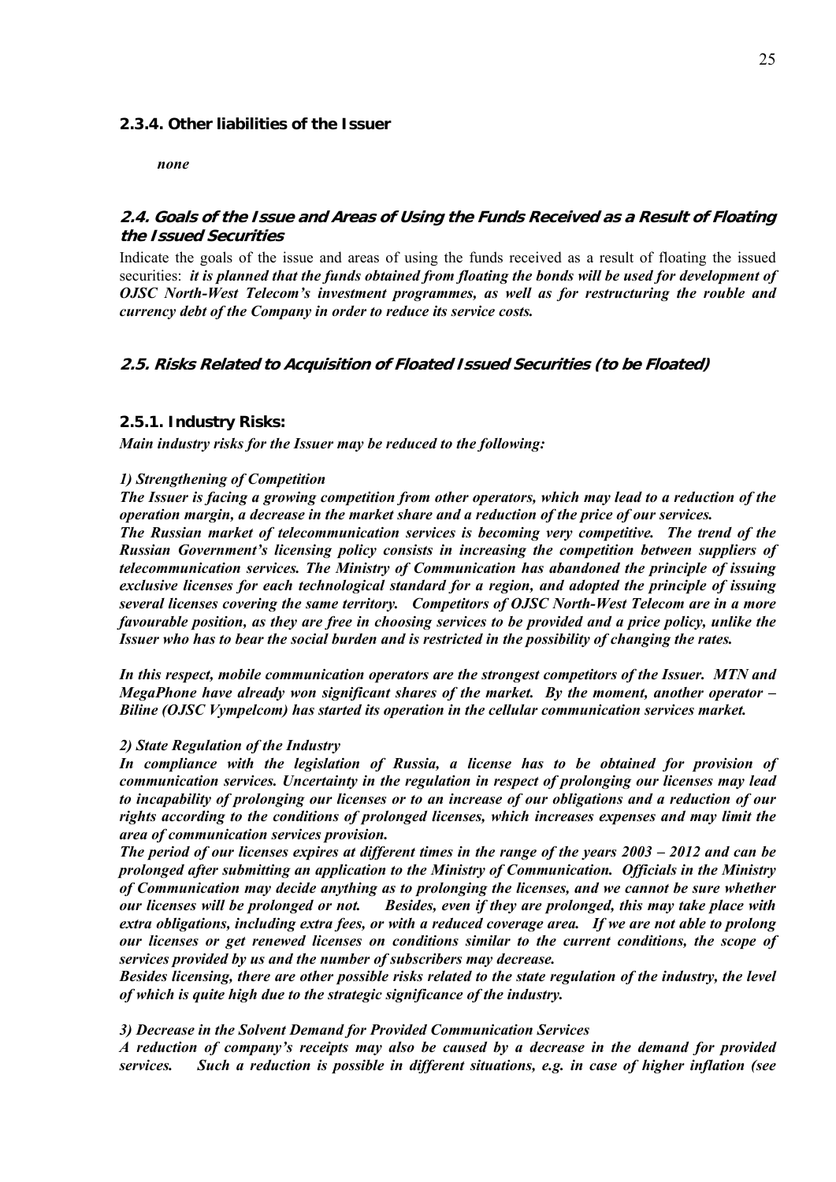### 2.3.4. Other liabilities of the Issuer

*none*

## 2.4. Goals of the Issue and Areas of Using the Funds Received as a Result of Floating the Issued Securities

Indicate the goals of the issue and areas of using the funds received as a result of floating the issued securities: ***it is planned that the funds obtained from floating the bonds will be used for development of OJSC North-West Telecom's investment programmes, as well as for restructuring the rouble and currency debt of the Company in order to reduce its service costs.***

## 2.5. Risks Related to Acquisition of Floated Issued Securities (to be Floated)

### 2.5.1. Industry Risks:

***Main industry risks for the Issuer may be reduced to the following:***

***1) Strengthening of Competition***

***The Issuer is facing a growing competition from other operators, which may lead to a reduction of the operation margin, a decrease in the market share and a reduction of the price of our services.***

***The Russian market of telecommunication services is becoming very competitive. The trend of the Russian Government's licensing policy consists in increasing the competition between suppliers of telecommunication services. The Ministry of Communication has abandoned the principle of issuing exclusive licenses for each technological standard for a region, and adopted the principle of issuing several licenses covering the same territory. Competitors of OJSC North-West Telecom are in a more favourable position, as they are free in choosing services to be provided and a price policy, unlike the Issuer who has to bear the social burden and is restricted in the possibility of changing the rates.***

***In this respect, mobile communication operators are the strongest competitors of the Issuer. MTN and MegaPhone have already won significant shares of the market. By the moment, another operator – Biline (OJSC Vympelcom) has started its operation in the cellular communication services market.***

***2) State Regulation of the Industry***

***In compliance with the legislation of Russia, a license has to be obtained for provision of communication services. Uncertainty in the regulation in respect of prolonging our licenses may lead to incapability of prolonging our licenses or to an increase of our obligations and a reduction of our rights according to the conditions of prolonged licenses, which increases expenses and may limit the area of communication services provision.***

***The period of our licenses expires at different times in the range of the years 2003 – 2012 and can be prolonged after submitting an application to the Ministry of Communication. Officials in the Ministry of Communication may decide anything as to prolonging the licenses, and we cannot be sure whether our licenses will be prolonged or not. Besides, even if they are prolonged, this may take place with extra obligations, including extra fees, or with a reduced coverage area. If we are not able to prolong our licenses or get renewed licenses on conditions similar to the current conditions, the scope of services provided by us and the number of subscribers may decrease.***

***Besides licensing, there are other possible risks related to the state regulation of the industry, the level of which is quite high due to the strategic significance of the industry.***

***3) Decrease in the Solvent Demand for Provided Communication Services***

***A reduction of company's receipts may also be caused by a decrease in the demand for provided services. Such a reduction is possible in different situations, e.g. in case of higher inflation (see***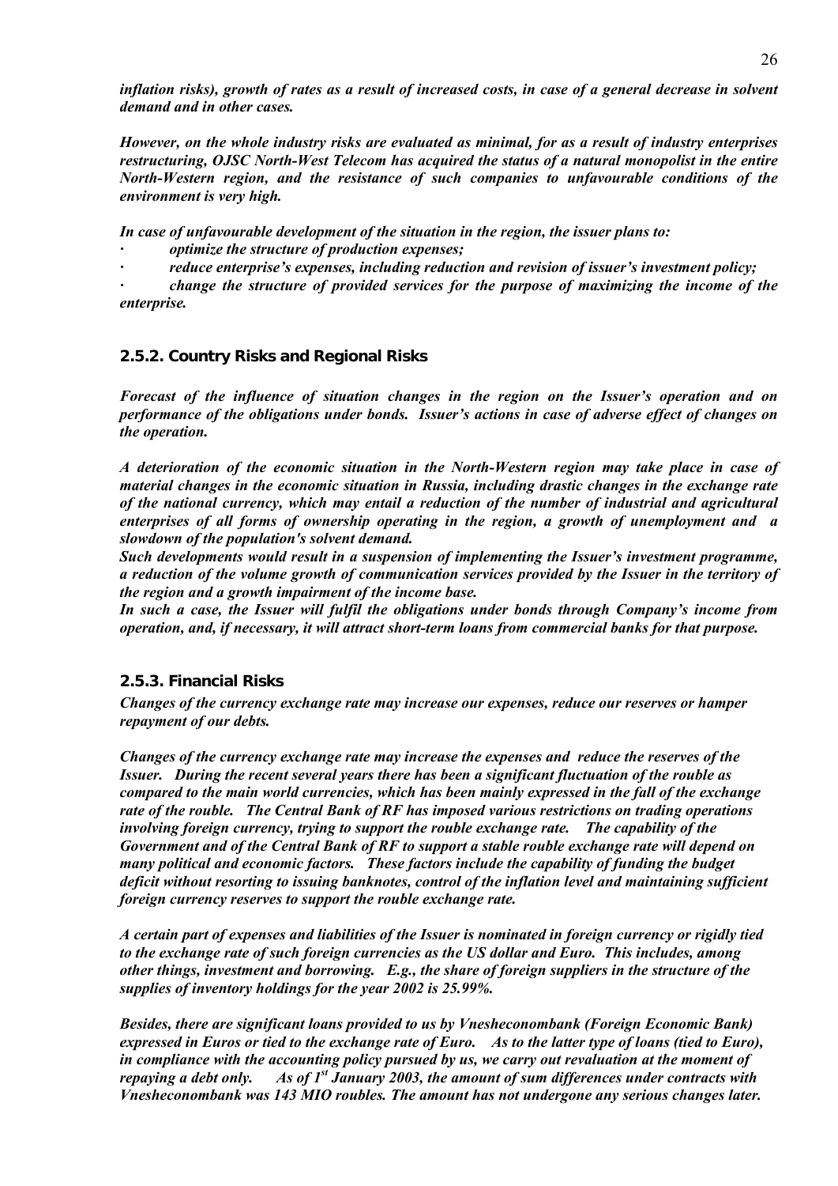*inflation risks), growth of rates as a result of increased costs, in case of a general decrease in solvent demand and in other cases.*

*However, on the whole industry risks are evaluated as minimal, for as a result of industry enterprises restructuring, OJSC North-West Telecom has acquired the status of a natural monopolist in the entire North-Western region, and the resistance of such companies to unfavourable conditions of the environment is very high.*

*In case of unfavourable development of the situation in the region, the issuer plans to:*

- *optimize the structure of production expenses;*
- *reduce enterprise's expenses, including reduction and revision of issuer's investment policy;*
- *change the structure of provided services for the purpose of maximizing the income of the enterprise.*

### 2.5.2. Country Risks and Regional Risks

*Forecast of the influence of situation changes in the region on the Issuer's operation and on performance of the obligations under bonds. Issuer's actions in case of adverse effect of changes on the operation.*

*A deterioration of the economic situation in the North-Western region may take place in case of material changes in the economic situation in Russia, including drastic changes in the exchange rate of the national currency, which may entail a reduction of the number of industrial and agricultural enterprises of all forms of ownership operating in the region, a growth of unemployment and a slowdown of the population's solvent demand.*

*Such developments would result in a suspension of implementing the Issuer's investment programme, a reduction of the volume growth of communication services provided by the Issuer in the territory of the region and a growth impairment of the income base.*

*In such a case, the Issuer will fulfil the obligations under bonds through Company's income from operation, and, if necessary, it will attract short-term loans from commercial banks for that purpose.*

### 2.5.3. Financial Risks

*Changes of the currency exchange rate may increase our expenses, reduce our reserves or hamper repayment of our debts.*

*Changes of the currency exchange rate may increase the expenses and reduce the reserves of the Issuer. During the recent several years there has been a significant fluctuation of the rouble as compared to the main world currencies, which has been mainly expressed in the fall of the exchange rate of the rouble. The Central Bank of RF has imposed various restrictions on trading operations involving foreign currency, trying to support the rouble exchange rate. The capability of the Government and of the Central Bank of RF to support a stable rouble exchange rate will depend on many political and economic factors. These factors include the capability of funding the budget deficit without resorting to issuing banknotes, control of the inflation level and maintaining sufficient foreign currency reserves to support the rouble exchange rate.*

*A certain part of expenses and liabilities of the Issuer is nominated in foreign currency or rigidly tied to the exchange rate of such foreign currencies as the US dollar and Euro. This includes, among other things, investment and borrowing. E.g., the share of foreign suppliers in the structure of the supplies of inventory holdings for the year 2002 is 25.99%.*

*Besides, there are significant loans provided to us by Vnesheconombank (Foreign Economic Bank) expressed in Euros or tied to the exchange rate of Euro. As to the latter type of loans (tied to Euro), in compliance with the accounting policy pursued by us, we carry out revaluation at the moment of repaying a debt only. As of 1st January 2003, the amount of sum differences under contracts with Vnesheconombank was 143 MIO roubles. The amount has not undergone any serious changes later.*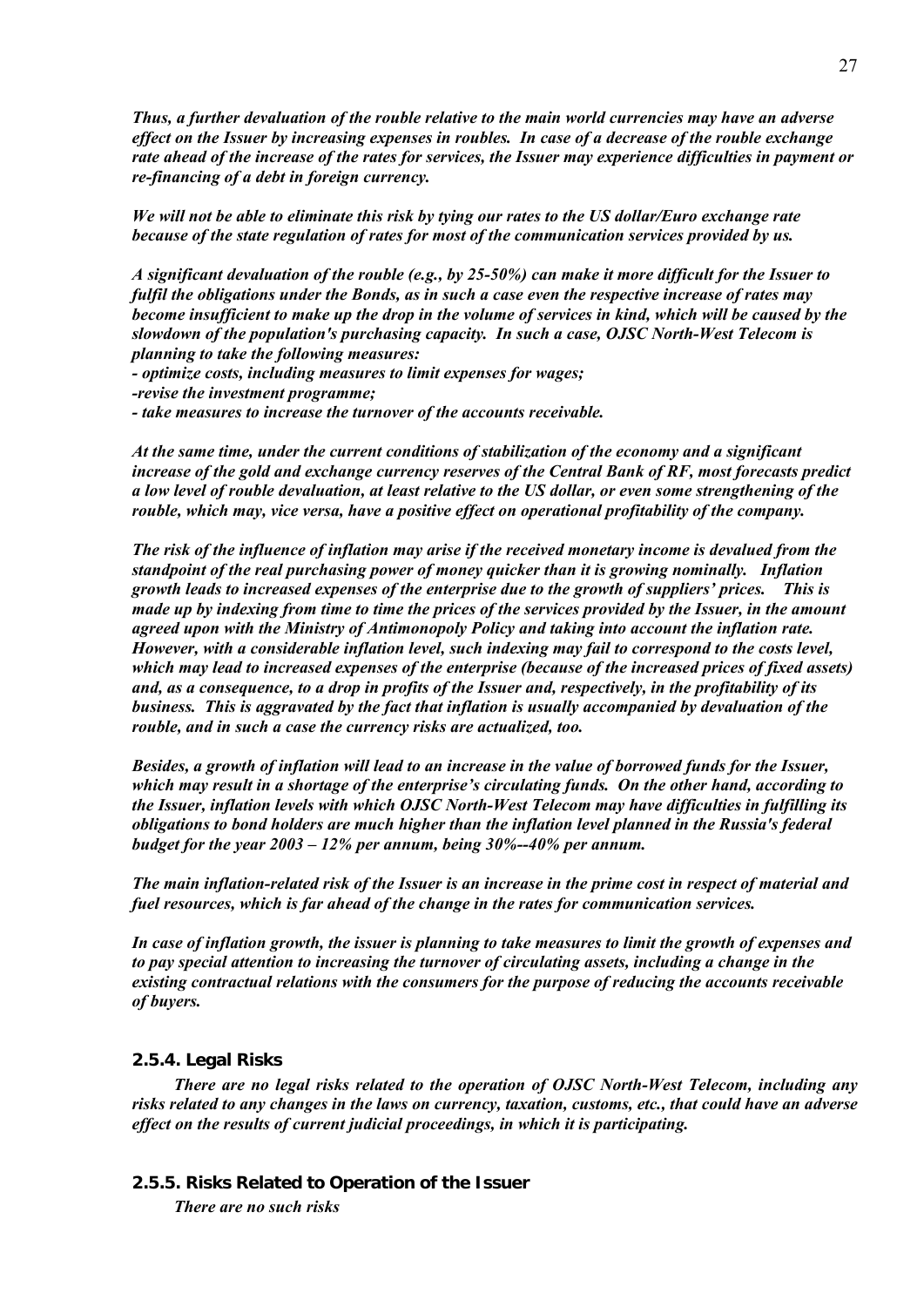*Thus, a further devaluation of the rouble relative to the main world currencies may have an adverse effect on the Issuer by increasing expenses in roubles. In case of a decrease of the rouble exchange rate ahead of the increase of the rates for services, the Issuer may experience difficulties in payment or re-financing of a debt in foreign currency.*

*We will not be able to eliminate this risk by tying our rates to the US dollar/Euro exchange rate because of the state regulation of rates for most of the communication services provided by us.*

*A significant devaluation of the rouble (e.g., by 25-50%) can make it more difficult for the Issuer to fulfil the obligations under the Bonds, as in such a case even the respective increase of rates may become insufficient to make up the drop in the volume of services in kind, which will be caused by the slowdown of the population's purchasing capacity. In such a case, OJSC North-West Telecom is planning to take the following measures:*

*- optimize costs, including measures to limit expenses for wages;*

*-revise the investment programme;*

*- take measures to increase the turnover of the accounts receivable.*

*At the same time, under the current conditions of stabilization of the economy and a significant increase of the gold and exchange currency reserves of the Central Bank of RF, most forecasts predict a low level of rouble devaluation, at least relative to the US dollar, or even some strengthening of the rouble, which may, vice versa, have a positive effect on operational profitability of the company.*

*The risk of the influence of inflation may arise if the received monetary income is devalued from the standpoint of the real purchasing power of money quicker than it is growing nominally. Inflation growth leads to increased expenses of the enterprise due to the growth of suppliers' prices. This is made up by indexing from time to time the prices of the services provided by the Issuer, in the amount agreed upon with the Ministry of Antimonopoly Policy and taking into account the inflation rate. However, with a considerable inflation level, such indexing may fail to correspond to the costs level, which may lead to increased expenses of the enterprise (because of the increased prices of fixed assets) and, as a consequence, to a drop in profits of the Issuer and, respectively, in the profitability of its business. This is aggravated by the fact that inflation is usually accompanied by devaluation of the rouble, and in such a case the currency risks are actualized, too.*

*Besides, a growth of inflation will lead to an increase in the value of borrowed funds for the Issuer, which may result in a shortage of the enterprise's circulating funds. On the other hand, according to the Issuer, inflation levels with which OJSC North-West Telecom may have difficulties in fulfilling its obligations to bond holders are much higher than the inflation level planned in the Russia's federal budget for the year 2003 – 12% per annum, being 30%--40% per annum.*

*The main inflation-related risk of the Issuer is an increase in the prime cost in respect of material and fuel resources, which is far ahead of the change in the rates for communication services.*

*In case of inflation growth, the issuer is planning to take measures to limit the growth of expenses and to pay special attention to increasing the turnover of circulating assets, including a change in the existing contractual relations with the consumers for the purpose of reducing the accounts receivable of buyers.*

### 2.5.4. Legal Risks

*There are no legal risks related to the operation of OJSC North-West Telecom, including any risks related to any changes in the laws on currency, taxation, customs, etc., that could have an adverse effect on the results of current judicial proceedings, in which it is participating.*

### 2.5.5. Risks Related to Operation of the Issuer

*There are no such risks*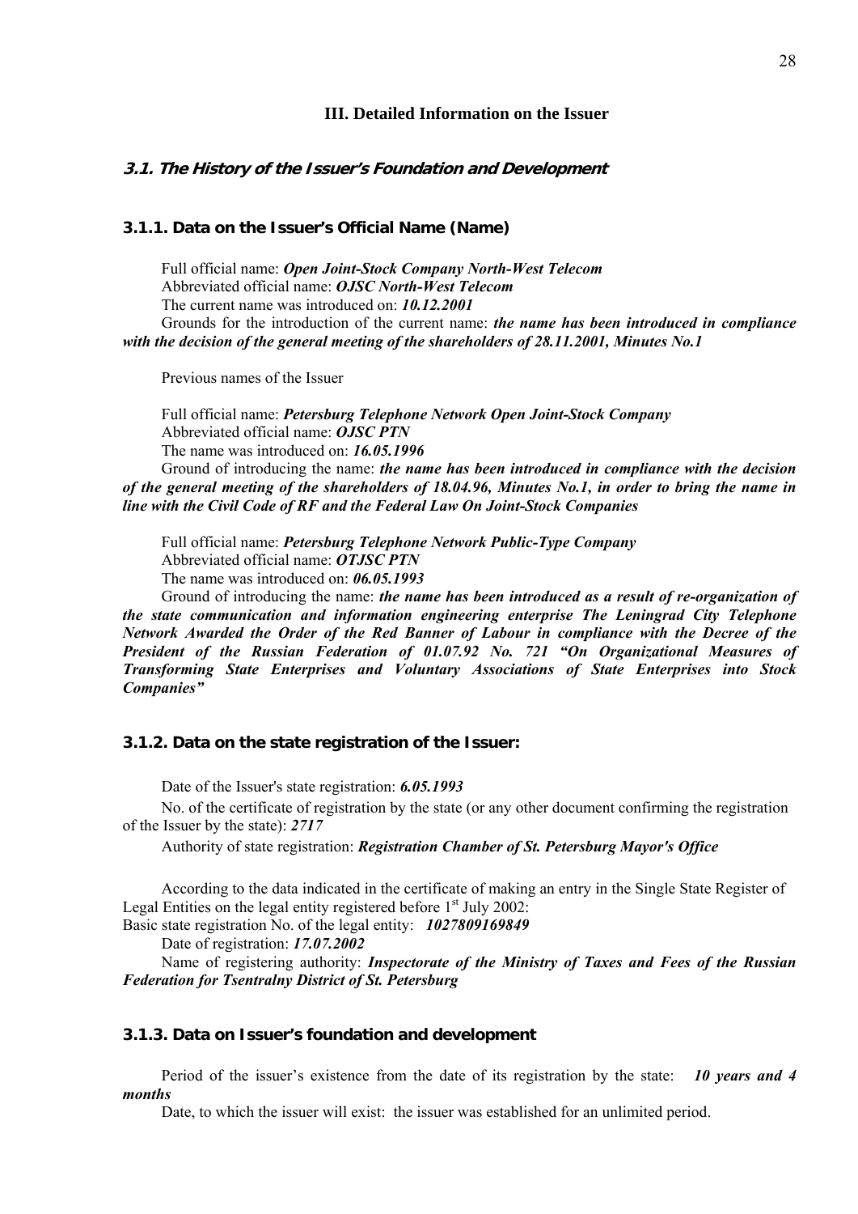# III. Detailed Information on the Issuer

## 3.1. The History of the Issuer's Foundation and Development

### 3.1.1. Data on the Issuer's Official Name (Name)

Full official name: ***Open Joint-Stock Company North-West Telecom***

Abbreviated official name: ***OJSC North-West Telecom***

The current name was introduced on: ***10.12.2001***

Grounds for the introduction of the current name: ***the name has been introduced in compliance with the decision of the general meeting of the shareholders of 28.11.2001, Minutes No.1***

Previous names of the Issuer

Full official name: ***Petersburg Telephone Network Open Joint-Stock Company***

Abbreviated official name: ***OJSC PTN***

The name was introduced on: ***16.05.1996***

Ground of introducing the name: ***the name has been introduced in compliance with the decision of the general meeting of the shareholders of 18.04.96, Minutes No.1, in order to bring the name in line with the Civil Code of RF and the Federal Law On Joint-Stock Companies***

Full official name: ***Petersburg Telephone Network Public-Type Company***

Abbreviated official name: ***OTJSC PTN***

The name was introduced on: ***06.05.1993***

Ground of introducing the name: ***the name has been introduced as a result of re-organization of the state communication and information engineering enterprise The Leningrad City Telephone Network Awarded the Order of the Red Banner of Labour in compliance with the Decree of the President of the Russian Federation of 01.07.92 No. 721 "On Organizational Measures of Transforming State Enterprises and Voluntary Associations of State Enterprises into Stock Companies"***

### 3.1.2. Data on the state registration of the Issuer:

Date of the Issuer's state registration: ***6.05.1993***

No. of the certificate of registration by the state (or any other document confirming the registration of the Issuer by the state): ***2717***

Authority of state registration: ***Registration Chamber of St. Petersburg Mayor's Office***

According to the data indicated in the certificate of making an entry in the Single State Register of Legal Entities on the legal entity registered before 1st July 2002:

Basic state registration No. of the legal entity: ***1027809169849***

Date of registration: ***17.07.2002***

Name of registering authority: ***Inspectorate of the Ministry of Taxes and Fees of the Russian Federation for Tsentralny District of St. Petersburg***

### 3.1.3. Data on Issuer's foundation and development

Period of the issuer's existence from the date of its registration by the state: ***10 years and 4 months***

Date, to which the issuer will exist: the issuer was established for an unlimited period.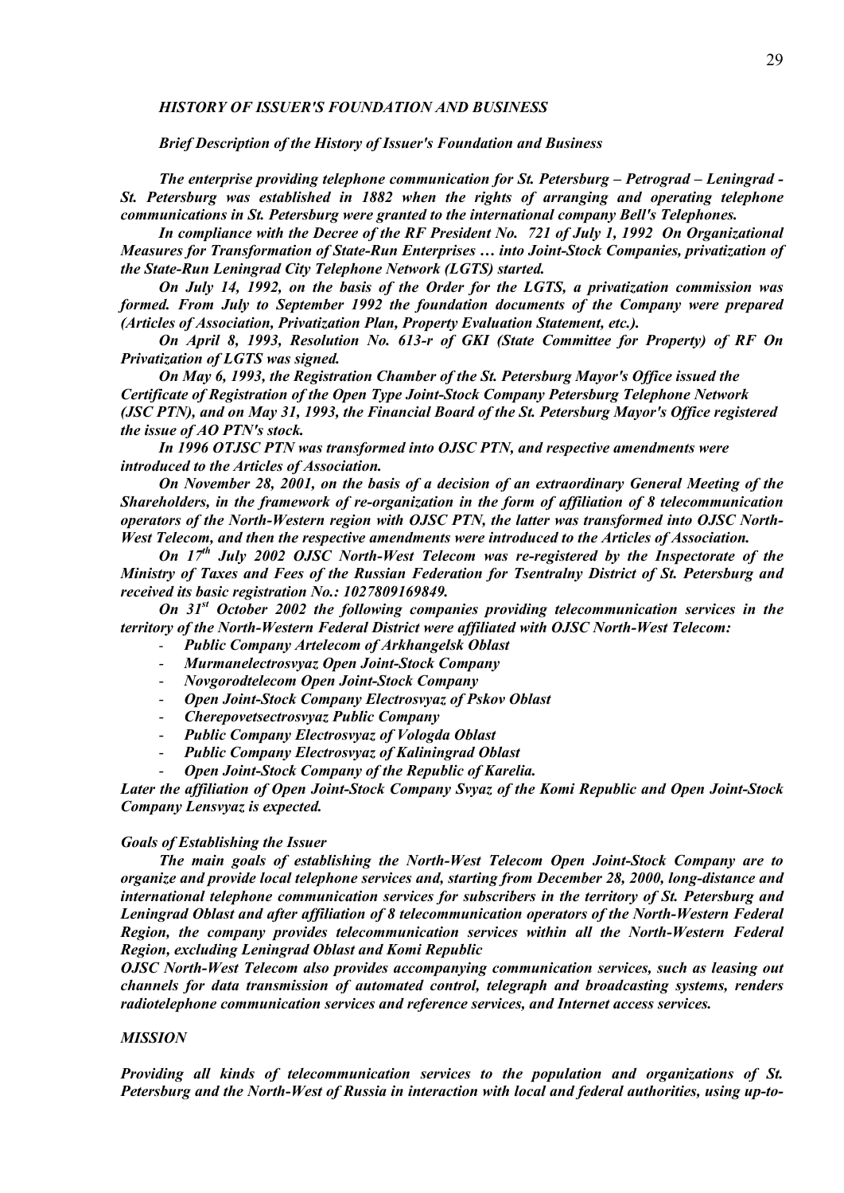### *HISTORY OF ISSUER'S FOUNDATION AND BUSINESS*

***Brief Description of the History of Issuer's Foundation and Business***

***The enterprise providing telephone communication for St. Petersburg – Petrograd – Leningrad - St. Petersburg was established in 1882 when the rights of arranging and operating telephone communications in St. Petersburg were granted to the international company Bell's Telephones.***

***In compliance with the Decree of the RF President No. 721 of July 1, 1992 On Organizational Measures for Transformation of State-Run Enterprises … into Joint-Stock Companies, privatization of the State-Run Leningrad City Telephone Network (LGTS) started.***

***On July 14, 1992, on the basis of the Order for the LGTS, a privatization commission was formed. From July to September 1992 the foundation documents of the Company were prepared (Articles of Association, Privatization Plan, Property Evaluation Statement, etc.).***

***On April 8, 1993, Resolution No. 613-r of GKI (State Committee for Property) of RF On Privatization of LGTS was signed.***

***On May 6, 1993, the Registration Chamber of the St. Petersburg Mayor's Office issued the Certificate of Registration of the Open Type Joint-Stock Company Petersburg Telephone Network (JSC PTN), and on May 31, 1993, the Financial Board of the St. Petersburg Mayor's Office registered the issue of AO PTN's stock.***

***In 1996 OTJSC PTN was transformed into OJSC PTN, and respective amendments were introduced to the Articles of Association.***

***On November 28, 2001, on the basis of a decision of an extraordinary General Meeting of the Shareholders, in the framework of re-organization in the form of affiliation of 8 telecommunication operators of the North-Western region with OJSC PTN, the latter was transformed into OJSC North-West Telecom, and then the respective amendments were introduced to the Articles of Association.***

***On 17th July 2002 OJSC North-West Telecom was re-registered by the Inspectorate of the Ministry of Taxes and Fees of the Russian Federation for Tsentralny District of St. Petersburg and received its basic registration No.: 1027809169849.***

***On 31st October 2002 the following companies providing telecommunication services in the territory of the North-Western Federal District were affiliated with OJSC North-West Telecom:***

- ***Public Company Artelecom of Arkhangelsk Oblast***
- ***Murmanelectrosvyaz Open Joint-Stock Company***
- ***Novgorodtelecom Open Joint-Stock Company***
- ***Open Joint-Stock Company Electrosvyaz of Pskov Oblast***
- ***Cherepovetsectrosvyaz Public Company***
- ***Public Company Electrosvyaz of Vologda Oblast***
- ***Public Company Electrosvyaz of Kaliningrad Oblast***
- ***Open Joint-Stock Company of the Republic of Karelia.***

***Later the affiliation of Open Joint-Stock Company Svyaz of the Komi Republic and Open Joint-Stock Company Lensvyaz is expected.***

***Goals of Establishing the Issuer***

***The main goals of establishing the North-West Telecom Open Joint-Stock Company are to organize and provide local telephone services and, starting from December 28, 2000, long-distance and international telephone communication services for subscribers in the territory of St. Petersburg and Leningrad Oblast and after affiliation of 8 telecommunication operators of the North-Western Federal Region, the company provides telecommunication services within all the North-Western Federal Region, excluding Leningrad Oblast and Komi Republic***

***OJSC North-West Telecom also provides accompanying communication services, such as leasing out channels for data transmission of automated control, telegraph and broadcasting systems, renders radiotelephone communication services and reference services, and Internet access services.***

***MISSION***

***Providing all kinds of telecommunication services to the population and organizations of St. Petersburg and the North-West of Russia in interaction with local and federal authorities, using up-to-***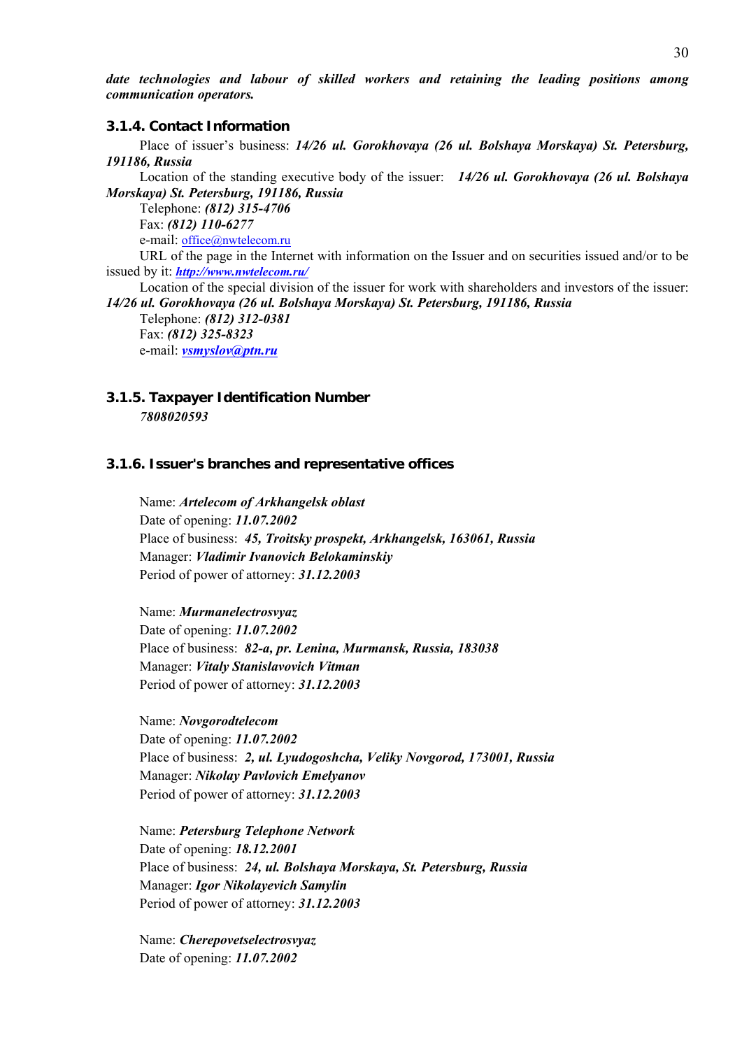***date technologies and labour of skilled workers and retaining the leading positions among communication operators.***

### 3.1.4. Contact Information

Place of issuer's business: ***14/26 ul. Gorokhovaya (26 ul. Bolshaya Morskaya) St. Petersburg, 191186, Russia***

Location of the standing executive body of the issuer: ***14/26 ul. Gorokhovaya (26 ul. Bolshaya Morskaya) St. Petersburg, 191186, Russia***

Telephone: ***(812) 315-4706***

Fax: ***(812) 110-6277***

e-mail: office@nwtelecom.ru

URL of the page in the Internet with information on the Issuer and on securities issued and/or to be issued by it: ***http://www.nwtelecom.ru/***

Location of the special division of the issuer for work with shareholders and investors of the issuer: ***14/26 ul. Gorokhovaya (26 ul. Bolshaya Morskaya) St. Petersburg, 191186, Russia***

Telephone: ***(812) 312-0381***

Fax: ***(812) 325-8323***

e-mail: ***vsmyslov@ptn.ru***

### 3.1.5. Taxpayer Identification Number

***7808020593***

### 3.1.6. Issuer's branches and representative offices

Name: ***Artelecom of Arkhangelsk oblast***
Date of opening: ***11.07.2002***
Place of business: ***45, Troitsky prospekt, Arkhangelsk, 163061, Russia***
Manager: ***Vladimir Ivanovich Belokaminskiy***
Period of power of attorney: ***31.12.2003***

Name: ***Murmanelectrosvyaz***
Date of opening: ***11.07.2002***
Place of business: ***82-a, pr. Lenina, Murmansk, Russia, 183038***
Manager: ***Vitaly Stanislavovich Vitman***
Period of power of attorney: ***31.12.2003***

Name: ***Novgorodtelecom***
Date of opening: ***11.07.2002***
Place of business: ***2, ul. Lyudogoshcha, Veliky Novgorod, 173001, Russia***
Manager: ***Nikolay Pavlovich Emelyanov***
Period of power of attorney: ***31.12.2003***

Name: ***Petersburg Telephone Network***
Date of opening: ***18.12.2001***
Place of business: ***24, ul. Bolshaya Morskaya, St. Petersburg, Russia***
Manager: ***Igor Nikolayevich Samylin***
Period of power of attorney: ***31.12.2003***

Name: ***Cherepovetselectrosvyaz***
Date of opening: ***11.07.2002***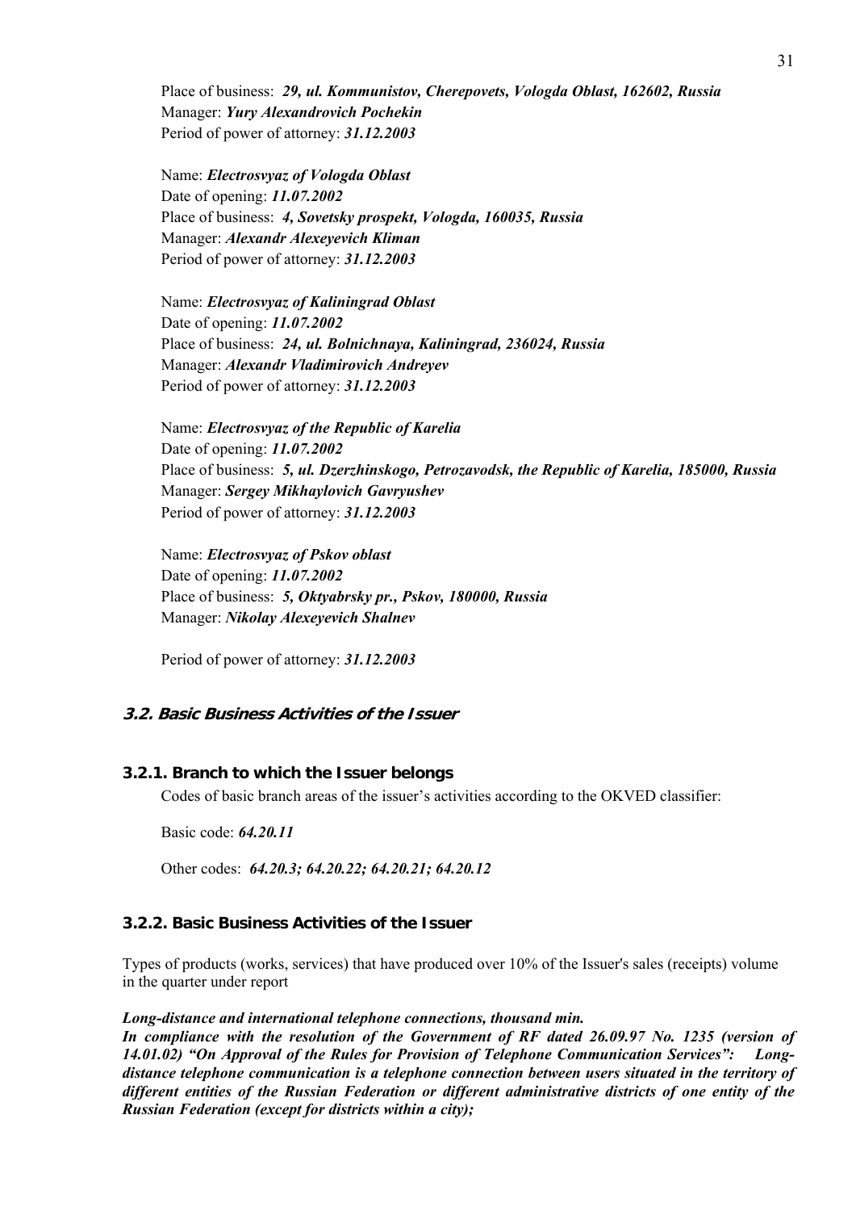Place of business: ***29, ul. Kommunistov, Cherepovets, Vologda Oblast, 162602, Russia***
Manager: ***Yury Alexandrovich Pochekin***
Period of power of attorney: ***31.12.2003***

Name: ***Electrosvyaz of Vologda Oblast***
Date of opening: ***11.07.2002***
Place of business: ***4, Sovetsky prospekt, Vologda, 160035, Russia***
Manager: ***Alexandr Alexeyevich Kliman***
Period of power of attorney: ***31.12.2003***

Name: ***Electrosvyaz of Kaliningrad Oblast***
Date of opening: ***11.07.2002***
Place of business: ***24, ul. Bolnichnaya, Kaliningrad, 236024, Russia***
Manager: ***Alexandr Vladimirovich Andreyev***
Period of power of attorney: ***31.12.2003***

Name: ***Electrosvyaz of the Republic of Karelia***
Date of opening: ***11.07.2002***
Place of business: ***5, ul. Dzerzhinskogo, Petrozavodsk, the Republic of Karelia, 185000, Russia***
Manager: ***Sergey Mikhaylovich Gavryushev***
Period of power of attorney: ***31.12.2003***

Name: ***Electrosvyaz of Pskov oblast***
Date of opening: ***11.07.2002***
Place of business: ***5, Oktyabrsky pr., Pskov, 180000, Russia***
Manager: ***Nikolay Alexeyevich Shalnev***

Period of power of attorney: ***31.12.2003***

## 3.2. Basic Business Activities of the Issuer

### 3.2.1. Branch to which the Issuer belongs

Codes of basic branch areas of the issuer's activities according to the OKVED classifier:

Basic code: ***64.20.11***

Other codes: ***64.20.3; 64.20.22; 64.20.21; 64.20.12***

### 3.2.2. Basic Business Activities of the Issuer

Types of products (works, services) that have produced over 10% of the Issuer's sales (receipts) volume in the quarter under report

***Long-distance and international telephone connections, thousand min.***
***In compliance with the resolution of the Government of RF dated 26.09.97 No. 1235 (version of 14.01.02) "On Approval of the Rules for Provision of Telephone Communication Services": Long-distance telephone communication is a telephone connection between users situated in the territory of different entities of the Russian Federation or different administrative districts of one entity of the Russian Federation (except for districts within a city);***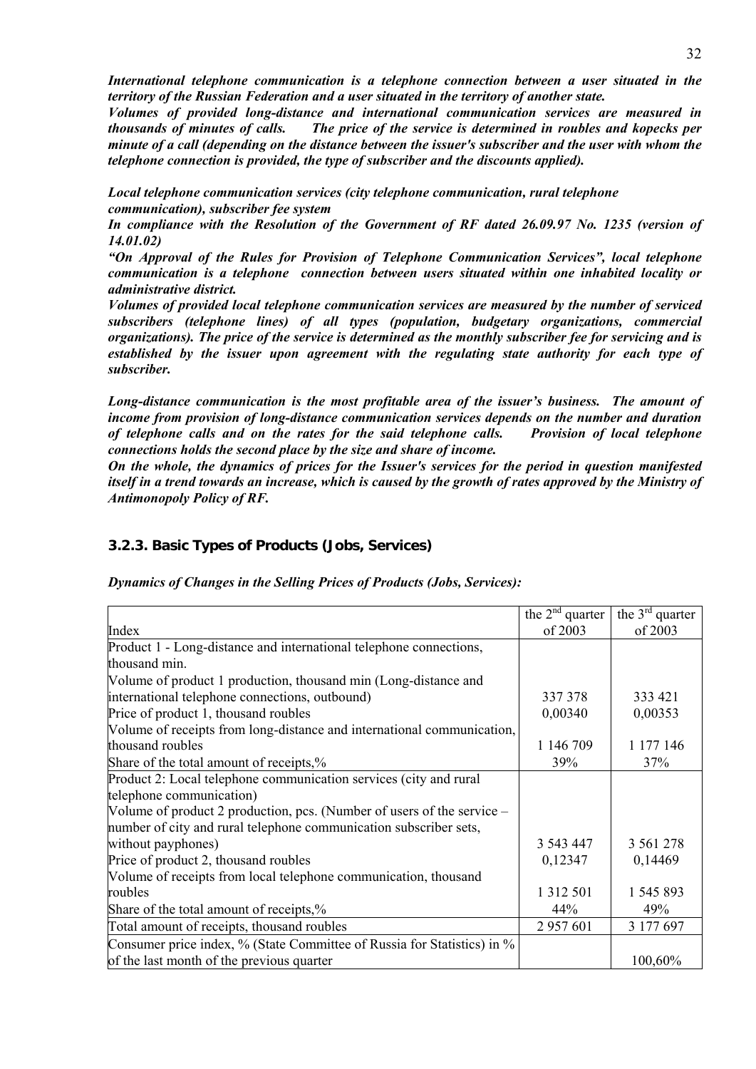*International telephone communication is a telephone connection between a user situated in the territory of the Russian Federation and a user situated in the territory of another state.*

*Volumes of provided long-distance and international communication services are measured in thousands of minutes of calls. The price of the service is determined in roubles and kopecks per minute of a call (depending on the distance between the issuer's subscriber and the user with whom the telephone connection is provided, the type of subscriber and the discounts applied).*

***Local telephone communication services (city telephone communication, rural telephone communication), subscriber fee system***

*In compliance with the Resolution of the Government of RF dated 26.09.97 No. 1235 (version of 14.01.02)*

*"On Approval of the Rules for Provision of Telephone Communication Services", local telephone communication is a telephone connection between users situated within one inhabited locality or administrative district.*

*Volumes of provided local telephone communication services are measured by the number of serviced subscribers (telephone lines) of all types (population, budgetary organizations, commercial organizations). The price of the service is determined as the monthly subscriber fee for servicing and is established by the issuer upon agreement with the regulating state authority for each type of subscriber.*

*Long-distance communication is the most profitable area of the issuer's business. The amount of income from provision of long-distance communication services depends on the number and duration of telephone calls and on the rates for the said telephone calls. Provision of local telephone connections holds the second place by the size and share of income.*

*On the whole, the dynamics of prices for the Issuer's services for the period in question manifested itself in a trend towards an increase, which is caused by the growth of rates approved by the Ministry of Antimonopoly Policy of RF.*

### 3.2.3. Basic Types of Products (Jobs, Services)

*Dynamics of Changes in the Selling Prices of Products (Jobs, Services):*

| Index | the 2nd quarter of 2003 | the 3rd quarter of 2003 |
|---|---|---|
| Product 1 - Long-distance and international telephone connections, thousand min. | | |
| Volume of product 1 production, thousand min (Long-distance and international telephone connections, outbound) | 337 378 | 333 421 |
| Price of product 1, thousand roubles | 0,00340 | 0,00353 |
| Volume of receipts from long-distance and international communication, thousand roubles | 1 146 709 | 1 177 146 |
| Share of the total amount of receipts,% | 39% | 37% |
| Product 2: Local telephone communication services (city and rural telephone communication) | | |
| Volume of product 2 production, pcs. (Number of users of the service – number of city and rural telephone communication subscriber sets, without payphones) | 3 543 447 | 3 561 278 |
| Price of product 2, thousand roubles | 0,12347 | 0,14469 |
| Volume of receipts from local telephone communication, thousand roubles | 1 312 501 | 1 545 893 |
| Share of the total amount of receipts,% | 44% | 49% |
| Total amount of receipts, thousand roubles | 2 957 601 | 3 177 697 |
| Consumer price index, % (State Committee of Russia for Statistics) in % of the last month of the previous quarter | | 100,60% |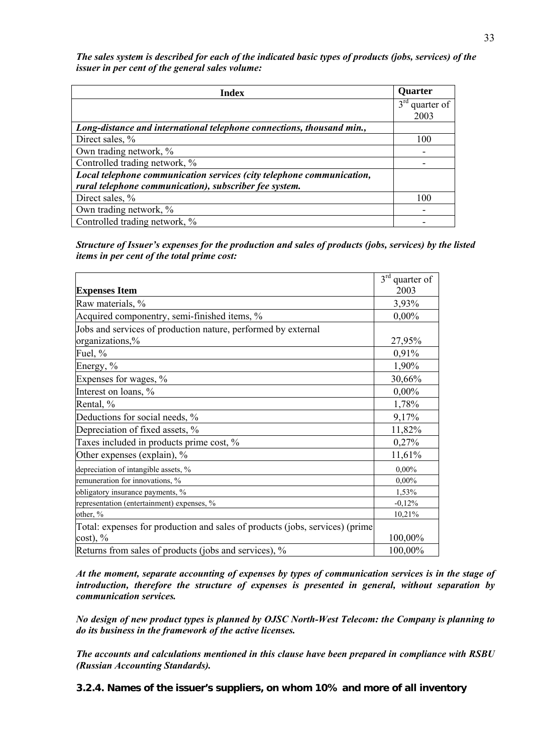***The sales system is described for each of the indicated basic types of products (jobs, services) of the issuer in per cent of the general sales volume:***

| Index | Quarter |
|---|---|
| | 3rd quarter of 2003 |
| ***Long-distance and international telephone connections, thousand min.,*** | |
| Direct sales, % | 100 |
| Own trading network, % | - |
| Controlled trading network, % | - |
| ***Local telephone communication services (city telephone communication, rural telephone communication), subscriber fee system.*** | |
| Direct sales, % | 100 |
| Own trading network, % | - |
| Controlled trading network, % | - |

***Structure of Issuer's expenses for the production and sales of products (jobs, services) by the listed items in per cent of the total prime cost:***

| Expenses Item | 3rd quarter of 2003 |
|---|---|
| Raw materials, % | 3,93% |
| Acquired componentry, semi-finished items, % | 0,00% |
| Jobs and services of production nature, performed by external organizations,% | 27,95% |
| Fuel, % | 0,91% |
| Energy, % | 1,90% |
| Expenses for wages, % | 30,66% |
| Interest on loans, % | 0,00% |
| Rental, % | 1,78% |
| Deductions for social needs, % | 9,17% |
| Depreciation of fixed assets, % | 11,82% |
| Taxes included in products prime cost, % | 0,27% |
| Other expenses (explain), % | 11,61% |
| depreciation of intangible assets, % | 0,00% |
| remuneration for innovations, % | 0,00% |
| obligatory insurance payments, % | 1,53% |
| representation (entertainment) expenses, % | -0,12% |
| other, % | 10,21% |
| Total: expenses for production and sales of products (jobs, services) (prime cost), % | 100,00% |
| Returns from sales of products (jobs and services), % | 100,00% |

***At the moment, separate accounting of expenses by types of communication services is in the stage of introduction, therefore the structure of expenses is presented in general, without separation by communication services.***

***No design of new product types is planned by OJSC North-West Telecom: the Company is planning to do its business in the framework of the active licenses.***

***The accounts and calculations mentioned in this clause have been prepared in compliance with RSBU (Russian Accounting Standards).***

### 3.2.4. Names of the issuer's suppliers, on whom 10% and more of all inventory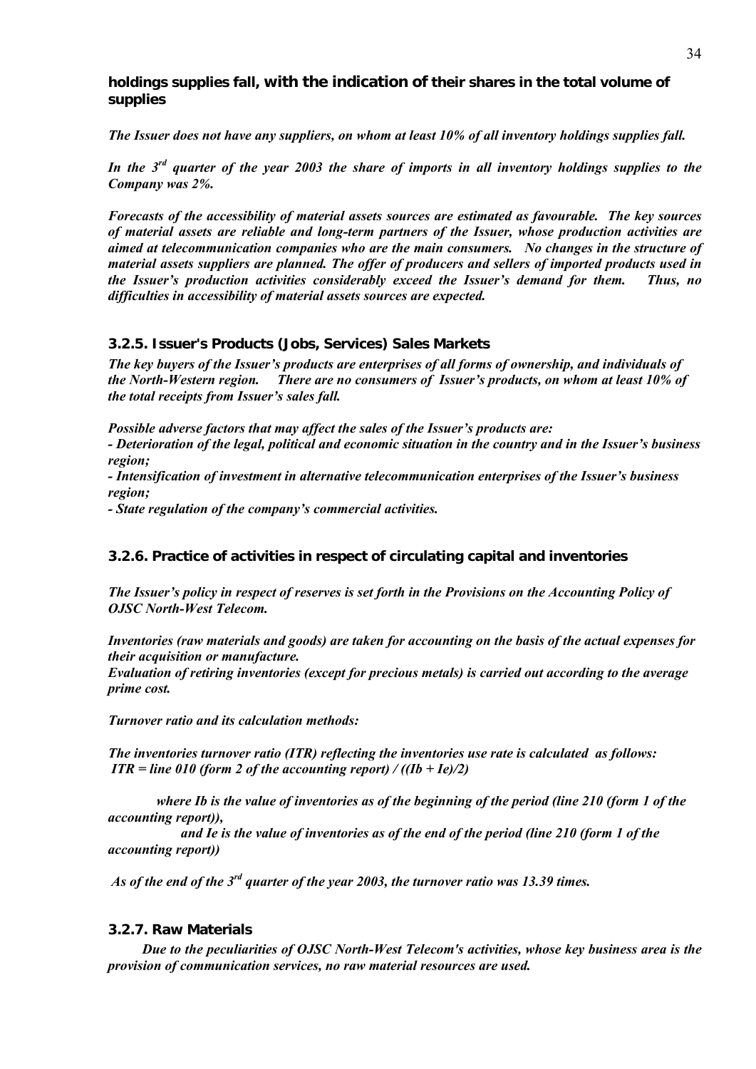**holdings supplies fall, with the indication of their shares in the total volume of supplies**

***The Issuer does not have any suppliers, on whom at least 10% of all inventory holdings supplies fall.***

***In the 3rd quarter of the year 2003 the share of imports in all inventory holdings supplies to the Company was 2%.***

***Forecasts of the accessibility of material assets sources are estimated as favourable. The key sources of material assets are reliable and long-term partners of the Issuer, whose production activities are aimed at telecommunication companies who are the main consumers. No changes in the structure of material assets suppliers are planned. The offer of producers and sellers of imported products used in the Issuer's production activities considerably exceed the Issuer's demand for them. Thus, no difficulties in accessibility of material assets sources are expected.***

### 3.2.5. Issuer's Products (Jobs, Services) Sales Markets

***The key buyers of the Issuer's products are enterprises of all forms of ownership, and individuals of the North-Western region. There are no consumers of Issuer's products, on whom at least 10% of the total receipts from Issuer's sales fall.***

***Possible adverse factors that may affect the sales of the Issuer's products are:***
***- Deterioration of the legal, political and economic situation in the country and in the Issuer's business region;***
***- Intensification of investment in alternative telecommunication enterprises of the Issuer's business region;***
***- State regulation of the company's commercial activities.***

### 3.2.6. Practice of activities in respect of circulating capital and inventories

***The Issuer's policy in respect of reserves is set forth in the Provisions on the Accounting Policy of OJSC North-West Telecom.***

***Inventories (raw materials and goods) are taken for accounting on the basis of the actual expenses for their acquisition or manufacture.***
***Evaluation of retiring inventories (except for precious metals) is carried out according to the average prime cost.***

***Turnover ratio and its calculation methods:***

***The inventories turnover ratio (ITR) reflecting the inventories use rate is calculated as follows:***
***ITR = line 010 (form 2 of the accounting report) / ((Ib + Ie)/2)***

***where Ib is the value of inventories as of the beginning of the period (line 210 (form 1 of the accounting report)),***
***and Ie is the value of inventories as of the end of the period (line 210 (form 1 of the accounting report))***

***As of the end of the 3rd quarter of the year 2003, the turnover ratio was 13.39 times.***

### 3.2.7. Raw Materials

***Due to the peculiarities of OJSC North-West Telecom's activities, whose key business area is the provision of communication services, no raw material resources are used.***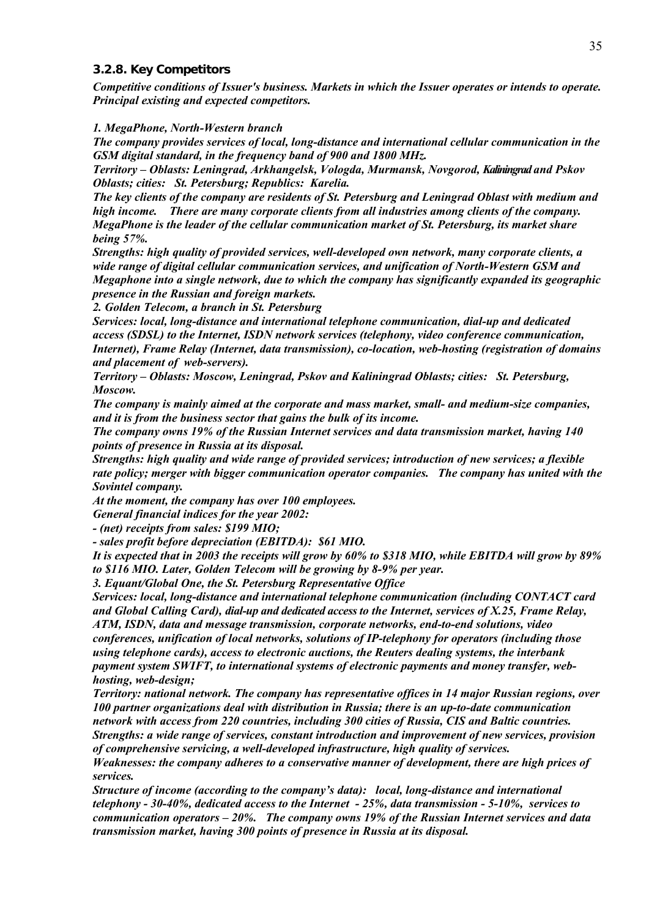### 3.2.8. Key Competitors

***Competitive conditions of Issuer's business. Markets in which the Issuer operates or intends to operate. Principal existing and expected competitors.***

***1. MegaPhone, North-Western branch***

***The company provides services of local, long-distance and international cellular communication in the GSM digital standard, in the frequency band of 900 and 1800 MHz.***

***Territory – Oblasts: Leningrad, Arkhangelsk, Vologda, Murmansk, Novgorod, Kaliningrad and Pskov Oblasts; cities: St. Petersburg; Republics: Karelia.***

***The key clients of the company are residents of St. Petersburg and Leningrad Oblast with medium and high income. There are many corporate clients from all industries among clients of the company. MegaPhone is the leader of the cellular communication market of St. Petersburg, its market share being 57%.***

***Strengths: high quality of provided services, well-developed own network, many corporate clients, a wide range of digital cellular communication services, and unification of North-Western GSM and Megaphone into a single network, due to which the company has significantly expanded its geographic presence in the Russian and foreign markets.***

***2. Golden Telecom, a branch in St. Petersburg***

***Services: local, long-distance and international telephone communication, dial-up and dedicated access (SDSL) to the Internet, ISDN network services (telephony, video conference communication, Internet), Frame Relay (Internet, data transmission), co-location, web-hosting (registration of domains and placement of web-servers).***

***Territory – Oblasts: Moscow, Leningrad, Pskov and Kaliningrad Oblasts; cities: St. Petersburg, Moscow.***

***The company is mainly aimed at the corporate and mass market, small- and medium-size companies, and it is from the business sector that gains the bulk of its income.***

***The company owns 19% of the Russian Internet services and data transmission market, having 140 points of presence in Russia at its disposal.***

***Strengths: high quality and wide range of provided services; introduction of new services; a flexible rate policy; merger with bigger communication operator companies. The company has united with the Sovintel company.***

***At the moment, the company has over 100 employees.***

***General financial indices for the year 2002:***

***- (net) receipts from sales: $199 MIO;***

***- sales profit before depreciation (EBITDA): $61 MIO.***

***It is expected that in 2003 the receipts will grow by 60% to $318 MIO, while EBITDA will grow by 89% to $116 MIO. Later, Golden Telecom will be growing by 8-9% per year.***

***3. Equant/Global One, the St. Petersburg Representative Office***

***Services: local, long-distance and international telephone communication (including CONTACT card and Global Calling Card), dial-up and dedicated access to the Internet, services of X.25, Frame Relay, ATM, ISDN, data and message transmission, corporate networks, end-to-end solutions, video conferences, unification of local networks, solutions of IP-telephony for operators (including those using telephone cards), access to electronic auctions, the Reuters dealing systems, the interbank payment system SWIFT, to international systems of electronic payments and money transfer, web-hosting, web-design;***

***Territory: national network. The company has representative offices in 14 major Russian regions, over 100 partner organizations deal with distribution in Russia; there is an up-to-date communication network with access from 220 countries, including 300 cities of Russia, CIS and Baltic countries.***

***Strengths: a wide range of services, constant introduction and improvement of new services, provision of comprehensive servicing, a well-developed infrastructure, high quality of services.***

***Weaknesses: the company adheres to a conservative manner of development, there are high prices of services.***

***Structure of income (according to the company's data): local, long-distance and international telephony - 30-40%, dedicated access to the Internet - 25%, data transmission - 5-10%, services to communication operators – 20%. The company owns 19% of the Russian Internet services and data transmission market, having 300 points of presence in Russia at its disposal.***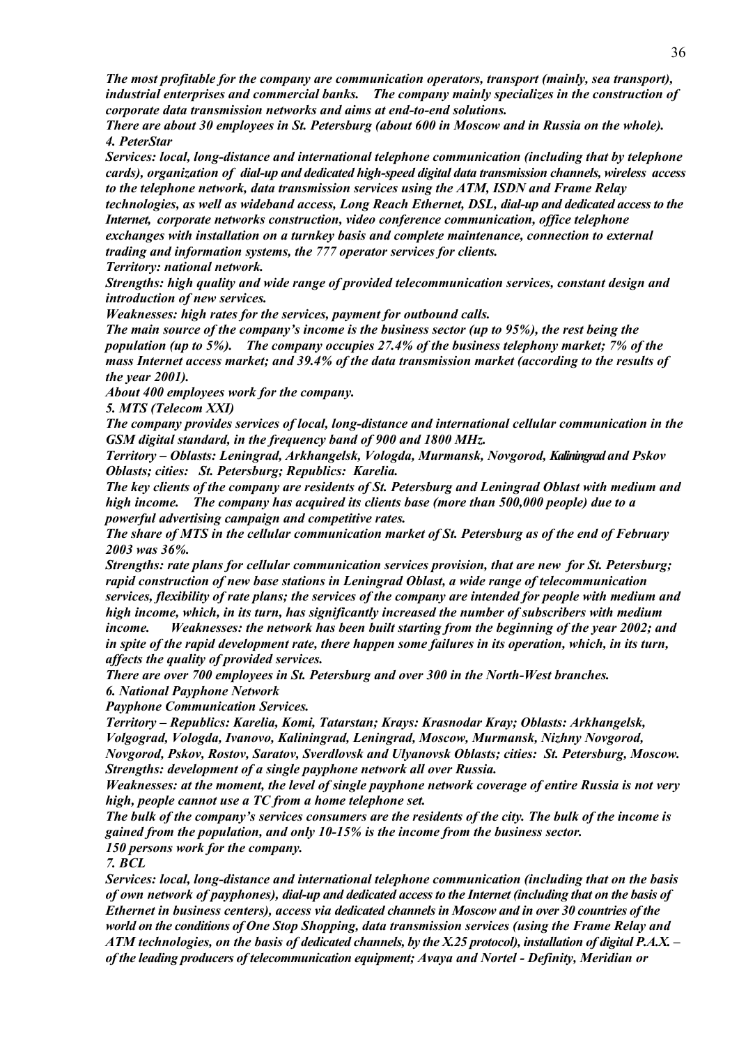*The most profitable for the company are communication operators, transport (mainly, sea transport), industrial enterprises and commercial banks. The company mainly specializes in the construction of corporate data transmission networks and aims at end-to-end solutions.*

*There are about 30 employees in St. Petersburg (about 600 in Moscow and in Russia on the whole).*

*4. PeterStar*

*Services: local, long-distance and international telephone communication (including that by telephone cards), organization of dial-up and dedicated high-speed digital data transmission channels, wireless access to the telephone network, data transmission services using the ATM, ISDN and Frame Relay technologies, as well as wideband access, Long Reach Ethernet, DSL, dial-up and dedicated access to the Internet, corporate networks construction, video conference communication, office telephone exchanges with installation on a turnkey basis and complete maintenance, connection to external trading and information systems, the 777 operator services for clients.*

*Territory: national network.*

*Strengths: high quality and wide range of provided telecommunication services, constant design and introduction of new services.*

*Weaknesses: high rates for the services, payment for outbound calls.*

*The main source of the company's income is the business sector (up to 95%), the rest being the population (up to 5%). The company occupies 27.4% of the business telephony market; 7% of the mass Internet access market; and 39.4% of the data transmission market (according to the results of the year 2001).*

*About 400 employees work for the company.*

*5. MTS (Telecom XXI)*

*The company provides services of local, long-distance and international cellular communication in the GSM digital standard, in the frequency band of 900 and 1800 MHz.*

*Territory – Oblasts: Leningrad, Arkhangelsk, Vologda, Murmansk, Novgorod, Kaliningrad and Pskov Oblasts; cities: St. Petersburg; Republics: Karelia.*

*The key clients of the company are residents of St. Petersburg and Leningrad Oblast with medium and high income. The company has acquired its clients base (more than 500,000 people) due to a powerful advertising campaign and competitive rates.*

*The share of MTS in the cellular communication market of St. Petersburg as of the end of February 2003 was 36%.*

*Strengths: rate plans for cellular communication services provision, that are new for St. Petersburg; rapid construction of new base stations in Leningrad Oblast, a wide range of telecommunication services, flexibility of rate plans; the services of the company are intended for people with medium and high income, which, in its turn, has significantly increased the number of subscribers with medium income. Weaknesses: the network has been built starting from the beginning of the year 2002; and in spite of the rapid development rate, there happen some failures in its operation, which, in its turn, affects the quality of provided services.*

*There are over 700 employees in St. Petersburg and over 300 in the North-West branches.*

*6. National Payphone Network*

*Payphone Communication Services.*

*Territory – Republics: Karelia, Komi, Tatarstan; Krays: Krasnodar Kray; Oblasts: Arkhangelsk, Volgograd, Vologda, Ivanovo, Kaliningrad, Leningrad, Moscow, Murmansk, Nizhny Novgorod, Novgorod, Pskov, Rostov, Saratov, Sverdlovsk and Ulyanovsk Oblasts; cities: St. Petersburg, Moscow.*

*Strengths: development of a single payphone network all over Russia.*

*Weaknesses: at the moment, the level of single payphone network coverage of entire Russia is not very high, people cannot use a TC from a home telephone set.*

*The bulk of the company's services consumers are the residents of the city. The bulk of the income is gained from the population, and only 10-15% is the income from the business sector.*

*150 persons work for the company.*

*7. BCL*

*Services: local, long-distance and international telephone communication (including that on the basis of own network of payphones), dial-up and dedicated access to the Internet (including that on the basis of Ethernet in business centers), access via dedicated channels in Moscow and in over 30 countries of the world on the conditions of One Stop Shopping, data transmission services (using the Frame Relay and ATM technologies, on the basis of dedicated channels, by the X.25 protocol), installation of digital P.A.X. – of the leading producers of telecommunication equipment; Avaya and Nortel - Definity, Meridian or*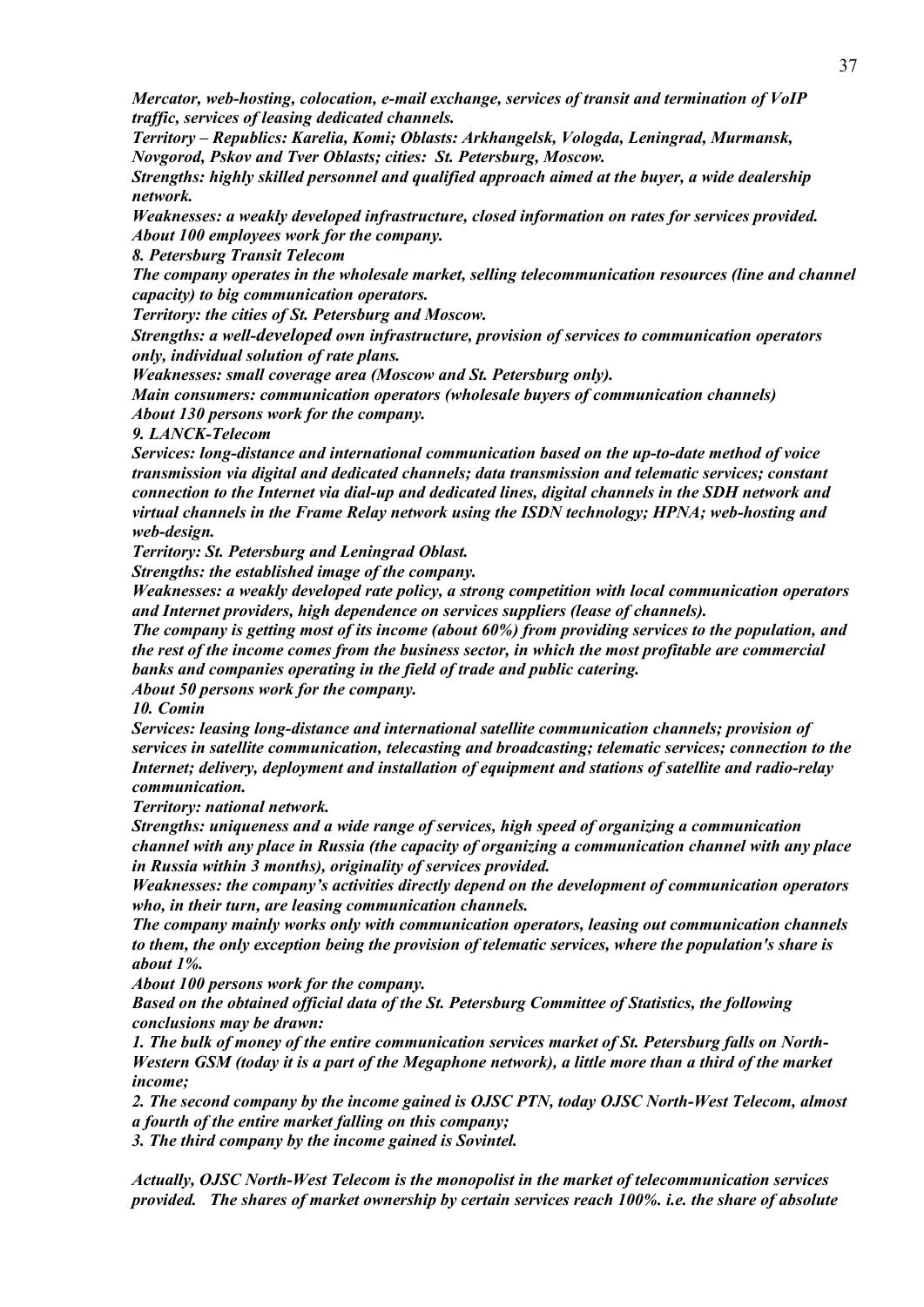*Mercator, web-hosting, colocation, e-mail exchange, services of transit and termination of VoIP traffic, services of leasing dedicated channels.*

*Territory – Republics: Karelia, Komi; Oblasts: Arkhangelsk, Vologda, Leningrad, Murmansk, Novgorod, Pskov and Tver Oblasts; cities: St. Petersburg, Moscow.*

*Strengths: highly skilled personnel and qualified approach aimed at the buyer, a wide dealership network.*

*Weaknesses: a weakly developed infrastructure, closed information on rates for services provided.*

*About 100 employees work for the company.*

***8. Petersburg Transit Telecom***

*The company operates in the wholesale market, selling telecommunication resources (line and channel capacity) to big communication operators.*

*Territory: the cities of St. Petersburg and Moscow.*

*Strengths: a well-developed own infrastructure, provision of services to communication operators only, individual solution of rate plans.*

*Weaknesses: small coverage area (Moscow and St. Petersburg only).*

*Main consumers: communication operators (wholesale buyers of communication channels)*

*About 130 persons work for the company.*

***9. LANCK-Telecom***

*Services: long-distance and international communication based on the up-to-date method of voice transmission via digital and dedicated channels; data transmission and telematic services; constant connection to the Internet via dial-up and dedicated lines, digital channels in the SDH network and virtual channels in the Frame Relay network using the ISDN technology; HPNA; web-hosting and web-design.*

*Territory: St. Petersburg and Leningrad Oblast.*

*Strengths: the established image of the company.*

*Weaknesses: a weakly developed rate policy, a strong competition with local communication operators and Internet providers, high dependence on services suppliers (lease of channels).*

*The company is getting most of its income (about 60%) from providing services to the population, and the rest of the income comes from the business sector, in which the most profitable are commercial banks and companies operating in the field of trade and public catering.*

*About 50 persons work for the company.*

***10. Comin***

*Services: leasing long-distance and international satellite communication channels; provision of services in satellite communication, telecasting and broadcasting; telematic services; connection to the Internet; delivery, deployment and installation of equipment and stations of satellite and radio-relay communication.*

*Territory: national network.*

*Strengths: uniqueness and a wide range of services, high speed of organizing a communication channel with any place in Russia (the capacity of organizing a communication channel with any place in Russia within 3 months), originality of services provided.*

*Weaknesses: the company's activities directly depend on the development of communication operators who, in their turn, are leasing communication channels.*

*The company mainly works only with communication operators, leasing out communication channels to them, the only exception being the provision of telematic services, where the population's share is about 1%.*

*About 100 persons work for the company.*

*Based on the obtained official data of the St. Petersburg Committee of Statistics, the following conclusions may be drawn:*

*1. The bulk of money of the entire communication services market of St. Petersburg falls on North-Western GSM (today it is a part of the Megaphone network), a little more than a third of the market income;*

*2. The second company by the income gained is OJSC PTN, today OJSC North-West Telecom, almost a fourth of the entire market falling on this company;*

*3. The third company by the income gained is Sovintel.*

*Actually, OJSC North-West Telecom is the monopolist in the market of telecommunication services provided. The shares of market ownership by certain services reach 100%. i.e. the share of absolute*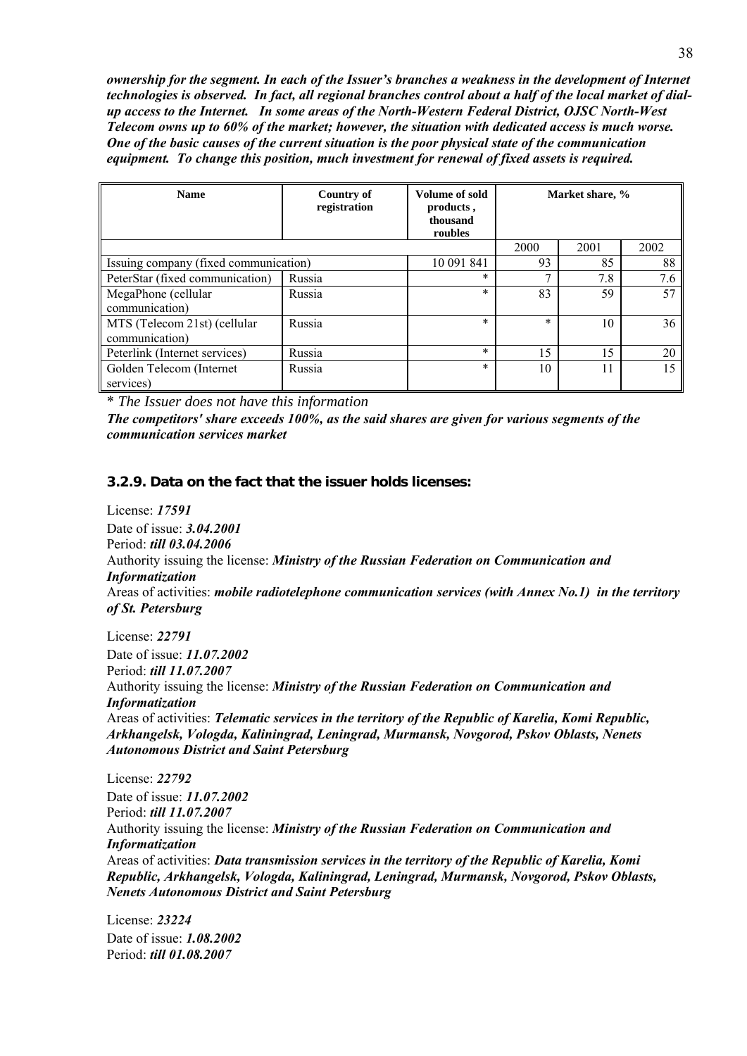***ownership for the segment. In each of the Issuer's branches a weakness in the development of Internet technologies is observed. In fact, all regional branches control about a half of the local market of dial-up access to the Internet. In some areas of the North-Western Federal District, OJSC North-West Telecom owns up to 60% of the market; however, the situation with dedicated access is much worse. One of the basic causes of the current situation is the poor physical state of the communication equipment. To change this position, much investment for renewal of fixed assets is required.***

| Name | Country of registration | Volume of sold products, thousand roubles | Market share, % | | |
|---|---|---|---|---|---|
| | | | 2000 | 2001 | 2002 |
| Issuing company (fixed communication) | | 10 091 841 | 93 | 85 | 88 |
| PeterStar (fixed communication) | Russia | * | 7 | 7.8 | 7.6 |
| MegaPhone (cellular communication) | Russia | * | 83 | 59 | 57 |
| MTS (Telecom 21st) (cellular communication) | Russia | * | * | 10 | 36 |
| Peterlink (Internet services) | Russia | * | 15 | 15 | 20 |
| Golden Telecom (Internet services) | Russia | * | 10 | 11 | 15 |

\* *The Issuer does not have this information*

***The competitors' share exceeds 100%, as the said shares are given for various segments of the communication services market***

### 3.2.9. Data on the fact that the issuer holds licenses:

License: ***17591***
Date of issue: ***3.04.2001***
Period: ***till 03.04.2006***
Authority issuing the license: ***Ministry of the Russian Federation on Communication and Informatization***
Areas of activities: ***mobile radiotelephone communication services (with Annex No.1) in the territory of St. Petersburg***

License: ***22791***
Date of issue: ***11.07.2002***
Period: ***till 11.07.2007***
Authority issuing the license: ***Ministry of the Russian Federation on Communication and Informatization***
Areas of activities: ***Telematic services in the territory of the Republic of Karelia, Komi Republic, Arkhangelsk, Vologda, Kaliningrad, Leningrad, Murmansk, Novgorod, Pskov Oblasts, Nenets Autonomous District and Saint Petersburg***

License: ***22792***
Date of issue: ***11.07.2002***
Period: ***till 11.07.2007***
Authority issuing the license: ***Ministry of the Russian Federation on Communication and Informatization***
Areas of activities: ***Data transmission services in the territory of the Republic of Karelia, Komi Republic, Arkhangelsk, Vologda, Kaliningrad, Leningrad, Murmansk, Novgorod, Pskov Oblasts, Nenets Autonomous District and Saint Petersburg***

License: ***23224***
Date of issue: ***1.08.2002***
Period: ***till 01.08.2007***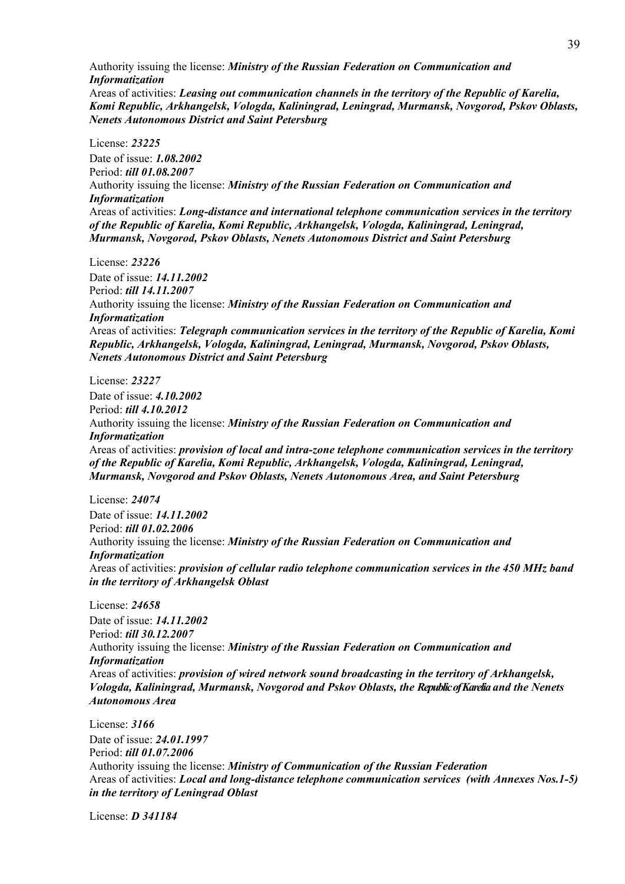Authority issuing the license: ***Ministry of the Russian Federation on Communication and Informatization***
Areas of activities: ***Leasing out communication channels in the territory of the Republic of Karelia, Komi Republic, Arkhangelsk, Vologda, Kaliningrad, Leningrad, Murmansk, Novgorod, Pskov Oblasts, Nenets Autonomous District and Saint Petersburg***

License: ***23225***
Date of issue: ***1.08.2002***
Period: ***till 01.08.2007***
Authority issuing the license: ***Ministry of the Russian Federation on Communication and Informatization***
Areas of activities: ***Long-distance and international telephone communication services in the territory of the Republic of Karelia, Komi Republic, Arkhangelsk, Vologda, Kaliningrad, Leningrad, Murmansk, Novgorod, Pskov Oblasts, Nenets Autonomous District and Saint Petersburg***

License: ***23226***
Date of issue: ***14.11.2002***
Period: ***till 14.11.2007***
Authority issuing the license: ***Ministry of the Russian Federation on Communication and Informatization***
Areas of activities: ***Telegraph communication services in the territory of the Republic of Karelia, Komi Republic, Arkhangelsk, Vologda, Kaliningrad, Leningrad, Murmansk, Novgorod, Pskov Oblasts, Nenets Autonomous District and Saint Petersburg***

License: ***23227***
Date of issue: ***4.10.2002***
Period: ***till 4.10.2012***
Authority issuing the license: ***Ministry of the Russian Federation on Communication and Informatization***
Areas of activities: ***provision of local and intra-zone telephone communication services in the territory of the Republic of Karelia, Komi Republic, Arkhangelsk, Vologda, Kaliningrad, Leningrad, Murmansk, Novgorod and Pskov Oblasts, Nenets Autonomous Area, and Saint Petersburg***

License: ***24074***
Date of issue: ***14.11.2002***
Period: ***till 01.02.2006***
Authority issuing the license: ***Ministry of the Russian Federation on Communication and Informatization***
Areas of activities: ***provision of cellular radio telephone communication services in the 450 MHz band in the territory of Arkhangelsk Oblast***

License: ***24658***
Date of issue: ***14.11.2002***
Period: ***till 30.12.2007***
Authority issuing the license: ***Ministry of the Russian Federation on Communication and Informatization***
Areas of activities: ***provision of wired network sound broadcasting in the territory of Arkhangelsk, Vologda, Kaliningrad, Murmansk, Novgorod and Pskov Oblasts, the Republic of Karelia and the Nenets Autonomous Area***

License: ***3166***
Date of issue: ***24.01.1997***
Period: ***till 01.07.2006***
Authority issuing the license: ***Ministry of Communication of the Russian Federation***
Areas of activities: ***Local and long-distance telephone communication services (with Annexes Nos.1-5) in the territory of Leningrad Oblast***

License: ***D 341184***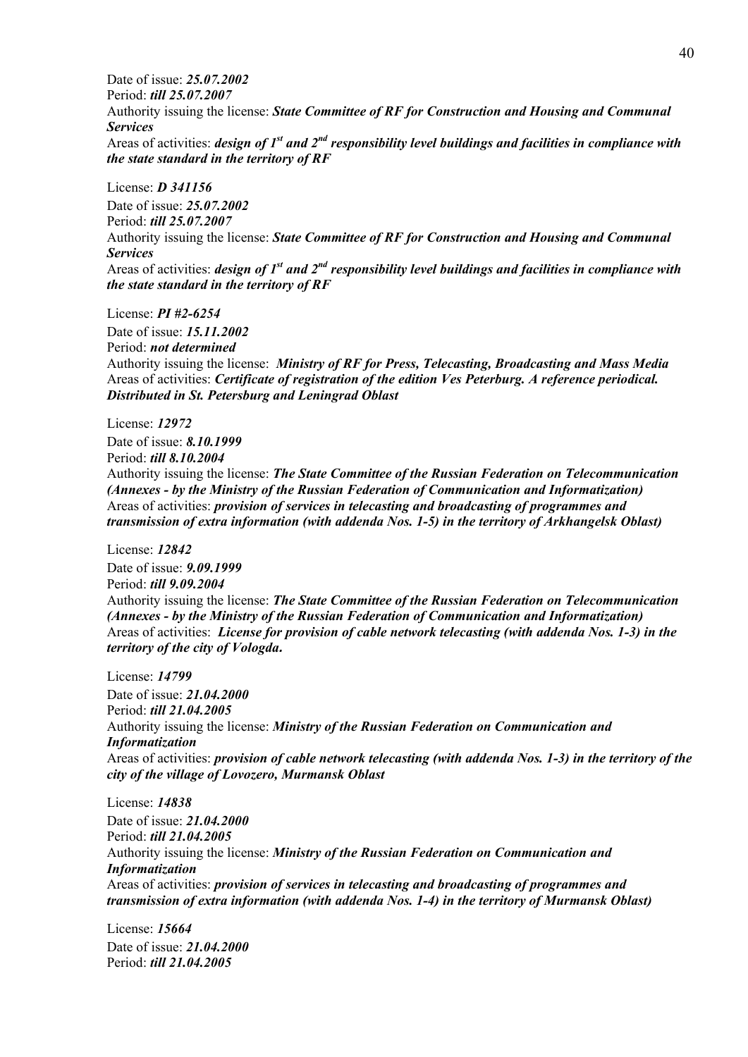Date of issue: ***25.07.2002***
Period: ***till 25.07.2007***
Authority issuing the license: ***State Committee of RF for Construction and Housing and Communal Services***
Areas of activities: ***design of 1st and 2nd responsibility level buildings and facilities in compliance with the state standard in the territory of RF***

License: ***D 341156***
Date of issue: ***25.07.2002***
Period: ***till 25.07.2007***
Authority issuing the license: ***State Committee of RF for Construction and Housing and Communal Services***
Areas of activities: ***design of 1st and 2nd responsibility level buildings and facilities in compliance with the state standard in the territory of RF***

License: ***PI #2-6254***
Date of issue: ***15.11.2002***
Period: ***not determined***
Authority issuing the license: ***Ministry of RF for Press, Telecasting, Broadcasting and Mass Media***
Areas of activities: ***Certificate of registration of the edition Ves Peterburg. A reference periodical. Distributed in St. Petersburg and Leningrad Oblast***

License: ***12972***
Date of issue: ***8.10.1999***
Period: ***till 8.10.2004***
Authority issuing the license: ***The State Committee of the Russian Federation on Telecommunication (Annexes - by the Ministry of the Russian Federation of Communication and Informatization)***
Areas of activities: ***provision of services in telecasting and broadcasting of programmes and transmission of extra information (with addenda Nos. 1-5) in the territory of Arkhangelsk Oblast)***

License: ***12842***
Date of issue: ***9.09.1999***
Period: ***till 9.09.2004***
Authority issuing the license: ***The State Committee of the Russian Federation on Telecommunication (Annexes - by the Ministry of the Russian Federation of Communication and Informatization)***
Areas of activities: ***License for provision of cable network telecasting (with addenda Nos. 1-3) in the territory of the city of Vologda.***

License: ***14799***
Date of issue: ***21.04.2000***
Period: ***till 21.04.2005***
Authority issuing the license: ***Ministry of the Russian Federation on Communication and Informatization***
Areas of activities: ***provision of cable network telecasting (with addenda Nos. 1-3) in the territory of the city of the village of Lovozero, Murmansk Oblast***

License: ***14838***
Date of issue: ***21.04.2000***
Period: ***till 21.04.2005***
Authority issuing the license: ***Ministry of the Russian Federation on Communication and Informatization***
Areas of activities: ***provision of services in telecasting and broadcasting of programmes and transmission of extra information (with addenda Nos. 1-4) in the territory of Murmansk Oblast)***

License: ***15664***
Date of issue: ***21.04.2000***
Period: ***till 21.04.2005***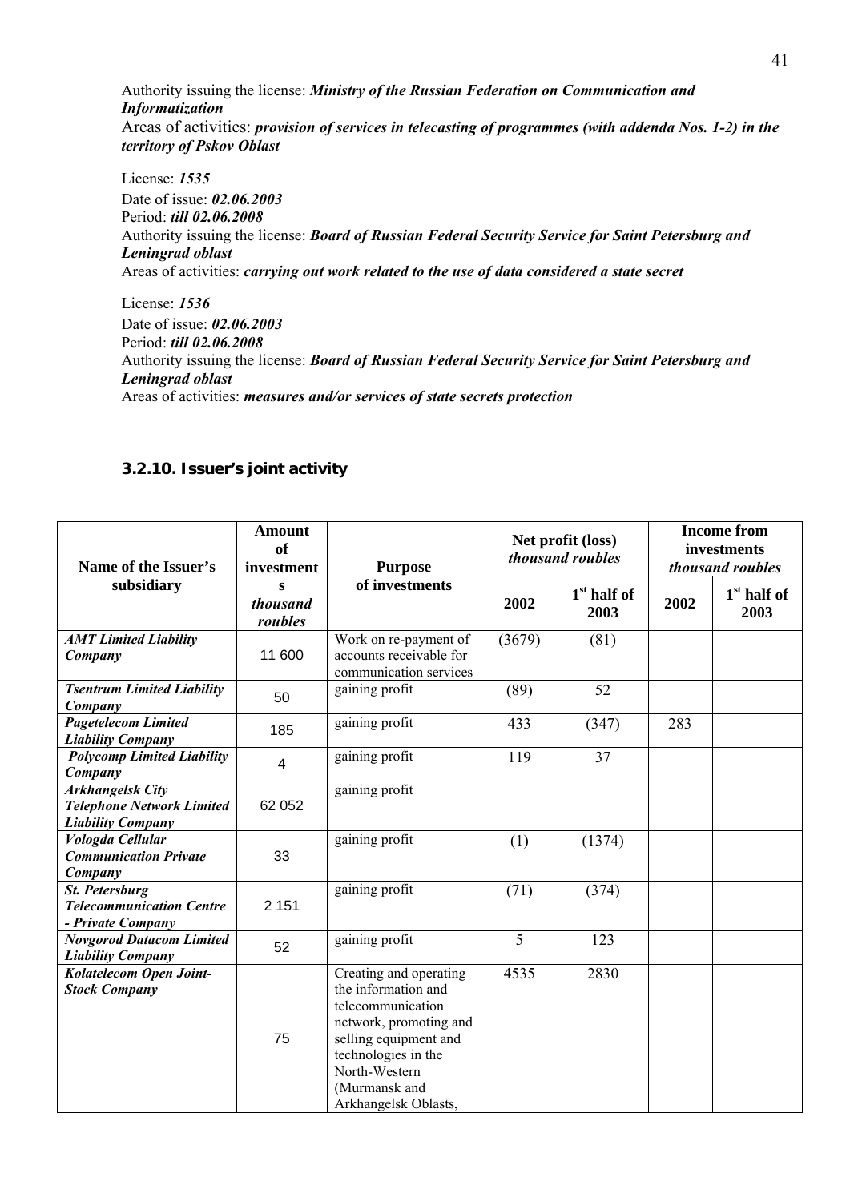Authority issuing the license: ***Ministry of the Russian Federation on Communication and Informatization***
Areas of activities: ***provision of services in telecasting of programmes (with addenda Nos. 1-2) in the territory of Pskov Oblast***

License: ***1535***
Date of issue: ***02.06.2003***
Period: ***till 02.06.2008***
Authority issuing the license: ***Board of Russian Federal Security Service for Saint Petersburg and Leningrad oblast***
Areas of activities: ***carrying out work related to the use of data considered a state secret***

License: ***1536***
Date of issue: ***02.06.2003***
Period: ***till 02.06.2008***
Authority issuing the license: ***Board of Russian Federal Security Service for Saint Petersburg and Leningrad oblast***
Areas of activities: ***measures and/or services of state secrets protection***

### 3.2.10. Issuer's joint activity

| Name of the Issuer's subsidiary | Amount of investments *thousand roubles* | Purpose of investments | Net profit (loss) *thousand roubles* | | Income from investments *thousand roubles* | |
|---|---|---|---|---|---|---|
| | | | 2002 | 1st half of 2003 | 2002 | 1st half of 2003 |
| ***AMT Limited Liability Company*** | 11 600 | Work on re-payment of accounts receivable for communication services | (3679) | (81) | | |
| ***Tsentrum Limited Liability Company*** | 50 | gaining profit | (89) | 52 | | |
| ***Pagetelecom Limited Liability Company*** | 185 | gaining profit | 433 | (347) | 283 | |
| ***Polycomp Limited Liability Company*** | 4 | gaining profit | 119 | 37 | | |
| ***Arkhangelsk City Telephone Network Limited Liability Company*** | 62 052 | gaining profit | | | | |
| ***Vologda Cellular Communication Private Company*** | 33 | gaining profit | (1) | (1374) | | |
| ***St. Petersburg Telecommunication Centre - Private Company*** | 2 151 | gaining profit | (71) | (374) | | |
| ***Novgorod Datacom Limited Liability Company*** | 52 | gaining profit | 5 | 123 | | |
| ***Kolatelecom Open Joint-Stock Company*** | 75 | Creating and operating the information and telecommunication network, promoting and selling equipment and technologies in the North-Western (Murmansk and Arkhangelsk Oblasts, | 4535 | 2830 | | |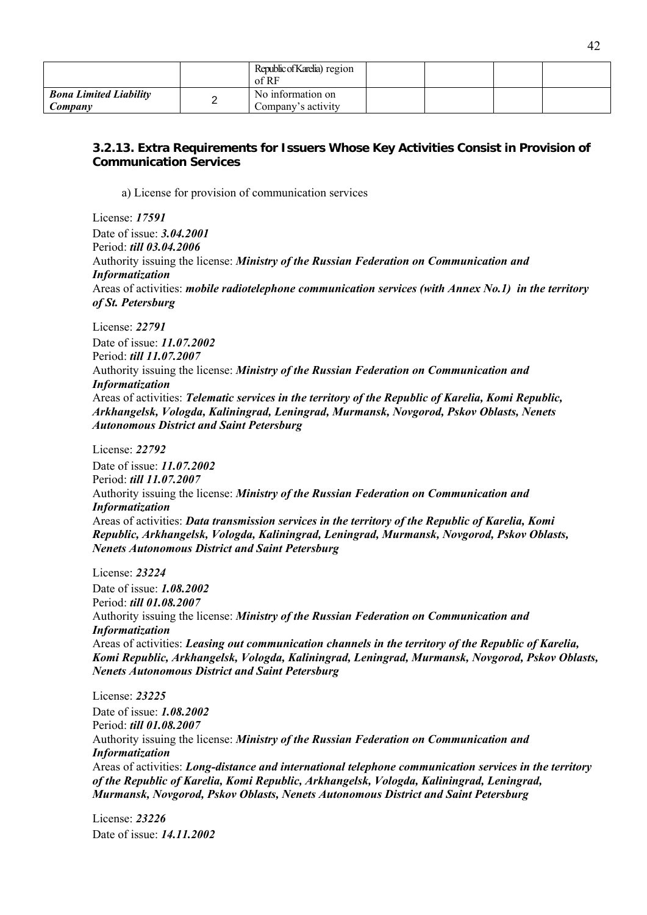|  |  | Republic of Karelia) region of RF |  |  |  |  |
| --- | --- | --- | --- | --- | --- | --- |
| ***Bona Limited Liability Company*** | 2 | No information on Company's activity |  |  |  |  |

### 3.2.13. Extra Requirements for Issuers Whose Key Activities Consist in Provision of Communication Services

a) License for provision of communication services

License: ***17591***
Date of issue: ***3.04.2001***
Period: ***till 03.04.2006***
Authority issuing the license: ***Ministry of the Russian Federation on Communication and Informatization***
Areas of activities: ***mobile radiotelephone communication services (with Annex No.1) in the territory of St. Petersburg***

License: ***22791***
Date of issue: ***11.07.2002***
Period: ***till 11.07.2007***
Authority issuing the license: ***Ministry of the Russian Federation on Communication and Informatization***
Areas of activities: ***Telematic services in the territory of the Republic of Karelia, Komi Republic, Arkhangelsk, Vologda, Kaliningrad, Leningrad, Murmansk, Novgorod, Pskov Oblasts, Nenets Autonomous District and Saint Petersburg***

License: ***22792***
Date of issue: ***11.07.2002***
Period: ***till 11.07.2007***
Authority issuing the license: ***Ministry of the Russian Federation on Communication and Informatization***
Areas of activities: ***Data transmission services in the territory of the Republic of Karelia, Komi Republic, Arkhangelsk, Vologda, Kaliningrad, Leningrad, Murmansk, Novgorod, Pskov Oblasts, Nenets Autonomous District and Saint Petersburg***

License: ***23224***
Date of issue: ***1.08.2002***
Period: ***till 01.08.2007***
Authority issuing the license: ***Ministry of the Russian Federation on Communication and Informatization***
Areas of activities: ***Leasing out communication channels in the territory of the Republic of Karelia, Komi Republic, Arkhangelsk, Vologda, Kaliningrad, Leningrad, Murmansk, Novgorod, Pskov Oblasts, Nenets Autonomous District and Saint Petersburg***

License: ***23225***
Date of issue: ***1.08.2002***
Period: ***till 01.08.2007***
Authority issuing the license: ***Ministry of the Russian Federation on Communication and Informatization***
Areas of activities: ***Long-distance and international telephone communication services in the territory of the Republic of Karelia, Komi Republic, Arkhangelsk, Vologda, Kaliningrad, Leningrad, Murmansk, Novgorod, Pskov Oblasts, Nenets Autonomous District and Saint Petersburg***

License: ***23226***
Date of issue: ***14.11.2002***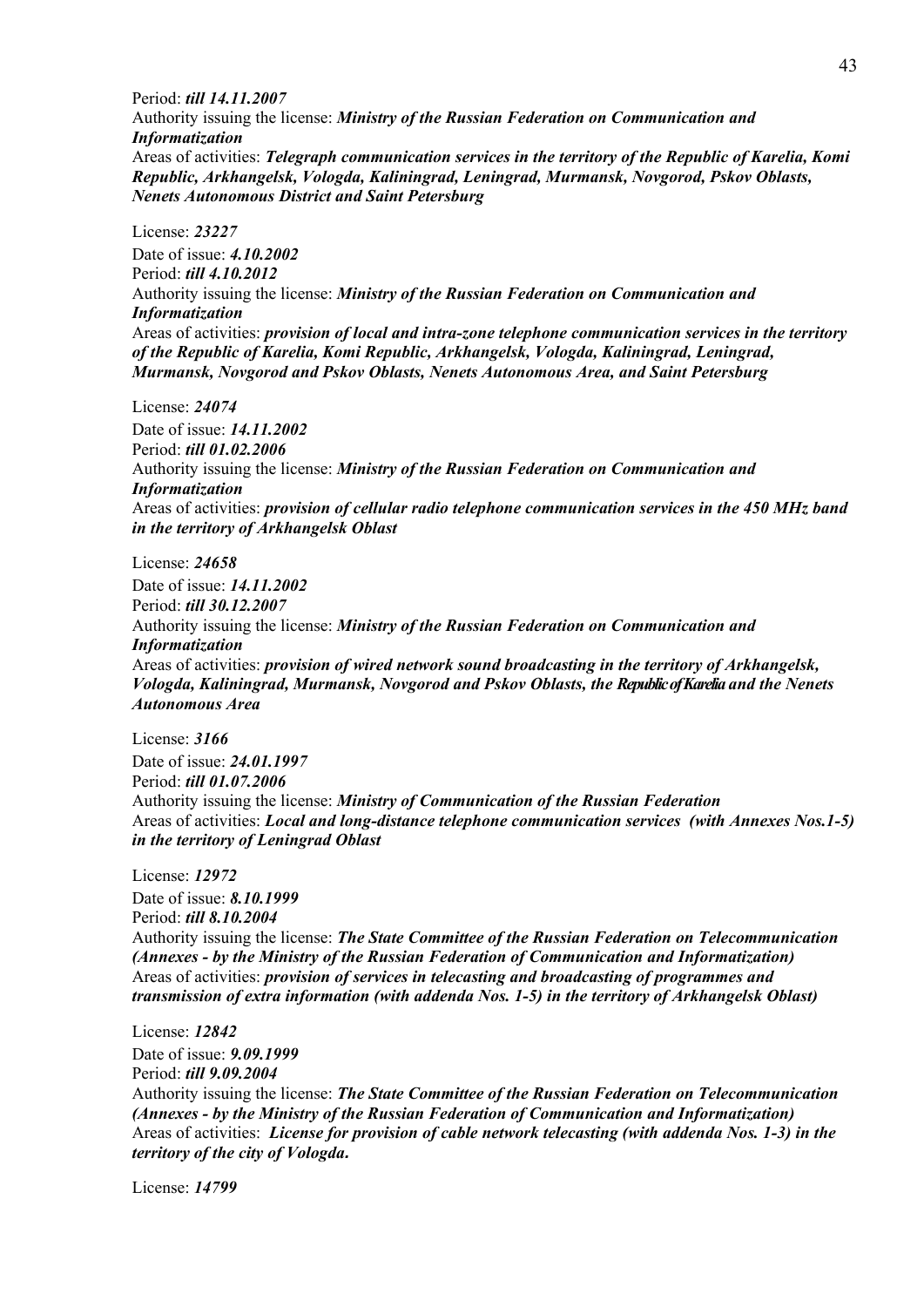Period: ***till 14.11.2007***
Authority issuing the license: ***Ministry of the Russian Federation on Communication and Informatization***
Areas of activities: ***Telegraph communication services in the territory of the Republic of Karelia, Komi Republic, Arkhangelsk, Vologda, Kaliningrad, Leningrad, Murmansk, Novgorod, Pskov Oblasts, Nenets Autonomous District and Saint Petersburg***

License: ***23227***
Date of issue: ***4.10.2002***
Period: ***till 4.10.2012***
Authority issuing the license: ***Ministry of the Russian Federation on Communication and Informatization***
Areas of activities: ***provision of local and intra-zone telephone communication services in the territory of the Republic of Karelia, Komi Republic, Arkhangelsk, Vologda, Kaliningrad, Leningrad, Murmansk, Novgorod and Pskov Oblasts, Nenets Autonomous Area, and Saint Petersburg***

License: ***24074***
Date of issue: ***14.11.2002***
Period: ***till 01.02.2006***
Authority issuing the license: ***Ministry of the Russian Federation on Communication and Informatization***
Areas of activities: ***provision of cellular radio telephone communication services in the 450 MHz band in the territory of Arkhangelsk Oblast***

License: ***24658***
Date of issue: ***14.11.2002***
Period: ***till 30.12.2007***
Authority issuing the license: ***Ministry of the Russian Federation on Communication and Informatization***
Areas of activities: ***provision of wired network sound broadcasting in the territory of Arkhangelsk, Vologda, Kaliningrad, Murmansk, Novgorod and Pskov Oblasts, the Republic of Karelia and the Nenets Autonomous Area***

License: ***3166***
Date of issue: ***24.01.1997***
Period: ***till 01.07.2006***
Authority issuing the license: ***Ministry of Communication of the Russian Federation***
Areas of activities: ***Local and long-distance telephone communication services (with Annexes Nos.1-5) in the territory of Leningrad Oblast***

License: ***12972***
Date of issue: ***8.10.1999***
Period: ***till 8.10.2004***
Authority issuing the license: ***The State Committee of the Russian Federation on Telecommunication (Annexes - by the Ministry of the Russian Federation of Communication and Informatization)***
Areas of activities: ***provision of services in telecasting and broadcasting of programmes and transmission of extra information (with addenda Nos. 1-5) in the territory of Arkhangelsk Oblast)***

License: ***12842***
Date of issue: ***9.09.1999***
Period: ***till 9.09.2004***
Authority issuing the license: ***The State Committee of the Russian Federation on Telecommunication (Annexes - by the Ministry of the Russian Federation of Communication and Informatization)***
Areas of activities: ***License for provision of cable network telecasting (with addenda Nos. 1-3) in the territory of the city of Vologda.***

License: ***14799***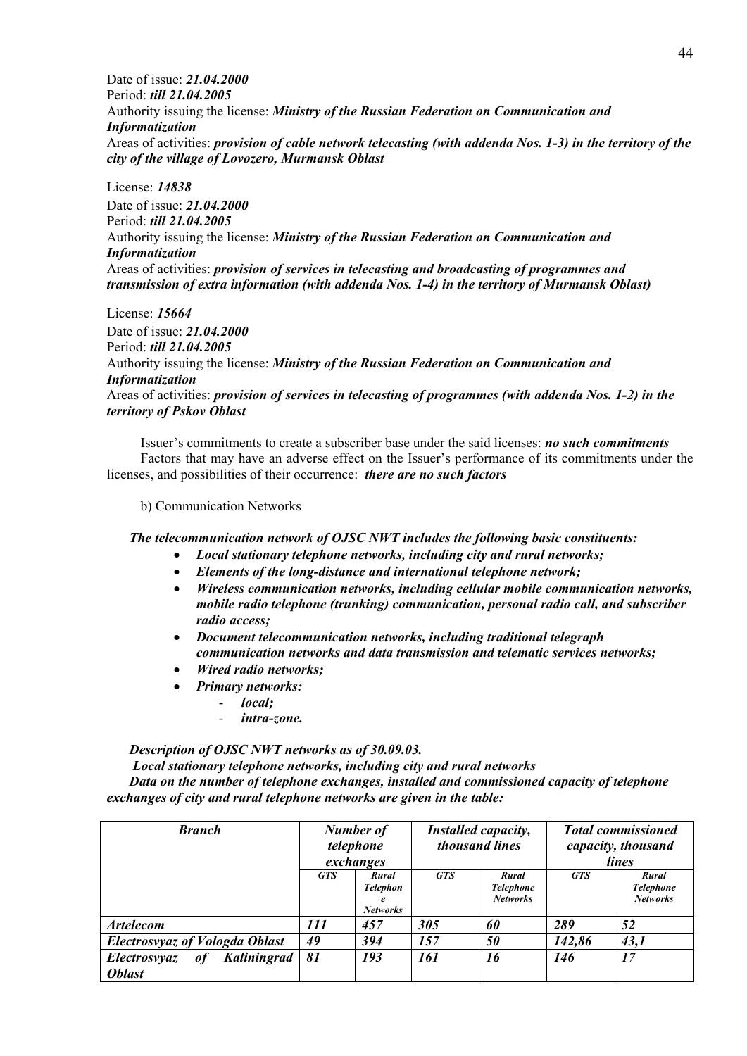Date of issue: ***21.04.2000***
Period: ***till 21.04.2005***
Authority issuing the license: ***Ministry of the Russian Federation on Communication and Informatization***
Areas of activities: ***provision of cable network telecasting (with addenda Nos. 1-3) in the territory of the city of the village of Lovozero, Murmansk Oblast***

License: ***14838***
Date of issue: ***21.04.2000***
Period: ***till 21.04.2005***
Authority issuing the license: ***Ministry of the Russian Federation on Communication and Informatization***
Areas of activities: ***provision of services in telecasting and broadcasting of programmes and transmission of extra information (with addenda Nos. 1-4) in the territory of Murmansk Oblast)***

License: ***15664***
Date of issue: ***21.04.2000***
Period: ***till 21.04.2005***
Authority issuing the license: ***Ministry of the Russian Federation on Communication and Informatization***
Areas of activities: ***provision of services in telecasting of programmes (with addenda Nos. 1-2) in the territory of Pskov Oblast***

Issuer's commitments to create a subscriber base under the said licenses: ***no such commitments***
Factors that may have an adverse effect on the Issuer's performance of its commitments under the licenses, and possibilities of their occurrence: ***there are no such factors***

b) Communication Networks

***The telecommunication network of OJSC NWT includes the following basic constituents:***

- ***Local stationary telephone networks, including city and rural networks;***
- ***Elements of the long-distance and international telephone network;***
- ***Wireless communication networks, including cellular mobile communication networks, mobile radio telephone (trunking) communication, personal radio call, and subscriber radio access;***
- ***Document telecommunication networks, including traditional telegraph communication networks and data transmission and telematic services networks;***
- ***Wired radio networks;***
- ***Primary networks:***
  - ***local;***
  - ***intra-zone.***

***Description of OJSC NWT networks as of 30.09.03.***

***Local stationary telephone networks, including city and rural networks***

***Data on the number of telephone exchanges, installed and commissioned capacity of telephone exchanges of city and rural telephone networks are given in the table:***

| ***Branch*** | ***Number of telephone exchanges*** | | ***Installed capacity, thousand lines*** | | ***Total commissioned capacity, thousand lines*** | |
|---|---|---|---|---|---|---|
| | ***GTS*** | ***Rural Telephone Networks*** | ***GTS*** | ***Rural Telephone Networks*** | ***GTS*** | ***Rural Telephone Networks*** |
| ***Artelecom*** | ***111*** | ***457*** | ***305*** | ***60*** | ***289*** | ***52*** |
| ***Electrosvyaz of Vologda Oblast*** | ***49*** | ***394*** | ***157*** | ***50*** | ***142,86*** | ***43,1*** |
| ***Electrosvyaz of Kaliningrad Oblast*** | ***81*** | ***193*** | ***161*** | ***16*** | ***146*** | ***17*** |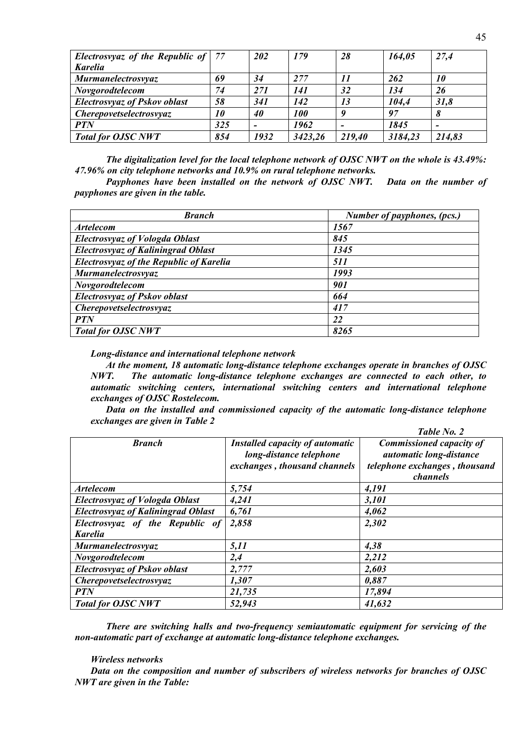| *Electrosvyaz of the Republic of Karelia* | *77* | *202* | *179* | *28* | *164,05* | *27,4* |
|---|---|---|---|---|---|---|
| *Murmanelectrosvyaz* | *69* | *34* | *277* | *11* | *262* | *10* |
| *Novgorodtelecom* | *74* | *271* | *141* | *32* | *134* | *26* |
| *Electrosvyaz of Pskov oblast* | *58* | *341* | *142* | *13* | *104,4* | *31,8* |
| *Cherepovetselectrosvyaz* | *10* | *40* | *100* | *9* | *97* | *8* |
| *PTN* | *325* | *-* | *1962* | *-* | *1845* | *-* |
| *Total for OJSC NWT* | *854* | *1932* | *3423,26* | *219,40* | *3184,23* | *214,83* |

***The digitalization level for the local telephone network of OJSC NWT on the whole is 43.49%: 47.96% on city telephone networks and 10.9% on rural telephone networks.***

***Payphones have been installed on the network of OJSC NWT. Data on the number of payphones are given in the table.***

| ***Branch*** | ***Number of payphones, (pcs.)*** |
|---|---|
| *Artelecom* | *1567* |
| *Electrosvyaz of Vologda Oblast* | *845* |
| *Electrosvyaz of Kaliningrad Oblast* | *1345* |
| *Electrosvyaz of the Republic of Karelia* | *511* |
| *Murmanelectrosvyaz* | *1993* |
| *Novgorodtelecom* | *901* |
| *Electrosvyaz of Pskov oblast* | *664* |
| *Cherepovetselectrosvyaz* | *417* |
| *PTN* | *22* |
| *Total for OJSC NWT* | *8265* |

***Long-distance and international telephone network***

***At the moment, 18 automatic long-distance telephone exchanges operate in branches of OJSC NWT. The automatic long-distance telephone exchanges are connected to each other, to automatic switching centers, international switching centers and international telephone exchanges of OJSC Rostelecom.***

***Data on the installed and commissioned capacity of the automatic long-distance telephone exchanges are given in Table 2***

***Table No. 2***

| ***Branch*** | ***Installed capacity of automatic long-distance telephone exchanges , thousand channels*** | ***Commissioned capacity of automatic long-distance telephone exchanges , thousand channels*** |
|---|---|---|
| *Artelecom* | *5,754* | *4,191* |
| *Electrosvyaz of Vologda Oblast* | *4,241* | *3,101* |
| *Electrosvyaz of Kaliningrad Oblast* | *6,761* | *4,062* |
| *Electrosvyaz of the Republic of Karelia* | *2,858* | *2,302* |
| *Murmanelectrosvyaz* | *5,11* | *4,38* |
| *Novgorodtelecom* | *2,4* | *2,212* |
| *Electrosvyaz of Pskov oblast* | *2,777* | *2,603* |
| *Cherepovetselectrosvyaz* | *1,307* | *0,887* |
| *PTN* | *21,735* | *17,894* |
| *Total for OJSC NWT* | *52,943* | *41,632* |

***There are switching halls and two-frequency semiautomatic equipment for servicing of the non-automatic part of exchange at automatic long-distance telephone exchanges.***

***Wireless networks***

***Data on the composition and number of subscribers of wireless networks for branches of OJSC NWT are given in the Table:***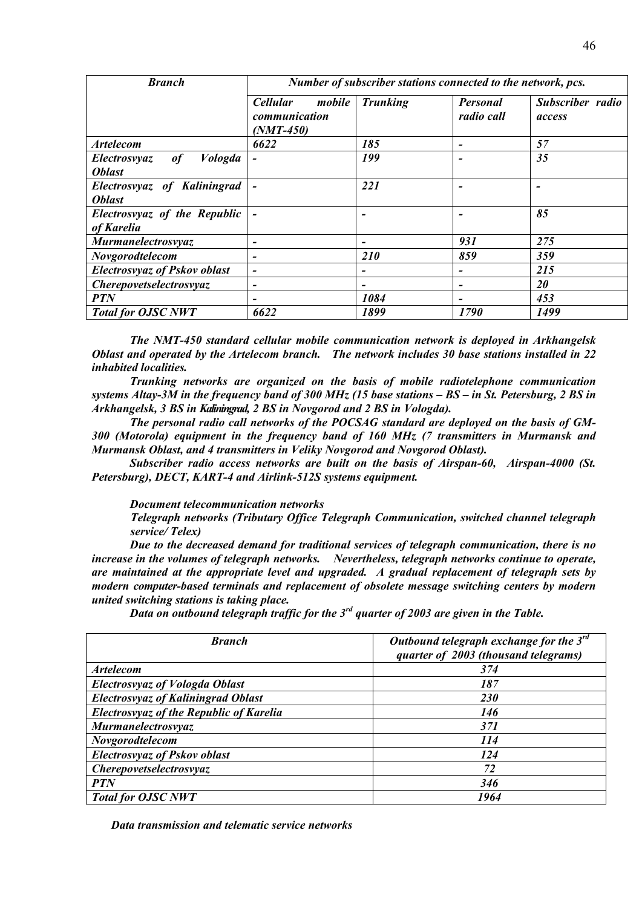| *Branch* | *Number of subscriber stations connected to the network, pcs.* | | | |
|---|---|---|---|---|
| | *Cellular mobile communication (NMT-450)* | *Trunking* | *Personal radio call* | *Subscriber radio access* |
| *Artelecom* | *6622* | *185* | *-* | *57* |
| *Electrosvyaz of Vologda Oblast* | *-* | *199* | *-* | *35* |
| *Electrosvyaz of Kaliningrad Oblast* | *-* | *221* | *-* | *-* |
| *Electrosvyaz of the Republic of Karelia* | *-* | *-* | *-* | *85* |
| *Murmanelectrosvyaz* | *-* | *-* | *931* | *275* |
| *Novgorodtelecom* | *-* | *210* | *859* | *359* |
| *Electrosvyaz of Pskov oblast* | *-* | *-* | *-* | *215* |
| *Cherepovetselectrosvyaz* | *-* | *-* | *-* | *20* |
| *PTN* | *-* | *1084* | *-* | *453* |
| *Total for OJSC NWT* | *6622* | *1899* | *1790* | *1499* |

***The NMT-450 standard cellular mobile communication network is deployed in Arkhangelsk Oblast and operated by the Artelecom branch. The network includes 30 base stations installed in 22 inhabited localities.***

***Trunking networks are organized on the basis of mobile radiotelephone communication systems Altay-3M in the frequency band of 300 MHz (15 base stations – BS – in St. Petersburg, 2 BS in Arkhangelsk, 3 BS in Kaliningrad, 2 BS in Novgorod and 2 BS in Vologda).***

***The personal radio call networks of the POCSAG standard are deployed on the basis of GM-300 (Motorola) equipment in the frequency band of 160 MHz (7 transmitters in Murmansk and Murmansk Oblast, and 4 transmitters in Veliky Novgorod and Novgorod Oblast).***

***Subscriber radio access networks are built on the basis of Airspan-60, Airspan-4000 (St. Petersburg), DECT, KART-4 and Airlink-512S systems equipment.***

***Document telecommunication networks***

***Telegraph networks (Tributary Office Telegraph Communication, switched channel telegraph service/ Telex)***

***Due to the decreased demand for traditional services of telegraph communication, there is no increase in the volumes of telegraph networks. Nevertheless, telegraph networks continue to operate, are maintained at the appropriate level and upgraded. A gradual replacement of telegraph sets by modern computer-based terminals and replacement of obsolete message switching centers by modern united switching stations is taking place.***

***Data on outbound telegraph traffic for the 3rd quarter of 2003 are given in the Table.***

| *Branch* | *Outbound telegraph exchange for the 3rd quarter of 2003 (thousand telegrams)* |
|---|---|
| *Artelecom* | *374* |
| *Electrosvyaz of Vologda Oblast* | *187* |
| *Electrosvyaz of Kaliningrad Oblast* | *230* |
| *Electrosvyaz of the Republic of Karelia* | *146* |
| *Murmanelectrosvyaz* | *371* |
| *Novgorodtelecom* | *114* |
| *Electrosvyaz of Pskov oblast* | *124* |
| *Cherepovetselectrosvyaz* | *72* |
| *PTN* | *346* |
| *Total for OJSC NWT* | *1964* |

***Data transmission and telematic service networks***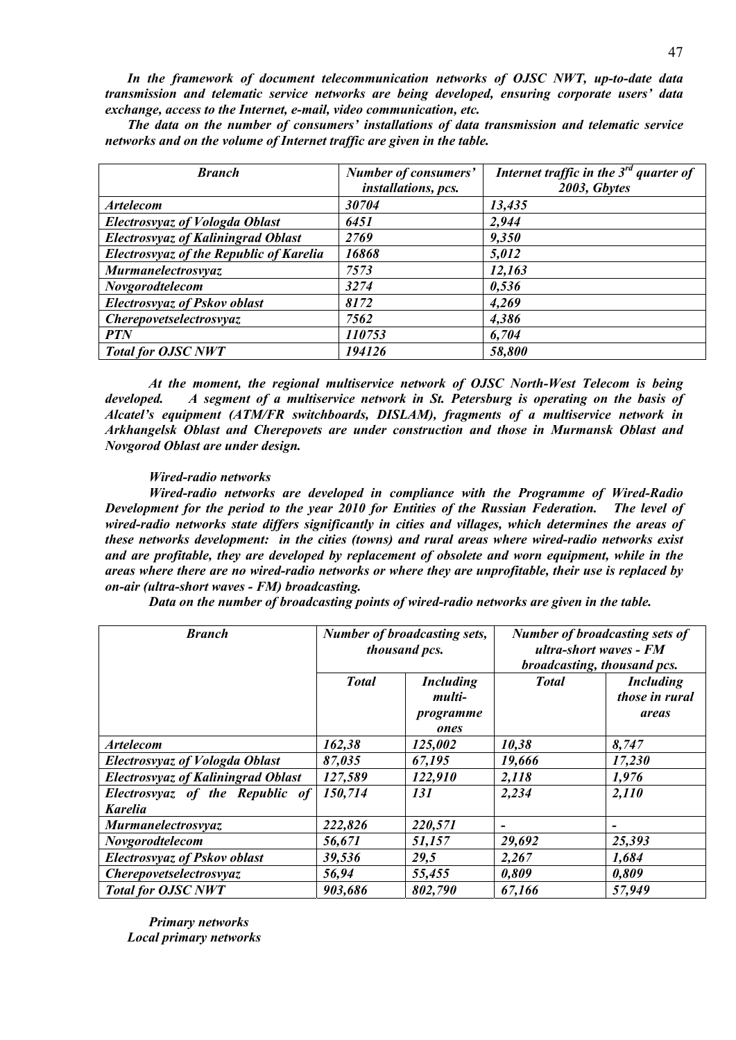*In the framework of document telecommunication networks of OJSC NWT, up-to-date data transmission and telematic service networks are being developed, ensuring corporate users' data exchange, access to the Internet, e-mail, video communication, etc.*

*The data on the number of consumers' installations of data transmission and telematic service networks and on the volume of Internet traffic are given in the table.*

| *Branch* | *Number of consumers' installations, pcs.* | *Internet traffic in the 3rd quarter of 2003, Gbytes* |
|---|---|---|
| *Artelecom* | *30704* | *13,435* |
| *Electrosvyaz of Vologda Oblast* | *6451* | *2,944* |
| *Electrosvyaz of Kaliningrad Oblast* | *2769* | *9,350* |
| *Electrosvyaz of the Republic of Karelia* | *16868* | *5,012* |
| *Murmanelectrosvyaz* | *7573* | *12,163* |
| *Novgorodtelecom* | *3274* | *0,536* |
| *Electrosvyaz of Pskov oblast* | *8172* | *4,269* |
| *Cherepovetselectrosvyaz* | *7562* | *4,386* |
| *PTN* | *110753* | *6,704* |
| *Total for OJSC NWT* | *194126* | *58,800* |

*At the moment, the regional multiservice network of OJSC North-West Telecom is being developed. A segment of a multiservice network in St. Petersburg is operating on the basis of Alcatel's equipment (ATM/FR switchboards, DISLAM), fragments of a multiservice network in Arkhangelsk Oblast and Cherepovets are under construction and those in Murmansk Oblast and Novgorod Oblast are under design.*

*Wired-radio networks*

*Wired-radio networks are developed in compliance with the Programme of Wired-Radio Development for the period to the year 2010 for Entities of the Russian Federation. The level of wired-radio networks state differs significantly in cities and villages, which determines the areas of these networks development: in the cities (towns) and rural areas where wired-radio networks exist and are profitable, they are developed by replacement of obsolete and worn equipment, while in the areas where there are no wired-radio networks or where they are unprofitable, their use is replaced by on-air (ultra-short waves - FM) broadcasting.*

*Data on the number of broadcasting points of wired-radio networks are given in the table.*

| *Branch* | *Number of broadcasting sets, thousand pcs.* | | *Number of broadcasting sets of ultra-short waves - FM broadcasting, thousand pcs.* | |
|---|---|---|---|---|
| | *Total* | *Including multi-programme ones* | *Total* | *Including those in rural areas* |
| *Artelecom* | *162,38* | *125,002* | *10,38* | *8,747* |
| *Electrosvyaz of Vologda Oblast* | *87,035* | *67,195* | *19,666* | *17,230* |
| *Electrosvyaz of Kaliningrad Oblast* | *127,589* | *122,910* | *2,118* | *1,976* |
| *Electrosvyaz of the Republic of Karelia* | *150,714* | *131* | *2,234* | *2,110* |
| *Murmanelectrosvyaz* | *222,826* | *220,571* | *-* | *-* |
| *Novgorodtelecom* | *56,671* | *51,157* | *29,692* | *25,393* |
| *Electrosvyaz of Pskov oblast* | *39,536* | *29,5* | *2,267* | *1,684* |
| *Cherepovetselectrosvyaz* | *56,94* | *55,455* | *0,809* | *0,809* |
| *Total for OJSC NWT* | *903,686* | *802,790* | *67,166* | *57,949* |

*Primary networks*

*Local primary networks*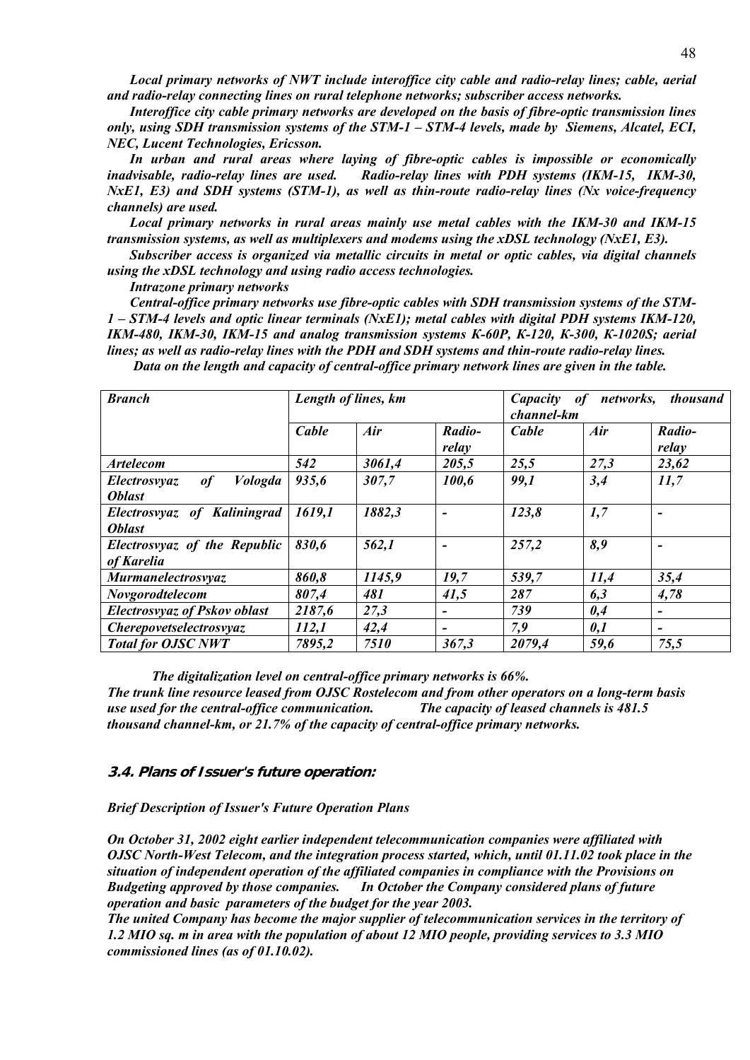*Local primary networks of NWT include interoffice city cable and radio-relay lines; cable, aerial and radio-relay connecting lines on rural telephone networks; subscriber access networks.*

*Interoffice city cable primary networks are developed on the basis of fibre-optic transmission lines only, using SDH transmission systems of the STM-1 – STM-4 levels, made by Siemens, Alcatel, ECI, NEC, Lucent Technologies, Ericsson.*

*In urban and rural areas where laying of fibre-optic cables is impossible or economically inadvisable, radio-relay lines are used. Radio-relay lines with PDH systems (IKM-15, IKM-30, NxE1, E3) and SDH systems (STM-1), as well as thin-route radio-relay lines (Nx voice-frequency channels) are used.*

*Local primary networks in rural areas mainly use metal cables with the IKM-30 and IKM-15 transmission systems, as well as multiplexers and modems using the xDSL technology (NxE1, E3).*

*Subscriber access is organized via metallic circuits in metal or optic cables, via digital channels using the xDSL technology and using radio access technologies.*

*Intrazone primary networks*

*Central-office primary networks use fibre-optic cables with SDH transmission systems of the STM-1 – STM-4 levels and optic linear terminals (NxE1); metal cables with digital PDH systems IKM-120, IKM-480, IKM-30, IKM-15 and analog transmission systems K-60P, K-120, K-300, K-1020S; aerial lines; as well as radio-relay lines with the PDH and SDH systems and thin-route radio-relay lines.*

*Data on the length and capacity of central-office primary network lines are given in the table.*

| *Branch* | *Length of lines, km* | | | *Capacity of networks, thousand channel-km* | | |
|---|---|---|---|---|---|---|
| | *Cable* | *Air* | *Radio-relay* | *Cable* | *Air* | *Radio-relay* |
| *Artelecom* | *542* | *3061,4* | *205,5* | *25,5* | *27,3* | *23,62* |
| *Electrosvyaz of Vologda Oblast* | *935,6* | *307,7* | *100,6* | *99,1* | *3,4* | *11,7* |
| *Electrosvyaz of Kaliningrad Oblast* | *1619,1* | *1882,3* | *-* | *123,8* | *1,7* | *-* |
| *Electrosvyaz of the Republic of Karelia* | *830,6* | *562,1* | *-* | *257,2* | *8,9* | *-* |
| *Murmanelectrosvyaz* | *860,8* | *1145,9* | *19,7* | *539,7* | *11,4* | *35,4* |
| *Novgorodtelecom* | *807,4* | *481* | *41,5* | *287* | *6,3* | *4,78* |
| *Electrosvyaz of Pskov oblast* | *2187,6* | *27,3* | *-* | *739* | *0,4* | *-* |
| *Cherepovetselectrosvyaz* | *112,1* | *42,4* | *-* | *7,9* | *0,1* | *-* |
| *Total for OJSC NWT* | *7895,2* | *7510* | *367,3* | *2079,4* | *59,6* | *75,5* |

*The digitalization level on central-office primary networks is 66%.*

*The trunk line resource leased from OJSC Rostelecom and from other operators on a long-term basis use used for the central-office communication. The capacity of leased channels is 481.5 thousand channel-km, or 21.7% of the capacity of central-office primary networks.*

### 3.4. Plans of Issuer's future operation:

*Brief Description of Issuer's Future Operation Plans*

*On October 31, 2002 eight earlier independent telecommunication companies were affiliated with OJSC North-West Telecom, and the integration process started, which, until 01.11.02 took place in the situation of independent operation of the affiliated companies in compliance with the Provisions on Budgeting approved by those companies. In October the Company considered plans of future operation and basic parameters of the budget for the year 2003.*

*The united Company has become the major supplier of telecommunication services in the territory of 1.2 MIO sq. m in area with the population of about 12 MIO people, providing services to 3.3 MIO commissioned lines (as of 01.10.02).*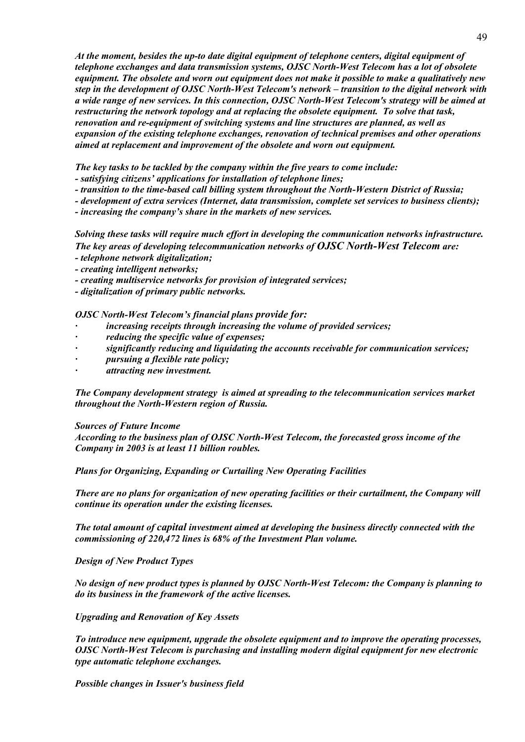*At the moment, besides the up-to date digital equipment of telephone centers, digital equipment of telephone exchanges and data transmission systems, OJSC North-West Telecom has a lot of obsolete equipment. The obsolete and worn out equipment does not make it possible to make a qualitatively new step in the development of OJSC North-West Telecom's network – transition to the digital network with a wide range of new services. In this connection, OJSC North-West Telecom's strategy will be aimed at restructuring the network topology and at replacing the obsolete equipment. To solve that task, renovation and re-equipment of switching systems and line structures are planned, as well as expansion of the existing telephone exchanges, renovation of technical premises and other operations aimed at replacement and improvement of the obsolete and worn out equipment.*

*The key tasks to be tackled by the company within the five years to come include:*
- *satisfying citizens' applications for installation of telephone lines;*
- *transition to the time-based call billing system throughout the North-Western District of Russia;*
- *development of extra services (Internet, data transmission, complete set services to business clients);*
- *increasing the company's share in the markets of new services.*

*Solving these tasks will require much effort in developing the communication networks infrastructure. The key areas of developing telecommunication networks of OJSC North-West Telecom are:*
- *telephone network digitalization;*
- *creating intelligent networks;*
- *creating multiservice networks for provision of integrated services;*
- *digitalization of primary public networks.*

*OJSC North-West Telecom's financial plans provide for:*
- *increasing receipts through increasing the volume of provided services;*
- *reducing the specific value of expenses;*
- *significantly reducing and liquidating the accounts receivable for communication services;*
- *pursuing a flexible rate policy;*
- *attracting new investment.*

*The Company development strategy is aimed at spreading to the telecommunication services market throughout the North-Western region of Russia.*

*Sources of Future Income*
*According to the business plan of OJSC North-West Telecom, the forecasted gross income of the Company in 2003 is at least 11 billion roubles.*

*Plans for Organizing, Expanding or Curtailing New Operating Facilities*

*There are no plans for organization of new operating facilities or their curtailment, the Company will continue its operation under the existing licenses.*

*The total amount of capital investment aimed at developing the business directly connected with the commissioning of 220,472 lines is 68% of the Investment Plan volume.*

*Design of New Product Types*

*No design of new product types is planned by OJSC North-West Telecom: the Company is planning to do its business in the framework of the active licenses.*

*Upgrading and Renovation of Key Assets*

*To introduce new equipment, upgrade the obsolete equipment and to improve the operating processes, OJSC North-West Telecom is purchasing and installing modern digital equipment for new electronic type automatic telephone exchanges.*

*Possible changes in Issuer's business field*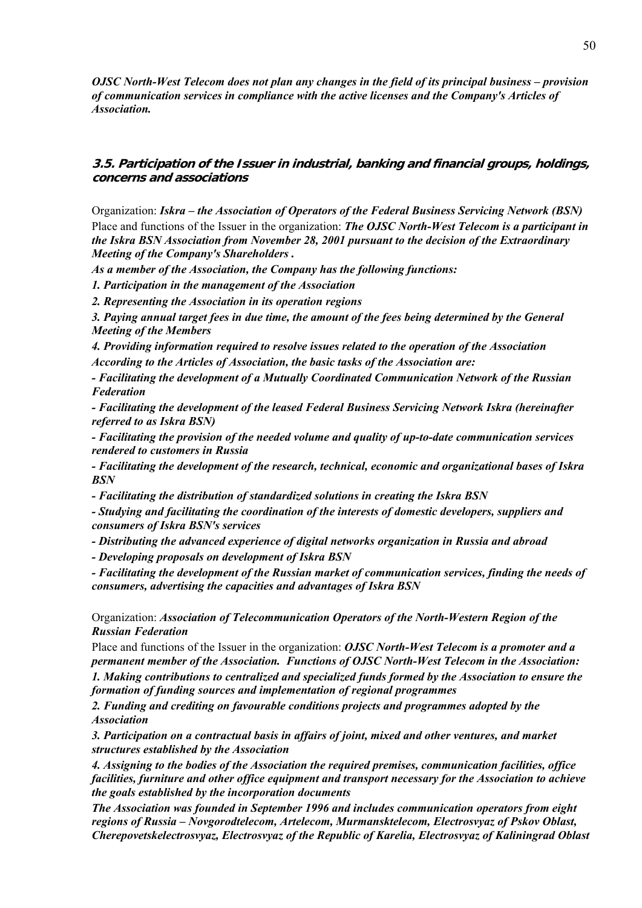***OJSC North-West Telecom does not plan any changes in the field of its principal business – provision of communication services in compliance with the active licenses and the Company's Articles of Association.***

### 3.5. Participation of the Issuer in industrial, banking and financial groups, holdings, concerns and associations

Organization: ***Iskra – the Association of Operators of the Federal Business Servicing Network (BSN)***
Place and functions of the Issuer in the organization: ***The OJSC North-West Telecom is a participant in the Iskra BSN Association from November 28, 2001 pursuant to the decision of the Extraordinary Meeting of the Company's Shareholders .***

***As a member of the Association, the Company has the following functions:***

***1. Participation in the management of the Association***

***2. Representing the Association in its operation regions***

***3. Paying annual target fees in due time, the amount of the fees being determined by the General Meeting of the Members***

***4. Providing information required to resolve issues related to the operation of the Association***

***According to the Articles of Association, the basic tasks of the Association are:***

***- Facilitating the development of a Mutually Coordinated Communication Network of the Russian Federation***

***- Facilitating the development of the leased Federal Business Servicing Network Iskra (hereinafter referred to as Iskra BSN)***

***- Facilitating the provision of the needed volume and quality of up-to-date communication services rendered to customers in Russia***

***- Facilitating the development of the research, technical, economic and organizational bases of Iskra BSN***

***- Facilitating the distribution of standardized solutions in creating the Iskra BSN***

***- Studying and facilitating the coordination of the interests of domestic developers, suppliers and consumers of Iskra BSN's services***

***- Distributing the advanced experience of digital networks organization in Russia and abroad***

***- Developing proposals on development of Iskra BSN***

***- Facilitating the development of the Russian market of communication services, finding the needs of consumers, advertising the capacities and advantages of Iskra BSN***

Organization: ***Association of Telecommunication Operators of the North-Western Region of the Russian Federation***
Place and functions of the Issuer in the organization: ***OJSC North-West Telecom is a promoter and a permanent member of the Association. Functions of OJSC North-West Telecom in the Association:***

***1. Making contributions to centralized and specialized funds formed by the Association to ensure the formation of funding sources and implementation of regional programmes***

***2. Funding and crediting on favourable conditions projects and programmes adopted by the Association***

***3. Participation on a contractual basis in affairs of joint, mixed and other ventures, and market structures established by the Association***

***4. Assigning to the bodies of the Association the required premises, communication facilities, office facilities, furniture and other office equipment and transport necessary for the Association to achieve the goals established by the incorporation documents***

***The Association was founded in September 1996 and includes communication operators from eight regions of Russia – Novgorodtelecom, Artelecom, Murmansktelecom, Electrosvyaz of Pskov Oblast, Cherepovetskelectrosvyaz, Electrosvyaz of the Republic of Karelia, Electrosvyaz of Kaliningrad Oblast***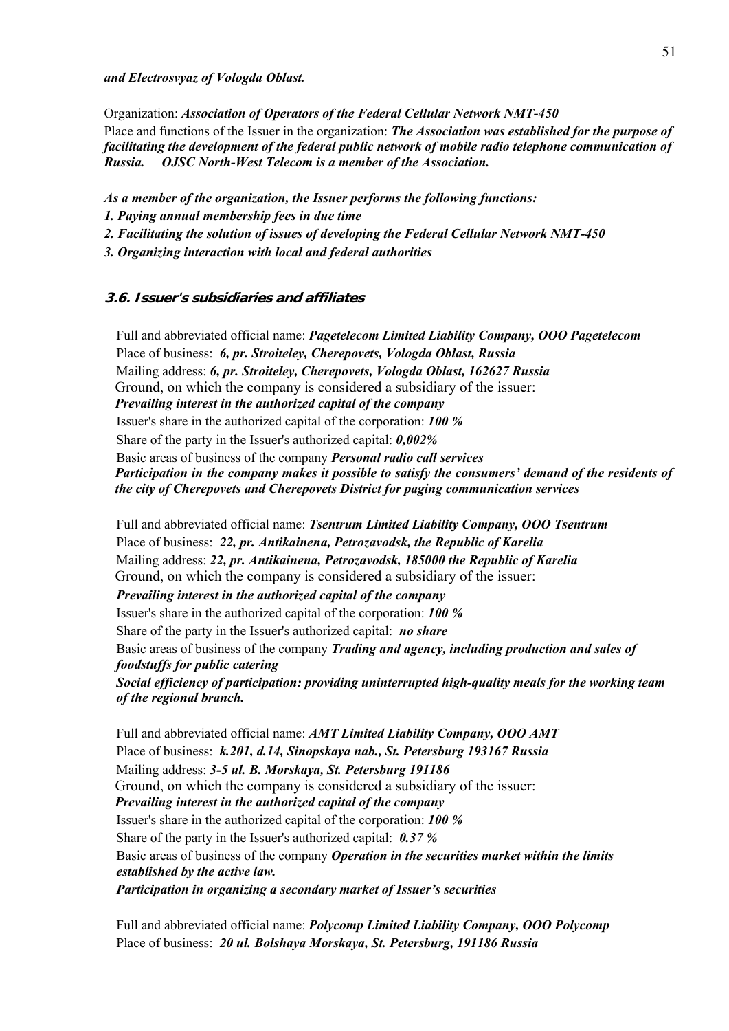***and Electrosvyaz of Vologda Oblast.***

Organization: ***Association of Operators of the Federal Cellular Network NMT-450***

Place and functions of the Issuer in the organization: ***The Association was established for the purpose of facilitating the development of the federal public network of mobile radio telephone communication of Russia. OJSC North-West Telecom is a member of the Association.***

***As a member of the organization, the Issuer performs the following functions:***

***1. Paying annual membership fees in due time***

***2. Facilitating the solution of issues of developing the Federal Cellular Network NMT-450***

***3. Organizing interaction with local and federal authorities***

### 3.6. Issuer's subsidiaries and affiliates

Full and abbreviated official name: ***Pagetelecom Limited Liability Company, OOO Pagetelecom***

Place of business: ***6, pr. Stroiteley, Cherepovets, Vologda Oblast, Russia***

Mailing address: ***6, pr. Stroiteley, Cherepovets, Vologda Oblast, 162627 Russia***

Ground, on which the company is considered a subsidiary of the issuer:

***Prevailing interest in the authorized capital of the company***

Issuer's share in the authorized capital of the corporation: ***100 %***

Share of the party in the Issuer's authorized capital: ***0,002%***

Basic areas of business of the company ***Personal radio call services***

***Participation in the company makes it possible to satisfy the consumers' demand of the residents of the city of Cherepovets and Cherepovets District for paging communication services***

Full and abbreviated official name: ***Tsentrum Limited Liability Company, OOO Tsentrum***

Place of business: ***22, pr. Antikainena, Petrozavodsk, the Republic of Karelia***

Mailing address: ***22, pr. Antikainena, Petrozavodsk, 185000 the Republic of Karelia***

Ground, on which the company is considered a subsidiary of the issuer:

***Prevailing interest in the authorized capital of the company***

Issuer's share in the authorized capital of the corporation: ***100 %***

Share of the party in the Issuer's authorized capital: ***no share***

Basic areas of business of the company ***Trading and agency, including production and sales of foodstuffs for public catering***

***Social efficiency of participation: providing uninterrupted high-quality meals for the working team of the regional branch.***

Full and abbreviated official name: ***AMT Limited Liability Company, OOO AMT***

Place of business: ***k.201, d.14, Sinopskaya nab., St. Petersburg 193167 Russia***

Mailing address: ***3-5 ul. B. Morskaya, St. Petersburg 191186***

Ground, on which the company is considered a subsidiary of the issuer:

***Prevailing interest in the authorized capital of the company***

Issuer's share in the authorized capital of the corporation: ***100 %***

Share of the party in the Issuer's authorized capital: ***0.37 %***

Basic areas of business of the company ***Operation in the securities market within the limits established by the active law.***

***Participation in organizing a secondary market of Issuer's securities***

Full and abbreviated official name: ***Polycomp Limited Liability Company, OOO Polycomp***

Place of business: ***20 ul. Bolshaya Morskaya, St. Petersburg, 191186 Russia***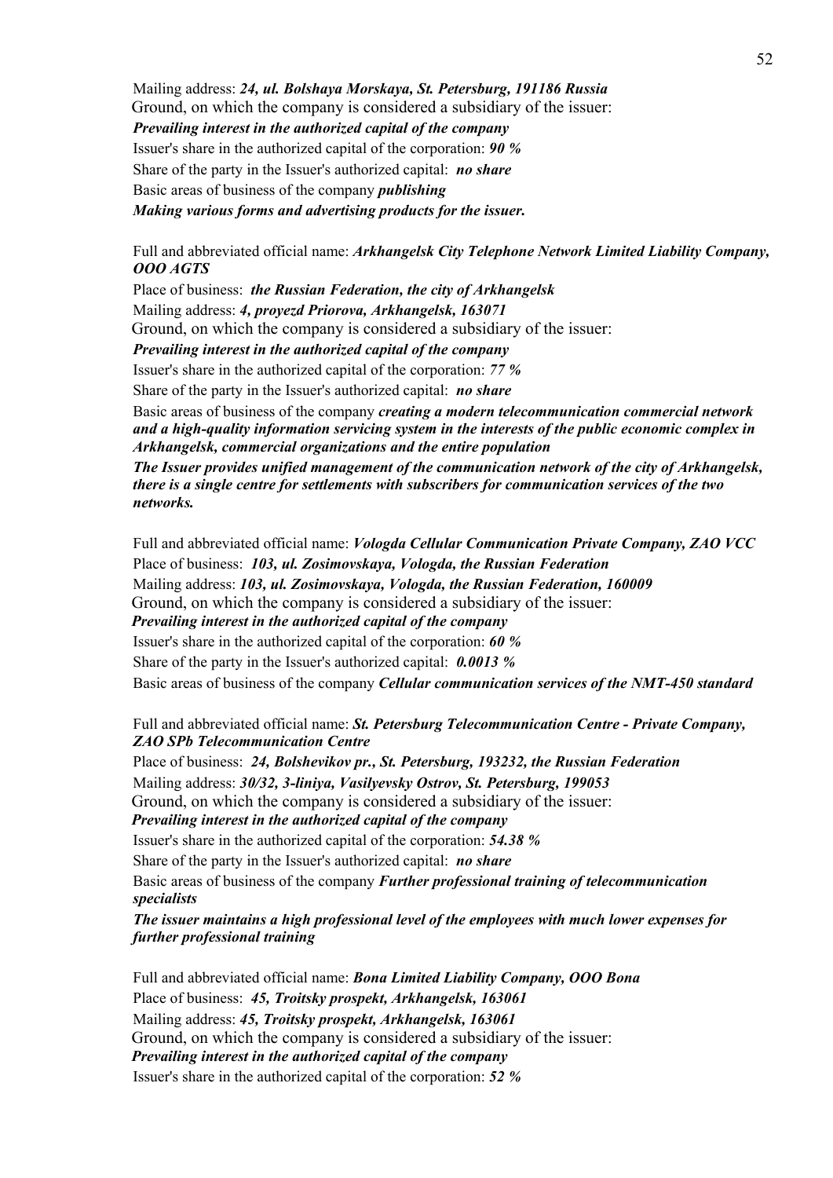Mailing address: ***24, ul. Bolshaya Morskaya, St. Petersburg, 191186 Russia***

Ground, on which the company is considered a subsidiary of the issuer:

***Prevailing interest in the authorized capital of the company***

Issuer's share in the authorized capital of the corporation: ***90 %***

Share of the party in the Issuer's authorized capital: ***no share***

Basic areas of business of the company ***publishing***

***Making various forms and advertising products for the issuer.***

Full and abbreviated official name: ***Arkhangelsk City Telephone Network Limited Liability Company, OOO AGTS***

Place of business: ***the Russian Federation, the city of Arkhangelsk***

Mailing address: ***4, proyezd Priorova, Arkhangelsk, 163071***

Ground, on which the company is considered a subsidiary of the issuer:

***Prevailing interest in the authorized capital of the company***

Issuer's share in the authorized capital of the corporation: ***77 %***

Share of the party in the Issuer's authorized capital: ***no share***

Basic areas of business of the company ***creating a modern telecommunication commercial network and a high-quality information servicing system in the interests of the public economic complex in Arkhangelsk, commercial organizations and the entire population***

***The Issuer provides unified management of the communication network of the city of Arkhangelsk, there is a single centre for settlements with subscribers for communication services of the two networks.***

Full and abbreviated official name: ***Vologda Cellular Communication Private Company, ZAO VCC***

Place of business: ***103, ul. Zosimovskaya, Vologda, the Russian Federation***

Mailing address: ***103, ul. Zosimovskaya, Vologda, the Russian Federation, 160009***

Ground, on which the company is considered a subsidiary of the issuer:

***Prevailing interest in the authorized capital of the company***

Issuer's share in the authorized capital of the corporation: ***60 %***

Share of the party in the Issuer's authorized capital: ***0.0013 %***

Basic areas of business of the company ***Cellular communication services of the NMT-450 standard***

Full and abbreviated official name: ***St. Petersburg Telecommunication Centre - Private Company, ZAO SPb Telecommunication Centre***

Place of business: ***24, Bolshevikov pr., St. Petersburg, 193232, the Russian Federation***

Mailing address: ***30/32, 3-liniya, Vasilyevsky Ostrov, St. Petersburg, 199053***

Ground, on which the company is considered a subsidiary of the issuer:

***Prevailing interest in the authorized capital of the company***

Issuer's share in the authorized capital of the corporation: ***54.38 %***

Share of the party in the Issuer's authorized capital: ***no share***

Basic areas of business of the company ***Further professional training of telecommunication specialists***

***The issuer maintains a high professional level of the employees with much lower expenses for further professional training***

Full and abbreviated official name: ***Bona Limited Liability Company, OOO Bona***

Place of business: ***45, Troitsky prospekt, Arkhangelsk, 163061***

Mailing address: ***45, Troitsky prospekt, Arkhangelsk, 163061***

Ground, on which the company is considered a subsidiary of the issuer:

***Prevailing interest in the authorized capital of the company***

Issuer's share in the authorized capital of the corporation: ***52 %***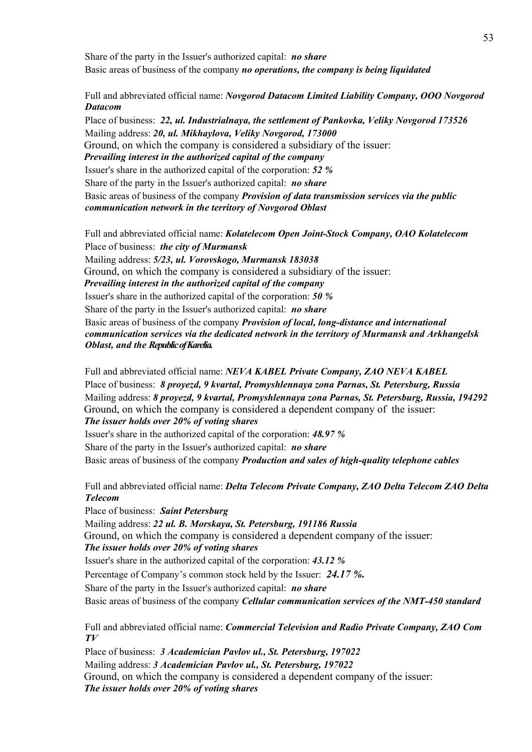Share of the party in the Issuer's authorized capital: ***no share***

Basic areas of business of the company ***no operations, the company is being liquidated***

Full and abbreviated official name: ***Novgorod Datacom Limited Liability Company, OOO Novgorod Datacom***

Place of business: ***22, ul. Industrialnaya, the settlement of Pankovka, Veliky Novgorod 173526***

Mailing address: ***20, ul. Mikhaylova, Veliky Novgorod, 173000***

Ground, on which the company is considered a subsidiary of the issuer:

***Prevailing interest in the authorized capital of the company***

Issuer's share in the authorized capital of the corporation: ***52 %***

Share of the party in the Issuer's authorized capital: ***no share***

Basic areas of business of the company ***Provision of data transmission services via the public communication network in the territory of Novgorod Oblast***

Full and abbreviated official name: ***Kolatelecom Open Joint-Stock Company, OAO Kolatelecom***

Place of business: ***the city of Murmansk***

Mailing address: ***5/23, ul. Vorovskogo, Murmansk 183038***

Ground, on which the company is considered a subsidiary of the issuer:

***Prevailing interest in the authorized capital of the company***

Issuer's share in the authorized capital of the corporation: ***50 %***

Share of the party in the Issuer's authorized capital: ***no share***

Basic areas of business of the company ***Provision of local, long-distance and international communication services via the dedicated network in the territory of Murmansk and Arkhangelsk Oblast, and the Republic of Karelia.***

Full and abbreviated official name: ***NEVA KABEL Private Company, ZAO NEVA KABEL***

Place of business: ***8 proyezd, 9 kvartal, Promyshlennaya zona Parnas, St. Petersburg, Russia***

Mailing address: ***8 proyezd, 9 kvartal, Promyshlennaya zona Parnas, St. Petersburg, Russia, 194292***

Ground, on which the company is considered a dependent company of the issuer:

***The issuer holds over 20% of voting shares***

Issuer's share in the authorized capital of the corporation: ***48.97 %***

Share of the party in the Issuer's authorized capital: ***no share***

Basic areas of business of the company ***Production and sales of high-quality telephone cables***

Full and abbreviated official name: ***Delta Telecom Private Company, ZAO Delta Telecom ZAO Delta Telecom***

Place of business: ***Saint Petersburg***

Mailing address: ***22 ul. B. Morskaya, St. Petersburg, 191186 Russia***

Ground, on which the company is considered a dependent company of the issuer:

***The issuer holds over 20% of voting shares***

Issuer's share in the authorized capital of the corporation: ***43.12 %***

Percentage of Company's common stock held by the Issuer: ***24.17 %.***

Share of the party in the Issuer's authorized capital: ***no share***

Basic areas of business of the company ***Cellular communication services of the NMT-450 standard***

Full and abbreviated official name: ***Commercial Television and Radio Private Company, ZAO Com TV***

Place of business: ***3 Academician Pavlov ul., St. Petersburg, 197022***

Mailing address: ***3 Academician Pavlov ul., St. Petersburg, 197022***

Ground, on which the company is considered a dependent company of the issuer:

***The issuer holds over 20% of voting shares***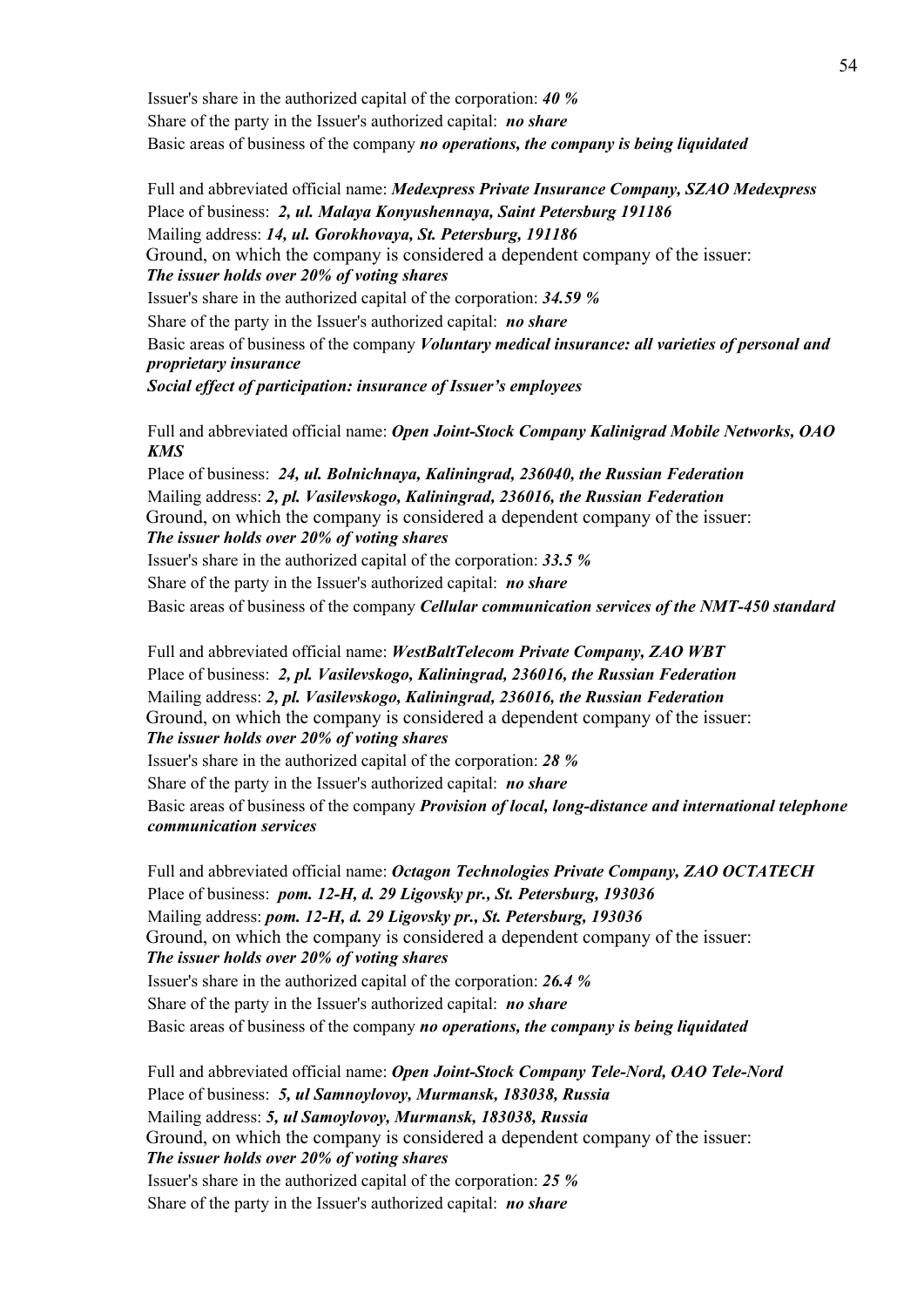Issuer's share in the authorized capital of the corporation: ***40 %***
Share of the party in the Issuer's authorized capital: ***no share***
Basic areas of business of the company ***no operations, the company is being liquidated***

Full and abbreviated official name: ***Medexpress Private Insurance Company, SZAO Medexpress***
Place of business: ***2, ul. Malaya Konyushennaya, Saint Petersburg 191186***
Mailing address: ***14, ul. Gorokhovaya, St. Petersburg, 191186***
Ground, on which the company is considered a dependent company of the issuer:
***The issuer holds over 20% of voting shares***
Issuer's share in the authorized capital of the corporation: ***34.59 %***
Share of the party in the Issuer's authorized capital: ***no share***
Basic areas of business of the company ***Voluntary medical insurance: all varieties of personal and proprietary insurance***
***Social effect of participation: insurance of Issuer's employees***

Full and abbreviated official name: ***Open Joint-Stock Company Kalinigrad Mobile Networks, OAO KMS***
Place of business: ***24, ul. Bolnichnaya, Kaliningrad, 236040, the Russian Federation***
Mailing address: ***2, pl. Vasilevskogo, Kaliningrad, 236016, the Russian Federation***
Ground, on which the company is considered a dependent company of the issuer:
***The issuer holds over 20% of voting shares***
Issuer's share in the authorized capital of the corporation: ***33.5 %***
Share of the party in the Issuer's authorized capital: ***no share***
Basic areas of business of the company ***Cellular communication services of the NMT-450 standard***

Full and abbreviated official name: ***WestBaltTelecom Private Company, ZAO WBT***
Place of business: ***2, pl. Vasilevskogo, Kaliningrad, 236016, the Russian Federation***
Mailing address: ***2, pl. Vasilevskogo, Kaliningrad, 236016, the Russian Federation***
Ground, on which the company is considered a dependent company of the issuer:
***The issuer holds over 20% of voting shares***
Issuer's share in the authorized capital of the corporation: ***28 %***
Share of the party in the Issuer's authorized capital: ***no share***
Basic areas of business of the company ***Provision of local, long-distance and international telephone communication services***

Full and abbreviated official name: ***Octagon Technologies Private Company, ZAO OCTATECH***
Place of business: ***pom. 12-H, d. 29 Ligovsky pr., St. Petersburg, 193036***
Mailing address: ***pom. 12-H, d. 29 Ligovsky pr., St. Petersburg, 193036***
Ground, on which the company is considered a dependent company of the issuer:
***The issuer holds over 20% of voting shares***
Issuer's share in the authorized capital of the corporation: ***26.4 %***
Share of the party in the Issuer's authorized capital: ***no share***
Basic areas of business of the company ***no operations, the company is being liquidated***

Full and abbreviated official name: ***Open Joint-Stock Company Tele-Nord, OAO Tele-Nord***
Place of business: ***5, ul Samnoylovoy, Murmansk, 183038, Russia***
Mailing address: ***5, ul Samoylovoy, Murmansk, 183038, Russia***
Ground, on which the company is considered a dependent company of the issuer:
***The issuer holds over 20% of voting shares***
Issuer's share in the authorized capital of the corporation: ***25 %***
Share of the party in the Issuer's authorized capital: ***no share***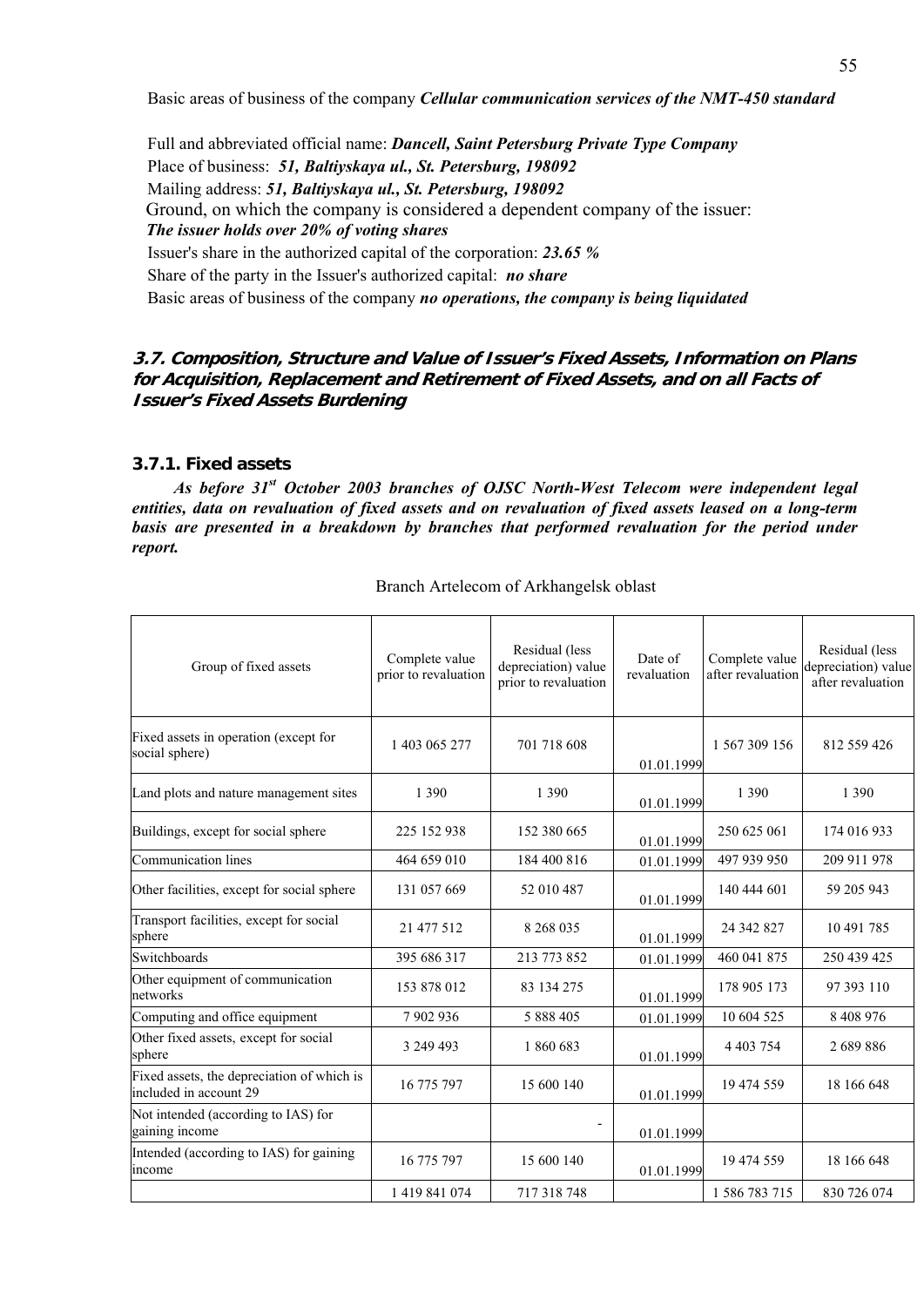Basic areas of business of the company ***Cellular communication services of the NMT-450 standard***

Full and abbreviated official name: ***Dancell, Saint Petersburg Private Type Company***
Place of business: ***51, Baltiyskaya ul., St. Petersburg, 198092***
Mailing address: ***51, Baltiyskaya ul., St. Petersburg, 198092***
Ground, on which the company is considered a dependent company of the issuer: ***The issuer holds over 20% of voting shares***
Issuer's share in the authorized capital of the corporation: ***23.65 %***
Share of the party in the Issuer's authorized capital: ***no share***
Basic areas of business of the company ***no operations, the company is being liquidated***

## 3.7. Composition, Structure and Value of Issuer's Fixed Assets, Information on Plans for Acquisition, Replacement and Retirement of Fixed Assets, and on all Facts of Issuer's Fixed Assets Burdening

### 3.7.1. Fixed assets

***As before 31st October 2003 branches of OJSC North-West Telecom were independent legal entities, data on revaluation of fixed assets and on revaluation of fixed assets leased on a long-term basis are presented in a breakdown by branches that performed revaluation for the period under report.***

Branch Artelecom of Arkhangelsk oblast

| Group of fixed assets | Complete value prior to revaluation | Residual (less depreciation) value prior to revaluation | Date of revaluation | Complete value after revaluation | Residual (less depreciation) value after revaluation |
|---|---|---|---|---|---|
| Fixed assets in operation (except for social sphere) | 1 403 065 277 | 701 718 608 | 01.01.1999 | 1 567 309 156 | 812 559 426 |
| Land plots and nature management sites | 1 390 | 1 390 | 01.01.1999 | 1 390 | 1 390 |
| Buildings, except for social sphere | 225 152 938 | 152 380 665 | 01.01.1999 | 250 625 061 | 174 016 933 |
| Communication lines | 464 659 010 | 184 400 816 | 01.01.1999 | 497 939 950 | 209 911 978 |
| Other facilities, except for social sphere | 131 057 669 | 52 010 487 | 01.01.1999 | 140 444 601 | 59 205 943 |
| Transport facilities, except for social sphere | 21 477 512 | 8 268 035 | 01.01.1999 | 24 342 827 | 10 491 785 |
| Switchboards | 395 686 317 | 213 773 852 | 01.01.1999 | 460 041 875 | 250 439 425 |
| Other equipment of communication networks | 153 878 012 | 83 134 275 | 01.01.1999 | 178 905 173 | 97 393 110 |
| Computing and office equipment | 7 902 936 | 5 888 405 | 01.01.1999 | 10 604 525 | 8 408 976 |
| Other fixed assets, except for social sphere | 3 249 493 | 1 860 683 | 01.01.1999 | 4 403 754 | 2 689 886 |
| Fixed assets, the depreciation of which is included in account 29 | 16 775 797 | 15 600 140 | 01.01.1999 | 19 474 559 | 18 166 648 |
| Not intended (according to IAS) for gaining income | | - | 01.01.1999 | | |
| Intended (according to IAS) for gaining income | 16 775 797 | 15 600 140 | 01.01.1999 | 19 474 559 | 18 166 648 |
| | 1 419 841 074 | 717 318 748 | | 1 586 783 715 | 830 726 074 |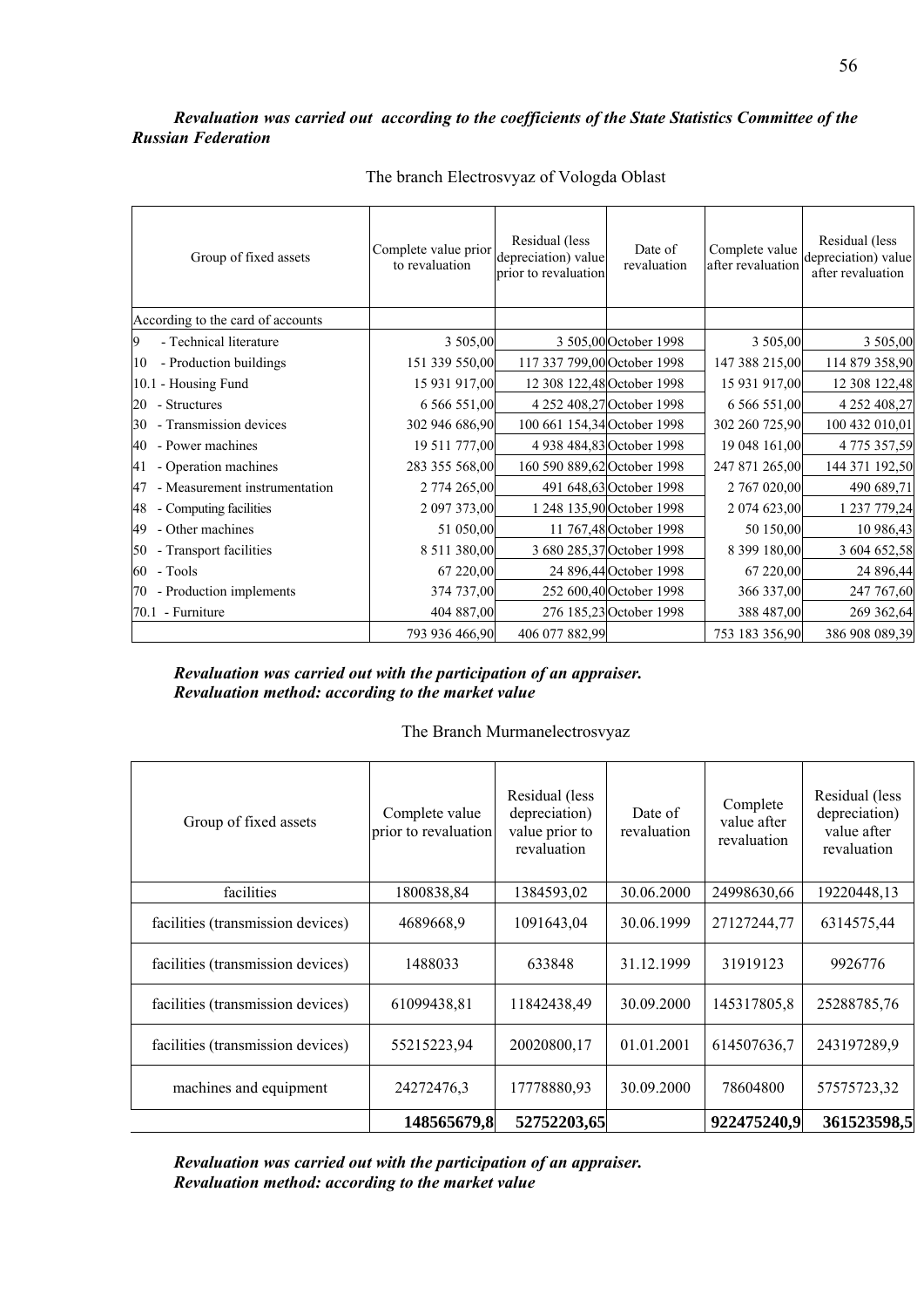***Revaluation was carried out according to the coefficients of the State Statistics Committee of the Russian Federation***

The branch Electrosvyaz of Vologda Oblast

| Group of fixed assets | Complete value prior to revaluation | Residual (less depreciation) value prior to revaluation | Date of revaluation | Complete value after revaluation | Residual (less depreciation) value after revaluation |
|---|---|---|---|---|---|
| According to the card of accounts | | | | | |
| 9 - Technical literature | 3 505,00 | 3 505,00 | October 1998 | 3 505,00 | 3 505,00 |
| 10 - Production buildings | 151 339 550,00 | 117 337 799,00 | October 1998 | 147 388 215,00 | 114 879 358,90 |
| 10.1 - Housing Fund | 15 931 917,00 | 12 308 122,48 | October 1998 | 15 931 917,00 | 12 308 122,48 |
| 20 - Structures | 6 566 551,00 | 4 252 408,27 | October 1998 | 6 566 551,00 | 4 252 408,27 |
| 30 - Transmission devices | 302 946 686,90 | 100 661 154,34 | October 1998 | 302 260 725,90 | 100 432 010,01 |
| 40 - Power machines | 19 511 777,00 | 4 938 484,83 | October 1998 | 19 048 161,00 | 4 775 357,59 |
| 41 - Operation machines | 283 355 568,00 | 160 590 889,62 | October 1998 | 247 871 265,00 | 144 371 192,50 |
| 47 - Measurement instrumentation | 2 774 265,00 | 491 648,63 | October 1998 | 2 767 020,00 | 490 689,71 |
| 48 - Computing facilities | 2 097 373,00 | 1 248 135,90 | October 1998 | 2 074 623,00 | 1 237 779,24 |
| 49 - Other machines | 51 050,00 | 11 767,48 | October 1998 | 50 150,00 | 10 986,43 |
| 50 - Transport facilities | 8 511 380,00 | 3 680 285,37 | October 1998 | 8 399 180,00 | 3 604 652,58 |
| 60 - Tools | 67 220,00 | 24 896,44 | October 1998 | 67 220,00 | 24 896,44 |
| 70 - Production implements | 374 737,00 | 252 600,40 | October 1998 | 366 337,00 | 247 767,60 |
| 70.1 - Furniture | 404 887,00 | 276 185,23 | October 1998 | 388 487,00 | 269 362,64 |
| | 793 936 466,90 | 406 077 882,99 | | 753 183 356,90 | 386 908 089,39 |

***Revaluation was carried out with the participation of an appraiser.***
***Revaluation method: according to the market value***

The Branch Murmanelectrosvyaz

| Group of fixed assets | Complete value prior to revaluation | Residual (less depreciation) value prior to revaluation | Date of revaluation | Complete value after revaluation | Residual (less depreciation) value after revaluation |
|---|---|---|---|---|---|
| facilities | 1800838,84 | 1384593,02 | 30.06.2000 | 24998630,66 | 19220448,13 |
| facilities (transmission devices) | 4689668,9 | 1091643,04 | 30.06.1999 | 27127244,77 | 6314575,44 |
| facilities (transmission devices) | 1488033 | 633848 | 31.12.1999 | 31919123 | 9926776 |
| facilities (transmission devices) | 61099438,81 | 11842438,49 | 30.09.2000 | 145317805,8 | 25288785,76 |
| facilities (transmission devices) | 55215223,94 | 20020800,17 | 01.01.2001 | 614507636,7 | 243197289,9 |
| machines and equipment | 24272476,3 | 17778880,93 | 30.09.2000 | 78604800 | 57575723,32 |
| | **148565679,8** | **52752203,65** | | **922475240,9** | **361523598,5** |

***Revaluation was carried out with the participation of an appraiser.***
***Revaluation method: according to the market value***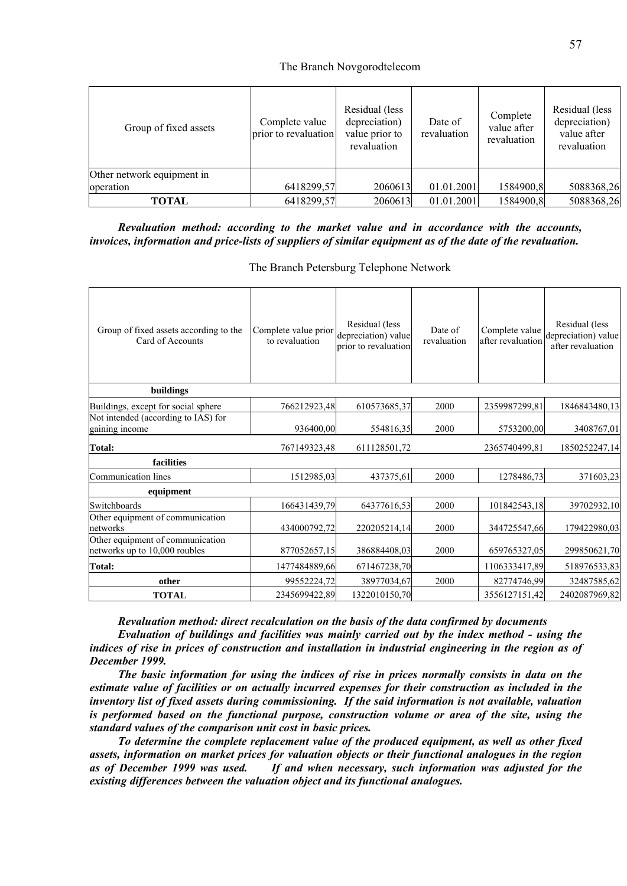The Branch Novgorodtelecom

| Group of fixed assets | Complete value prior to revaluation | Residual (less depreciation) value prior to revaluation | Date of revaluation | Complete value after revaluation | Residual (less depreciation) value after revaluation |
|---|---|---|---|---|---|
| Other network equipment in operation | 6418299,57 | 2060613 | 01.01.2001 | 1584900,8 | 5088368,26 |
| **TOTAL** | 6418299,57 | 2060613 | 01.01.2001 | 1584900,8 | 5088368,26 |

***Revaluation method: according to the market value and in accordance with the accounts, invoices, information and price-lists of suppliers of similar equipment as of the date of the revaluation.***

The Branch Petersburg Telephone Network

| Group of fixed assets according to the Card of Accounts | Complete value prior to revaluation | Residual (less depreciation) value prior to revaluation | Date of revaluation | Complete value after revaluation | Residual (less depreciation) value after revaluation |
|---|---|---|---|---|---|
| **buildings** | | | | | |
| Buildings, except for social sphere | 766212923,48 | 610573685,37 | 2000 | 2359987299,81 | 1846843480,13 |
| Not intended (according to IAS) for gaining income | 936400,00 | 554816,35 | 2000 | 5753200,00 | 3408767,01 |
| **Total:** | 767149323,48 | 611128501,72 | | 2365740499,81 | 1850252247,14 |
| **facilities** | | | | | |
| Communication lines | 1512985,03 | 437375,61 | 2000 | 1278486,73 | 371603,23 |
| **equipment** | | | | | |
| Switchboards | 166431439,79 | 64377616,53 | 2000 | 101842543,18 | 39702932,10 |
| Other equipment of communication networks | 434000792,72 | 220205214,14 | 2000 | 344725547,66 | 179422980,03 |
| Other equipment of communication networks up to 10,000 roubles | 877052657,15 | 386884408,03 | 2000 | 659765327,05 | 299850621,70 |
| **Total:** | 1477484889,66 | 671467238,70 | | 1106333417,89 | 518976533,83 |
| **other** | 99552224,72 | 38977034,67 | 2000 | 82774746,99 | 32487585,62 |
| **TOTAL** | 2345699422,89 | 1322010150,70 | | 3556127151,42 | 2402087969,82 |

***Revaluation method: direct recalculation on the basis of the data confirmed by documents***

***Evaluation of buildings and facilities was mainly carried out by the index method - using the indices of rise in prices of construction and installation in industrial engineering in the region as of December 1999.***

***The basic information for using the indices of rise in prices normally consists in data on the estimate value of facilities or on actually incurred expenses for their construction as included in the inventory list of fixed assets during commissioning. If the said information is not available, valuation is performed based on the functional purpose, construction volume or area of the site, using the standard values of the comparison unit cost in basic prices.***

***To determine the complete replacement value of the produced equipment, as well as other fixed assets, information on market prices for valuation objects or their functional analogues in the region as of December 1999 was used. If and when necessary, such information was adjusted for the existing differences between the valuation object and its functional analogues.***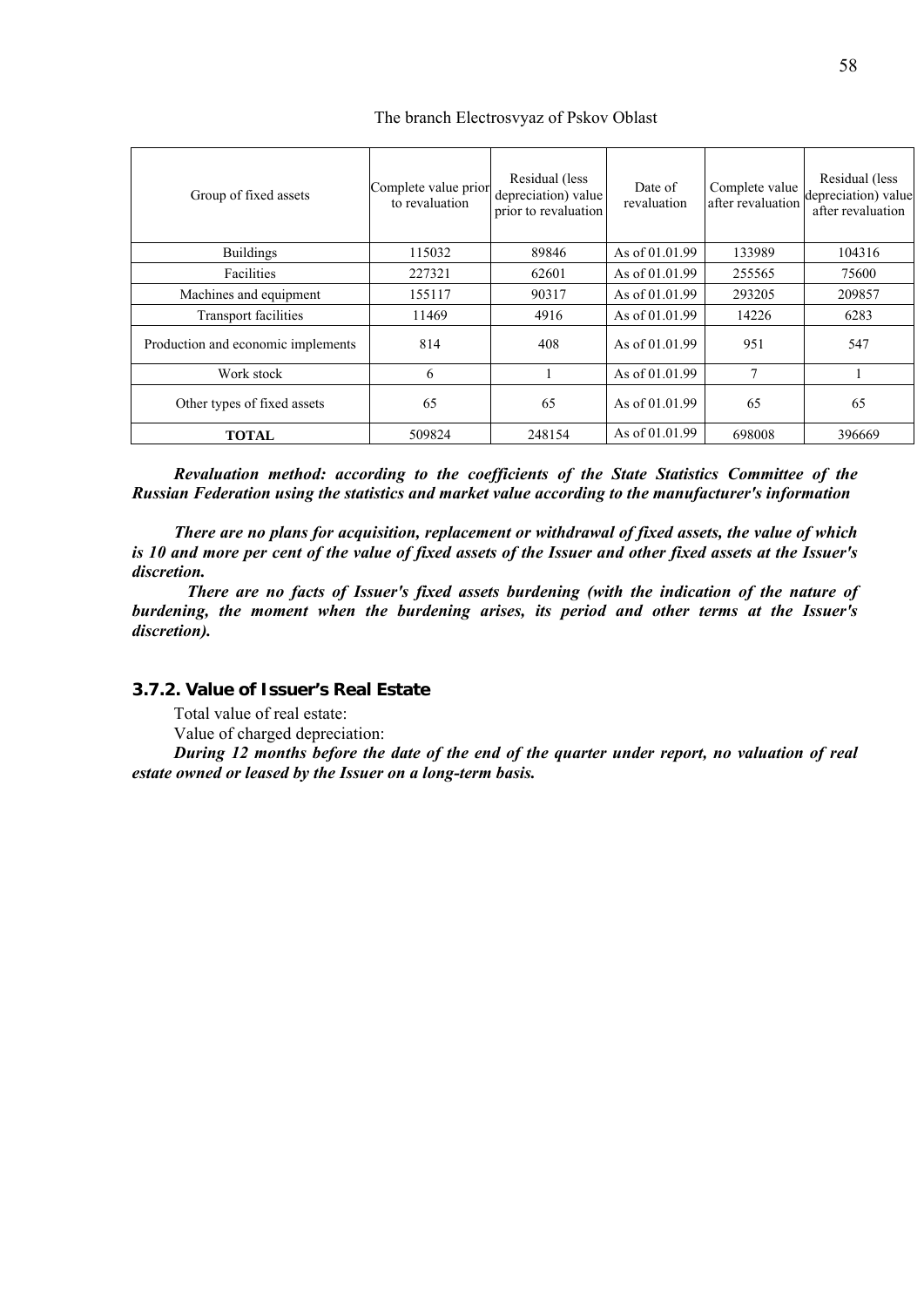The branch Electrosvyaz of Pskov Oblast

| Group of fixed assets | Complete value prior to revaluation | Residual (less depreciation) value prior to revaluation | Date of revaluation | Complete value after revaluation | Residual (less depreciation) value after revaluation |
|---|---|---|---|---|---|
| Buildings | 115032 | 89846 | As of 01.01.99 | 133989 | 104316 |
| Facilities | 227321 | 62601 | As of 01.01.99 | 255565 | 75600 |
| Machines and equipment | 155117 | 90317 | As of 01.01.99 | 293205 | 209857 |
| Transport facilities | 11469 | 4916 | As of 01.01.99 | 14226 | 6283 |
| Production and economic implements | 814 | 408 | As of 01.01.99 | 951 | 547 |
| Work stock | 6 | 1 | As of 01.01.99 | 7 | 1 |
| Other types of fixed assets | 65 | 65 | As of 01.01.99 | 65 | 65 |
| **TOTAL** | 509824 | 248154 | As of 01.01.99 | 698008 | 396669 |

***Revaluation method: according to the coefficients of the State Statistics Committee of the Russian Federation using the statistics and market value according to the manufacturer's information***

***There are no plans for acquisition, replacement or withdrawal of fixed assets, the value of which is 10 and more per cent of the value of fixed assets of the Issuer and other fixed assets at the Issuer's discretion.***

***There are no facts of Issuer's fixed assets burdening (with the indication of the nature of burdening, the moment when the burdening arises, its period and other terms at the Issuer's discretion).***

### 3.7.2. Value of Issuer's Real Estate

Total value of real estate:

Value of charged depreciation:

***During 12 months before the date of the end of the quarter under report, no valuation of real estate owned or leased by the Issuer on a long-term basis.***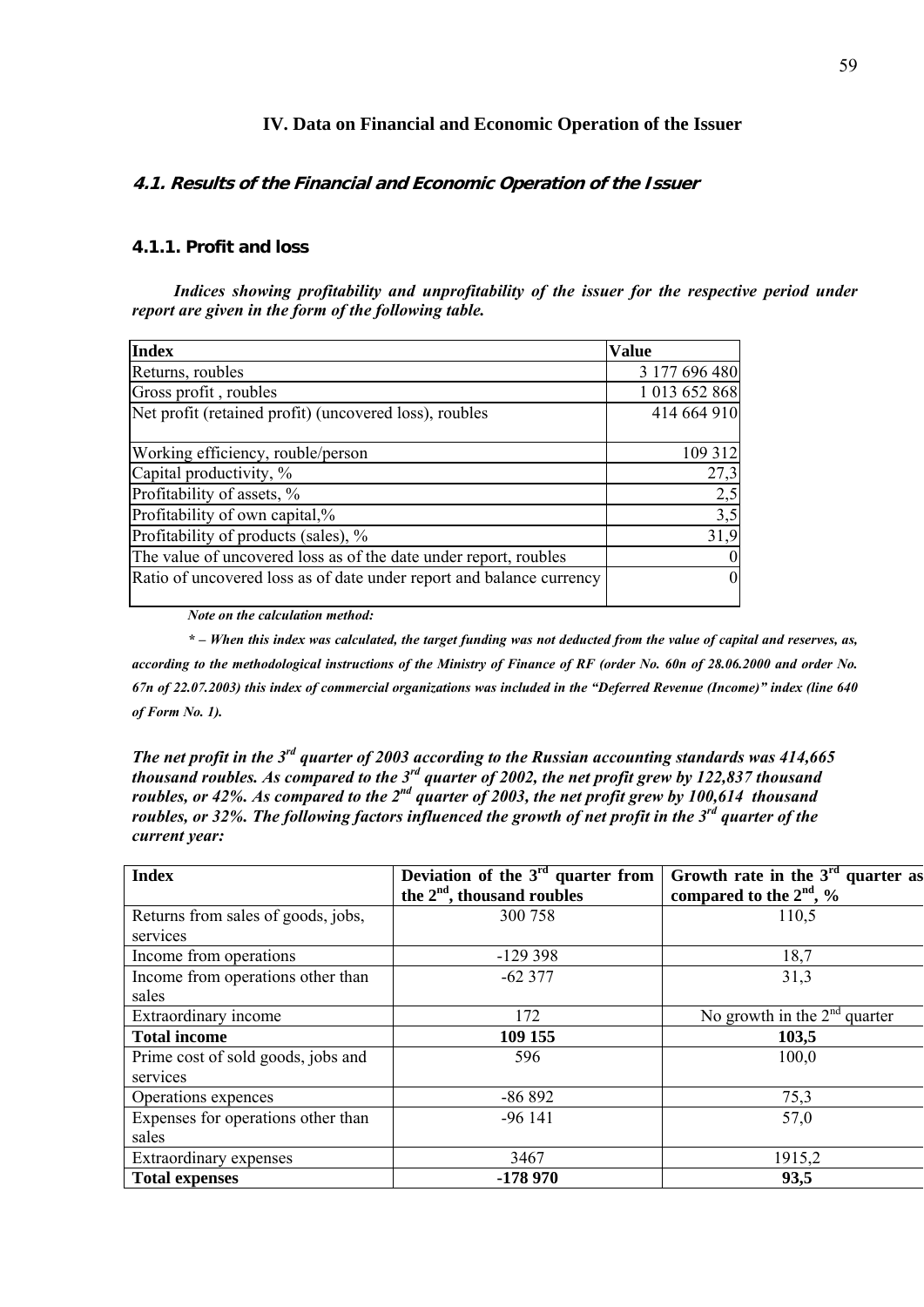# IV. Data on Financial and Economic Operation of the Issuer

## 4.1. Results of the Financial and Economic Operation of the Issuer

### 4.1.1. Profit and loss

***Indices showing profitability and unprofitability of the issuer for the respective period under report are given in the form of the following table.***

| Index | Value |
|---|---|
| Returns, roubles | 3 177 696 480 |
| Gross profit , roubles | 1 013 652 868 |
| Net profit (retained profit) (uncovered loss), roubles | 414 664 910 |
| Working efficiency, rouble/person | 109 312 |
| Capital productivity, % | 27,3 |
| Profitability of assets, % | 2,5 |
| Profitability of own capital,% | 3,5 |
| Profitability of products (sales), % | 31,9 |
| The value of uncovered loss as of the date under report, roubles | 0 |
| Ratio of uncovered loss as of date under report and balance currency | 0 |

***Note on the calculation method:***

***\* – When this index was calculated, the target funding was not deducted from the value of capital and reserves, as, according to the methodological instructions of the Ministry of Finance of RF (order No. 60n of 28.06.2000 and order No. 67n of 22.07.2003) this index of commercial organizations was included in the "Deferred Revenue (Income)" index (line 640 of Form No. 1).***

***The net profit in the 3rd quarter of 2003 according to the Russian accounting standards was 414,665 thousand roubles. As compared to the 3rd quarter of 2002, the net profit grew by 122,837 thousand roubles, or 42%. As compared to the 2nd quarter of 2003, the net profit grew by 100,614 thousand roubles, or 32%. The following factors influenced the growth of net profit in the 3rd quarter of the current year:***

| Index | Deviation of the 3rd quarter from the 2nd, thousand roubles | Growth rate in the 3rd quarter as compared to the 2nd, % |
|---|---|---|
| Returns from sales of goods, jobs, services | 300 758 | 110,5 |
| Income from operations | -129 398 | 18,7 |
| Income from operations other than sales | -62 377 | 31,3 |
| Extraordinary income | 172 | No growth in the 2nd quarter |
| **Total income** | **109 155** | **103,5** |
| Prime cost of sold goods, jobs and services | 596 | 100,0 |
| Operations expences | -86 892 | 75,3 |
| Expenses for operations other than sales | -96 141 | 57,0 |
| Extraordinary expenses | 3467 | 1915,2 |
| **Total expenses** | **-178 970** | **93,5** |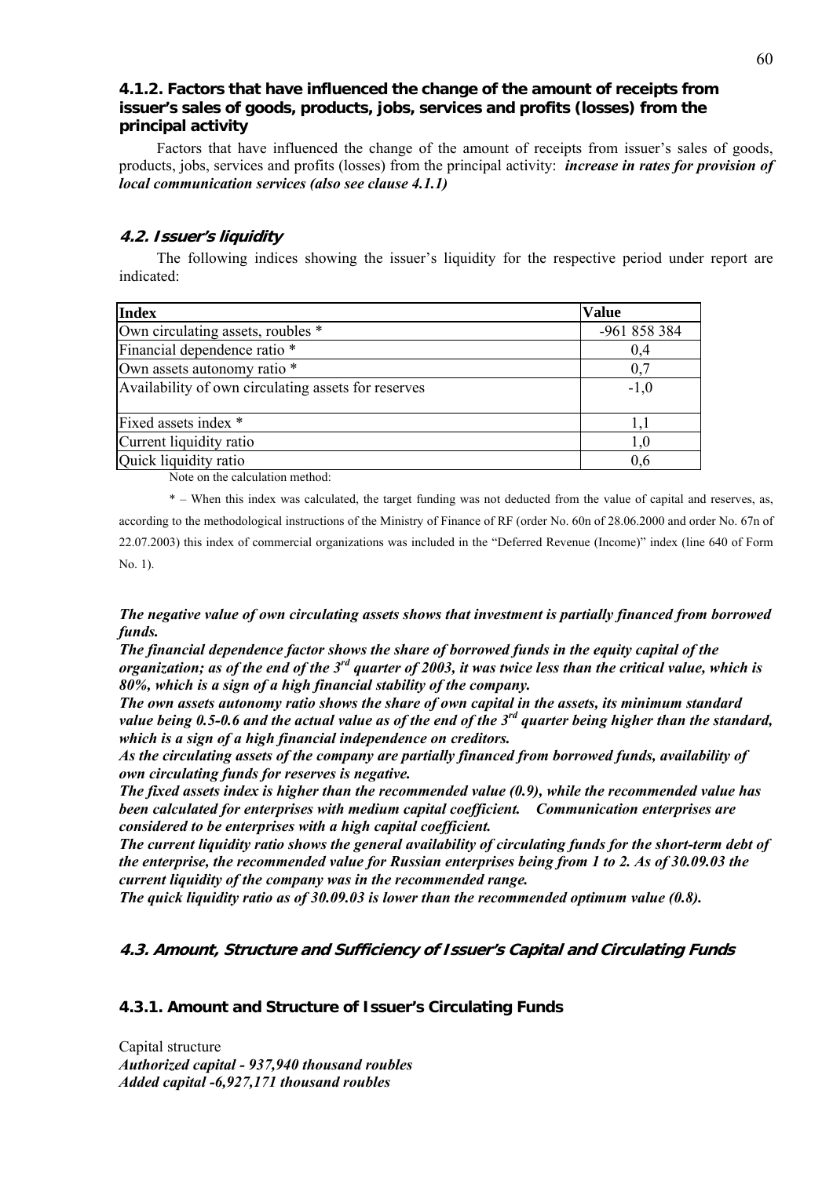### 4.1.2. Factors that have influenced the change of the amount of receipts from issuer's sales of goods, products, jobs, services and profits (losses) from the principal activity

Factors that have influenced the change of the amount of receipts from issuer's sales of goods, products, jobs, services and profits (losses) from the principal activity: ***increase in rates for provision of local communication services (also see clause 4.1.1)***

## 4.2. Issuer's liquidity

The following indices showing the issuer's liquidity for the respective period under report are indicated:

| Index | Value |
|---|---|
| Own circulating assets, roubles * | -961 858 384 |
| Financial dependence ratio * | 0,4 |
| Own assets autonomy ratio * | 0,7 |
| Availability of own circulating assets for reserves | -1,0 |
| Fixed assets index * | 1,1 |
| Current liquidity ratio | 1,0 |
| Quick liquidity ratio | 0,6 |

Note on the calculation method:

* – When this index was calculated, the target funding was not deducted from the value of capital and reserves, as, according to the methodological instructions of the Ministry of Finance of RF (order No. 60n of 28.06.2000 and order No. 67n of 22.07.2003) this index of commercial organizations was included in the "Deferred Revenue (Income)" index (line 640 of Form No. 1).

***The negative value of own circulating assets shows that investment is partially financed from borrowed funds.***
***The financial dependence factor shows the share of borrowed funds in the equity capital of the organization; as of the end of the 3rd quarter of 2003, it was twice less than the critical value, which is 80%, which is a sign of a high financial stability of the company.***
***The own assets autonomy ratio shows the share of own capital in the assets, its minimum standard value being 0.5-0.6 and the actual value as of the end of the 3rd quarter being higher than the standard, which is a sign of a high financial independence on creditors.***
***As the circulating assets of the company are partially financed from borrowed funds, availability of own circulating funds for reserves is negative.***
***The fixed assets index is higher than the recommended value (0.9), while the recommended value has been calculated for enterprises with medium capital coefficient. Communication enterprises are considered to be enterprises with a high capital coefficient.***
***The current liquidity ratio shows the general availability of circulating funds for the short-term debt of the enterprise, the recommended value for Russian enterprises being from 1 to 2. As of 30.09.03 the current liquidity of the company was in the recommended range.***
***The quick liquidity ratio as of 30.09.03 is lower than the recommended optimum value (0.8).***

## 4.3. Amount, Structure and Sufficiency of Issuer's Capital and Circulating Funds

### 4.3.1. Amount and Structure of Issuer's Circulating Funds

Capital structure
***Authorized capital - 937,940 thousand roubles***
***Added capital -6,927,171 thousand roubles***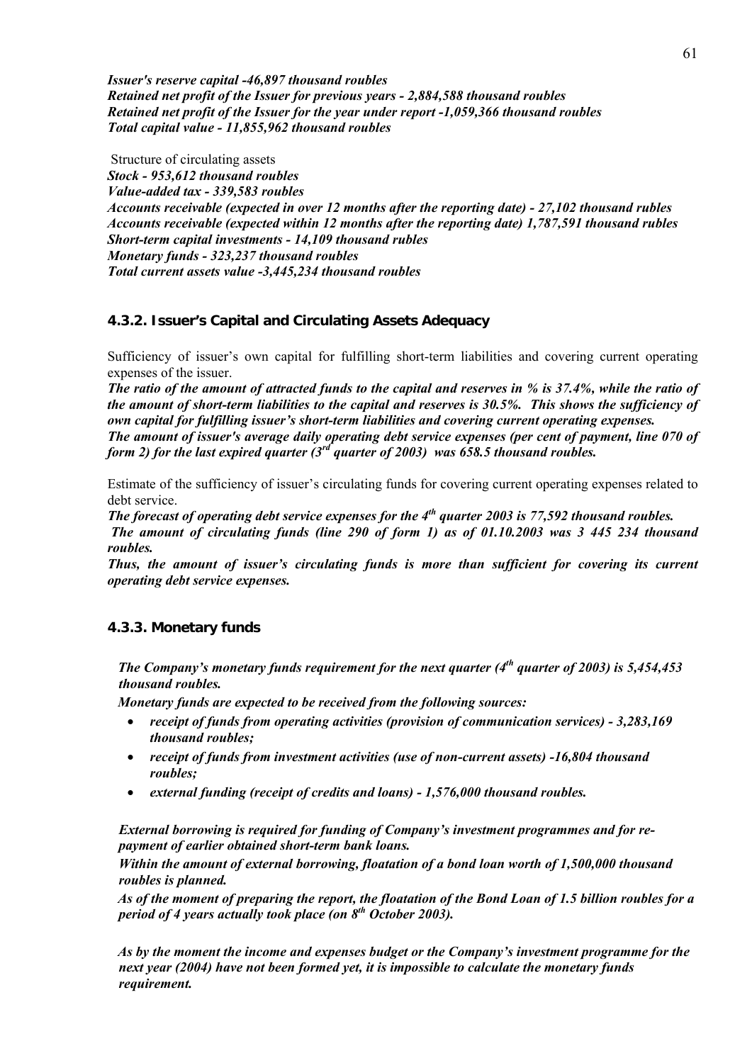***Issuer's reserve capital -46,897 thousand roubles***
***Retained net profit of the Issuer for previous years - 2,884,588 thousand roubles***
***Retained net profit of the Issuer for the year under report -1,059,366 thousand roubles***
***Total capital value - 11,855,962 thousand roubles***

Structure of circulating assets
***Stock - 953,612 thousand roubles***
***Value-added tax - 339,583 roubles***
***Accounts receivable (expected in over 12 months after the reporting date) - 27,102 thousand rubles***
***Accounts receivable (expected within 12 months after the reporting date) 1,787,591 thousand rubles***
***Short-term capital investments - 14,109 thousand rubles***
***Monetary funds - 323,237 thousand roubles***
***Total current assets value -3,445,234 thousand roubles***

### 4.3.2. Issuer's Capital and Circulating Assets Adequacy

Sufficiency of issuer's own capital for fulfilling short-term liabilities and covering current operating expenses of the issuer.

***The ratio of the amount of attracted funds to the capital and reserves in % is 37.4%, while the ratio of the amount of short-term liabilities to the capital and reserves is 30.5%. This shows the sufficiency of own capital for fulfilling issuer's short-term liabilities and covering current operating expenses.***
***The amount of issuer's average daily operating debt service expenses (per cent of payment, line 070 of form 2) for the last expired quarter (3rd quarter of 2003) was 658.5 thousand roubles.***

Estimate of the sufficiency of issuer's circulating funds for covering current operating expenses related to debt service.

***The forecast of operating debt service expenses for the 4th quarter 2003 is 77,592 thousand roubles.***
***The amount of circulating funds (line 290 of form 1) as of 01.10.2003 was 3 445 234 thousand roubles.***
***Thus, the amount of issuer's circulating funds is more than sufficient for covering its current operating debt service expenses.***

### 4.3.3. Monetary funds

***The Company's monetary funds requirement for the next quarter (4th quarter of 2003) is 5,454,453 thousand roubles.***

***Monetary funds are expected to be received from the following sources:***

- ***receipt of funds from operating activities (provision of communication services) - 3,283,169 thousand roubles;***
- ***receipt of funds from investment activities (use of non-current assets) -16,804 thousand roubles;***
- ***external funding (receipt of credits and loans) - 1,576,000 thousand roubles.***

***External borrowing is required for funding of Company's investment programmes and for re-payment of earlier obtained short-term bank loans.***
***Within the amount of external borrowing, floatation of a bond loan worth of 1,500,000 thousand roubles is planned.***
***As of the moment of preparing the report, the floatation of the Bond Loan of 1.5 billion roubles for a period of 4 years actually took place (on 8th October 2003).***

***As by the moment the income and expenses budget or the Company's investment programme for the next year (2004) have not been formed yet, it is impossible to calculate the monetary funds requirement.***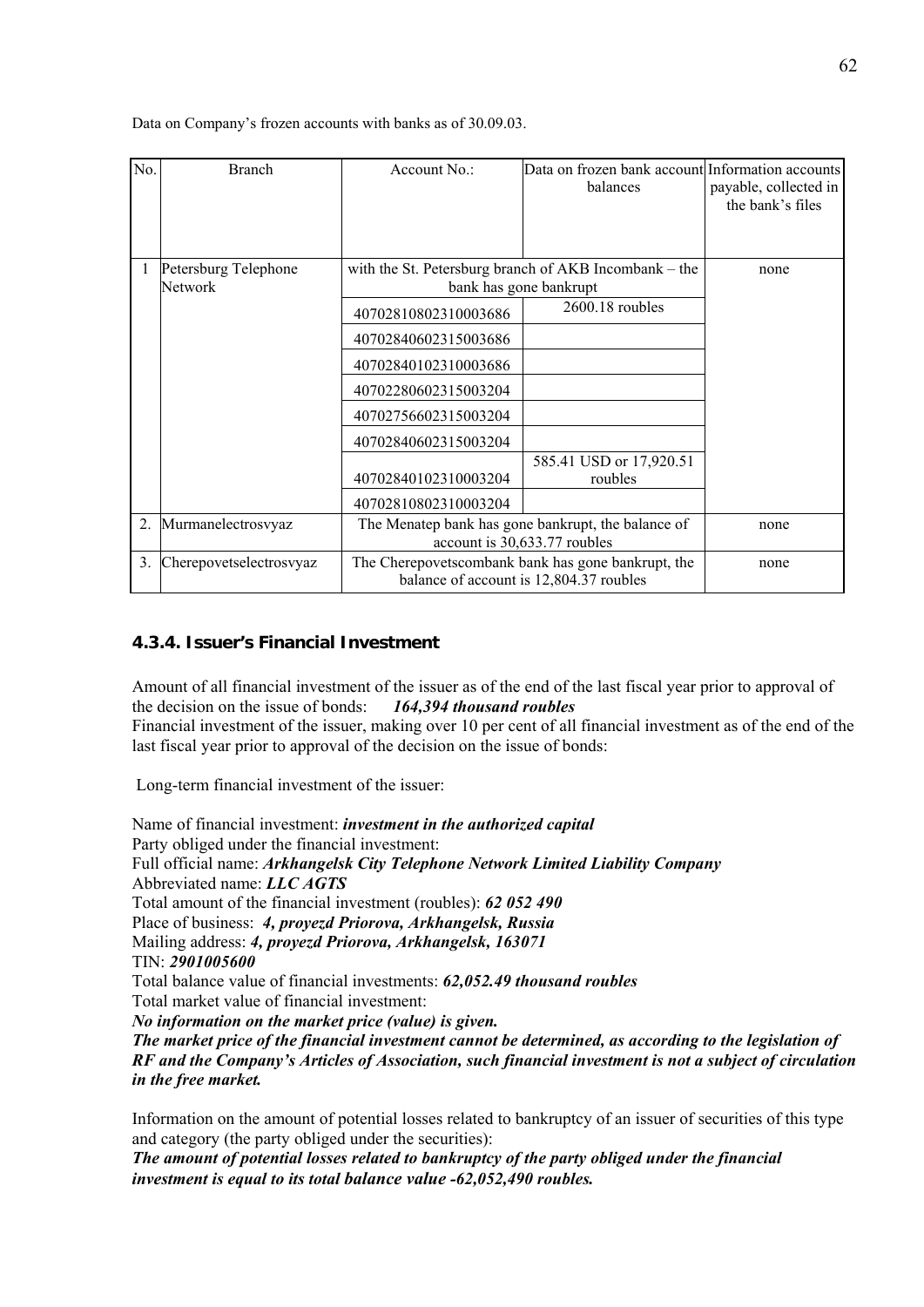Data on Company's frozen accounts with banks as of 30.09.03.

| No. | Branch | Account No.: | Data on frozen bank account balances | Information accounts payable, collected in the bank's files |
|---|---|---|---|---|
| 1 | Petersburg Telephone Network | with the St. Petersburg branch of AKB Incombank – the bank has gone bankrupt | | none |
| | | 40702810802310003686 | 2600.18 roubles | |
| | | 40702840602315003686 | | |
| | | 40702840102310003686 | | |
| | | 40702280602315003204 | | |
| | | 40702756602315003204 | | |
| | | 40702840602315003204 | | |
| | | 40702840102310003204 | 585.41 USD or 17,920.51 roubles | |
| | | 40702810802310003204 | | |
| 2. | Murmanelectrosvyaz | The Menatep bank has gone bankrupt, the balance of account is 30,633.77 roubles | | none |
| 3. | Cherepovetselectrosvyaz | The Cherepovetscombank bank has gone bankrupt, the balance of account is 12,804.37 roubles | | none |

### 4.3.4. Issuer's Financial Investment

Amount of all financial investment of the issuer as of the end of the last fiscal year prior to approval of the decision on the issue of bonds: ***164,394 thousand roubles***

Financial investment of the issuer, making over 10 per cent of all financial investment as of the end of the last fiscal year prior to approval of the decision on the issue of bonds:

Long-term financial investment of the issuer:

Name of financial investment: ***investment in the authorized capital***
Party obliged under the financial investment:
Full official name: ***Arkhangelsk City Telephone Network Limited Liability Company***
Abbreviated name: ***LLC AGTS***
Total amount of the financial investment (roubles): ***62 052 490***
Place of business: ***4, proyezd Priorova, Arkhangelsk, Russia***
Mailing address: ***4, proyezd Priorova, Arkhangelsk, 163071***
TIN: ***2901005600***
Total balance value of financial investments: ***62,052.49 thousand roubles***
Total market value of financial investment:
***No information on the market price (value) is given.***
***The market price of the financial investment cannot be determined, as according to the legislation of RF and the Company's Articles of Association, such financial investment is not a subject of circulation in the free market.***

Information on the amount of potential losses related to bankruptcy of an issuer of securities of this type and category (the party obliged under the securities):
***The amount of potential losses related to bankruptcy of the party obliged under the financial investment is equal to its total balance value -62,052,490 roubles.***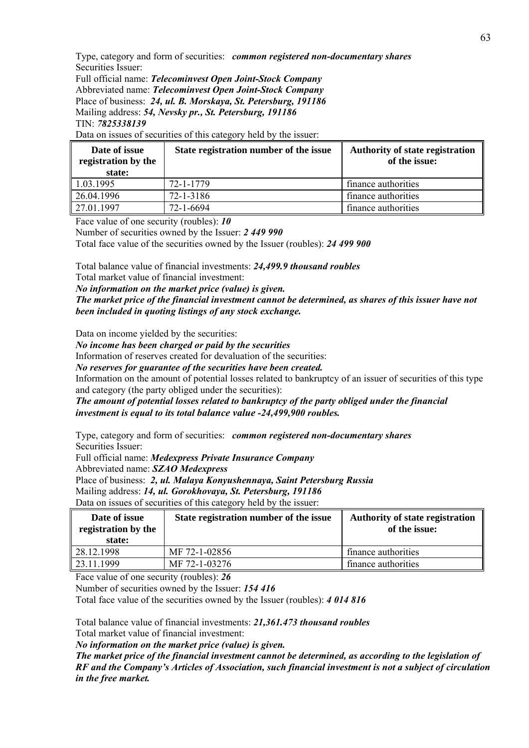Type, category and form of securities: ***common registered non-documentary shares***
Securities Issuer:
Full official name: ***Telecominvest Open Joint-Stock Company***
Abbreviated name: ***Telecominvest Open Joint-Stock Company***
Place of business: ***24, ul. B. Morskaya, St. Petersburg, 191186***
Mailing address: ***54, Nevsky pr., St. Petersburg, 191186***
TIN: ***7825338139***
Data on issues of securities of this category held by the issuer:

| Date of issue registration by the state: | State registration number of the issue | Authority of state registration of the issue: |
|---|---|---|
| 1.03.1995 | 72-1-1779 | finance authorities |
| 26.04.1996 | 72-1-3186 | finance authorities |
| 27.01.1997 | 72-1-6694 | finance authorities |

Face value of one security (roubles): ***10***
Number of securities owned by the Issuer: ***2 449 990***
Total face value of the securities owned by the Issuer (roubles): ***24 499 900***

Total balance value of financial investments: ***24,499.9 thousand roubles***
Total market value of financial investment:
***No information on the market price (value) is given.***
***The market price of the financial investment cannot be determined, as shares of this issuer have not been included in quoting listings of any stock exchange.***

Data on income yielded by the securities:
***No income has been charged or paid by the securities***
Information of reserves created for devaluation of the securities:
***No reserves for guarantee of the securities have been created.***
Information on the amount of potential losses related to bankruptcy of an issuer of securities of this type and category (the party obliged under the securities):
***The amount of potential losses related to bankruptcy of the party obliged under the financial investment is equal to its total balance value -24,499,900 roubles.***

Type, category and form of securities: ***common registered non-documentary shares***
Securities Issuer:
Full official name: ***Medexpress Private Insurance Company***
Abbreviated name: ***SZAO Medexpress***
Place of business: ***2, ul. Malaya Konyushennaya, Saint Petersburg Russia***
Mailing address: ***14, ul. Gorokhovaya, St. Petersburg, 191186***
Data on issues of securities of this category held by the issuer:

| Date of issue registration by the state: | State registration number of the issue | Authority of state registration of the issue: |
|---|---|---|
| 28.12.1998 | MF 72-1-02856 | finance authorities |
| 23.11.1999 | MF 72-1-03276 | finance authorities |

Face value of one security (roubles): ***26***
Number of securities owned by the Issuer: ***154 416***
Total face value of the securities owned by the Issuer (roubles): ***4 014 816***

Total balance value of financial investments: ***21,361.473 thousand roubles***
Total market value of financial investment:
***No information on the market price (value) is given.***
***The market price of the financial investment cannot be determined, as according to the legislation of RF and the Company's Articles of Association, such financial investment is not a subject of circulation in the free market.***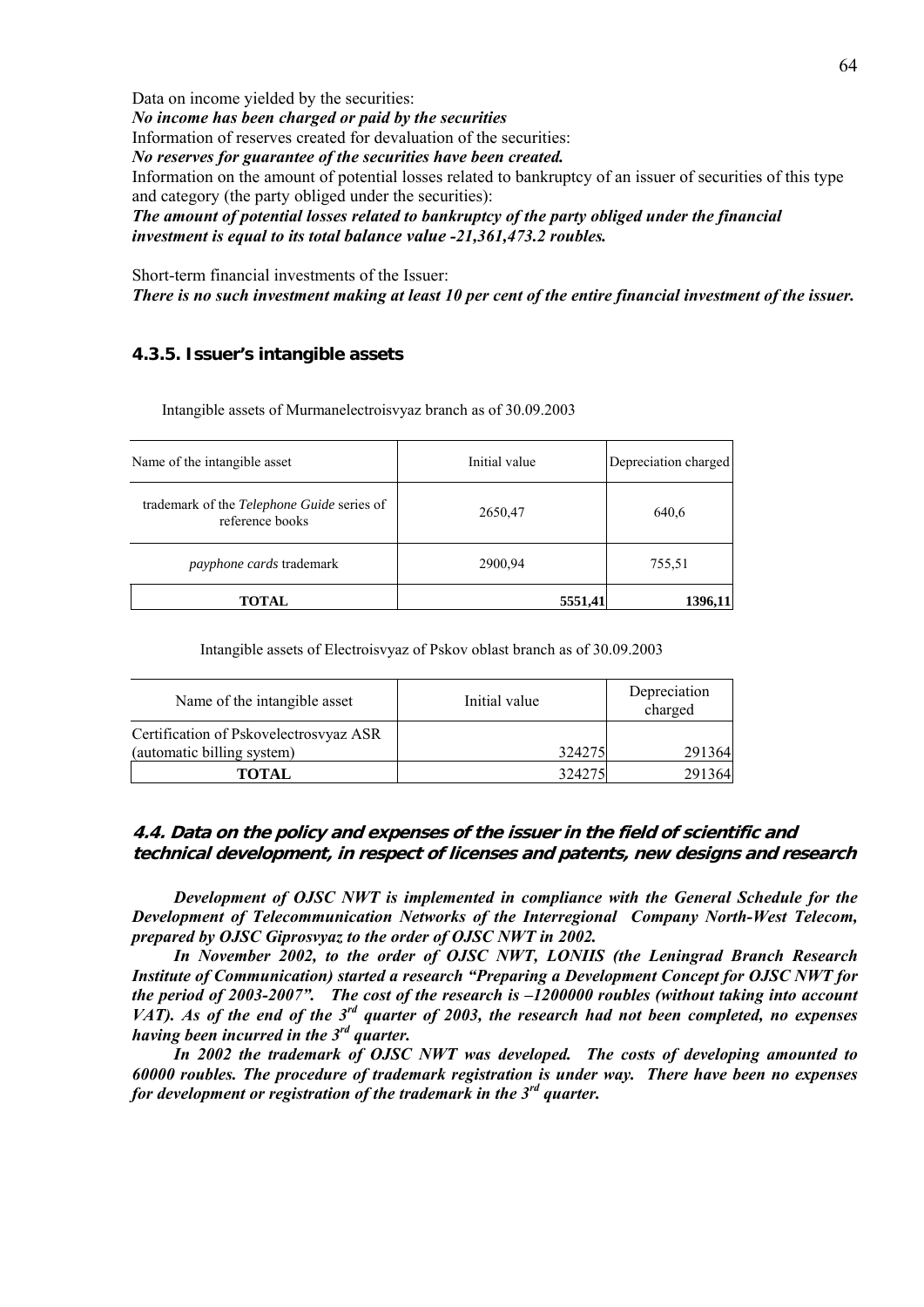Data on income yielded by the securities:
***No income has been charged or paid by the securities***
Information of reserves created for devaluation of the securities:
***No reserves for guarantee of the securities have been created.***
Information on the amount of potential losses related to bankruptcy of an issuer of securities of this type and category (the party obliged under the securities):
***The amount of potential losses related to bankruptcy of the party obliged under the financial investment is equal to its total balance value -21,361,473.2 roubles.***

Short-term financial investments of the Issuer:
***There is no such investment making at least 10 per cent of the entire financial investment of the issuer.***

### 4.3.5. Issuer's intangible assets

Intangible assets of Murmanelectroisvyaz branch as of 30.09.2003

| Name of the intangible asset | Initial value | Depreciation charged |
|---|---|---|
| trademark of the *Telephone Guide* series of reference books | 2650,47 | 640,6 |
| *payphone cards* trademark | 2900,94 | 755,51 |
| **TOTAL** | **5551,41** | **1396,11** |

Intangible assets of Electroisvyaz of Pskov oblast branch as of 30.09.2003

| Name of the intangible asset | Initial value | Depreciation charged |
|---|---|---|
| Certification of Pskovelectrosvyaz ASR (automatic billing system) | 324275 | 291364 |
| **TOTAL** | 324275 | 291364 |

### 4.4. Data on the policy and expenses of the issuer in the field of scientific and technical development, in respect of licenses and patents, new designs and research

***Development of OJSC NWT is implemented in compliance with the General Schedule for the Development of Telecommunication Networks of the Interregional Company North-West Telecom, prepared by OJSC Giprosvyaz to the order of OJSC NWT in 2002.***

***In November 2002, to the order of OJSC NWT, LONIIS (the Leningrad Branch Research Institute of Communication) started a research "Preparing a Development Concept for OJSC NWT for the period of 2003-2007". The cost of the research is –1200000 roubles (without taking into account VAT). As of the end of the 3rd quarter of 2003, the research had not been completed, no expenses having been incurred in the 3rd quarter.***

***In 2002 the trademark of OJSC NWT was developed. The costs of developing amounted to 60000 roubles. The procedure of trademark registration is under way. There have been no expenses for development or registration of the trademark in the 3rd quarter.***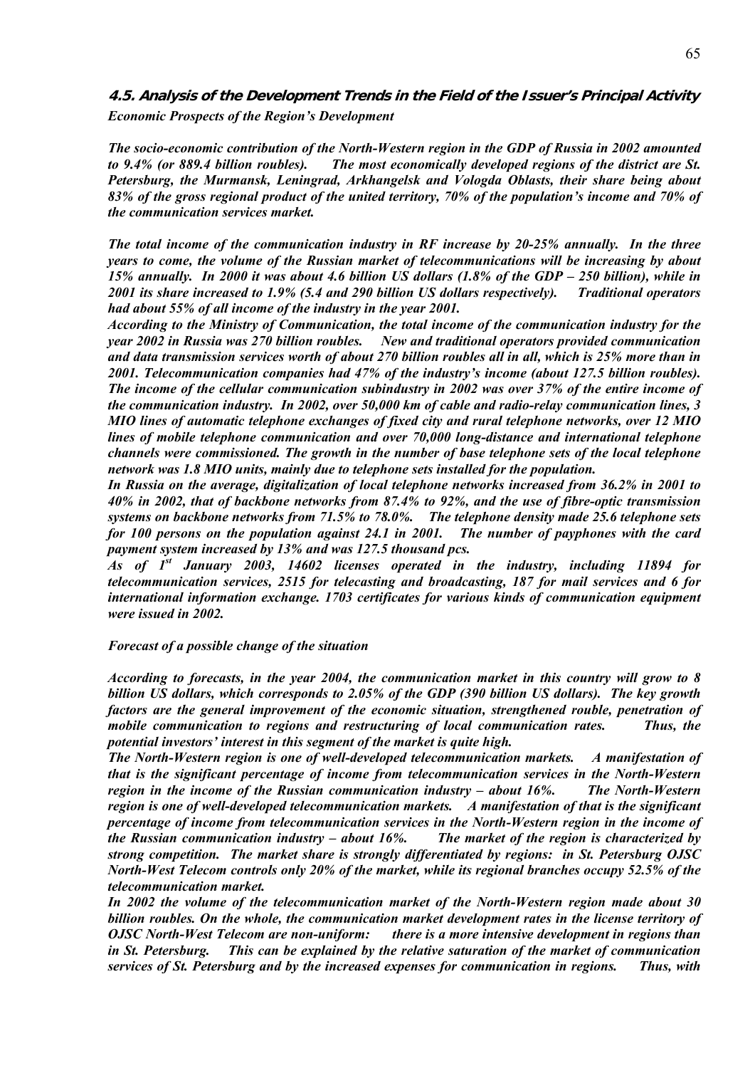## 4.5. Analysis of the Development Trends in the Field of the Issuer's Principal Activity

***Economic Prospects of the Region's Development***

***The socio-economic contribution of the North-Western region in the GDP of Russia in 2002 amounted to 9.4% (or 889.4 billion roubles). The most economically developed regions of the district are St. Petersburg, the Murmansk, Leningrad, Arkhangelsk and Vologda Oblasts, their share being about 83% of the gross regional product of the united territory, 70% of the population's income and 70% of the communication services market.***

***The total income of the communication industry in RF increase by 20-25% annually. In the three years to come, the volume of the Russian market of telecommunications will be increasing by about 15% annually. In 2000 it was about 4.6 billion US dollars (1.8% of the GDP – 250 billion), while in 2001 its share increased to 1.9% (5.4 and 290 billion US dollars respectively). Traditional operators had about 55% of all income of the industry in the year 2001.***

***According to the Ministry of Communication, the total income of the communication industry for the year 2002 in Russia was 270 billion roubles. New and traditional operators provided communication and data transmission services worth of about 270 billion roubles all in all, which is 25% more than in 2001. Telecommunication companies had 47% of the industry's income (about 127.5 billion roubles). The income of the cellular communication subindustry in 2002 was over 37% of the entire income of the communication industry. In 2002, over 50,000 km of cable and radio-relay communication lines, 3 MIO lines of automatic telephone exchanges of fixed city and rural telephone networks, over 12 MIO lines of mobile telephone communication and over 70,000 long-distance and international telephone channels were commissioned. The growth in the number of base telephone sets of the local telephone network was 1.8 MIO units, mainly due to telephone sets installed for the population.***

***In Russia on the average, digitalization of local telephone networks increased from 36.2% in 2001 to 40% in 2002, that of backbone networks from 87.4% to 92%, and the use of fibre-optic transmission systems on backbone networks from 71.5% to 78.0%. The telephone density made 25.6 telephone sets for 100 persons on the population against 24.1 in 2001. The number of payphones with the card payment system increased by 13% and was 127.5 thousand pcs.***

***As of 1st January 2003, 14602 licenses operated in the industry, including 11894 for telecommunication services, 2515 for telecasting and broadcasting, 187 for mail services and 6 for international information exchange. 1703 certificates for various kinds of communication equipment were issued in 2002.***

***Forecast of a possible change of the situation***

***According to forecasts, in the year 2004, the communication market in this country will grow to 8 billion US dollars, which corresponds to 2.05% of the GDP (390 billion US dollars). The key growth factors are the general improvement of the economic situation, strengthened rouble, penetration of mobile communication to regions and restructuring of local communication rates. Thus, the potential investors' interest in this segment of the market is quite high.***

***The North-Western region is one of well-developed telecommunication markets. A manifestation of that is the significant percentage of income from telecommunication services in the North-Western region in the income of the Russian communication industry – about 16%. The North-Western region is one of well-developed telecommunication markets. A manifestation of that is the significant percentage of income from telecommunication services in the North-Western region in the income of the Russian communication industry – about 16%. The market of the region is characterized by strong competition. The market share is strongly differentiated by regions: in St. Petersburg OJSC North-West Telecom controls only 20% of the market, while its regional branches occupy 52.5% of the telecommunication market.***

***In 2002 the volume of the telecommunication market of the North-Western region made about 30 billion roubles. On the whole, the communication market development rates in the license territory of OJSC North-West Telecom are non-uniform: there is a more intensive development in regions than in St. Petersburg. This can be explained by the relative saturation of the market of communication services of St. Petersburg and by the increased expenses for communication in regions. Thus, with***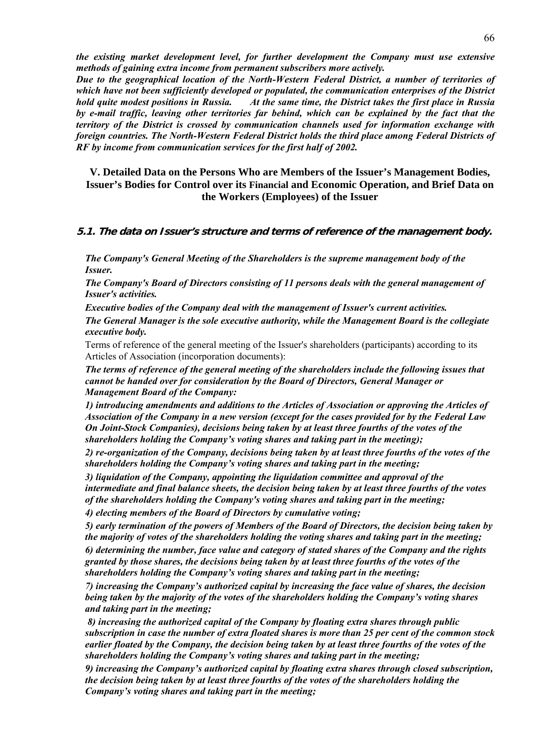*the existing market development level, for further development the Company must use extensive methods of gaining extra income from permanent subscribers more actively.*

*Due to the geographical location of the North-Western Federal District, a number of territories of which have not been sufficiently developed or populated, the communication enterprises of the District hold quite modest positions in Russia. At the same time, the District takes the first place in Russia by e-mail traffic, leaving other territories far behind, which can be explained by the fact that the territory of the District is crossed by communication channels used for information exchange with foreign countries. The North-Western Federal District holds the third place among Federal Districts of RF by income from communication services for the first half of 2002.*

## V. Detailed Data on the Persons Who are Members of the Issuer's Management Bodies, Issuer's Bodies for Control over its Financial and Economic Operation, and Brief Data on the Workers (Employees) of the Issuer

### 5.1. The data on Issuer's structure and terms of reference of the management body.

*The Company's General Meeting of the Shareholders is the supreme management body of the Issuer.*

*The Company's Board of Directors consisting of 11 persons deals with the general management of Issuer's activities.*

*Executive bodies of the Company deal with the management of Issuer's current activities.*

*The General Manager is the sole executive authority, while the Management Board is the collegiate executive body.*

Terms of reference of the general meeting of the Issuer's shareholders (participants) according to its Articles of Association (incorporation documents):

*The terms of reference of the general meeting of the shareholders include the following issues that cannot be handed over for consideration by the Board of Directors, General Manager or Management Board of the Company:*

*1) introducing amendments and additions to the Articles of Association or approving the Articles of Association of the Company in a new version (except for the cases provided for by the Federal Law On Joint-Stock Companies), decisions being taken by at least three fourths of the votes of the shareholders holding the Company's voting shares and taking part in the meeting);*

*2) re-organization of the Company, decisions being taken by at least three fourths of the votes of the shareholders holding the Company's voting shares and taking part in the meeting;*

*3) liquidation of the Company, appointing the liquidation committee and approval of the intermediate and final balance sheets, the decision being taken by at least three fourths of the votes of the shareholders holding the Company's voting shares and taking part in the meeting;*

*4) electing members of the Board of Directors by cumulative voting;*

*5) early termination of the powers of Members of the Board of Directors, the decision being taken by the majority of votes of the shareholders holding the voting shares and taking part in the meeting;*

*6) determining the number, face value and category of stated shares of the Company and the rights granted by those shares, the decisions being taken by at least three fourths of the votes of the shareholders holding the Company's voting shares and taking part in the meeting;*

*7) increasing the Company's authorized capital by increasing the face value of shares, the decision being taken by the majority of the votes of the shareholders holding the Company's voting shares and taking part in the meeting;*

*8) increasing the authorized capital of the Company by floating extra shares through public subscription in case the number of extra floated shares is more than 25 per cent of the common stock earlier floated by the Company, the decision being taken by at least three fourths of the votes of the shareholders holding the Company's voting shares and taking part in the meeting;*

*9) increasing the Company's authorized capital by floating extra shares through closed subscription, the decision being taken by at least three fourths of the votes of the shareholders holding the Company's voting shares and taking part in the meeting;*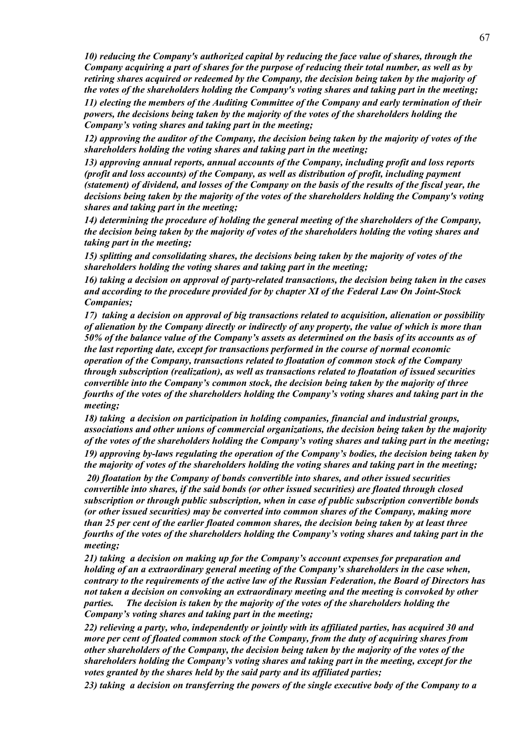*10) reducing the Company's authorized capital by reducing the face value of shares, through the Company acquiring a part of shares for the purpose of reducing their total number, as well as by retiring shares acquired or redeemed by the Company, the decision being taken by the majority of the votes of the shareholders holding the Company's voting shares and taking part in the meeting;*

*11) electing the members of the Auditing Committee of the Company and early termination of their powers, the decisions being taken by the majority of the votes of the shareholders holding the Company's voting shares and taking part in the meeting;*

*12) approving the auditor of the Company, the decision being taken by the majority of votes of the shareholders holding the voting shares and taking part in the meeting;*

*13) approving annual reports, annual accounts of the Company, including profit and loss reports (profit and loss accounts) of the Company, as well as distribution of profit, including payment (statement) of dividend, and losses of the Company on the basis of the results of the fiscal year, the decisions being taken by the majority of the votes of the shareholders holding the Company's voting shares and taking part in the meeting;*

*14) determining the procedure of holding the general meeting of the shareholders of the Company, the decision being taken by the majority of votes of the shareholders holding the voting shares and taking part in the meeting;*

*15) splitting and consolidating shares, the decisions being taken by the majority of votes of the shareholders holding the voting shares and taking part in the meeting;*

*16) taking a decision on approval of party-related transactions, the decision being taken in the cases and according to the procedure provided for by chapter XI of the Federal Law On Joint-Stock Companies;*

*17) taking a decision on approval of big transactions related to acquisition, alienation or possibility of alienation by the Company directly or indirectly of any property, the value of which is more than 50% of the balance value of the Company's assets as determined on the basis of its accounts as of the last reporting date, except for transactions performed in the course of normal economic operation of the Company, transactions related to floatation of common stock of the Company through subscription (realization), as well as transactions related to floatation of issued securities convertible into the Company's common stock, the decision being taken by the majority of three fourths of the votes of the shareholders holding the Company's voting shares and taking part in the meeting;*

*18) taking a decision on participation in holding companies, financial and industrial groups, associations and other unions of commercial organizations, the decision being taken by the majority of the votes of the shareholders holding the Company's voting shares and taking part in the meeting;*

*19) approving by-laws regulating the operation of the Company's bodies, the decision being taken by the majority of votes of the shareholders holding the voting shares and taking part in the meeting;*

*20) floatation by the Company of bonds convertible into shares, and other issued securities convertible into shares, if the said bonds (or other issued securities) are floated through closed subscription or through public subscription, when in case of public subscription convertible bonds (or other issued securities) may be converted into common shares of the Company, making more than 25 per cent of the earlier floated common shares, the decision being taken by at least three fourths of the votes of the shareholders holding the Company's voting shares and taking part in the meeting;*

*21) taking a decision on making up for the Company's account expenses for preparation and holding of an a extraordinary general meeting of the Company's shareholders in the case when, contrary to the requirements of the active law of the Russian Federation, the Board of Directors has not taken a decision on convoking an extraordinary meeting and the meeting is convoked by other parties. The decision is taken by the majority of the votes of the shareholders holding the Company's voting shares and taking part in the meeting;*

*22) relieving a party, who, independently or jointly with its affiliated parties, has acquired 30 and more per cent of floated common stock of the Company, from the duty of acquiring shares from other shareholders of the Company, the decision being taken by the majority of the votes of the shareholders holding the Company's voting shares and taking part in the meeting, except for the votes granted by the shares held by the said party and its affiliated parties;*

*23) taking a decision on transferring the powers of the single executive body of the Company to a*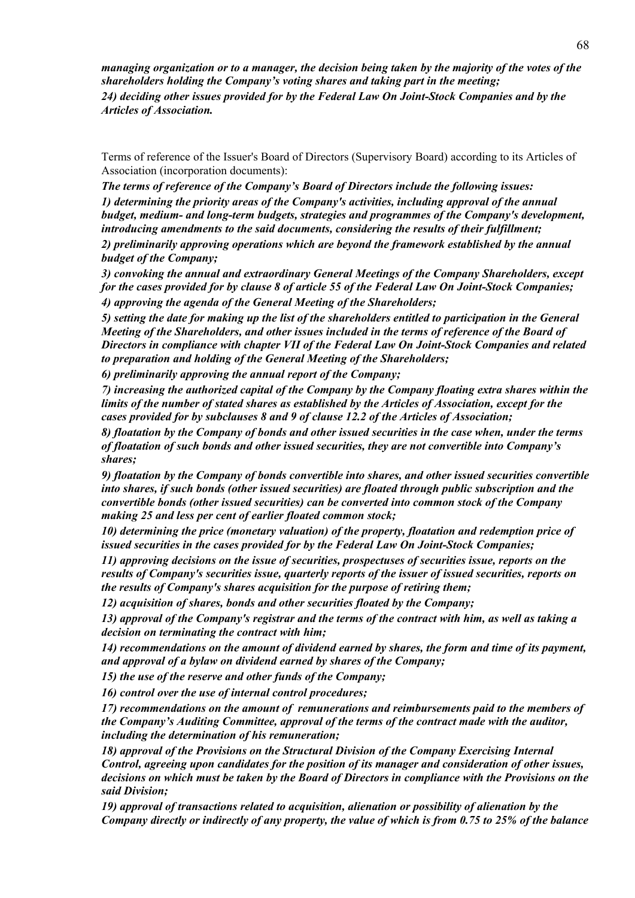***managing organization or to a manager, the decision being taken by the majority of the votes of the shareholders holding the Company's voting shares and taking part in the meeting;***

***24) deciding other issues provided for by the Federal Law On Joint-Stock Companies and by the Articles of Association.***

Terms of reference of the Issuer's Board of Directors (Supervisory Board) according to its Articles of Association (incorporation documents):

***The terms of reference of the Company's Board of Directors include the following issues:***

***1) determining the priority areas of the Company's activities, including approval of the annual budget, medium- and long-term budgets, strategies and programmes of the Company's development, introducing amendments to the said documents, considering the results of their fulfillment;***

***2) preliminarily approving operations which are beyond the framework established by the annual budget of the Company;***

***3) convoking the annual and extraordinary General Meetings of the Company Shareholders, except for the cases provided for by clause 8 of article 55 of the Federal Law On Joint-Stock Companies;***

***4) approving the agenda of the General Meeting of the Shareholders;***

***5) setting the date for making up the list of the shareholders entitled to participation in the General Meeting of the Shareholders, and other issues included in the terms of reference of the Board of Directors in compliance with chapter VII of the Federal Law On Joint-Stock Companies and related to preparation and holding of the General Meeting of the Shareholders;***

***6) preliminarily approving the annual report of the Company;***

***7) increasing the authorized capital of the Company by the Company floating extra shares within the limits of the number of stated shares as established by the Articles of Association, except for the cases provided for by subclauses 8 and 9 of clause 12.2 of the Articles of Association;***

***8) floatation by the Company of bonds and other issued securities in the case when, under the terms of floatation of such bonds and other issued securities, they are not convertible into Company's shares;***

***9) floatation by the Company of bonds convertible into shares, and other issued securities convertible into shares, if such bonds (other issued securities) are floated through public subscription and the convertible bonds (other issued securities) can be converted into common stock of the Company making 25 and less per cent of earlier floated common stock;***

***10) determining the price (monetary valuation) of the property, floatation and redemption price of issued securities in the cases provided for by the Federal Law On Joint-Stock Companies;***

***11) approving decisions on the issue of securities, prospectuses of securities issue, reports on the results of Company's securities issue, quarterly reports of the issuer of issued securities, reports on the results of Company's shares acquisition for the purpose of retiring them;***

***12) acquisition of shares, bonds and other securities floated by the Company;***

***13) approval of the Company's registrar and the terms of the contract with him, as well as taking a decision on terminating the contract with him;***

***14) recommendations on the amount of dividend earned by shares, the form and time of its payment, and approval of a bylaw on dividend earned by shares of the Company;***

***15) the use of the reserve and other funds of the Company;***

***16) control over the use of internal control procedures;***

***17) recommendations on the amount of remunerations and reimbursements paid to the members of the Company's Auditing Committee, approval of the terms of the contract made with the auditor, including the determination of his remuneration;***

***18) approval of the Provisions on the Structural Division of the Company Exercising Internal Control, agreeing upon candidates for the position of its manager and consideration of other issues, decisions on which must be taken by the Board of Directors in compliance with the Provisions on the said Division;***

***19) approval of transactions related to acquisition, alienation or possibility of alienation by the Company directly or indirectly of any property, the value of which is from 0.75 to 25% of the balance***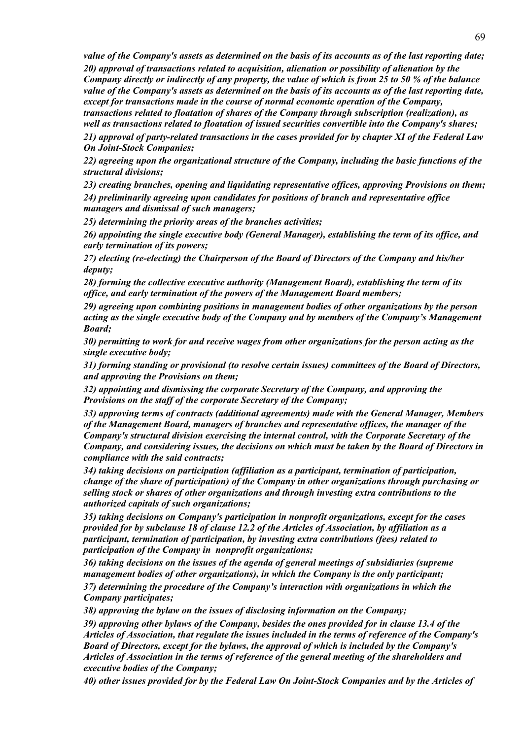*value of the Company's assets as determined on the basis of its accounts as of the last reporting date;*

*20) approval of transactions related to acquisition, alienation or possibility of alienation by the Company directly or indirectly of any property, the value of which is from 25 to 50 % of the balance value of the Company's assets as determined on the basis of its accounts as of the last reporting date, except for transactions made in the course of normal economic operation of the Company, transactions related to floatation of shares of the Company through subscription (realization), as well as transactions related to floatation of issued securities convertible into the Company's shares;*

*21) approval of party-related transactions in the cases provided for by chapter XI of the Federal Law On Joint-Stock Companies;*

*22) agreeing upon the organizational structure of the Company, including the basic functions of the structural divisions;*

*23) creating branches, opening and liquidating representative offices, approving Provisions on them;*

*24) preliminarily agreeing upon candidates for positions of branch and representative office managers and dismissal of such managers;*

*25) determining the priority areas of the branches activities;*

*26) appointing the single executive body (General Manager), establishing the term of its office, and early termination of its powers;*

*27) electing (re-electing) the Chairperson of the Board of Directors of the Company and his/her deputy;*

*28) forming the collective executive authority (Management Board), establishing the term of its office, and early termination of the powers of the Management Board members;*

*29) agreeing upon combining positions in management bodies of other organizations by the person acting as the single executive body of the Company and by members of the Company's Management Board;*

*30) permitting to work for and receive wages from other organizations for the person acting as the single executive body;*

*31) forming standing or provisional (to resolve certain issues) committees of the Board of Directors, and approving the Provisions on them;*

*32) appointing and dismissing the corporate Secretary of the Company, and approving the Provisions on the staff of the corporate Secretary of the Company;*

*33) approving terms of contracts (additional agreements) made with the General Manager, Members of the Management Board, managers of branches and representative offices, the manager of the Company's structural division exercising the internal control, with the Corporate Secretary of the Company, and considering issues, the decisions on which must be taken by the Board of Directors in compliance with the said contracts;*

*34) taking decisions on participation (affiliation as a participant, termination of participation, change of the share of participation) of the Company in other organizations through purchasing or selling stock or shares of other organizations and through investing extra contributions to the authorized capitals of such organizations;*

*35) taking decisions on Company's participation in nonprofit organizations, except for the cases provided for by subclause 18 of clause 12.2 of the Articles of Association, by affiliation as a participant, termination of participation, by investing extra contributions (fees) related to participation of the Company in nonprofit organizations;*

*36) taking decisions on the issues of the agenda of general meetings of subsidiaries (supreme management bodies of other organizations), in which the Company is the only participant;*

*37) determining the procedure of the Company's interaction with organizations in which the Company participates;*

*38) approving the bylaw on the issues of disclosing information on the Company;*

*39) approving other bylaws of the Company, besides the ones provided for in clause 13.4 of the Articles of Association, that regulate the issues included in the terms of reference of the Company's Board of Directors, except for the bylaws, the approval of which is included by the Company's Articles of Association in the terms of reference of the general meeting of the shareholders and executive bodies of the Company;*

*40) other issues provided for by the Federal Law On Joint-Stock Companies and by the Articles of*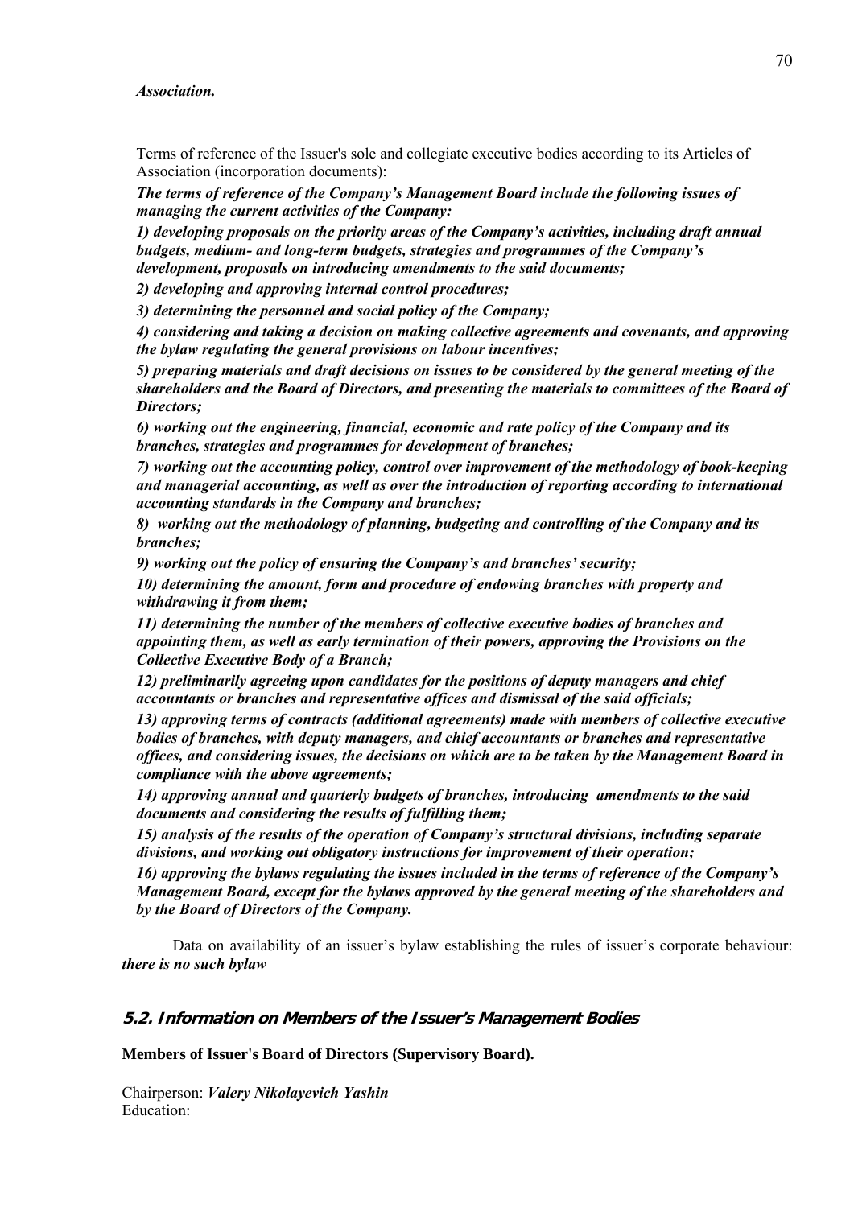***Association.***

Terms of reference of the Issuer's sole and collegiate executive bodies according to its Articles of Association (incorporation documents):

***The terms of reference of the Company's Management Board include the following issues of managing the current activities of the Company:***

***1) developing proposals on the priority areas of the Company's activities, including draft annual budgets, medium- and long-term budgets, strategies and programmes of the Company's development, proposals on introducing amendments to the said documents;***

***2) developing and approving internal control procedures;***

***3) determining the personnel and social policy of the Company;***

***4) considering and taking a decision on making collective agreements and covenants, and approving the bylaw regulating the general provisions on labour incentives;***

***5) preparing materials and draft decisions on issues to be considered by the general meeting of the shareholders and the Board of Directors, and presenting the materials to committees of the Board of Directors;***

***6) working out the engineering, financial, economic and rate policy of the Company and its branches, strategies and programmes for development of branches;***

***7) working out the accounting policy, control over improvement of the methodology of book-keeping and managerial accounting, as well as over the introduction of reporting according to international accounting standards in the Company and branches;***

***8) working out the methodology of planning, budgeting and controlling of the Company and its branches;***

***9) working out the policy of ensuring the Company's and branches' security;***

***10) determining the amount, form and procedure of endowing branches with property and withdrawing it from them;***

***11) determining the number of the members of collective executive bodies of branches and appointing them, as well as early termination of their powers, approving the Provisions on the Collective Executive Body of a Branch;***

***12) preliminarily agreeing upon candidates for the positions of deputy managers and chief accountants or branches and representative offices and dismissal of the said officials;***

***13) approving terms of contracts (additional agreements) made with members of collective executive bodies of branches, with deputy managers, and chief accountants or branches and representative offices, and considering issues, the decisions on which are to be taken by the Management Board in compliance with the above agreements;***

***14) approving annual and quarterly budgets of branches, introducing amendments to the said documents and considering the results of fulfilling them;***

***15) analysis of the results of the operation of Company's structural divisions, including separate divisions, and working out obligatory instructions for improvement of their operation;***

***16) approving the bylaws regulating the issues included in the terms of reference of the Company's Management Board, except for the bylaws approved by the general meeting of the shareholders and by the Board of Directors of the Company.***

Data on availability of an issuer's bylaw establishing the rules of issuer's corporate behaviour: ***there is no such bylaw***

## 5.2. Information on Members of the Issuer's Management Bodies

**Members of Issuer's Board of Directors (Supervisory Board).**

Chairperson: ***Valery Nikolayevich Yashin***
Education: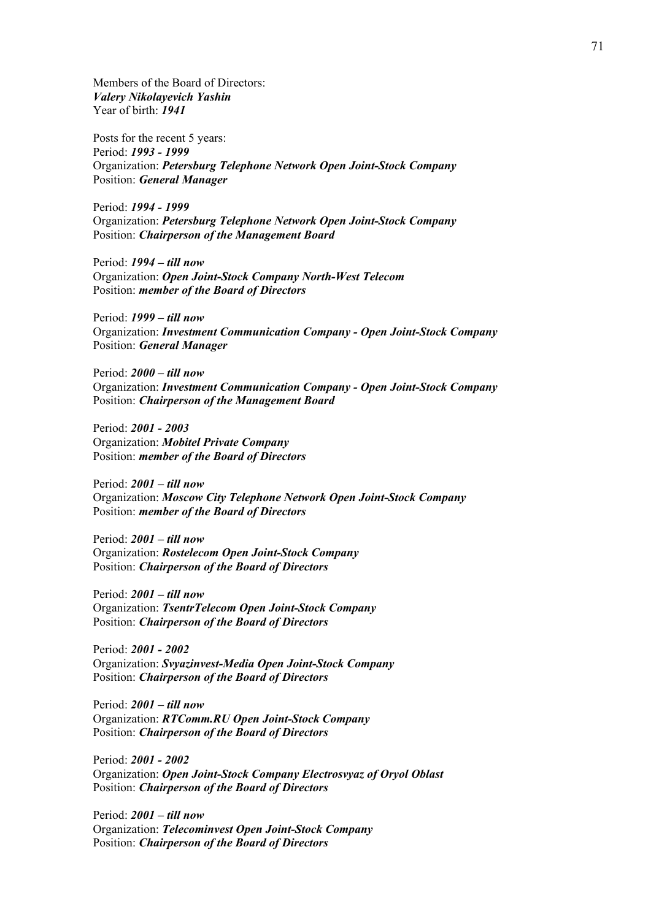Members of the Board of Directors:
***Valery Nikolayevich Yashin***
Year of birth: ***1941***

Posts for the recent 5 years:
Period: ***1993 - 1999***
Organization: ***Petersburg Telephone Network Open Joint-Stock Company***
Position: ***General Manager***

Period: ***1994 - 1999***
Organization: ***Petersburg Telephone Network Open Joint-Stock Company***
Position: ***Chairperson of the Management Board***

Period: ***1994 – till now***
Organization: ***Open Joint-Stock Company North-West Telecom***
Position: ***member of the Board of Directors***

Period: ***1999 – till now***
Organization: ***Investment Communication Company - Open Joint-Stock Company***
Position: ***General Manager***

Period: ***2000 – till now***
Organization: ***Investment Communication Company - Open Joint-Stock Company***
Position: ***Chairperson of the Management Board***

Period: ***2001 - 2003***
Organization: ***Mobitel Private Company***
Position: ***member of the Board of Directors***

Period: ***2001 – till now***
Organization: ***Moscow City Telephone Network Open Joint-Stock Company***
Position: ***member of the Board of Directors***

Period: ***2001 – till now***
Organization: ***Rostelecom Open Joint-Stock Company***
Position: ***Chairperson of the Board of Directors***

Period: ***2001 – till now***
Organization: ***TsentrTelecom Open Joint-Stock Company***
Position: ***Chairperson of the Board of Directors***

Period: ***2001 - 2002***
Organization: ***Svyazinvest-Media Open Joint-Stock Company***
Position: ***Chairperson of the Board of Directors***

Period: ***2001 – till now***
Organization: ***RTComm.RU Open Joint-Stock Company***
Position: ***Chairperson of the Board of Directors***

Period: ***2001 - 2002***
Organization: ***Open Joint-Stock Company Electrosvyaz of Oryol Oblast***
Position: ***Chairperson of the Board of Directors***

Period: ***2001 – till now***
Organization: ***Telecominvest Open Joint-Stock Company***
Position: ***Chairperson of the Board of Directors***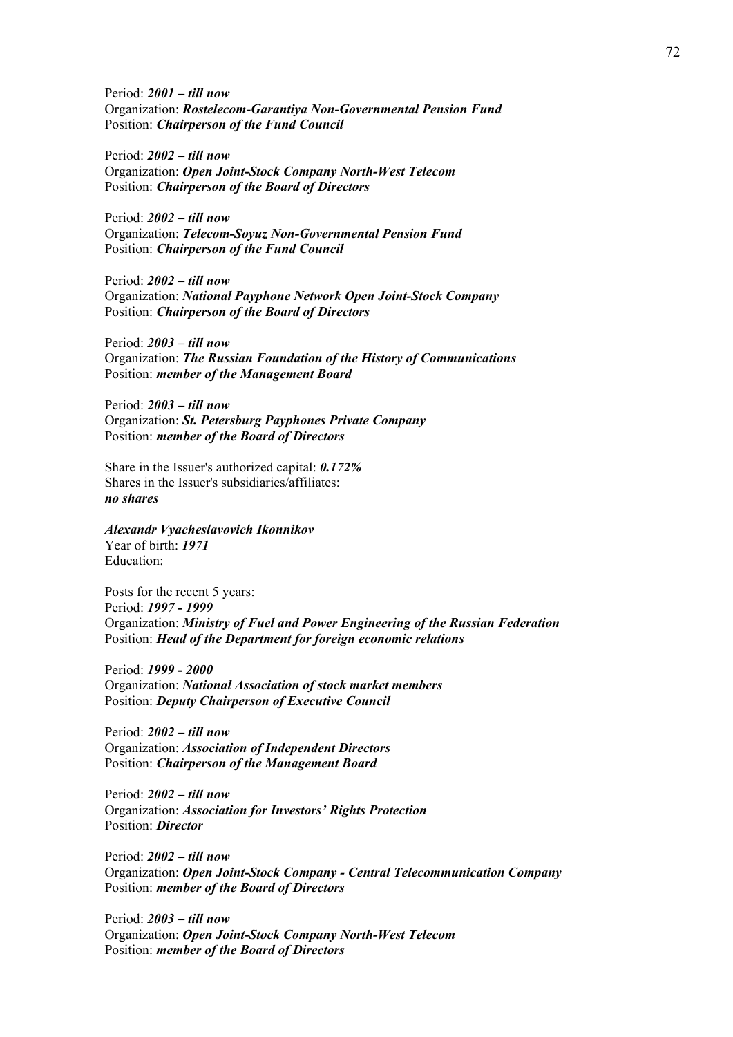Period: ***2001 – till now***
Organization: ***Rostelecom-Garantiya Non-Governmental Pension Fund***
Position: ***Chairperson of the Fund Council***

Period: ***2002 – till now***
Organization: ***Open Joint-Stock Company North-West Telecom***
Position: ***Chairperson of the Board of Directors***

Period: ***2002 – till now***
Organization: ***Telecom-Soyuz Non-Governmental Pension Fund***
Position: ***Chairperson of the Fund Council***

Period: ***2002 – till now***
Organization: ***National Payphone Network Open Joint-Stock Company***
Position: ***Chairperson of the Board of Directors***

Period: ***2003 – till now***
Organization: ***The Russian Foundation of the History of Communications***
Position: ***member of the Management Board***

Period: ***2003 – till now***
Organization: ***St. Petersburg Payphones Private Company***
Position: ***member of the Board of Directors***

Share in the Issuer's authorized capital: ***0.172%***
Shares in the Issuer's subsidiaries/affiliates:
***no shares***

***Alexandr Vyacheslavovich Ikonnikov***
Year of birth: ***1971***
Education:

Posts for the recent 5 years:
Period: ***1997 - 1999***
Organization: ***Ministry of Fuel and Power Engineering of the Russian Federation***
Position: ***Head of the Department for foreign economic relations***

Period: ***1999 - 2000***
Organization: ***National Association of stock market members***
Position: ***Deputy Chairperson of Executive Council***

Period: ***2002 – till now***
Organization: ***Association of Independent Directors***
Position: ***Chairperson of the Management Board***

Period: ***2002 – till now***
Organization: ***Association for Investors' Rights Protection***
Position: ***Director***

Period: ***2002 – till now***
Organization: ***Open Joint-Stock Company - Central Telecommunication Company***
Position: ***member of the Board of Directors***

Period: ***2003 – till now***
Organization: ***Open Joint-Stock Company North-West Telecom***
Position: ***member of the Board of Directors***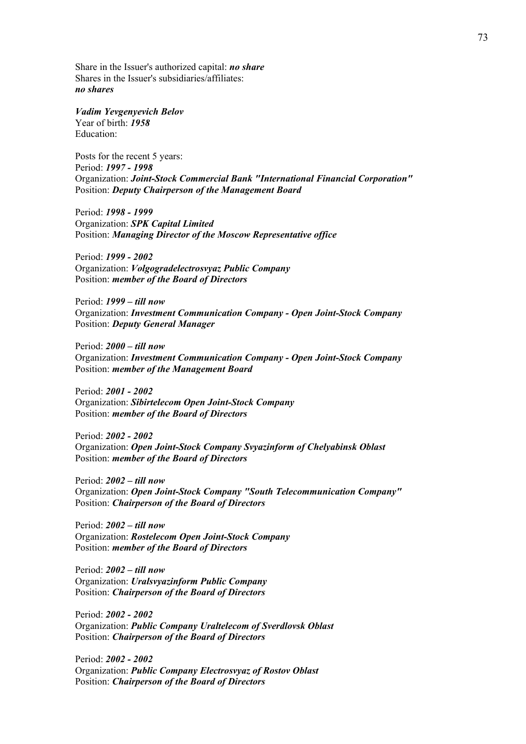Share in the Issuer's authorized capital: ***no share***
Shares in the Issuer's subsidiaries/affiliates:
***no shares***

***Vadim Yevgenyevich Belov***
Year of birth: ***1958***
Education:

Posts for the recent 5 years:
Period: ***1997 - 1998***
Organization: ***Joint-Stock Commercial Bank "International Financial Corporation"***
Position: ***Deputy Chairperson of the Management Board***

Period: ***1998 - 1999***
Organization: ***SPK Capital Limited***
Position: ***Managing Director of the Moscow Representative office***

Period: ***1999 - 2002***
Organization: ***Volgogradelectrosvyaz Public Company***
Position: ***member of the Board of Directors***

Period: ***1999 – till now***
Organization: ***Investment Communication Company - Open Joint-Stock Company***
Position: ***Deputy General Manager***

Period: ***2000 – till now***
Organization: ***Investment Communication Company - Open Joint-Stock Company***
Position: ***member of the Management Board***

Period: ***2001 - 2002***
Organization: ***Sibirtelecom Open Joint-Stock Company***
Position: ***member of the Board of Directors***

Period: ***2002 - 2002***
Organization: ***Open Joint-Stock Company Svyazinform of Chelyabinsk Oblast***
Position: ***member of the Board of Directors***

Period: ***2002 – till now***
Organization: ***Open Joint-Stock Company "South Telecommunication Company"***
Position: ***Chairperson of the Board of Directors***

Period: ***2002 – till now***
Organization: ***Rostelecom Open Joint-Stock Company***
Position: ***member of the Board of Directors***

Period: ***2002 – till now***
Organization: ***Uralsvyazinform Public Company***
Position: ***Chairperson of the Board of Directors***

Period: ***2002 - 2002***
Organization: ***Public Company Uraltelecom of Sverdlovsk Oblast***
Position: ***Chairperson of the Board of Directors***

Period: ***2002 - 2002***
Organization: ***Public Company Electrosvyaz of Rostov Oblast***
Position: ***Chairperson of the Board of Directors***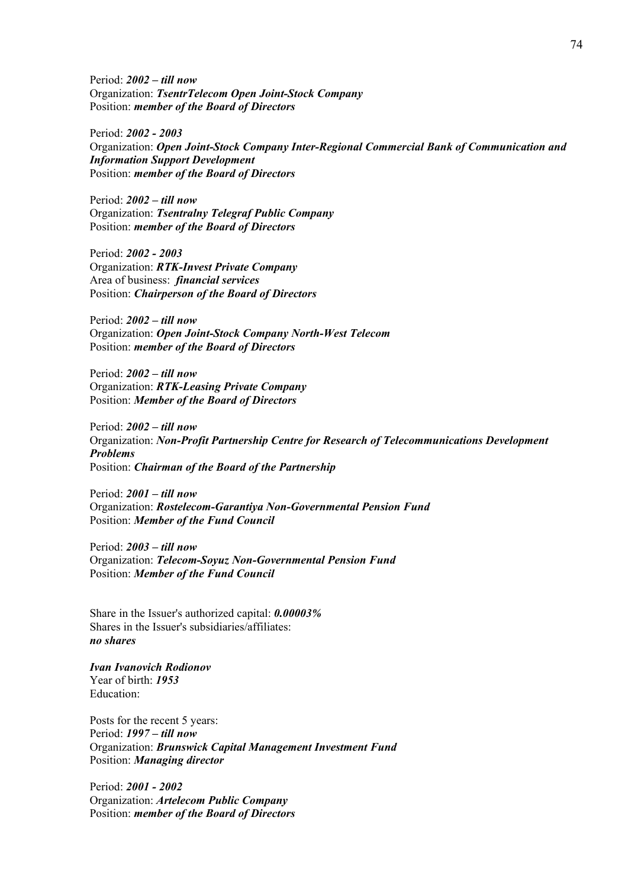Period: ***2002 – till now***
Organization: ***TsentrTelecom Open Joint-Stock Company***
Position: ***member of the Board of Directors***

Period: ***2002 - 2003***
Organization: ***Open Joint-Stock Company Inter-Regional Commercial Bank of Communication and Information Support Development***
Position: ***member of the Board of Directors***

Period: ***2002 – till now***
Organization: ***Tsentralny Telegraf Public Company***
Position: ***member of the Board of Directors***

Period: ***2002 - 2003***
Organization: ***RTK-Invest Private Company***
Area of business: ***financial services***
Position: ***Chairperson of the Board of Directors***

Period: ***2002 – till now***
Organization: ***Open Joint-Stock Company North-West Telecom***
Position: ***member of the Board of Directors***

Period: ***2002 – till now***
Organization: ***RTK-Leasing Private Company***
Position: ***Member of the Board of Directors***

Period: ***2002 – till now***
Organization: ***Non-Profit Partnership Centre for Research of Telecommunications Development Problems***
Position: ***Chairman of the Board of the Partnership***

Period: ***2001 – till now***
Organization: ***Rostelecom-Garantiya Non-Governmental Pension Fund***
Position: ***Member of the Fund Council***

Period: ***2003 – till now***
Organization: ***Telecom-Soyuz Non-Governmental Pension Fund***
Position: ***Member of the Fund Council***

Share in the Issuer's authorized capital: ***0.00003%***
Shares in the Issuer's subsidiaries/affiliates:
***no shares***

***Ivan Ivanovich Rodionov***
Year of birth: ***1953***
Education:

Posts for the recent 5 years:
Period: ***1997 – till now***
Organization: ***Brunswick Capital Management Investment Fund***
Position: ***Managing director***

Period: ***2001 - 2002***
Organization: ***Artelecom Public Company***
Position: ***member of the Board of Directors***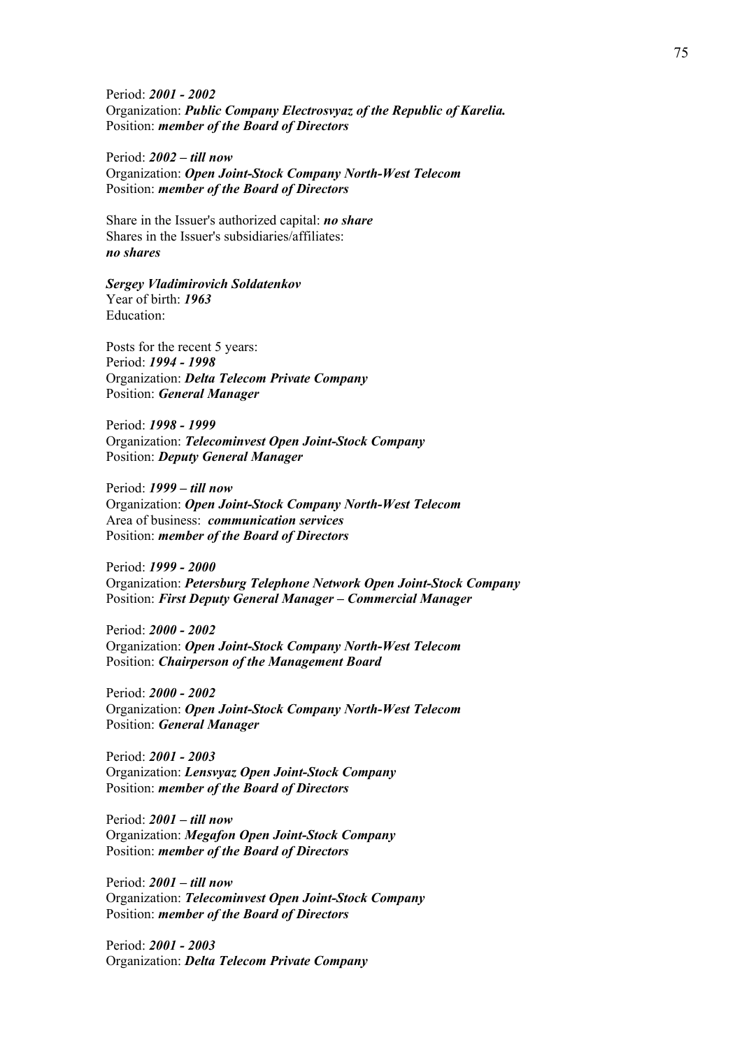Period: ***2001 - 2002***
Organization: ***Public Company Electrosvyaz of the Republic of Karelia.***
Position: ***member of the Board of Directors***

Period: ***2002 – till now***
Organization: ***Open Joint-Stock Company North-West Telecom***
Position: ***member of the Board of Directors***

Share in the Issuer's authorized capital: ***no share***
Shares in the Issuer's subsidiaries/affiliates:
***no shares***

***Sergey Vladimirovich Soldatenkov***
Year of birth: ***1963***
Education:

Posts for the recent 5 years:
Period: ***1994 - 1998***
Organization: ***Delta Telecom Private Company***
Position: ***General Manager***

Period: ***1998 - 1999***
Organization: ***Telecominvest Open Joint-Stock Company***
Position: ***Deputy General Manager***

Period: ***1999 – till now***
Organization: ***Open Joint-Stock Company North-West Telecom***
Area of business: ***communication services***
Position: ***member of the Board of Directors***

Period: ***1999 - 2000***
Organization: ***Petersburg Telephone Network Open Joint-Stock Company***
Position: ***First Deputy General Manager – Commercial Manager***

Period: ***2000 - 2002***
Organization: ***Open Joint-Stock Company North-West Telecom***
Position: ***Chairperson of the Management Board***

Period: ***2000 - 2002***
Organization: ***Open Joint-Stock Company North-West Telecom***
Position: ***General Manager***

Period: ***2001 - 2003***
Organization: ***Lensvyaz Open Joint-Stock Company***
Position: ***member of the Board of Directors***

Period: ***2001 – till now***
Organization: ***Megafon Open Joint-Stock Company***
Position: ***member of the Board of Directors***

Period: ***2001 – till now***
Organization: ***Telecominvest Open Joint-Stock Company***
Position: ***member of the Board of Directors***

Period: ***2001 - 2003***
Organization: ***Delta Telecom Private Company***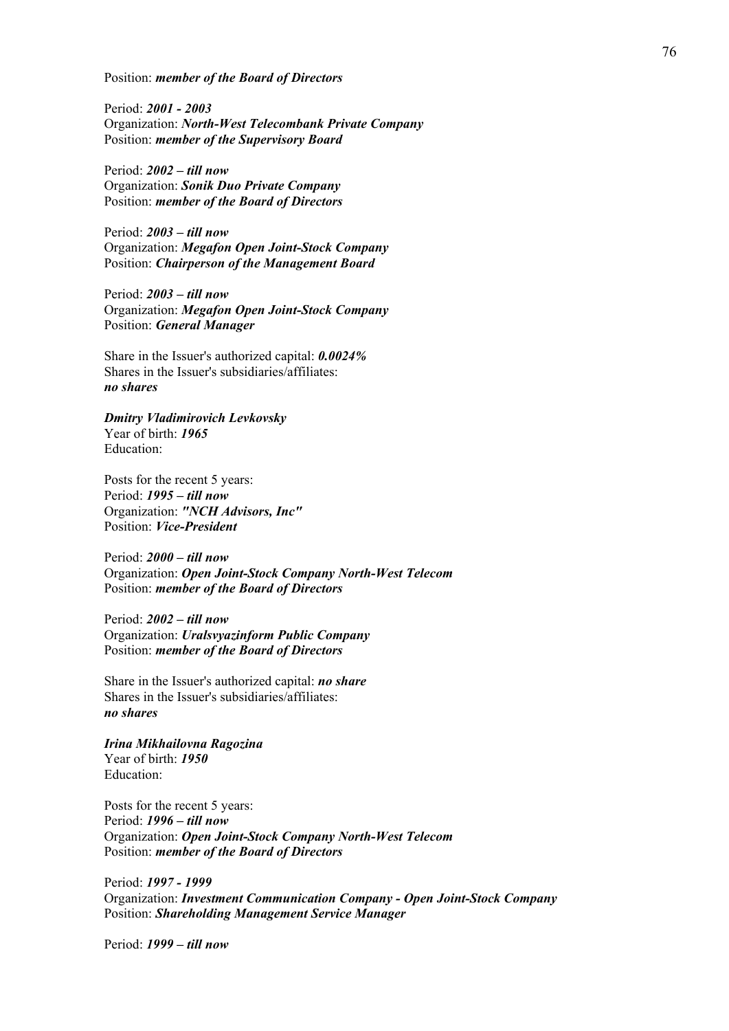Position: ***member of the Board of Directors***

Period: ***2001 - 2003***
Organization: ***North-West Telecombank Private Company***
Position: ***member of the Supervisory Board***

Period: ***2002 – till now***
Organization: ***Sonik Duo Private Company***
Position: ***member of the Board of Directors***

Period: ***2003 – till now***
Organization: ***Megafon Open Joint-Stock Company***
Position: ***Chairperson of the Management Board***

Period: ***2003 – till now***
Organization: ***Megafon Open Joint-Stock Company***
Position: ***General Manager***

Share in the Issuer's authorized capital: ***0.0024%***
Shares in the Issuer's subsidiaries/affiliates:
***no shares***

***Dmitry Vladimirovich Levkovsky***
Year of birth: ***1965***
Education:

Posts for the recent 5 years:
Period: ***1995 – till now***
Organization: ***"NCH Advisors, Inc"***
Position: ***Vice-President***

Period: ***2000 – till now***
Organization: ***Open Joint-Stock Company North-West Telecom***
Position: ***member of the Board of Directors***

Period: ***2002 – till now***
Organization: ***Uralsvyazinform Public Company***
Position: ***member of the Board of Directors***

Share in the Issuer's authorized capital: ***no share***
Shares in the Issuer's subsidiaries/affiliates:
***no shares***

***Irina Mikhailovna Ragozina***
Year of birth: ***1950***
Education:

Posts for the recent 5 years:
Period: ***1996 – till now***
Organization: ***Open Joint-Stock Company North-West Telecom***
Position: ***member of the Board of Directors***

Period: ***1997 - 1999***
Organization: ***Investment Communication Company - Open Joint-Stock Company***
Position: ***Shareholding Management Service Manager***

Period: ***1999 – till now***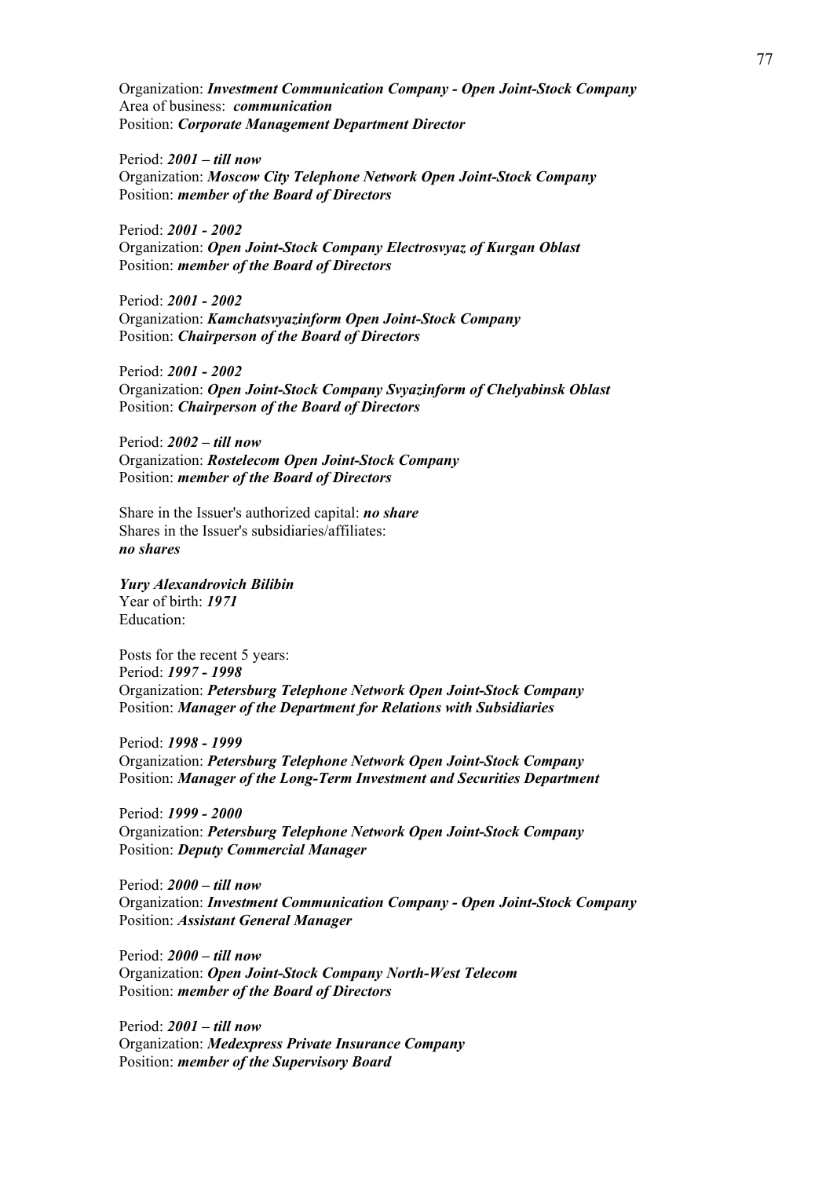Organization: ***Investment Communication Company - Open Joint-Stock Company***
Area of business: ***communication***
Position: ***Corporate Management Department Director***

Period: ***2001 – till now***
Organization: ***Moscow City Telephone Network Open Joint-Stock Company***
Position: ***member of the Board of Directors***

Period: ***2001 - 2002***
Organization: ***Open Joint-Stock Company Electrosvyaz of Kurgan Oblast***
Position: ***member of the Board of Directors***

Period: ***2001 - 2002***
Organization: ***Kamchatsvyazinform Open Joint-Stock Company***
Position: ***Chairperson of the Board of Directors***

Period: ***2001 - 2002***
Organization: ***Open Joint-Stock Company Svyazinform of Chelyabinsk Oblast***
Position: ***Chairperson of the Board of Directors***

Period: ***2002 – till now***
Organization: ***Rostelecom Open Joint-Stock Company***
Position: ***member of the Board of Directors***

Share in the Issuer's authorized capital: ***no share***
Shares in the Issuer's subsidiaries/affiliates:
***no shares***

***Yury Alexandrovich Bilibin***
Year of birth: ***1971***
Education:

Posts for the recent 5 years:
Period: ***1997 - 1998***
Organization: ***Petersburg Telephone Network Open Joint-Stock Company***
Position: ***Manager of the Department for Relations with Subsidiaries***

Period: ***1998 - 1999***
Organization: ***Petersburg Telephone Network Open Joint-Stock Company***
Position: ***Manager of the Long-Term Investment and Securities Department***

Period: ***1999 - 2000***
Organization: ***Petersburg Telephone Network Open Joint-Stock Company***
Position: ***Deputy Commercial Manager***

Period: ***2000 – till now***
Organization: ***Investment Communication Company - Open Joint-Stock Company***
Position: ***Assistant General Manager***

Period: ***2000 – till now***
Organization: ***Open Joint-Stock Company North-West Telecom***
Position: ***member of the Board of Directors***

Period: ***2001 – till now***
Organization: ***Medexpress Private Insurance Company***
Position: ***member of the Supervisory Board***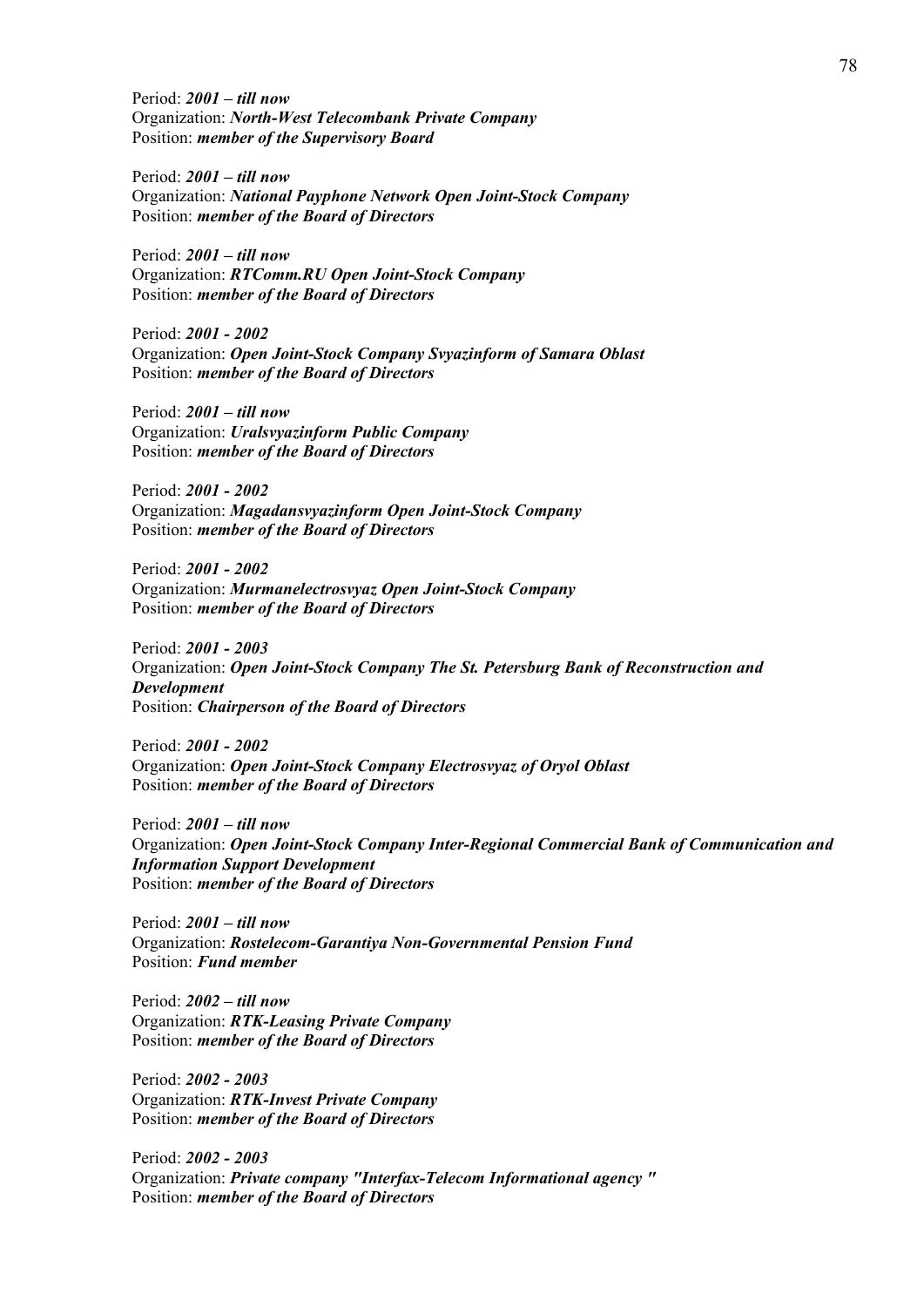Period: ***2001 – till now***
Organization: ***North-West Telecombank Private Company***
Position: ***member of the Supervisory Board***

Period: ***2001 – till now***
Organization: ***National Payphone Network Open Joint-Stock Company***
Position: ***member of the Board of Directors***

Period: ***2001 – till now***
Organization: ***RTComm.RU Open Joint-Stock Company***
Position: ***member of the Board of Directors***

Period: ***2001 - 2002***
Organization: ***Open Joint-Stock Company Svyazinform of Samara Oblast***
Position: ***member of the Board of Directors***

Period: ***2001 – till now***
Organization: ***Uralsvyazinform Public Company***
Position: ***member of the Board of Directors***

Period: ***2001 - 2002***
Organization: ***Magadansvyazinform Open Joint-Stock Company***
Position: ***member of the Board of Directors***

Period: ***2001 - 2002***
Organization: ***Murmanelectrosvyaz Open Joint-Stock Company***
Position: ***member of the Board of Directors***

Period: ***2001 - 2003***
Organization: ***Open Joint-Stock Company The St. Petersburg Bank of Reconstruction and Development***
Position: ***Chairperson of the Board of Directors***

Period: ***2001 - 2002***
Organization: ***Open Joint-Stock Company Electrosvyaz of Oryol Oblast***
Position: ***member of the Board of Directors***

Period: ***2001 – till now***
Organization: ***Open Joint-Stock Company Inter-Regional Commercial Bank of Communication and Information Support Development***
Position: ***member of the Board of Directors***

Period: ***2001 – till now***
Organization: ***Rostelecom-Garantiya Non-Governmental Pension Fund***
Position: ***Fund member***

Period: ***2002 – till now***
Organization: ***RTK-Leasing Private Company***
Position: ***member of the Board of Directors***

Period: ***2002 - 2003***
Organization: ***RTK-Invest Private Company***
Position: ***member of the Board of Directors***

Period: ***2002 - 2003***
Organization: ***Private company "Interfax-Telecom Informational agency "***
Position: ***member of the Board of Directors***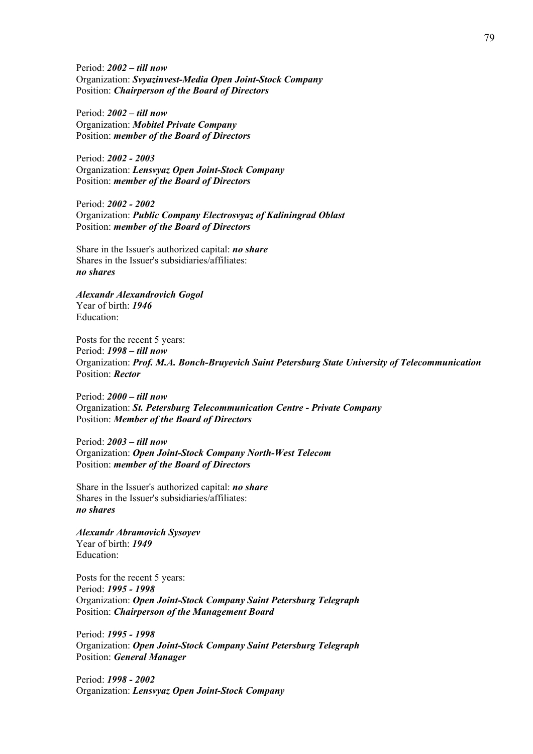Period: ***2002 – till now***
Organization: ***Svyazinvest-Media Open Joint-Stock Company***
Position: ***Chairperson of the Board of Directors***

Period: ***2002 – till now***
Organization: ***Mobitel Private Company***
Position: ***member of the Board of Directors***

Period: ***2002 - 2003***
Organization: ***Lensvyaz Open Joint-Stock Company***
Position: ***member of the Board of Directors***

Period: ***2002 - 2002***
Organization: ***Public Company Electrosvyaz of Kaliningrad Oblast***
Position: ***member of the Board of Directors***

Share in the Issuer's authorized capital: ***no share***
Shares in the Issuer's subsidiaries/affiliates:
***no shares***

***Alexandr Alexandrovich Gogol***
Year of birth: ***1946***
Education:

Posts for the recent 5 years:
Period: ***1998 – till now***
Organization: ***Prof. M.A. Bonch-Bruyevich Saint Petersburg State University of Telecommunication***
Position: ***Rector***

Period: ***2000 – till now***
Organization: ***St. Petersburg Telecommunication Centre - Private Company***
Position: ***Member of the Board of Directors***

Period: ***2003 – till now***
Organization: ***Open Joint-Stock Company North-West Telecom***
Position: ***member of the Board of Directors***

Share in the Issuer's authorized capital: ***no share***
Shares in the Issuer's subsidiaries/affiliates:
***no shares***

***Alexandr Abramovich Sysoyev***
Year of birth: ***1949***
Education:

Posts for the recent 5 years:
Period: ***1995 - 1998***
Organization: ***Open Joint-Stock Company Saint Petersburg Telegraph***
Position: ***Chairperson of the Management Board***

Period: ***1995 - 1998***
Organization: ***Open Joint-Stock Company Saint Petersburg Telegraph***
Position: ***General Manager***

Period: ***1998 - 2002***
Organization: ***Lensvyaz Open Joint-Stock Company***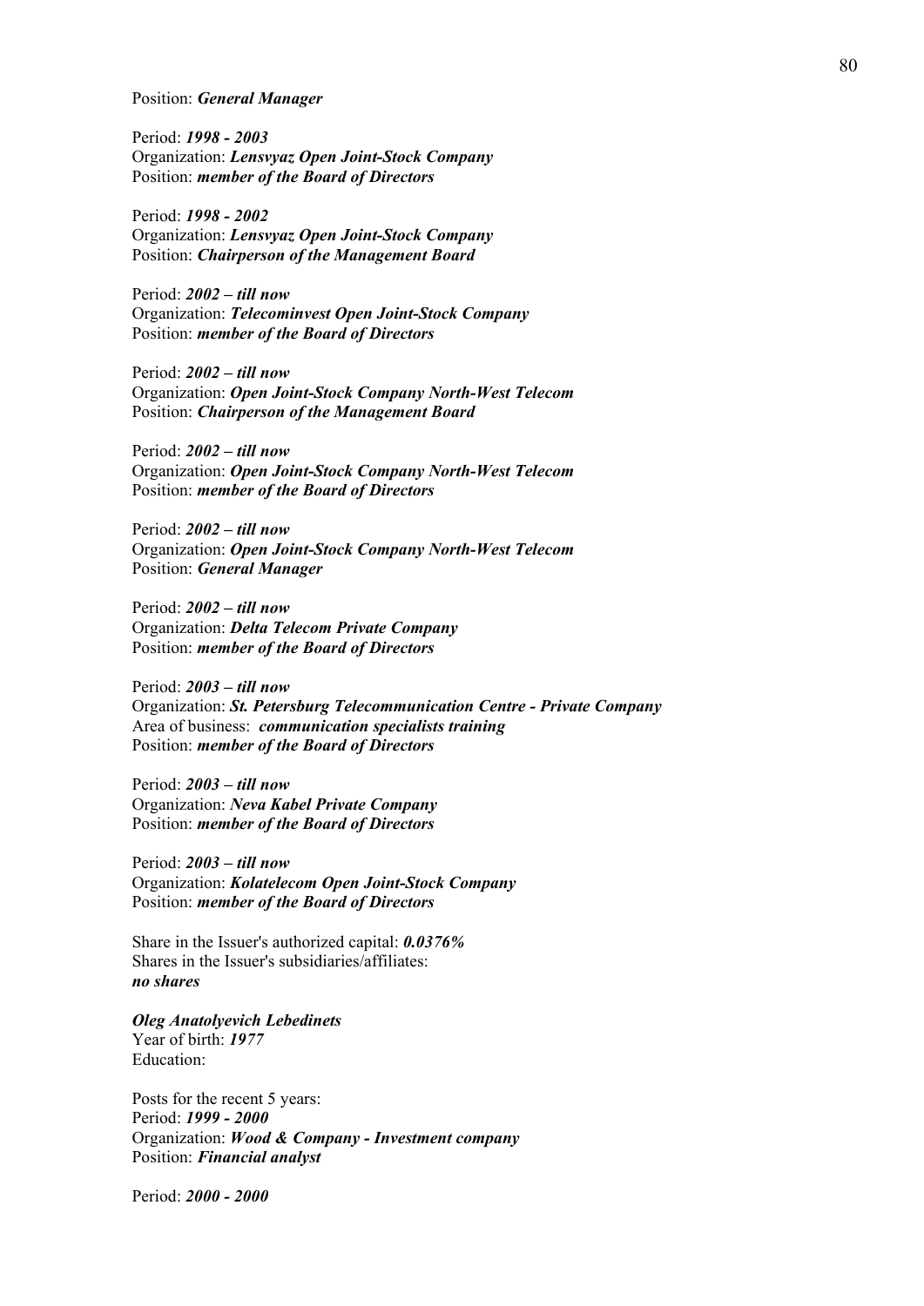Position: ***General Manager***

Period: ***1998 - 2003***
Organization: ***Lensvyaz Open Joint-Stock Company***
Position: ***member of the Board of Directors***

Period: ***1998 - 2002***
Organization: ***Lensvyaz Open Joint-Stock Company***
Position: ***Chairperson of the Management Board***

Period: ***2002 – till now***
Organization: ***Telecominvest Open Joint-Stock Company***
Position: ***member of the Board of Directors***

Period: ***2002 – till now***
Organization: ***Open Joint-Stock Company North-West Telecom***
Position: ***Chairperson of the Management Board***

Period: ***2002 – till now***
Organization: ***Open Joint-Stock Company North-West Telecom***
Position: ***member of the Board of Directors***

Period: ***2002 – till now***
Organization: ***Open Joint-Stock Company North-West Telecom***
Position: ***General Manager***

Period: ***2002 – till now***
Organization: ***Delta Telecom Private Company***
Position: ***member of the Board of Directors***

Period: ***2003 – till now***
Organization: ***St. Petersburg Telecommunication Centre - Private Company***
Area of business: ***communication specialists training***
Position: ***member of the Board of Directors***

Period: ***2003 – till now***
Organization: ***Neva Kabel Private Company***
Position: ***member of the Board of Directors***

Period: ***2003 – till now***
Organization: ***Kolatelecom Open Joint-Stock Company***
Position: ***member of the Board of Directors***

Share in the Issuer's authorized capital: ***0.0376%***
Shares in the Issuer's subsidiaries/affiliates:
***no shares***

***Oleg Anatolyevich Lebedinets***
Year of birth: ***1977***
Education:

Posts for the recent 5 years:
Period: ***1999 - 2000***
Organization: ***Wood & Company - Investment company***
Position: ***Financial analyst***

Period: ***2000 - 2000***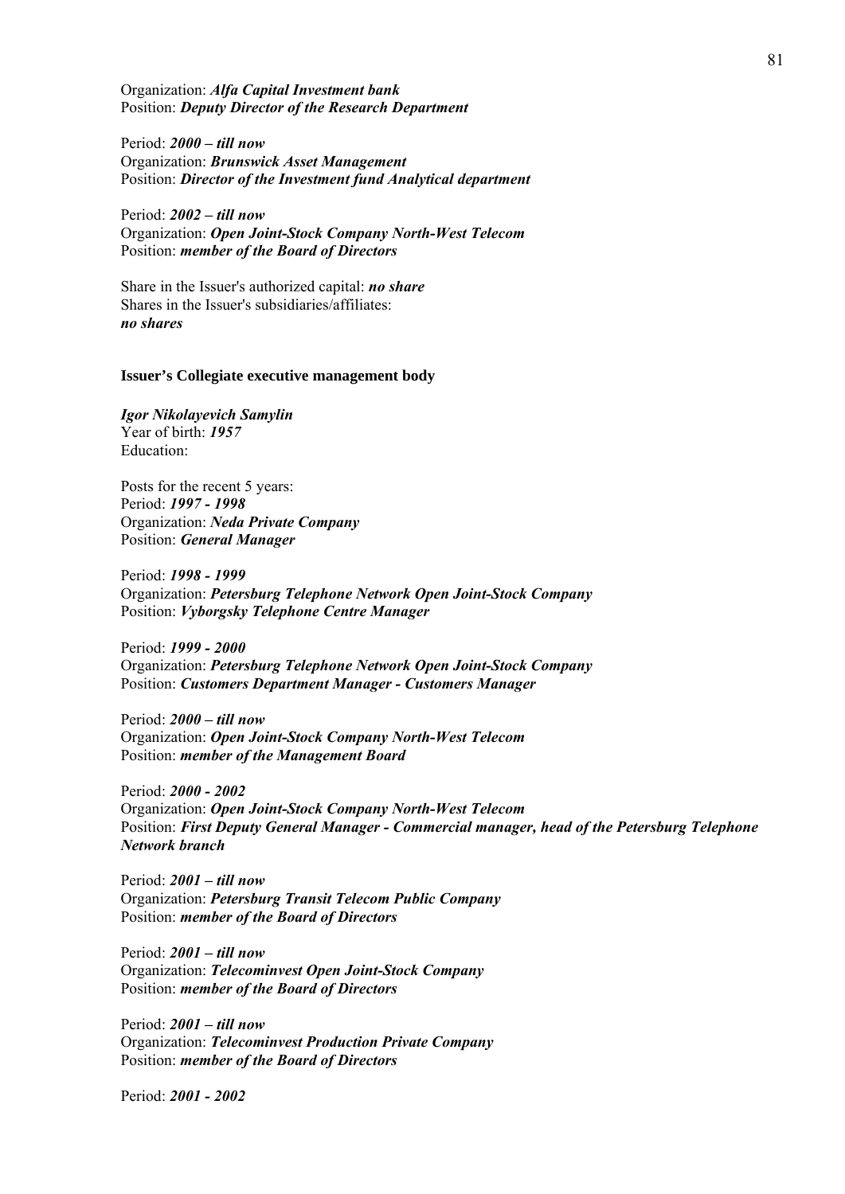Organization: ***Alfa Capital Investment bank***
Position: ***Deputy Director of the Research Department***

Period: ***2000 – till now***
Organization: ***Brunswick Asset Management***
Position: ***Director of the Investment fund Analytical department***

Period: ***2002 – till now***
Organization: ***Open Joint-Stock Company North-West Telecom***
Position: ***member of the Board of Directors***

Share in the Issuer's authorized capital: ***no share***
Shares in the Issuer's subsidiaries/affiliates:
***no shares***

**Issuer's Collegiate executive management body**

***Igor Nikolayevich Samylin***
Year of birth: ***1957***
Education:

Posts for the recent 5 years:
Period: ***1997 - 1998***
Organization: ***Neda Private Company***
Position: ***General Manager***

Period: ***1998 - 1999***
Organization: ***Petersburg Telephone Network Open Joint-Stock Company***
Position: ***Vyborgsky Telephone Centre Manager***

Period: ***1999 - 2000***
Organization: ***Petersburg Telephone Network Open Joint-Stock Company***
Position: ***Customers Department Manager - Customers Manager***

Period: ***2000 – till now***
Organization: ***Open Joint-Stock Company North-West Telecom***
Position: ***member of the Management Board***

Period: ***2000 - 2002***
Organization: ***Open Joint-Stock Company North-West Telecom***
Position: ***First Deputy General Manager - Commercial manager, head of the Petersburg Telephone Network branch***

Period: ***2001 – till now***
Organization: ***Petersburg Transit Telecom Public Company***
Position: ***member of the Board of Directors***

Period: ***2001 – till now***
Organization: ***Telecominvest Open Joint-Stock Company***
Position: ***member of the Board of Directors***

Period: ***2001 – till now***
Organization: ***Telecominvest Production Private Company***
Position: ***member of the Board of Directors***

Period: ***2001 - 2002***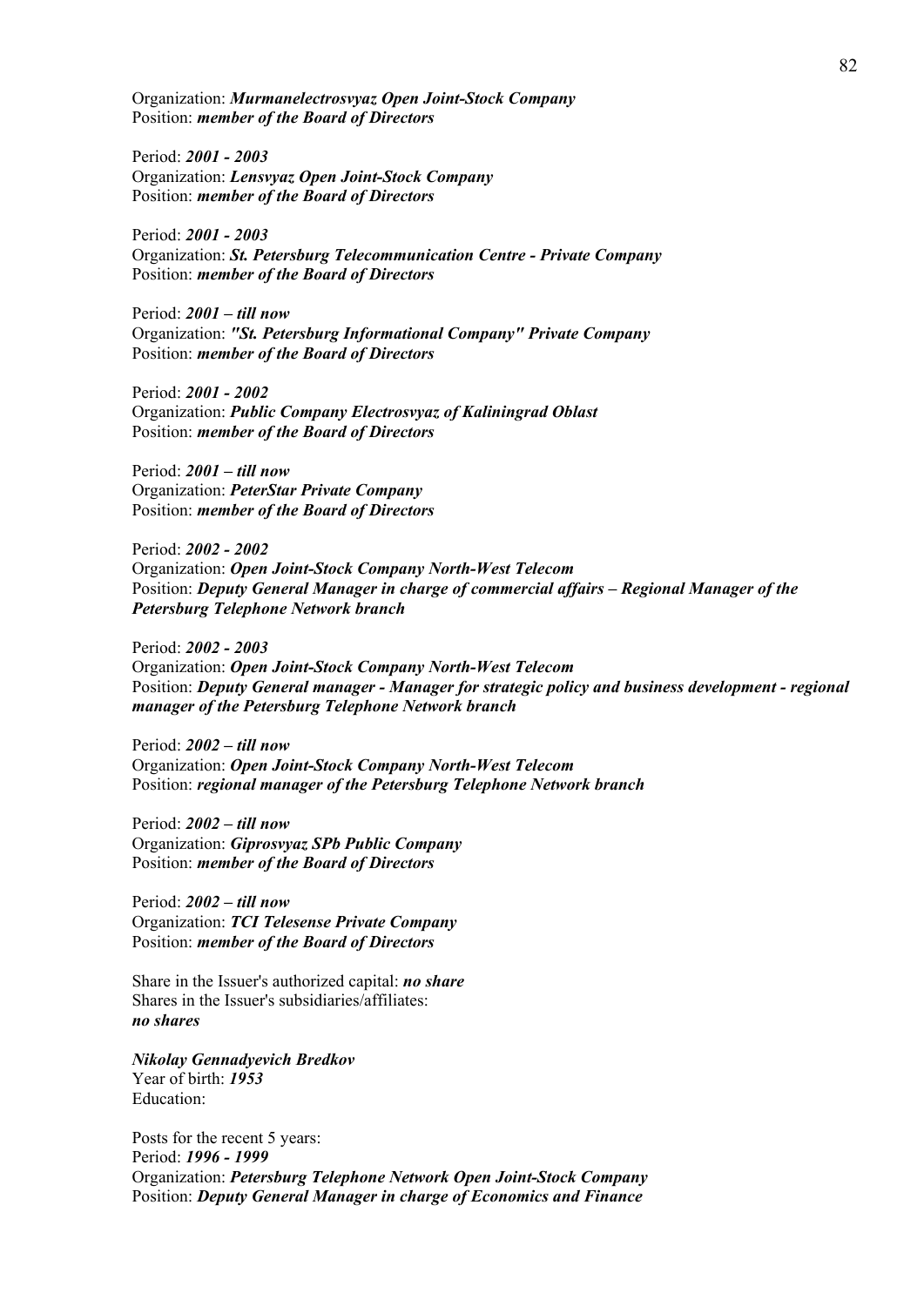Organization: ***Murmanelectrosvyaz Open Joint-Stock Company***
Position: ***member of the Board of Directors***

Period: ***2001 - 2003***
Organization: ***Lensvyaz Open Joint-Stock Company***
Position: ***member of the Board of Directors***

Period: ***2001 - 2003***
Organization: ***St. Petersburg Telecommunication Centre - Private Company***
Position: ***member of the Board of Directors***

Period: ***2001 – till now***
Organization: ***"St. Petersburg Informational Company" Private Company***
Position: ***member of the Board of Directors***

Period: ***2001 - 2002***
Organization: ***Public Company Electrosvyaz of Kaliningrad Oblast***
Position: ***member of the Board of Directors***

Period: ***2001 – till now***
Organization: ***PeterStar Private Company***
Position: ***member of the Board of Directors***

Period: ***2002 - 2002***
Organization: ***Open Joint-Stock Company North-West Telecom***
Position: ***Deputy General Manager in charge of commercial affairs – Regional Manager of the Petersburg Telephone Network branch***

Period: ***2002 - 2003***
Organization: ***Open Joint-Stock Company North-West Telecom***
Position: ***Deputy General manager - Manager for strategic policy and business development - regional manager of the Petersburg Telephone Network branch***

Period: ***2002 – till now***
Organization: ***Open Joint-Stock Company North-West Telecom***
Position: ***regional manager of the Petersburg Telephone Network branch***

Period: ***2002 – till now***
Organization: ***Giprosvyaz SPb Public Company***
Position: ***member of the Board of Directors***

Period: ***2002 – till now***
Organization: ***TCI Telesense Private Company***
Position: ***member of the Board of Directors***

Share in the Issuer's authorized capital: ***no share***
Shares in the Issuer's subsidiaries/affiliates:
***no shares***

***Nikolay Gennadyevich Bredkov***
Year of birth: ***1953***
Education:

Posts for the recent 5 years:
Period: ***1996 - 1999***
Organization: ***Petersburg Telephone Network Open Joint-Stock Company***
Position: ***Deputy General Manager in charge of Economics and Finance***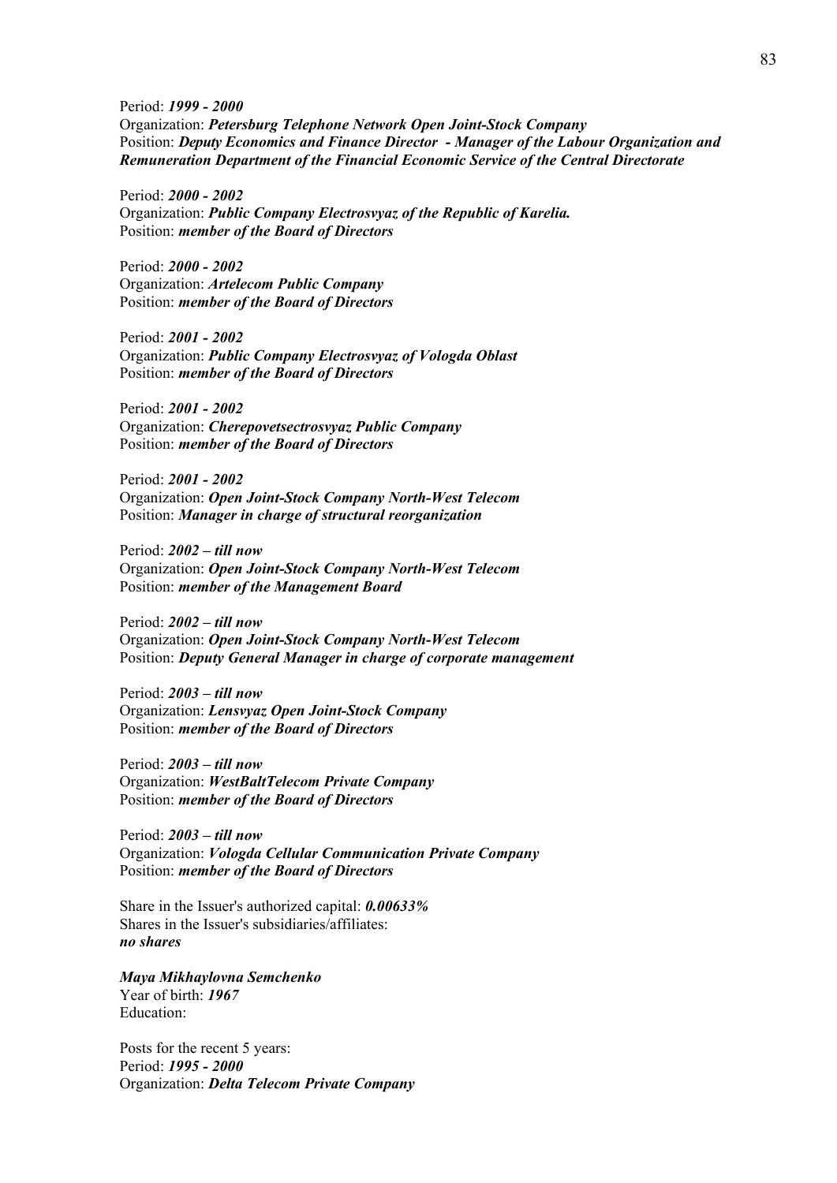Period: ***1999 - 2000***
Organization: ***Petersburg Telephone Network Open Joint-Stock Company***
Position: ***Deputy Economics and Finance Director - Manager of the Labour Organization and Remuneration Department of the Financial Economic Service of the Central Directorate***

Period: ***2000 - 2002***
Organization: ***Public Company Electrosvyaz of the Republic of Karelia.***
Position: ***member of the Board of Directors***

Period: ***2000 - 2002***
Organization: ***Artelecom Public Company***
Position: ***member of the Board of Directors***

Period: ***2001 - 2002***
Organization: ***Public Company Electrosvyaz of Vologda Oblast***
Position: ***member of the Board of Directors***

Period: ***2001 - 2002***
Organization: ***Cherepovetsectrosvyaz Public Company***
Position: ***member of the Board of Directors***

Period: ***2001 - 2002***
Organization: ***Open Joint-Stock Company North-West Telecom***
Position: ***Manager in charge of structural reorganization***

Period: ***2002 – till now***
Organization: ***Open Joint-Stock Company North-West Telecom***
Position: ***member of the Management Board***

Period: ***2002 – till now***
Organization: ***Open Joint-Stock Company North-West Telecom***
Position: ***Deputy General Manager in charge of corporate management***

Period: ***2003 – till now***
Organization: ***Lensvyaz Open Joint-Stock Company***
Position: ***member of the Board of Directors***

Period: ***2003 – till now***
Organization: ***WestBaltTelecom Private Company***
Position: ***member of the Board of Directors***

Period: ***2003 – till now***
Organization: ***Vologda Cellular Communication Private Company***
Position: ***member of the Board of Directors***

Share in the Issuer's authorized capital: ***0.00633%***
Shares in the Issuer's subsidiaries/affiliates:
***no shares***

***Maya Mikhaylovna Semchenko***
Year of birth: ***1967***
Education:

Posts for the recent 5 years:
Period: ***1995 - 2000***
Organization: ***Delta Telecom Private Company***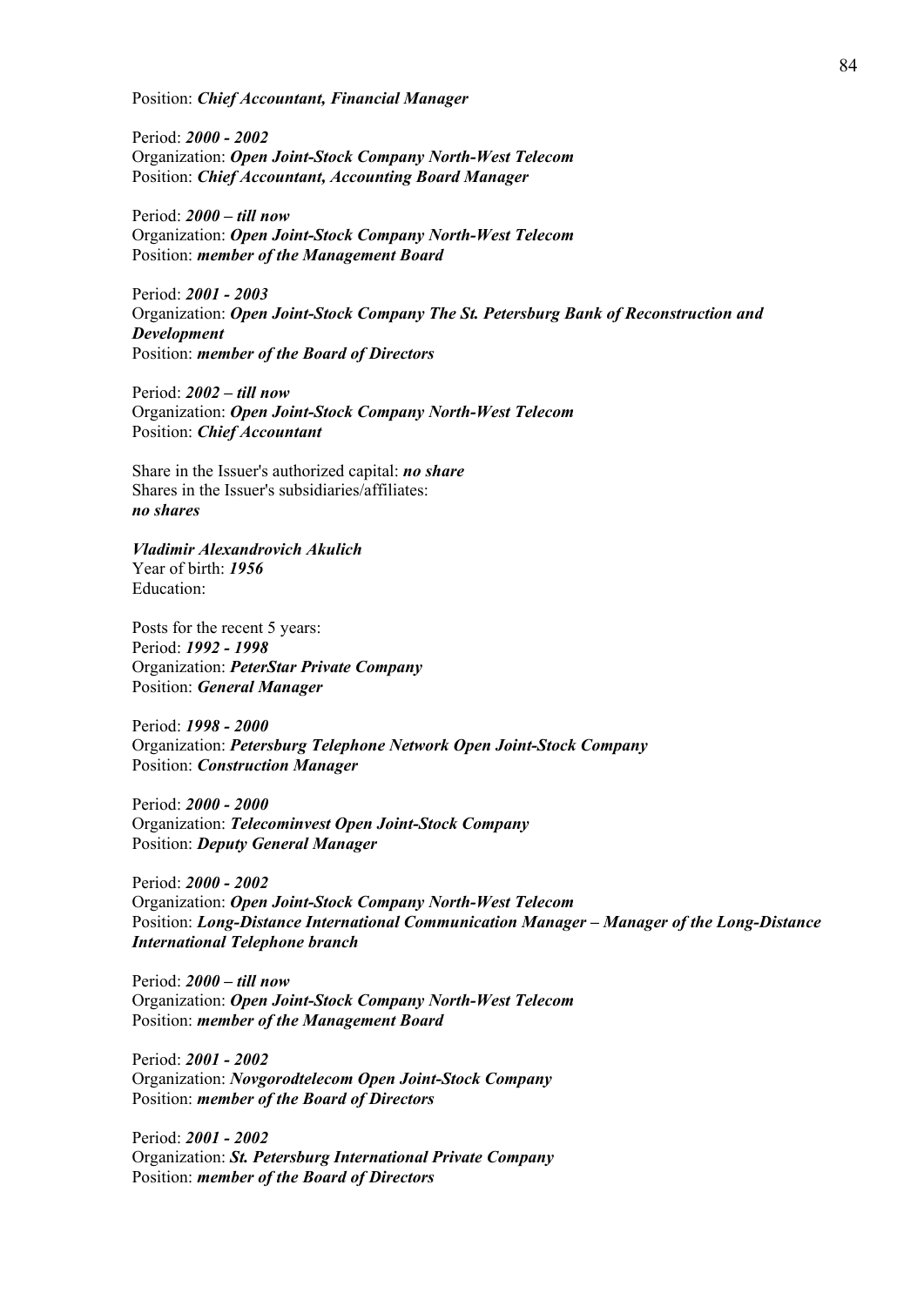Position: ***Chief Accountant, Financial Manager***

Period: ***2000 - 2002***
Organization: ***Open Joint-Stock Company North-West Telecom***
Position: ***Chief Accountant, Accounting Board Manager***

Period: ***2000 – till now***
Organization: ***Open Joint-Stock Company North-West Telecom***
Position: ***member of the Management Board***

Period: ***2001 - 2003***
Organization: ***Open Joint-Stock Company The St. Petersburg Bank of Reconstruction and Development***
Position: ***member of the Board of Directors***

Period: ***2002 – till now***
Organization: ***Open Joint-Stock Company North-West Telecom***
Position: ***Chief Accountant***

Share in the Issuer's authorized capital: ***no share***
Shares in the Issuer's subsidiaries/affiliates:
***no shares***

***Vladimir Alexandrovich Akulich***
Year of birth: ***1956***
Education:

Posts for the recent 5 years:
Period: ***1992 - 1998***
Organization: ***PeterStar Private Company***
Position: ***General Manager***

Period: ***1998 - 2000***
Organization: ***Petersburg Telephone Network Open Joint-Stock Company***
Position: ***Construction Manager***

Period: ***2000 - 2000***
Organization: ***Telecominvest Open Joint-Stock Company***
Position: ***Deputy General Manager***

Period: ***2000 - 2002***
Organization: ***Open Joint-Stock Company North-West Telecom***
Position: ***Long-Distance International Communication Manager – Manager of the Long-Distance International Telephone branch***

Period: ***2000 – till now***
Organization: ***Open Joint-Stock Company North-West Telecom***
Position: ***member of the Management Board***

Period: ***2001 - 2002***
Organization: ***Novgorodtelecom Open Joint-Stock Company***
Position: ***member of the Board of Directors***

Period: ***2001 - 2002***
Organization: ***St. Petersburg International Private Company***
Position: ***member of the Board of Directors***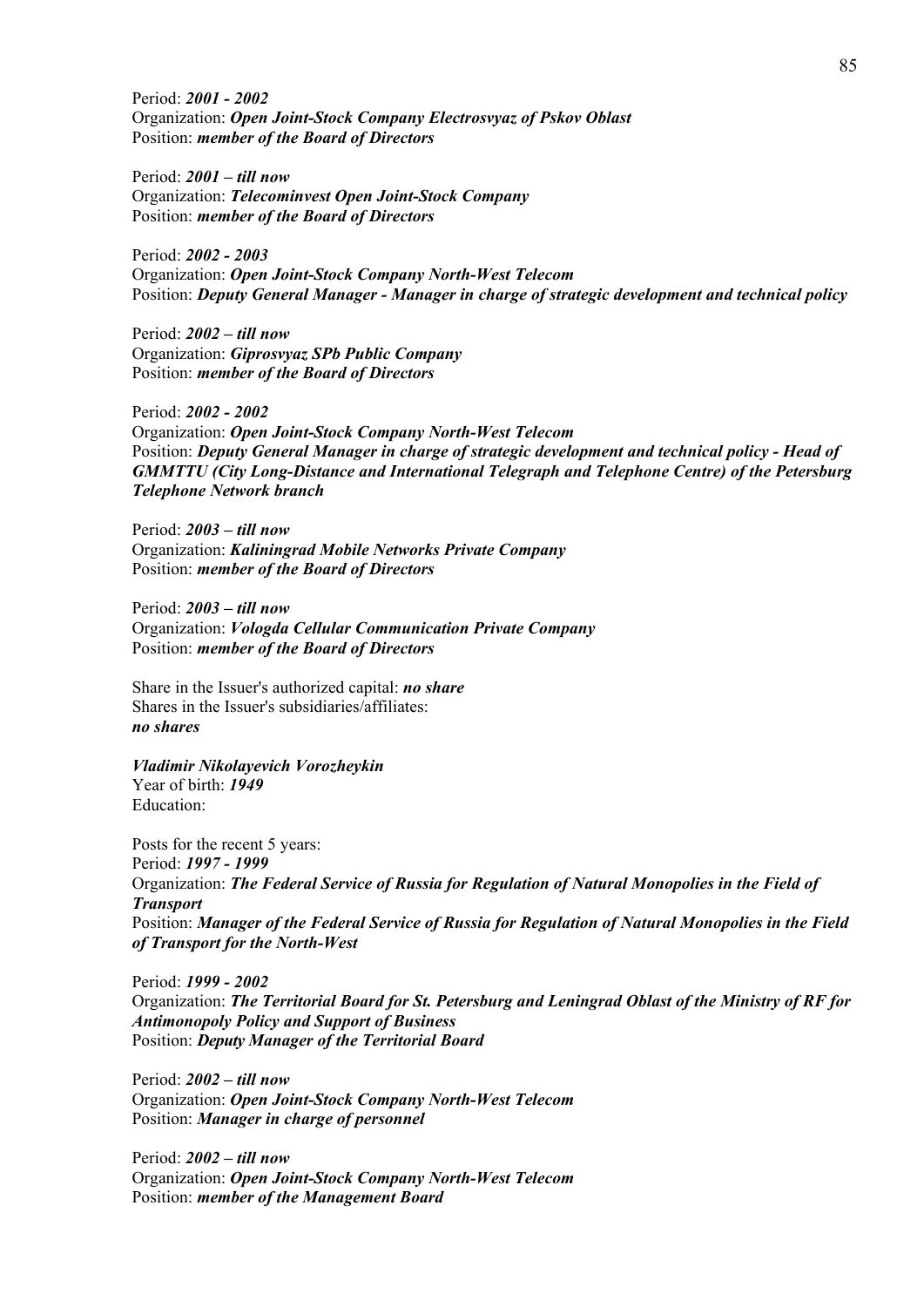Period: ***2001 - 2002***
Organization: ***Open Joint-Stock Company Electrosvyaz of Pskov Oblast***
Position: ***member of the Board of Directors***

Period: ***2001 – till now***
Organization: ***Telecominvest Open Joint-Stock Company***
Position: ***member of the Board of Directors***

Period: ***2002 - 2003***
Organization: ***Open Joint-Stock Company North-West Telecom***
Position: ***Deputy General Manager - Manager in charge of strategic development and technical policy***

Period: ***2002 – till now***
Organization: ***Giprosvyaz SPb Public Company***
Position: ***member of the Board of Directors***

Period: ***2002 - 2002***
Organization: ***Open Joint-Stock Company North-West Telecom***
Position: ***Deputy General Manager in charge of strategic development and technical policy - Head of GMMTTU (City Long-Distance and International Telegraph and Telephone Centre) of the Petersburg Telephone Network branch***

Period: ***2003 – till now***
Organization: ***Kaliningrad Mobile Networks Private Company***
Position: ***member of the Board of Directors***

Period: ***2003 – till now***
Organization: ***Vologda Cellular Communication Private Company***
Position: ***member of the Board of Directors***

Share in the Issuer's authorized capital: ***no share***
Shares in the Issuer's subsidiaries/affiliates:
***no shares***

***Vladimir Nikolayevich Vorozheykin***
Year of birth: ***1949***
Education:

Posts for the recent 5 years:
Period: ***1997 - 1999***
Organization: ***The Federal Service of Russia for Regulation of Natural Monopolies in the Field of Transport***
Position: ***Manager of the Federal Service of Russia for Regulation of Natural Monopolies in the Field of Transport for the North-West***

Period: ***1999 - 2002***
Organization: ***The Territorial Board for St. Petersburg and Leningrad Oblast of the Ministry of RF for Antimonopoly Policy and Support of Business***
Position: ***Deputy Manager of the Territorial Board***

Period: ***2002 – till now***
Organization: ***Open Joint-Stock Company North-West Telecom***
Position: ***Manager in charge of personnel***

Period: ***2002 – till now***
Organization: ***Open Joint-Stock Company North-West Telecom***
Position: ***member of the Management Board***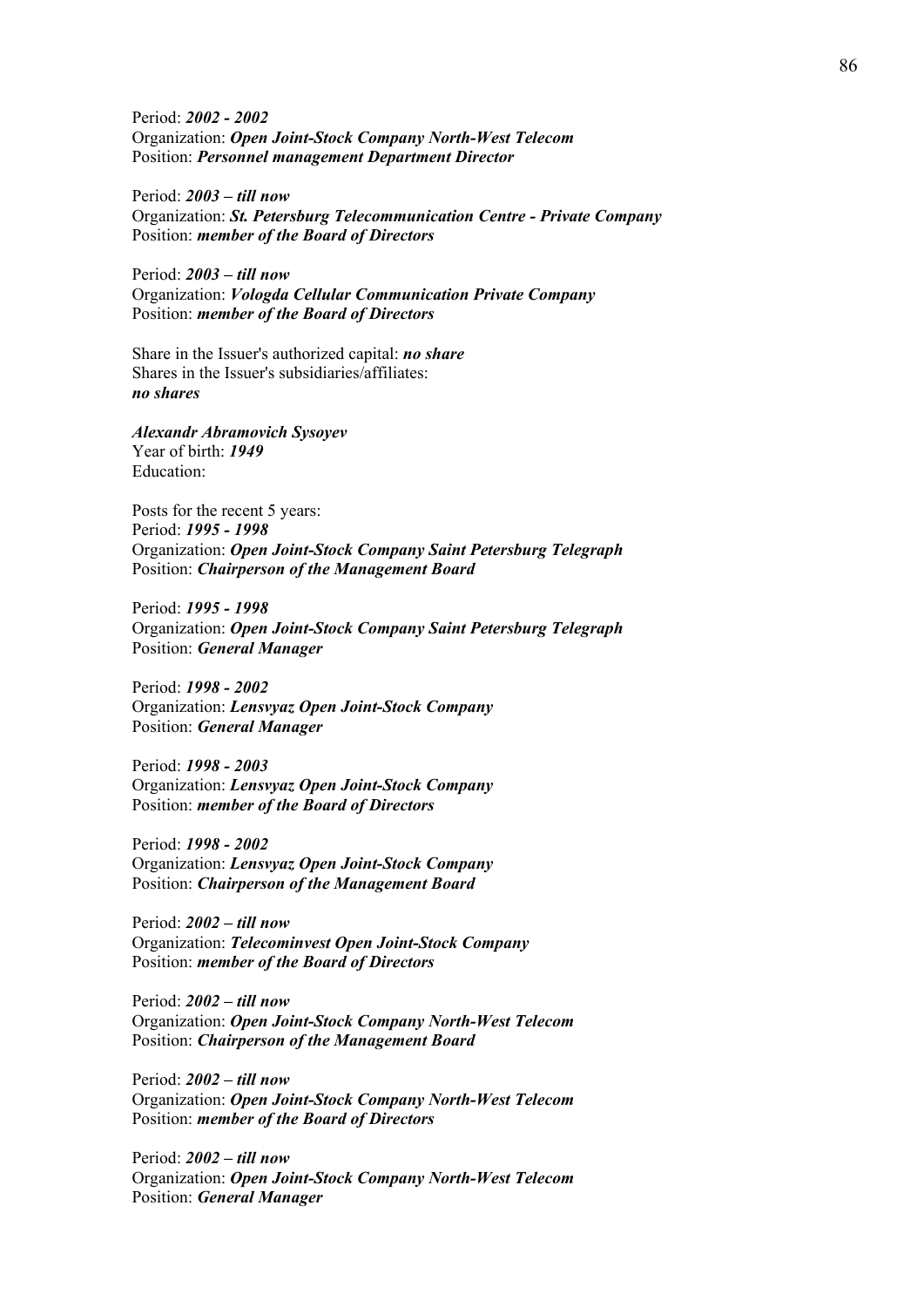Period: ***2002 - 2002***
Organization: ***Open Joint-Stock Company North-West Telecom***
Position: ***Personnel management Department Director***

Period: ***2003 – till now***
Organization: ***St. Petersburg Telecommunication Centre - Private Company***
Position: ***member of the Board of Directors***

Period: ***2003 – till now***
Organization: ***Vologda Cellular Communication Private Company***
Position: ***member of the Board of Directors***

Share in the Issuer's authorized capital: ***no share***
Shares in the Issuer's subsidiaries/affiliates:
***no shares***

***Alexandr Abramovich Sysoyev***
Year of birth: ***1949***
Education:

Posts for the recent 5 years:
Period: ***1995 - 1998***
Organization: ***Open Joint-Stock Company Saint Petersburg Telegraph***
Position: ***Chairperson of the Management Board***

Period: ***1995 - 1998***
Organization: ***Open Joint-Stock Company Saint Petersburg Telegraph***
Position: ***General Manager***

Period: ***1998 - 2002***
Organization: ***Lensvyaz Open Joint-Stock Company***
Position: ***General Manager***

Period: ***1998 - 2003***
Organization: ***Lensvyaz Open Joint-Stock Company***
Position: ***member of the Board of Directors***

Period: ***1998 - 2002***
Organization: ***Lensvyaz Open Joint-Stock Company***
Position: ***Chairperson of the Management Board***

Period: ***2002 – till now***
Organization: ***Telecominvest Open Joint-Stock Company***
Position: ***member of the Board of Directors***

Period: ***2002 – till now***
Organization: ***Open Joint-Stock Company North-West Telecom***
Position: ***Chairperson of the Management Board***

Period: ***2002 – till now***
Organization: ***Open Joint-Stock Company North-West Telecom***
Position: ***member of the Board of Directors***

Period: ***2002 – till now***
Organization: ***Open Joint-Stock Company North-West Telecom***
Position: ***General Manager***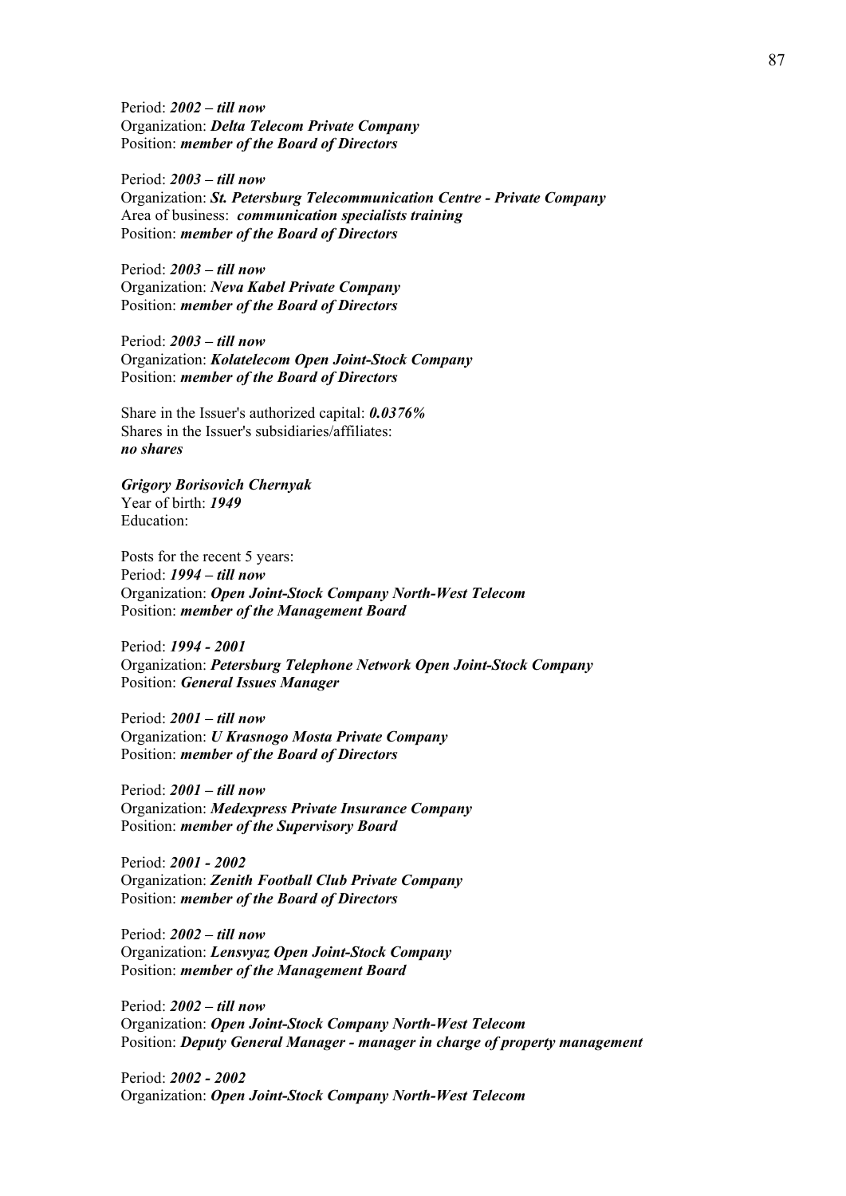Period: ***2002 – till now***
Organization: ***Delta Telecom Private Company***
Position: ***member of the Board of Directors***

Period: ***2003 – till now***
Organization: ***St. Petersburg Telecommunication Centre - Private Company***
Area of business: ***communication specialists training***
Position: ***member of the Board of Directors***

Period: ***2003 – till now***
Organization: ***Neva Kabel Private Company***
Position: ***member of the Board of Directors***

Period: ***2003 – till now***
Organization: ***Kolatelecom Open Joint-Stock Company***
Position: ***member of the Board of Directors***

Share in the Issuer's authorized capital: ***0.0376%***
Shares in the Issuer's subsidiaries/affiliates:
***no shares***

***Grigory Borisovich Chernyak***
Year of birth: ***1949***
Education:

Posts for the recent 5 years:
Period: ***1994 – till now***
Organization: ***Open Joint-Stock Company North-West Telecom***
Position: ***member of the Management Board***

Period: ***1994 - 2001***
Organization: ***Petersburg Telephone Network Open Joint-Stock Company***
Position: ***General Issues Manager***

Period: ***2001 – till now***
Organization: ***U Krasnogo Mosta Private Company***
Position: ***member of the Board of Directors***

Period: ***2001 – till now***
Organization: ***Medexpress Private Insurance Company***
Position: ***member of the Supervisory Board***

Period: ***2001 - 2002***
Organization: ***Zenith Football Club Private Company***
Position: ***member of the Board of Directors***

Period: ***2002 – till now***
Organization: ***Lensvyaz Open Joint-Stock Company***
Position: ***member of the Management Board***

Period: ***2002 – till now***
Organization: ***Open Joint-Stock Company North-West Telecom***
Position: ***Deputy General Manager - manager in charge of property management***

Period: ***2002 - 2002***
Organization: ***Open Joint-Stock Company North-West Telecom***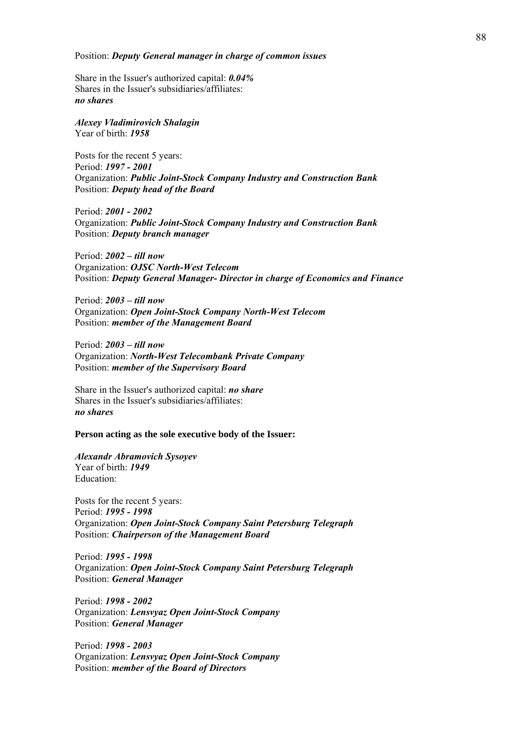Position: ***Deputy General manager in charge of common issues***

Share in the Issuer's authorized capital: ***0.04%***
Shares in the Issuer's subsidiaries/affiliates:
***no shares***

***Alexey Vladimirovich Shalagin***
Year of birth: ***1958***

Posts for the recent 5 years:
Period: ***1997 - 2001***
Organization: ***Public Joint-Stock Company Industry and Construction Bank***
Position: ***Deputy head of the Board***

Period: ***2001 - 2002***
Organization: ***Public Joint-Stock Company Industry and Construction Bank***
Position: ***Deputy branch manager***

Period: ***2002 – till now***
Organization: ***OJSC North-West Telecom***
Position: ***Deputy General Manager- Director in charge of Economics and Finance***

Period: ***2003 – till now***
Organization: ***Open Joint-Stock Company North-West Telecom***
Position: ***member of the Management Board***

Period: ***2003 – till now***
Organization: ***North-West Telecombank Private Company***
Position: ***member of the Supervisory Board***

Share in the Issuer's authorized capital: ***no share***
Shares in the Issuer's subsidiaries/affiliates:
***no shares***

**Person acting as the sole executive body of the Issuer:**

***Alexandr Abramovich Sysoyev***
Year of birth: ***1949***
Education:

Posts for the recent 5 years:
Period: ***1995 - 1998***
Organization: ***Open Joint-Stock Company Saint Petersburg Telegraph***
Position: ***Chairperson of the Management Board***

Period: ***1995 - 1998***
Organization: ***Open Joint-Stock Company Saint Petersburg Telegraph***
Position: ***General Manager***

Period: ***1998 - 2002***
Organization: ***Lensvyaz Open Joint-Stock Company***
Position: ***General Manager***

Period: ***1998 - 2003***
Organization: ***Lensvyaz Open Joint-Stock Company***
Position: ***member of the Board of Directors***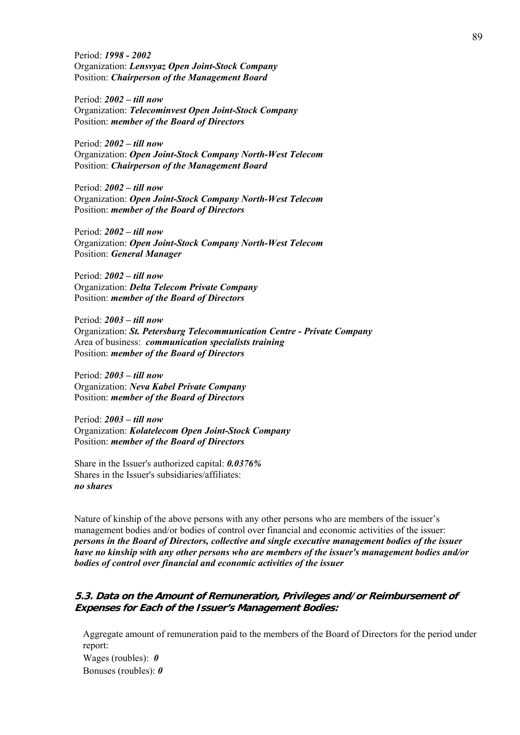Period: ***1998 - 2002***
Organization: ***Lensvyaz Open Joint-Stock Company***
Position: ***Chairperson of the Management Board***

Period: ***2002 – till now***
Organization: ***Telecominvest Open Joint-Stock Company***
Position: ***member of the Board of Directors***

Period: ***2002 – till now***
Organization: ***Open Joint-Stock Company North-West Telecom***
Position: ***Chairperson of the Management Board***

Period: ***2002 – till now***
Organization: ***Open Joint-Stock Company North-West Telecom***
Position: ***member of the Board of Directors***

Period: ***2002 – till now***
Organization: ***Open Joint-Stock Company North-West Telecom***
Position: ***General Manager***

Period: ***2002 – till now***
Organization: ***Delta Telecom Private Company***
Position: ***member of the Board of Directors***

Period: ***2003 – till now***
Organization: ***St. Petersburg Telecommunication Centre - Private Company***
Area of business: ***communication specialists training***
Position: ***member of the Board of Directors***

Period: ***2003 – till now***
Organization: ***Neva Kabel Private Company***
Position: ***member of the Board of Directors***

Period: ***2003 – till now***
Organization: ***Kolatelecom Open Joint-Stock Company***
Position: ***member of the Board of Directors***

Share in the Issuer's authorized capital: ***0.0376%***
Shares in the Issuer's subsidiaries/affiliates:
***no shares***

Nature of kinship of the above persons with any other persons who are members of the issuer's management bodies and/or bodies of control over financial and economic activities of the issuer:
***persons in the Board of Directors, collective and single executive management bodies of the issuer have no kinship with any other persons who are members of the issuer's management bodies and/or bodies of control over financial and economic activities of the issuer***

### 5.3. Data on the Amount of Remuneration, Privileges and/or Reimbursement of Expenses for Each of the Issuer's Management Bodies:

Aggregate amount of remuneration paid to the members of the Board of Directors for the period under report:
Wages (roubles): ***0***
Bonuses (roubles): ***0***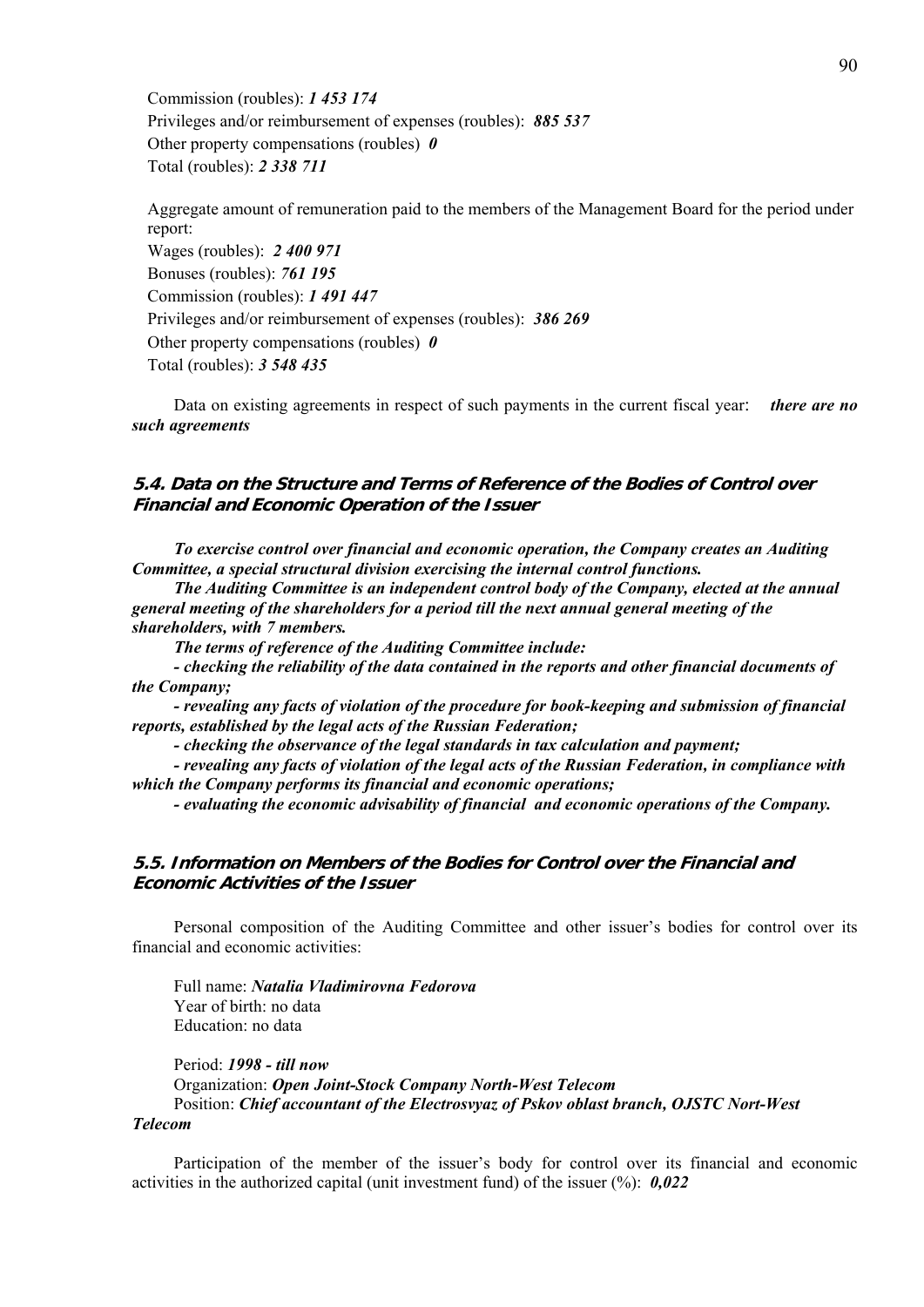Commission (roubles): ***1 453 174***
Privileges and/or reimbursement of expenses (roubles): ***885 537***
Other property compensations (roubles) ***0***
Total (roubles): ***2 338 711***

Aggregate amount of remuneration paid to the members of the Management Board for the period under report:
Wages (roubles): ***2 400 971***
Bonuses (roubles): ***761 195***
Commission (roubles): ***1 491 447***
Privileges and/or reimbursement of expenses (roubles): ***386 269***
Other property compensations (roubles) ***0***
Total (roubles): ***3 548 435***

Data on existing agreements in respect of such payments in the current fiscal year: ***there are no such agreements***

## 5.4. Data on the Structure and Terms of Reference of the Bodies of Control over Financial and Economic Operation of the Issuer

***To exercise control over financial and economic operation, the Company creates an Auditing Committee, a special structural division exercising the internal control functions.***

***The Auditing Committee is an independent control body of the Company, elected at the annual general meeting of the shareholders for a period till the next annual general meeting of the shareholders, with 7 members.***

***The terms of reference of the Auditing Committee include:***

***- checking the reliability of the data contained in the reports and other financial documents of the Company;***

***- revealing any facts of violation of the procedure for book-keeping and submission of financial reports, established by the legal acts of the Russian Federation;***

***- checking the observance of the legal standards in tax calculation and payment;***

***- revealing any facts of violation of the legal acts of the Russian Federation, in compliance with which the Company performs its financial and economic operations;***

***- evaluating the economic advisability of financial and economic operations of the Company.***

## 5.5. Information on Members of the Bodies for Control over the Financial and Economic Activities of the Issuer

Personal composition of the Auditing Committee and other issuer's bodies for control over its financial and economic activities:

Full name: ***Natalia Vladimirovna Fedorova***
Year of birth: no data
Education: no data

Period: ***1998 - till now***
Organization: ***Open Joint-Stock Company North-West Telecom***
Position: ***Chief accountant of the Electrosvyaz of Pskov oblast branch, OJSTC Nort-West Telecom***

Participation of the member of the issuer's body for control over its financial and economic activities in the authorized capital (unit investment fund) of the issuer (%): ***0,022***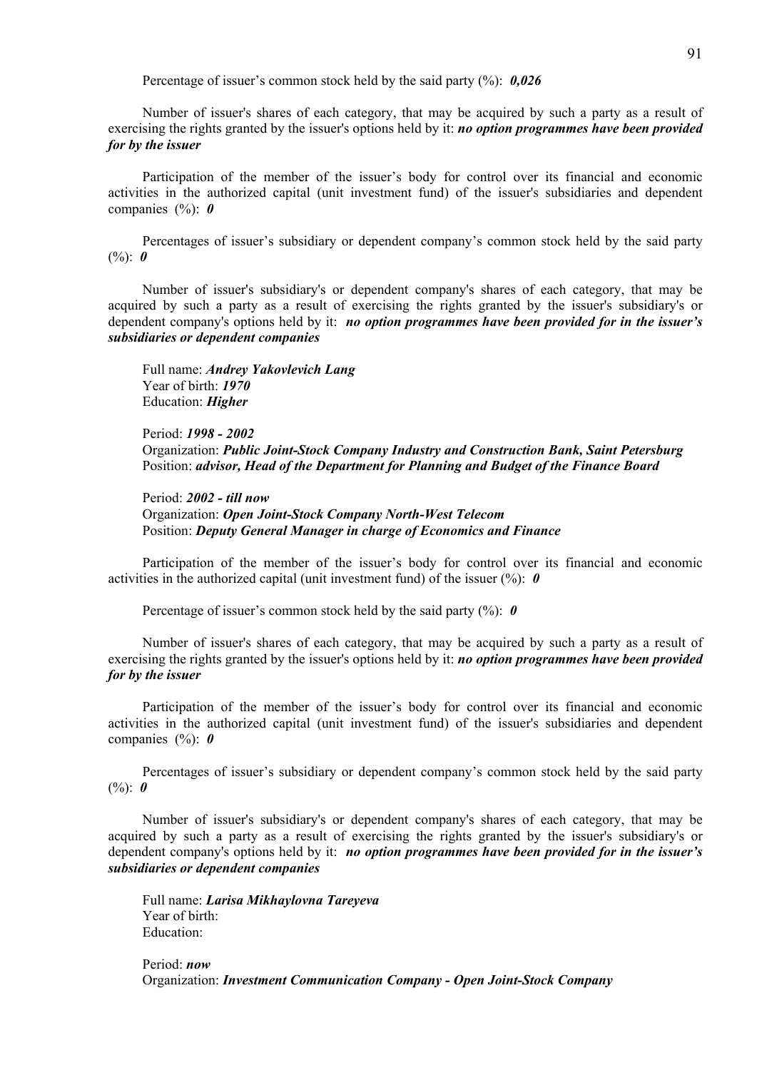Percentage of issuer’s common stock held by the said party (%): ***0,026***

Number of issuer's shares of each category, that may be acquired by such a party as a result of exercising the rights granted by the issuer's options held by it: ***no option programmes have been provided for by the issuer***

Participation of the member of the issuer’s body for control over its financial and economic activities in the authorized capital (unit investment fund) of the issuer's subsidiaries and dependent companies (%): ***0***

Percentages of issuer’s subsidiary or dependent company’s common stock held by the said party (%): ***0***

Number of issuer's subsidiary's or dependent company's shares of each category, that may be acquired by such a party as a result of exercising the rights granted by the issuer's subsidiary's or dependent company's options held by it: ***no option programmes have been provided for in the issuer’s subsidiaries or dependent companies***

Full name: ***Andrey Yakovlevich Lang***
Year of birth: ***1970***
Education: ***Higher***

Period: ***1998 - 2002***
Organization: ***Public Joint-Stock Company Industry and Construction Bank, Saint Petersburg***
Position: ***advisor, Head of the Department for Planning and Budget of the Finance Board***

Period: ***2002 - till now***
Organization: ***Open Joint-Stock Company North-West Telecom***
Position: ***Deputy General Manager in charge of Economics and Finance***

Participation of the member of the issuer’s body for control over its financial and economic activities in the authorized capital (unit investment fund) of the issuer (%): ***0***

Percentage of issuer’s common stock held by the said party (%): ***0***

Number of issuer's shares of each category, that may be acquired by such a party as a result of exercising the rights granted by the issuer's options held by it: ***no option programmes have been provided for by the issuer***

Participation of the member of the issuer’s body for control over its financial and economic activities in the authorized capital (unit investment fund) of the issuer's subsidiaries and dependent companies (%): ***0***

Percentages of issuer’s subsidiary or dependent company’s common stock held by the said party (%): ***0***

Number of issuer's subsidiary's or dependent company's shares of each category, that may be acquired by such a party as a result of exercising the rights granted by the issuer's subsidiary's or dependent company's options held by it: ***no option programmes have been provided for in the issuer’s subsidiaries or dependent companies***

Full name: ***Larisa Mikhaylovna Tareyeva***
Year of birth:
Education:

Period: ***now***
Organization: ***Investment Communication Company - Open Joint-Stock Company***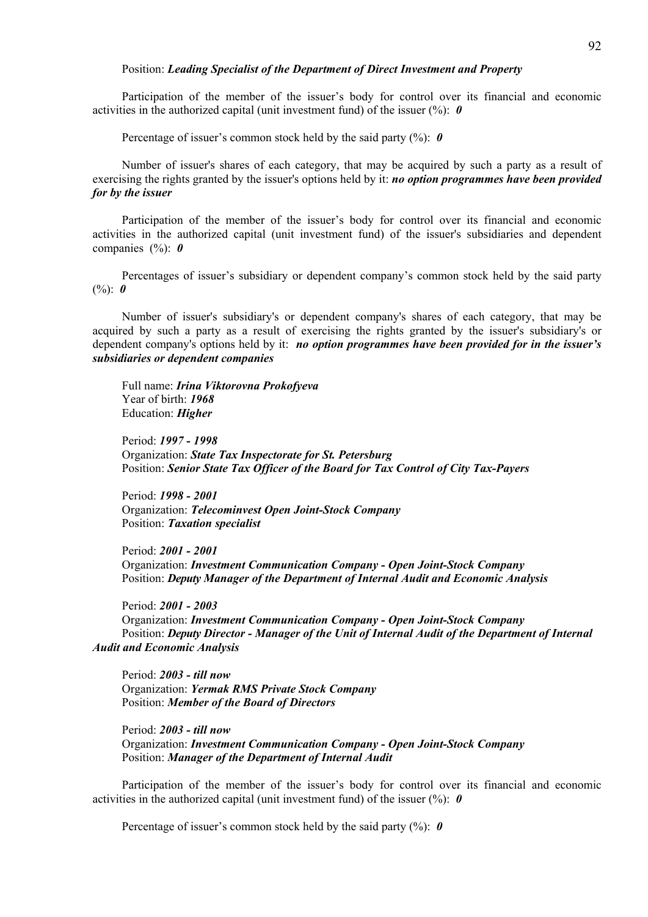Position: ***Leading Specialist of the Department of Direct Investment and Property***

Participation of the member of the issuer's body for control over its financial and economic activities in the authorized capital (unit investment fund) of the issuer (%): ***0***

Percentage of issuer's common stock held by the said party (%): ***0***

Number of issuer's shares of each category, that may be acquired by such a party as a result of exercising the rights granted by the issuer's options held by it: ***no option programmes have been provided for by the issuer***

Participation of the member of the issuer's body for control over its financial and economic activities in the authorized capital (unit investment fund) of the issuer's subsidiaries and dependent companies (%): ***0***

Percentages of issuer's subsidiary or dependent company's common stock held by the said party (%): ***0***

Number of issuer's subsidiary's or dependent company's shares of each category, that may be acquired by such a party as a result of exercising the rights granted by the issuer's subsidiary's or dependent company's options held by it: ***no option programmes have been provided for in the issuer's subsidiaries or dependent companies***

Full name: ***Irina Viktorovna Prokofyeva***
Year of birth: ***1968***
Education: ***Higher***

Period: ***1997 - 1998***
Organization: ***State Tax Inspectorate for St. Petersburg***
Position: ***Senior State Tax Officer of the Board for Tax Control of City Tax-Payers***

Period: ***1998 - 2001***
Organization: ***Telecominvest Open Joint-Stock Company***
Position: ***Taxation specialist***

Period: ***2001 - 2001***
Organization: ***Investment Communication Company - Open Joint-Stock Company***
Position: ***Deputy Manager of the Department of Internal Audit and Economic Analysis***

Period: ***2001 - 2003***
Organization: ***Investment Communication Company - Open Joint-Stock Company***
Position: ***Deputy Director - Manager of the Unit of Internal Audit of the Department of Internal Audit and Economic Analysis***

Period: ***2003 - till now***
Organization: ***Yermak RMS Private Stock Company***
Position: ***Member of the Board of Directors***

Period: ***2003 - till now***
Organization: ***Investment Communication Company - Open Joint-Stock Company***
Position: ***Manager of the Department of Internal Audit***

Participation of the member of the issuer's body for control over its financial and economic activities in the authorized capital (unit investment fund) of the issuer (%): ***0***

Percentage of issuer's common stock held by the said party (%): ***0***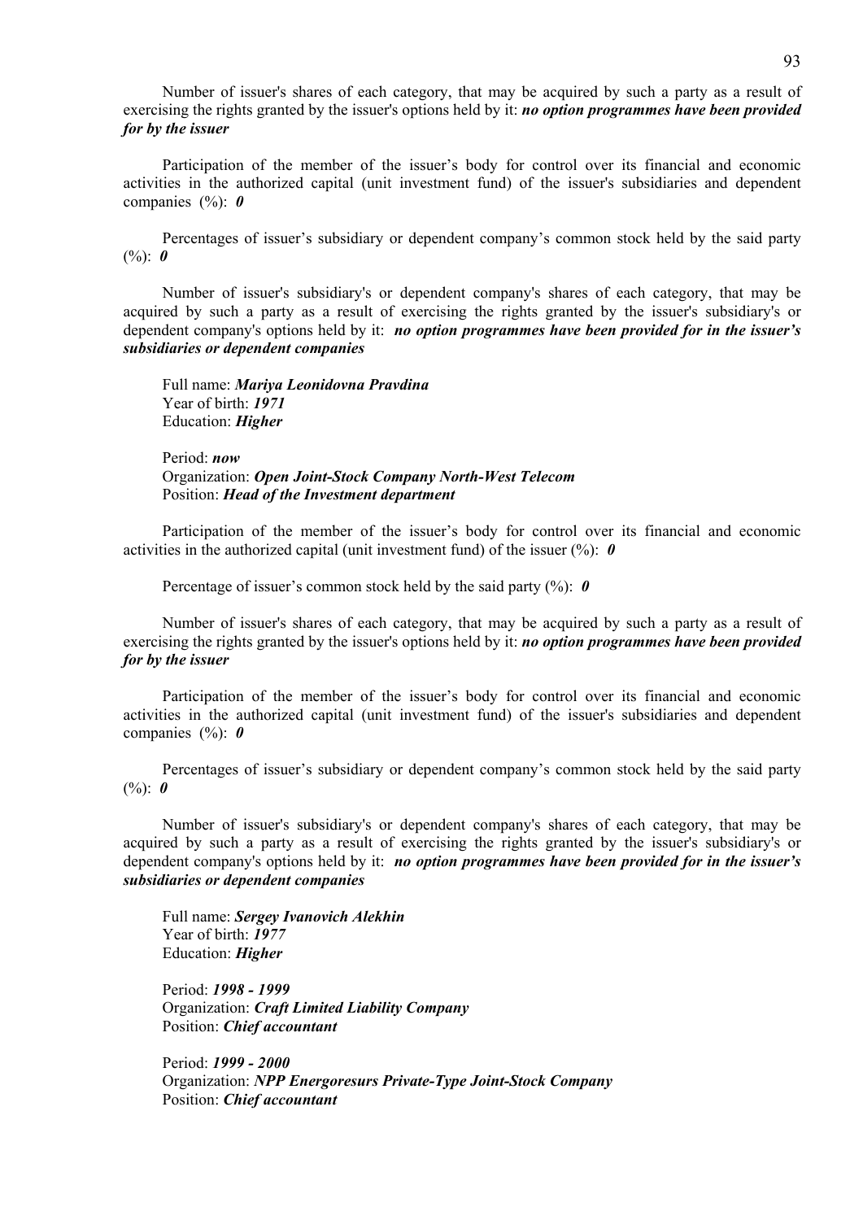Number of issuer's shares of each category, that may be acquired by such a party as a result of exercising the rights granted by the issuer's options held by it: ***no option programmes have been provided for by the issuer***

Participation of the member of the issuer's body for control over its financial and economic activities in the authorized capital (unit investment fund) of the issuer's subsidiaries and dependent companies (%): ***0***

Percentages of issuer's subsidiary or dependent company's common stock held by the said party (%): ***0***

Number of issuer's subsidiary's or dependent company's shares of each category, that may be acquired by such a party as a result of exercising the rights granted by the issuer's subsidiary's or dependent company's options held by it: ***no option programmes have been provided for in the issuer's subsidiaries or dependent companies***

Full name: ***Mariya Leonidovna Pravdina***
Year of birth: ***1971***
Education: ***Higher***

Period: ***now***
Organization: ***Open Joint-Stock Company North-West Telecom***
Position: ***Head of the Investment department***

Participation of the member of the issuer's body for control over its financial and economic activities in the authorized capital (unit investment fund) of the issuer (%): ***0***

Percentage of issuer's common stock held by the said party (%): ***0***

Number of issuer's shares of each category, that may be acquired by such a party as a result of exercising the rights granted by the issuer's options held by it: ***no option programmes have been provided for by the issuer***

Participation of the member of the issuer's body for control over its financial and economic activities in the authorized capital (unit investment fund) of the issuer's subsidiaries and dependent companies (%): ***0***

Percentages of issuer's subsidiary or dependent company's common stock held by the said party (%): ***0***

Number of issuer's subsidiary's or dependent company's shares of each category, that may be acquired by such a party as a result of exercising the rights granted by the issuer's subsidiary's or dependent company's options held by it: ***no option programmes have been provided for in the issuer's subsidiaries or dependent companies***

Full name: ***Sergey Ivanovich Alekhin***
Year of birth: ***1977***
Education: ***Higher***

Period: ***1998 - 1999***
Organization: ***Craft Limited Liability Company***
Position: ***Chief accountant***

Period: ***1999 - 2000***
Organization: ***NPP Energoresurs Private-Type Joint-Stock Company***
Position: ***Chief accountant***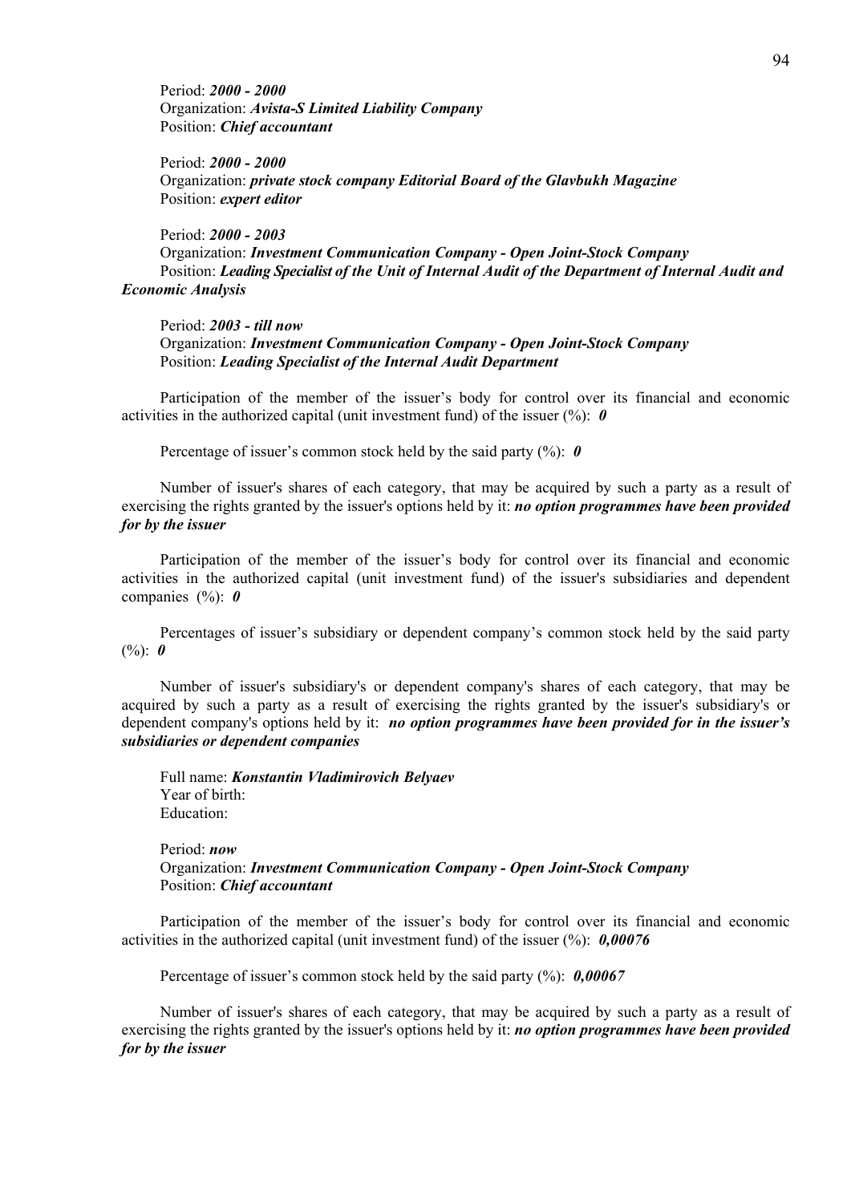Period: ***2000 - 2000***
Organization: ***Avista-S Limited Liability Company***
Position: ***Chief accountant***

Period: ***2000 - 2000***
Organization: ***private stock company Editorial Board of the Glavbukh Magazine***
Position: ***expert editor***

Period: ***2000 - 2003***
Organization: ***Investment Communication Company - Open Joint-Stock Company***
Position: ***Leading Specialist of the Unit of Internal Audit of the Department of Internal Audit and Economic Analysis***

Period: ***2003 - till now***
Organization: ***Investment Communication Company - Open Joint-Stock Company***
Position: ***Leading Specialist of the Internal Audit Department***

Participation of the member of the issuer's body for control over its financial and economic activities in the authorized capital (unit investment fund) of the issuer (%): ***0***

Percentage of issuer's common stock held by the said party (%): ***0***

Number of issuer's shares of each category, that may be acquired by such a party as a result of exercising the rights granted by the issuer's options held by it: ***no option programmes have been provided for by the issuer***

Participation of the member of the issuer's body for control over its financial and economic activities in the authorized capital (unit investment fund) of the issuer's subsidiaries and dependent companies (%): ***0***

Percentages of issuer's subsidiary or dependent company's common stock held by the said party (%): ***0***

Number of issuer's subsidiary's or dependent company's shares of each category, that may be acquired by such a party as a result of exercising the rights granted by the issuer's subsidiary's or dependent company's options held by it: ***no option programmes have been provided for in the issuer's subsidiaries or dependent companies***

Full name: ***Konstantin Vladimirovich Belyaev***
Year of birth:
Education:

Period: ***now***
Organization: ***Investment Communication Company - Open Joint-Stock Company***
Position: ***Chief accountant***

Participation of the member of the issuer's body for control over its financial and economic activities in the authorized capital (unit investment fund) of the issuer (%): ***0,00076***

Percentage of issuer's common stock held by the said party (%): ***0,00067***

Number of issuer's shares of each category, that may be acquired by such a party as a result of exercising the rights granted by the issuer's options held by it: ***no option programmes have been provided for by the issuer***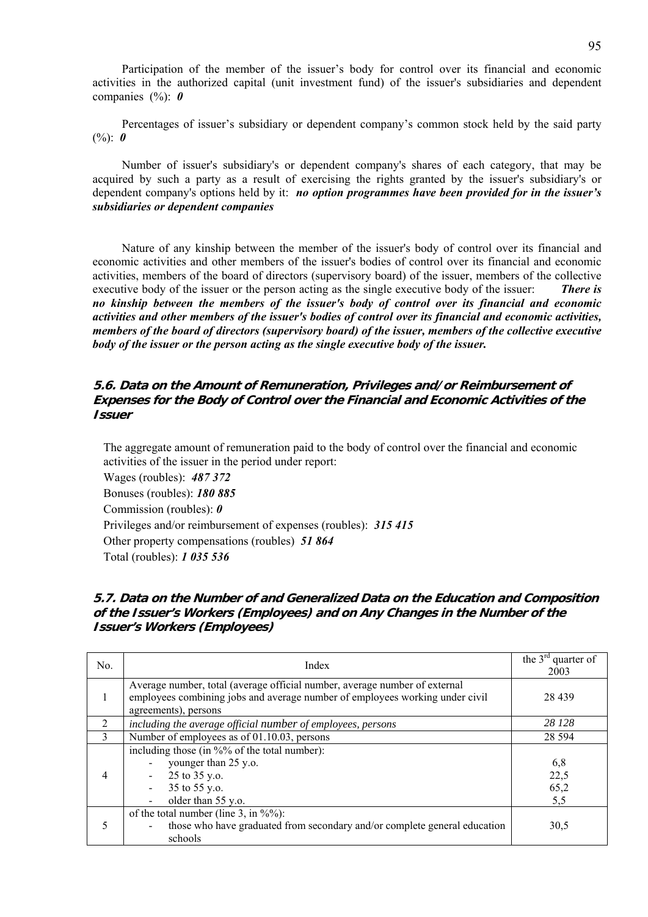Participation of the member of the issuer's body for control over its financial and economic activities in the authorized capital (unit investment fund) of the issuer's subsidiaries and dependent companies (%): ***0***

Percentages of issuer's subsidiary or dependent company's common stock held by the said party (%): ***0***

Number of issuer's subsidiary's or dependent company's shares of each category, that may be acquired by such a party as a result of exercising the rights granted by the issuer's subsidiary's or dependent company's options held by it: ***no option programmes have been provided for in the issuer's subsidiaries or dependent companies***

Nature of any kinship between the member of the issuer's body of control over its financial and economic activities and other members of the issuer's bodies of control over its financial and economic activities, members of the board of directors (supervisory board) of the issuer, members of the collective executive body of the issuer or the person acting as the single executive body of the issuer: ***There is no kinship between the members of the issuer's body of control over its financial and economic activities and other members of the issuer's bodies of control over its financial and economic activities, members of the board of directors (supervisory board) of the issuer, members of the collective executive body of the issuer or the person acting as the single executive body of the issuer.***

## 5.6. Data on the Amount of Remuneration, Privileges and/or Reimbursement of Expenses for the Body of Control over the Financial and Economic Activities of the Issuer

The aggregate amount of remuneration paid to the body of control over the financial and economic activities of the issuer in the period under report:

Wages (roubles): ***487 372***

Bonuses (roubles): ***180 885***

Commission (roubles): ***0***

Privileges and/or reimbursement of expenses (roubles): ***315 415***

Other property compensations (roubles) ***51 864***

Total (roubles): ***1 035 536***

## 5.7. Data on the Number of and Generalized Data on the Education and Composition of the Issuer's Workers (Employees) and on Any Changes in the Number of the Issuer's Workers (Employees)

| No. | Index | the 3rd quarter of 2003 |
|---|---|---|
| 1 | Average number, total (average official number, average number of external employees combining jobs and average number of employees working under civil agreements), persons | 28 439 |
| 2 | *including the average official number of employees, persons* | *28 128* |
| 3 | Number of employees as of 01.10.03, persons | 28 594 |
| 4 | including those (in %% of the total number):<br>- younger than 25 y.o.<br>- 25 to 35 y.o.<br>- 35 to 55 y.o.<br>- older than 55 y.o. | <br>6,8<br>22,5<br>65,2<br>5,5 |
| 5 | of the total number (line 3, in %%):<br>- those who have graduated from secondary and/or complete general education schools | <br>30,5 |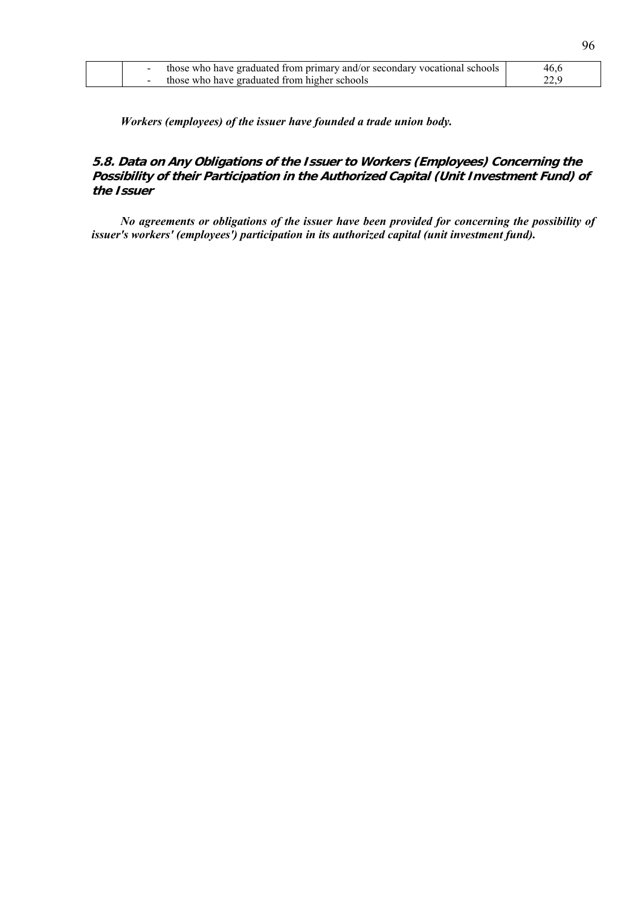|  | - those who have graduated from primary and/or secondary vocational schools | 46,6 |
|---|---|---|
|  | - those who have graduated from higher schools | 22,9 |

***Workers (employees) of the issuer have founded a trade union body.***

## 5.8. Data on Any Obligations of the Issuer to Workers (Employees) Concerning the Possibility of their Participation in the Authorized Capital (Unit Investment Fund) of the Issuer

***No agreements or obligations of the issuer have been provided for concerning the possibility of issuer's workers' (employees') participation in its authorized capital (unit investment fund).***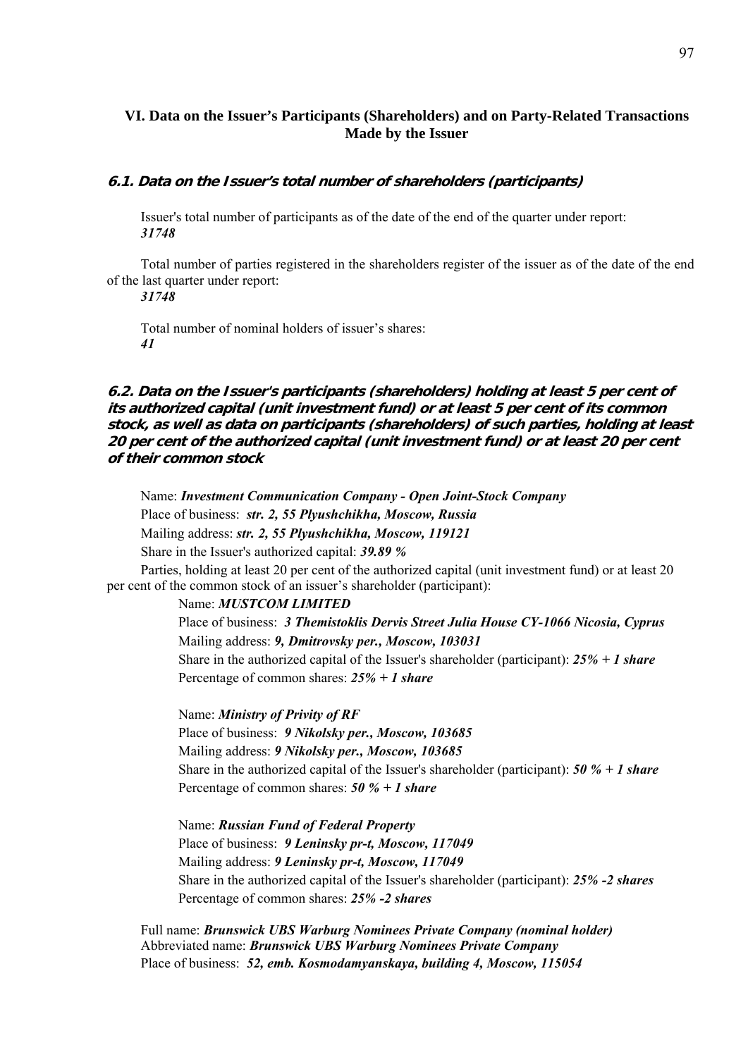## VI. Data on the Issuer's Participants (Shareholders) and on Party-Related Transactions Made by the Issuer

### 6.1. Data on the Issuer's total number of shareholders (participants)

Issuer's total number of participants as of the date of the end of the quarter under report:
***31748***

Total number of parties registered in the shareholders register of the issuer as of the date of the end of the last quarter under report:
***31748***

Total number of nominal holders of issuer's shares:
***41***

### 6.2. Data on the Issuer's participants (shareholders) holding at least 5 per cent of its authorized capital (unit investment fund) or at least 5 per cent of its common stock, as well as data on participants (shareholders) of such parties, holding at least 20 per cent of the authorized capital (unit investment fund) or at least 20 per cent of their common stock

Name: ***Investment Communication Company - Open Joint-Stock Company***
Place of business: ***str. 2, 55 Plyushchikha, Moscow, Russia***
Mailing address: ***str. 2, 55 Plyushchikha, Moscow, 119121***
Share in the Issuer's authorized capital: ***39.89 %***

Parties, holding at least 20 per cent of the authorized capital (unit investment fund) or at least 20 per cent of the common stock of an issuer's shareholder (participant):

Name: ***MUSTCOM LIMITED***
Place of business: ***3 Themistoklis Dervis Street Julia House CY-1066 Nicosia, Cyprus***
Mailing address: ***9, Dmitrovsky per., Moscow, 103031***
Share in the authorized capital of the Issuer's shareholder (participant): ***25% + 1 share***
Percentage of common shares: ***25% + 1 share***

Name: ***Ministry of Privity of RF***
Place of business: ***9 Nikolsky per., Moscow, 103685***
Mailing address: ***9 Nikolsky per., Moscow, 103685***
Share in the authorized capital of the Issuer's shareholder (participant): ***50 % + 1 share***
Percentage of common shares: ***50 % + 1 share***

Name: ***Russian Fund of Federal Property***
Place of business: ***9 Leninsky pr-t, Moscow, 117049***
Mailing address: ***9 Leninsky pr-t, Moscow, 117049***
Share in the authorized capital of the Issuer's shareholder (participant): ***25% -2 shares***
Percentage of common shares: ***25% -2 shares***

Full name: ***Brunswick UBS Warburg Nominees Private Company (nominal holder)***
Abbreviated name: ***Brunswick UBS Warburg Nominees Private Company***
Place of business: ***52, emb. Kosmodamyanskaya, building 4, Moscow, 115054***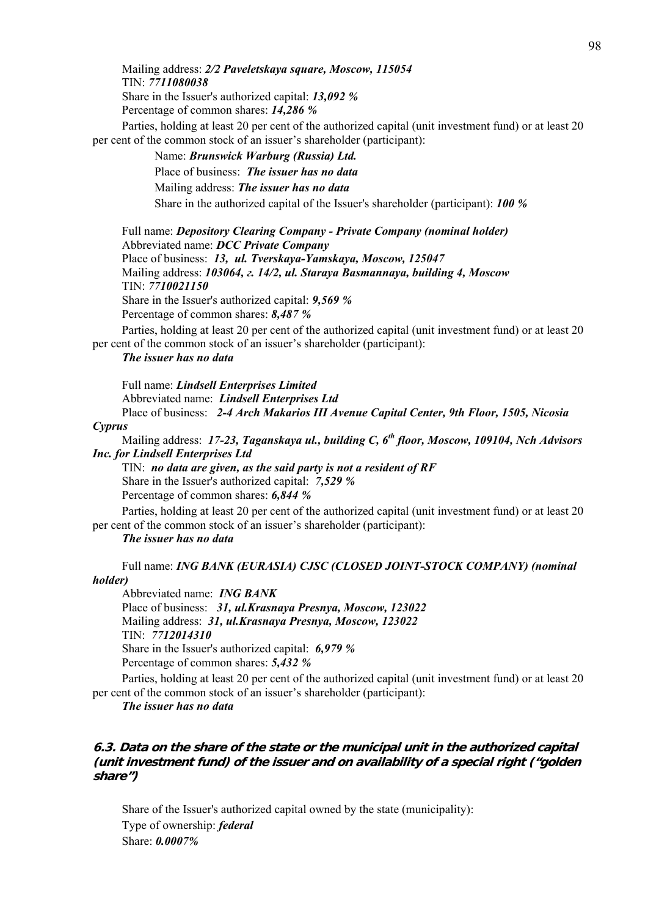Mailing address: ***2/2 Paveletskaya square, Moscow, 115054***
TIN: ***7711080038***
Share in the Issuer's authorized capital: ***13,092 %***
Percentage of common shares: ***14,286 %***

Parties, holding at least 20 per cent of the authorized capital (unit investment fund) or at least 20 per cent of the common stock of an issuer's shareholder (participant):

Name: ***Brunswick Warburg (Russia) Ltd.***
Place of business: ***The issuer has no data***
Mailing address: ***The issuer has no data***
Share in the authorized capital of the Issuer's shareholder (participant): ***100 %***

Full name: ***Depository Clearing Company - Private Company (nominal holder)***
Abbreviated name: ***DCC Private Company***
Place of business: ***13, ul. Tverskaya-Yamskaya, Moscow, 125047***
Mailing address: ***103064, г. 14/2, ul. Staraya Basmannaya, building 4, Moscow***
TIN: ***7710021150***
Share in the Issuer's authorized capital: ***9,569 %***
Percentage of common shares: ***8,487 %***

Parties, holding at least 20 per cent of the authorized capital (unit investment fund) or at least 20 per cent of the common stock of an issuer's shareholder (participant):
***The issuer has no data***

Full name: ***Lindsell Enterprises Limited***
Abbreviated name: ***Lindsell Enterprises Ltd***
Place of business: ***2-4 Arch Makarios III Avenue Capital Center, 9th Floor, 1505, Nicosia Cyprus***
Mailing address: ***17-23, Taganskaya ul., building C, 6th floor, Moscow, 109104, Nch Advisors Inc. for Lindsell Enterprises Ltd***
TIN: ***no data are given, as the said party is not a resident of RF***
Share in the Issuer's authorized capital: ***7,529 %***
Percentage of common shares: ***6,844 %***

Parties, holding at least 20 per cent of the authorized capital (unit investment fund) or at least 20 per cent of the common stock of an issuer's shareholder (participant):
***The issuer has no data***

Full name: ***ING BANK (EURASIA) CJSC (CLOSED JOINT-STOCK COMPANY) (nominal holder)***
Abbreviated name: ***ING BANK***
Place of business: ***31, ul.Krasnaya Presnya, Moscow, 123022***
Mailing address: ***31, ul.Krasnaya Presnya, Moscow, 123022***
TIN: ***7712014310***
Share in the Issuer's authorized capital: ***6,979 %***
Percentage of common shares: ***5,432 %***

Parties, holding at least 20 per cent of the authorized capital (unit investment fund) or at least 20 per cent of the common stock of an issuer's shareholder (participant):
***The issuer has no data***

### 6.3. Data on the share of the state or the municipal unit in the authorized capital (unit investment fund) of the issuer and on availability of a special right ("golden share")

Share of the Issuer's authorized capital owned by the state (municipality):
Type of ownership: ***federal***
Share: ***0.0007%***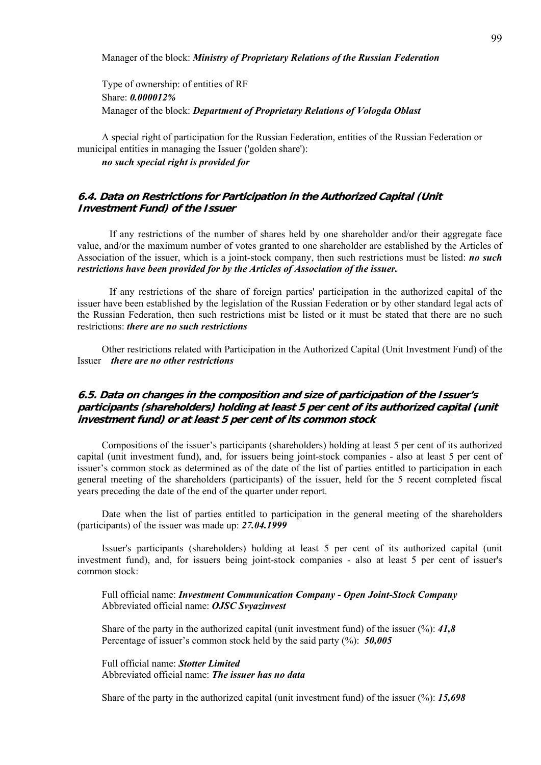Manager of the block: ***Ministry of Proprietary Relations of the Russian Federation***

Type of ownership: of entities of RF
Share: ***0.000012%***
Manager of the block: ***Department of Proprietary Relations of Vologda Oblast***

A special right of participation for the Russian Federation, entities of the Russian Federation or municipal entities in managing the Issuer ('golden share'):
***no such special right is provided for***

### 6.4. Data on Restrictions for Participation in the Authorized Capital (Unit Investment Fund) of the Issuer

If any restrictions of the number of shares held by one shareholder and/or their aggregate face value, and/or the maximum number of votes granted to one shareholder are established by the Articles of Association of the issuer, which is a joint-stock company, then such restrictions must be listed: ***no such restrictions have been provided for by the Articles of Association of the issuer.***

If any restrictions of the share of foreign parties' participation in the authorized capital of the issuer have been established by the legislation of the Russian Federation or by other standard legal acts of the Russian Federation, then such restrictions mist be listed or it must be stated that there are no such restrictions: ***there are no such restrictions***

Other restrictions related with Participation in the Authorized Capital (Unit Investment Fund) of the Issuer ***there are no other restrictions***

### 6.5. Data on changes in the composition and size of participation of the Issuer's participants (shareholders) holding at least 5 per cent of its authorized capital (unit investment fund) or at least 5 per cent of its common stock

Compositions of the issuer's participants (shareholders) holding at least 5 per cent of its authorized capital (unit investment fund), and, for issuers being joint-stock companies - also at least 5 per cent of issuer's common stock as determined as of the date of the list of parties entitled to participation in each general meeting of the shareholders (participants) of the issuer, held for the 5 recent completed fiscal years preceding the date of the end of the quarter under report.

Date when the list of parties entitled to participation in the general meeting of the shareholders (participants) of the issuer was made up: ***27.04.1999***

Issuer's participants (shareholders) holding at least 5 per cent of its authorized capital (unit investment fund), and, for issuers being joint-stock companies - also at least 5 per cent of issuer's common stock:

Full official name: ***Investment Communication Company - Open Joint-Stock Company***
Abbreviated official name: ***OJSC Svyazinvest***

Share of the party in the authorized capital (unit investment fund) of the issuer (%): ***41,8***
Percentage of issuer's common stock held by the said party (%): ***50,005***

Full official name: ***Stotter Limited***
Abbreviated official name: ***The issuer has no data***

Share of the party in the authorized capital (unit investment fund) of the issuer (%): ***15,698***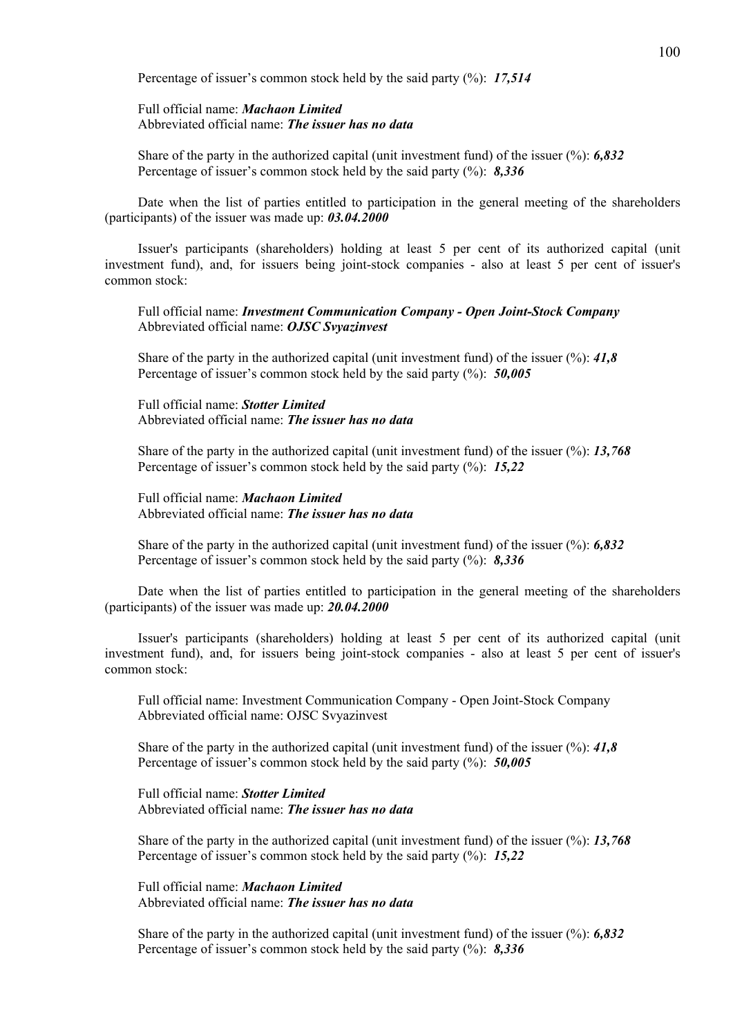Percentage of issuer's common stock held by the said party (%): ***17,514***

Full official name: ***Machaon Limited***
Abbreviated official name: ***The issuer has no data***

Share of the party in the authorized capital (unit investment fund) of the issuer (%): ***6,832***
Percentage of issuer's common stock held by the said party (%): ***8,336***

Date when the list of parties entitled to participation in the general meeting of the shareholders (participants) of the issuer was made up: ***03.04.2000***

Issuer's participants (shareholders) holding at least 5 per cent of its authorized capital (unit investment fund), and, for issuers being joint-stock companies - also at least 5 per cent of issuer's common stock:

Full official name: ***Investment Communication Company - Open Joint-Stock Company***
Abbreviated official name: ***OJSC Svyazinvest***

Share of the party in the authorized capital (unit investment fund) of the issuer (%): ***41,8***
Percentage of issuer's common stock held by the said party (%): ***50,005***

Full official name: ***Stotter Limited***
Abbreviated official name: ***The issuer has no data***

Share of the party in the authorized capital (unit investment fund) of the issuer (%): ***13,768***
Percentage of issuer's common stock held by the said party (%): ***15,22***

Full official name: ***Machaon Limited***
Abbreviated official name: ***The issuer has no data***

Share of the party in the authorized capital (unit investment fund) of the issuer (%): ***6,832***
Percentage of issuer's common stock held by the said party (%): ***8,336***

Date when the list of parties entitled to participation in the general meeting of the shareholders (participants) of the issuer was made up: ***20.04.2000***

Issuer's participants (shareholders) holding at least 5 per cent of its authorized capital (unit investment fund), and, for issuers being joint-stock companies - also at least 5 per cent of issuer's common stock:

Full official name: Investment Communication Company - Open Joint-Stock Company
Abbreviated official name: OJSC Svyazinvest

Share of the party in the authorized capital (unit investment fund) of the issuer (%): ***41,8***
Percentage of issuer's common stock held by the said party (%): ***50,005***

Full official name: ***Stotter Limited***
Abbreviated official name: ***The issuer has no data***

Share of the party in the authorized capital (unit investment fund) of the issuer (%): ***13,768***
Percentage of issuer's common stock held by the said party (%): ***15,22***

Full official name: ***Machaon Limited***
Abbreviated official name: ***The issuer has no data***

Share of the party in the authorized capital (unit investment fund) of the issuer (%): ***6,832***
Percentage of issuer's common stock held by the said party (%): ***8,336***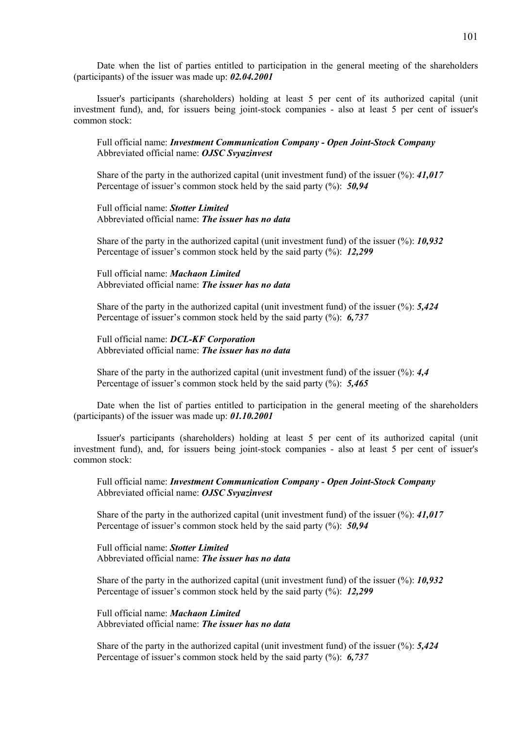Date when the list of parties entitled to participation in the general meeting of the shareholders (participants) of the issuer was made up: ***02.04.2001***

Issuer's participants (shareholders) holding at least 5 per cent of its authorized capital (unit investment fund), and, for issuers being joint-stock companies - also at least 5 per cent of issuer's common stock:

Full official name: ***Investment Communication Company - Open Joint-Stock Company***
Abbreviated official name: ***OJSC Svyazinvest***

Share of the party in the authorized capital (unit investment fund) of the issuer (%): ***41,017***
Percentage of issuer's common stock held by the said party (%): ***50,94***

Full official name: ***Stotter Limited***
Abbreviated official name: ***The issuer has no data***

Share of the party in the authorized capital (unit investment fund) of the issuer (%): ***10,932***
Percentage of issuer's common stock held by the said party (%): ***12,299***

Full official name: ***Machaon Limited***
Abbreviated official name: ***The issuer has no data***

Share of the party in the authorized capital (unit investment fund) of the issuer (%): ***5,424***
Percentage of issuer's common stock held by the said party (%): ***6,737***

Full official name: ***DCL-KF Corporation***
Abbreviated official name: ***The issuer has no data***

Share of the party in the authorized capital (unit investment fund) of the issuer (%): ***4,4***
Percentage of issuer's common stock held by the said party (%): ***5,465***

Date when the list of parties entitled to participation in the general meeting of the shareholders (participants) of the issuer was made up: ***01.10.2001***

Issuer's participants (shareholders) holding at least 5 per cent of its authorized capital (unit investment fund), and, for issuers being joint-stock companies - also at least 5 per cent of issuer's common stock:

Full official name: ***Investment Communication Company - Open Joint-Stock Company***
Abbreviated official name: ***OJSC Svyazinvest***

Share of the party in the authorized capital (unit investment fund) of the issuer (%): ***41,017***
Percentage of issuer's common stock held by the said party (%): ***50,94***

Full official name: ***Stotter Limited***
Abbreviated official name: ***The issuer has no data***

Share of the party in the authorized capital (unit investment fund) of the issuer (%): ***10,932***
Percentage of issuer's common stock held by the said party (%): ***12,299***

Full official name: ***Machaon Limited***
Abbreviated official name: ***The issuer has no data***

Share of the party in the authorized capital (unit investment fund) of the issuer (%): ***5,424***
Percentage of issuer's common stock held by the said party (%): ***6,737***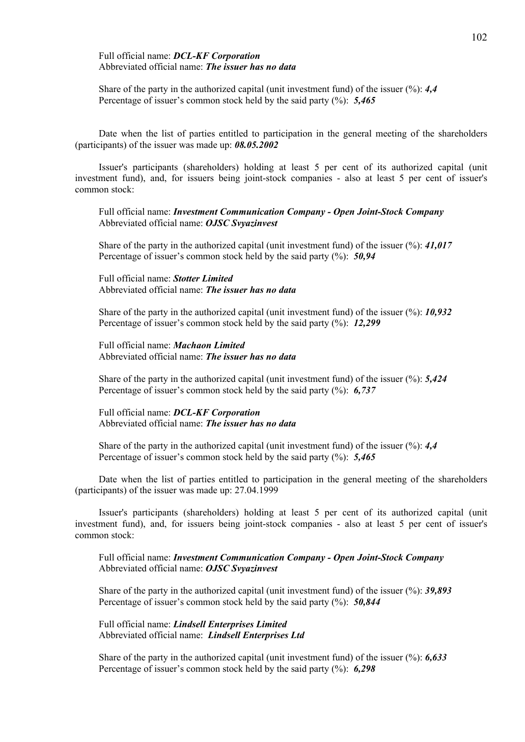Full official name: ***DCL-KF Corporation***
Abbreviated official name: ***The issuer has no data***

Share of the party in the authorized capital (unit investment fund) of the issuer (%): ***4,4***
Percentage of issuer's common stock held by the said party (%): ***5,465***

Date when the list of parties entitled to participation in the general meeting of the shareholders (participants) of the issuer was made up: ***08.05.2002***

Issuer's participants (shareholders) holding at least 5 per cent of its authorized capital (unit investment fund), and, for issuers being joint-stock companies - also at least 5 per cent of issuer's common stock:

Full official name: ***Investment Communication Company - Open Joint-Stock Company***
Abbreviated official name: ***OJSC Svyazinvest***

Share of the party in the authorized capital (unit investment fund) of the issuer (%): ***41,017***
Percentage of issuer's common stock held by the said party (%): ***50,94***

Full official name: ***Stotter Limited***
Abbreviated official name: ***The issuer has no data***

Share of the party in the authorized capital (unit investment fund) of the issuer (%): ***10,932***
Percentage of issuer's common stock held by the said party (%): ***12,299***

Full official name: ***Machaon Limited***
Abbreviated official name: ***The issuer has no data***

Share of the party in the authorized capital (unit investment fund) of the issuer (%): ***5,424***
Percentage of issuer's common stock held by the said party (%): ***6,737***

Full official name: ***DCL-KF Corporation***
Abbreviated official name: ***The issuer has no data***

Share of the party in the authorized capital (unit investment fund) of the issuer (%): ***4,4***
Percentage of issuer's common stock held by the said party (%): ***5,465***

Date when the list of parties entitled to participation in the general meeting of the shareholders (participants) of the issuer was made up: 27.04.1999

Issuer's participants (shareholders) holding at least 5 per cent of its authorized capital (unit investment fund), and, for issuers being joint-stock companies - also at least 5 per cent of issuer's common stock:

Full official name: ***Investment Communication Company - Open Joint-Stock Company***
Abbreviated official name: ***OJSC Svyazinvest***

Share of the party in the authorized capital (unit investment fund) of the issuer (%): ***39,893***
Percentage of issuer's common stock held by the said party (%): ***50,844***

Full official name: ***Lindsell Enterprises Limited***
Abbreviated official name: ***Lindsell Enterprises Ltd***

Share of the party in the authorized capital (unit investment fund) of the issuer (%): ***6,633***
Percentage of issuer's common stock held by the said party (%): ***6,298***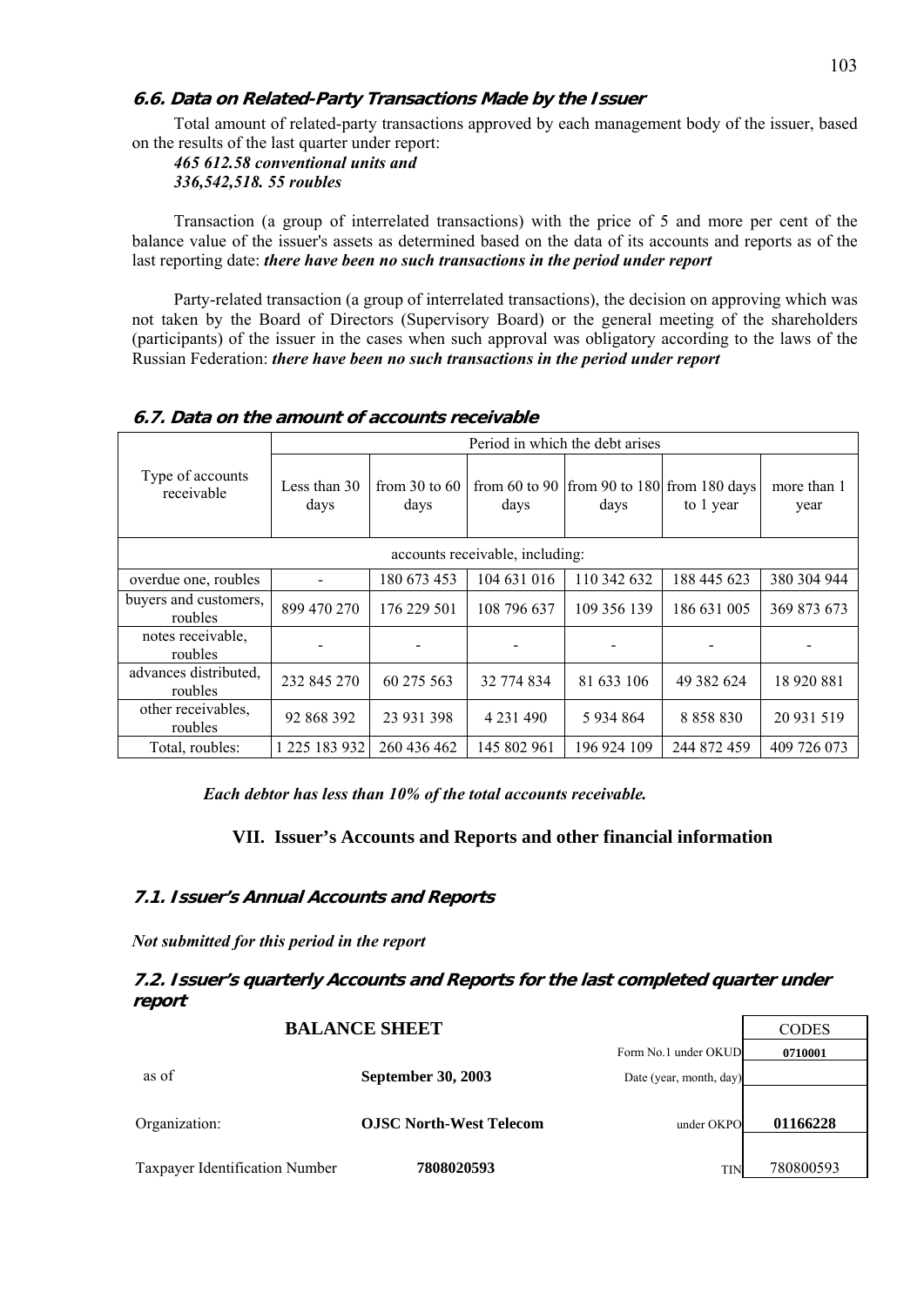### 6.6. Data on Related-Party Transactions Made by the Issuer

Total amount of related-party transactions approved by each management body of the issuer, based on the results of the last quarter under report:

***465 612.58 conventional units and***
***336,542,518. 55 roubles***

Transaction (a group of interrelated transactions) with the price of 5 and more per cent of the balance value of the issuer's assets as determined based on the data of its accounts and reports as of the last reporting date: ***there have been no such transactions in the period under report***

Party-related transaction (a group of interrelated transactions), the decision on approving which was not taken by the Board of Directors (Supervisory Board) or the general meeting of the shareholders (participants) of the issuer in the cases when such approval was obligatory according to the laws of the Russian Federation: ***there have been no such transactions in the period under report***

### 6.7. Data on the amount of accounts receivable

| Type of accounts receivable | Period in which the debt arises | | | | | |
|---|---|---|---|---|---|---|
| | Less than 30 days | from 30 to 60 days | from 60 to 90 days | from 90 to 180 days | from 180 days to 1 year | more than 1 year |
| accounts receivable, including: | | | | | | |
| overdue one, roubles | - | 180 673 453 | 104 631 016 | 110 342 632 | 188 445 623 | 380 304 944 |
| buyers and customers, roubles | 899 470 270 | 176 229 501 | 108 796 637 | 109 356 139 | 186 631 005 | 369 873 673 |
| notes receivable, roubles | - | - | - | - | - | - |
| advances distributed, roubles | 232 845 270 | 60 275 563 | 32 774 834 | 81 633 106 | 49 382 624 | 18 920 881 |
| other receivables, roubles | 92 868 392 | 23 931 398 | 4 231 490 | 5 934 864 | 8 858 830 | 20 931 519 |
| Total, roubles: | 1 225 183 932 | 260 436 462 | 145 802 961 | 196 924 109 | 244 872 459 | 409 726 073 |

***Each debtor has less than 10% of the total accounts receivable.***

## VII. Issuer's Accounts and Reports and other financial information

### 7.1. Issuer's Annual Accounts and Reports

***Not submitted for this period in the report***

### 7.2. Issuer's quarterly Accounts and Reports for the last completed quarter under report

**BALANCE SHEET**

| | | | CODES |
|---|---|---|---|
| | | Form No.1 under OKUD | **0710001** |
| as of | **September 30, 2003** | Date (year, month, day) | |
| Organization: | **OJSC North-West Telecom** | under OKPO | **01166228** |
| Taxpayer Identification Number | **7808020593** | TIN | 780800593 |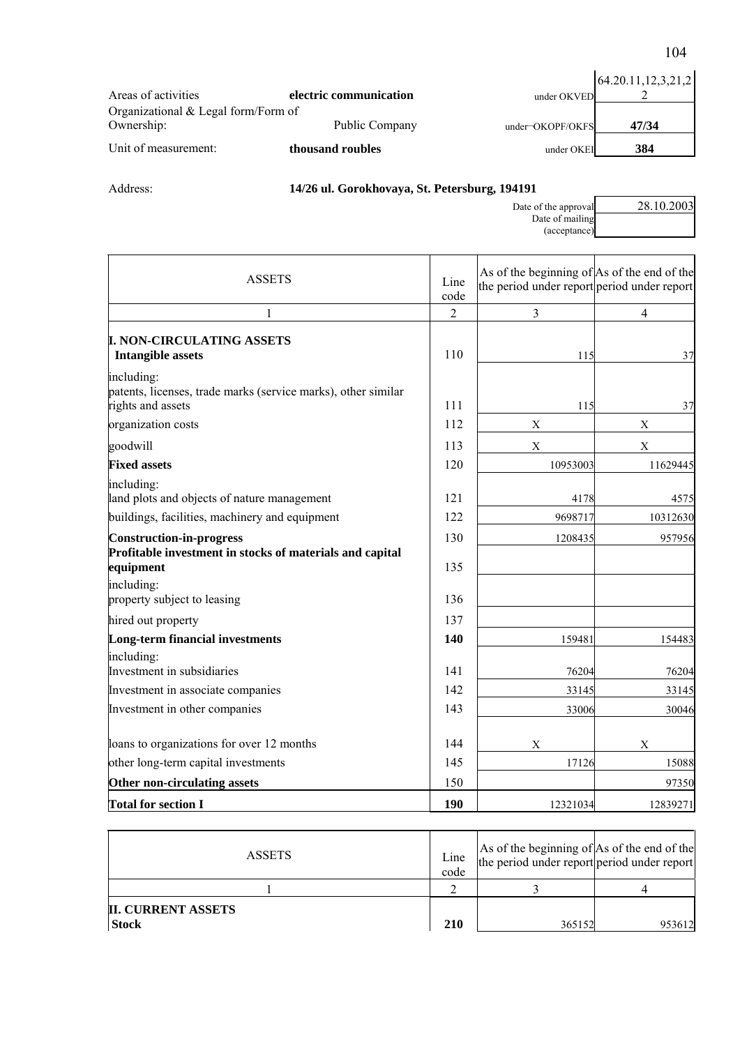| | | | |
|---|---|---|---|
| Areas of activities | electric communication | under OKVED | 64.20.11,12,3,21,22 |
| Organizational & Legal form/Form of Ownership: | Public Company | under OKOPF/OKFS | 47/34 |
| Unit of measurement: | thousand roubles | under OKEI | 384 |

Address: **14/26 ul. Gorokhovaya, St. Petersburg, 194191**

| | |
|---|---|
| Date of the approval | 28.10.2003 |
| Date of mailing (acceptance) | |

| ASSETS | Line code | As of the beginning of the period under report | As of the end of the period under report |
|---|---|---|---|
| 1 | 2 | 3 | 4 |
| **I. NON-CIRCULATING ASSETS** **Intangible assets** | 110 | 115 | 37 |
| including: patents, licenses, trade marks (service marks), other similar rights and assets | 111 | 115 | 37 |
| organization costs | 112 | X | X |
| goodwill | 113 | X | X |
| **Fixed assets** | 120 | 10953003 | 11629445 |
| including: land plots and objects of nature management | 121 | 4178 | 4575 |
| buildings, facilities, machinery and equipment | 122 | 9698717 | 10312630 |
| **Construction-in-progress** | 130 | 1208435 | 957956 |
| **Profitable investment in stocks of materials and capital equipment** | 135 | | |
| including: property subject to leasing | 136 | | |
| hired out property | 137 | | |
| **Long-term financial investments** | **140** | 159481 | 154483 |
| including: Investment in subsidiaries | 141 | 76204 | 76204 |
| Investment in associate companies | 142 | 33145 | 33145 |
| Investment in other companies | 143 | 33006 | 30046 |
| loans to organizations for over 12 months | 144 | X | X |
| other long-term capital investments | 145 | 17126 | 15088 |
| **Other non-circulating assets** | 150 | | 97350 |
| **Total for section I** | **190** | 12321034 | 12839271 |

| ASSETS | Line code | As of the beginning of the period under report | As of the end of the period under report |
|---|---|---|---|
| 1 | 2 | 3 | 4 |
| **II. CURRENT ASSETS** **Stock** | **210** | 365152 | 953612 |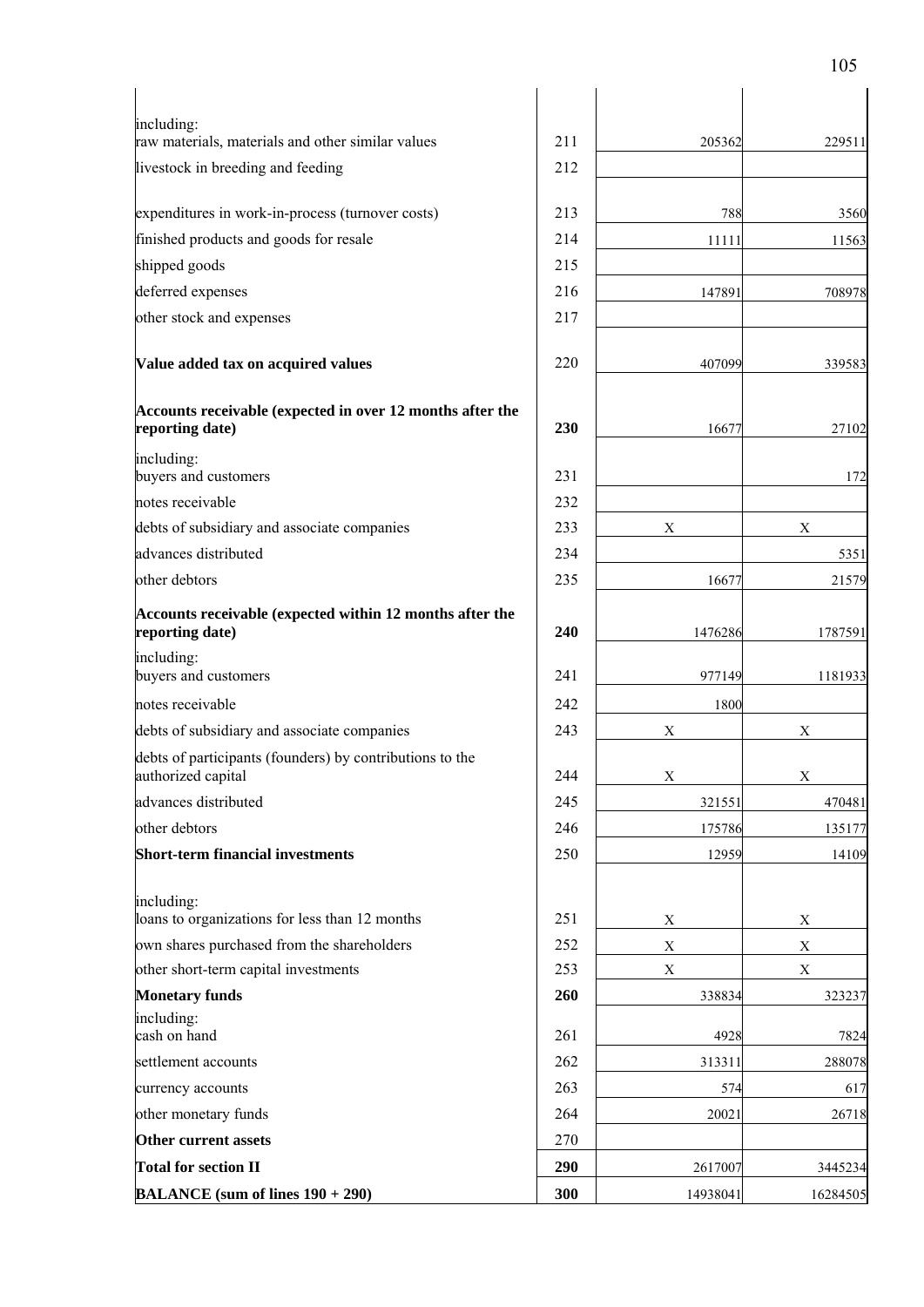| | | | |
|---|---|---|---|
| including:<br>raw materials, materials and other similar values | 211 | 205362 | 229511 |
| livestock in breeding and feeding | 212 | | |
| expenditures in work-in-process (turnover costs) | 213 | 788 | 3560 |
| finished products and goods for resale | 214 | 11111 | 11563 |
| shipped goods | 215 | | |
| deferred expenses | 216 | 147891 | 708978 |
| other stock and expenses | 217 | | |
| **Value added tax on acquired values** | 220 | 407099 | 339583 |
| **Accounts receivable (expected in over 12 months after the reporting date)** | **230** | 16677 | 27102 |
| including:<br>buyers and customers | 231 | | 172 |
| notes receivable | 232 | | |
| debts of subsidiary and associate companies | 233 | X | X |
| advances distributed | 234 | | 5351 |
| other debtors | 235 | 16677 | 21579 |
| **Accounts receivable (expected within 12 months after the reporting date)** | **240** | 1476286 | 1787591 |
| including:<br>buyers and customers | 241 | 977149 | 1181933 |
| notes receivable | 242 | 1800 | |
| debts of subsidiary and associate companies | 243 | X | X |
| debts of participants (founders) by contributions to the authorized capital | 244 | X | X |
| advances distributed | 245 | 321551 | 470481 |
| other debtors | 246 | 175786 | 135177 |
| **Short-term financial investments** | 250 | 12959 | 14109 |
| including:<br>loans to organizations for less than 12 months | 251 | X | X |
| own shares purchased from the shareholders | 252 | X | X |
| other short-term capital investments | 253 | X | X |
| **Monetary funds** | **260** | 338834 | 323237 |
| including:<br>cash on hand | 261 | 4928 | 7824 |
| settlement accounts | 262 | 313311 | 288078 |
| currency accounts | 263 | 574 | 617 |
| other monetary funds | 264 | 20021 | 26718 |
| **Other current assets** | 270 | | |
| **Total for section II** | **290** | 2617007 | 3445234 |
| **BALANCE (sum of lines 190 + 290)** | **300** | 14938041 | 16284505 |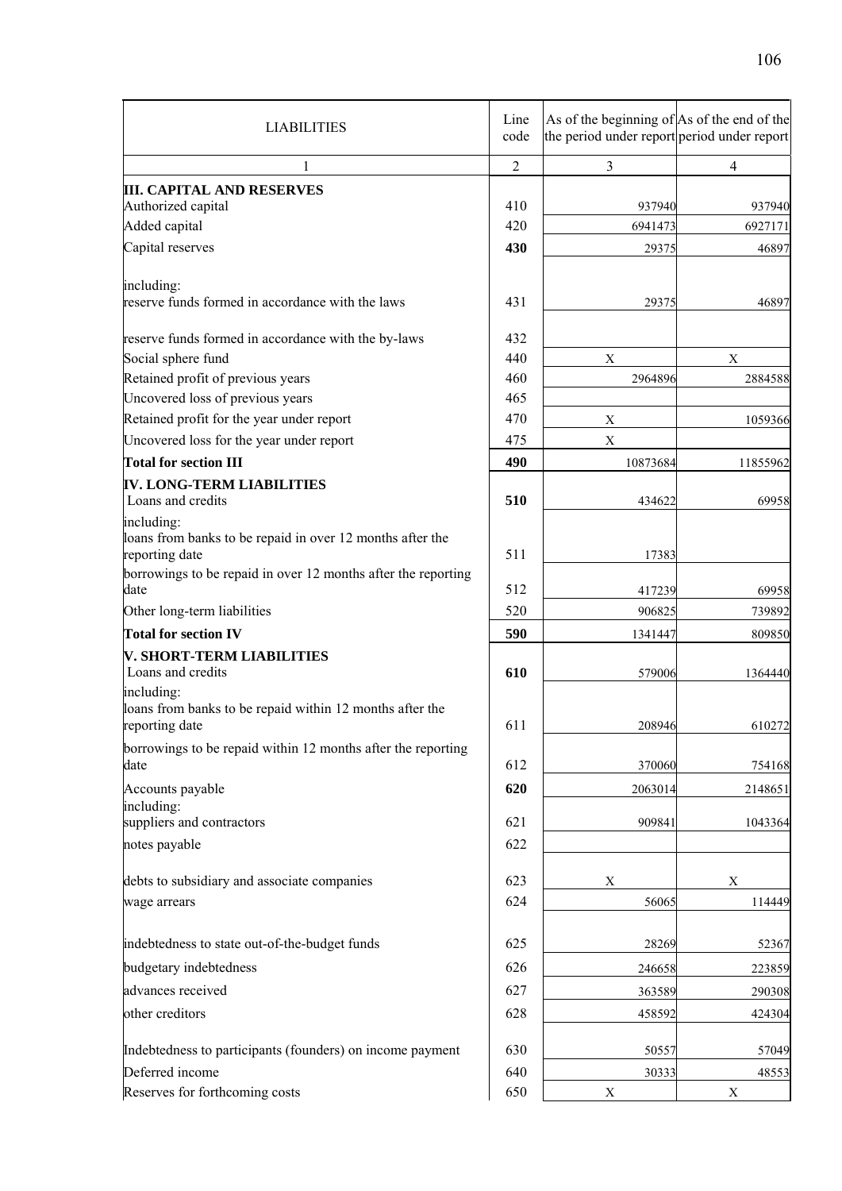| LIABILITIES | Line code | As of the beginning of the period under report | As of the end of the period under report |
|---|---|---|---|
| 1 | 2 | 3 | 4 |
| **III. CAPITAL AND RESERVES** | | | |
| Authorized capital | 410 | 937940 | 937940 |
| Added capital | 420 | 6941473 | 6927171 |
| Capital reserves | **430** | 29375 | 46897 |
| including: reserve funds formed in accordance with the laws | 431 | 29375 | 46897 |
| reserve funds formed in accordance with the by-laws | 432 | | |
| Social sphere fund | 440 | X | X |
| Retained profit of previous years | 460 | 2964896 | 2884588 |
| Uncovered loss of previous years | 465 | | |
| Retained profit for the year under report | 470 | X | 1059366 |
| Uncovered loss for the year under report | 475 | X | |
| **Total for section III** | **490** | 10873684 | 11855962 |
| **IV. LONG-TERM LIABILITIES** Loans and credits | **510** | 434622 | 69958 |
| including: loans from banks to be repaid in over 12 months after the reporting date | 511 | 17383 | |
| borrowings to be repaid in over 12 months after the reporting date | 512 | 417239 | 69958 |
| Other long-term liabilities | 520 | 906825 | 739892 |
| **Total for section IV** | **590** | 1341447 | 809850 |
| **V. SHORT-TERM LIABILITIES** Loans and credits | **610** | 579006 | 1364440 |
| including: loans from banks to be repaid within 12 months after the reporting date | 611 | 208946 | 610272 |
| borrowings to be repaid within 12 months after the reporting date | 612 | 370060 | 754168 |
| Accounts payable | **620** | 2063014 | 2148651 |
| including: suppliers and contractors | 621 | 909841 | 1043364 |
| notes payable | 622 | | |
| debts to subsidiary and associate companies | 623 | X | X |
| wage arrears | 624 | 56065 | 114449 |
| indebtedness to state out-of-the-budget funds | 625 | 28269 | 52367 |
| budgetary indebtedness | 626 | 246658 | 223859 |
| advances received | 627 | 363589 | 290308 |
| other creditors | 628 | 458592 | 424304 |
| Indebtedness to participants (founders) on income payment | 630 | 50557 | 57049 |
| Deferred income | 640 | 30333 | 48553 |
| Reserves for forthcoming costs | 650 | X | X |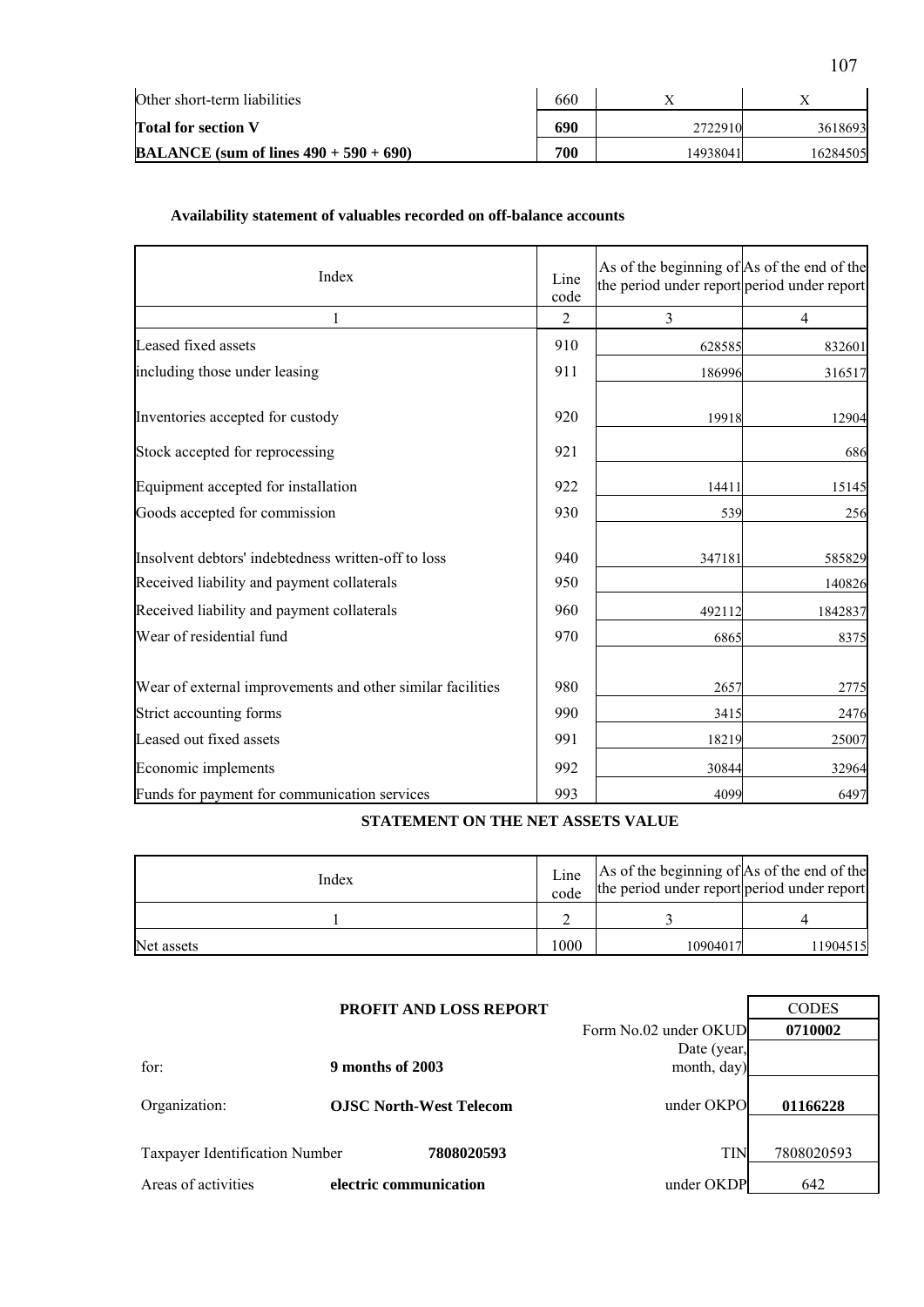| Other short-term liabilities | 660 | X | X |
|---|---|---|---|
| **Total for section V** | **690** | 2722910 | 3618693 |
| **BALANCE (sum of lines 490 + 590 + 690)** | **700** | 14938041 | 16284505 |

**Availability statement of valuables recorded on off-balance accounts**

| Index | Line code | As of the beginning of the period under report | As of the end of the period under report |
|---|---|---|---|
| 1 | 2 | 3 | 4 |
| Leased fixed assets | 910 | 628585 | 832601 |
| including those under leasing | 911 | 186996 | 316517 |
| Inventories accepted for custody | 920 | 19918 | 12904 |
| Stock accepted for reprocessing | 921 | | 686 |
| Equipment accepted for installation | 922 | 14411 | 15145 |
| Goods accepted for commission | 930 | 539 | 256 |
| Insolvent debtors' indebtedness written-off to loss | 940 | 347181 | 585829 |
| Received liability and payment collaterals | 950 | | 140826 |
| Received liability and payment collaterals | 960 | 492112 | 1842837 |
| Wear of residential fund | 970 | 6865 | 8375 |
| Wear of external improvements and other similar facilities | 980 | 2657 | 2775 |
| Strict accounting forms | 990 | 3415 | 2476 |
| Leased out fixed assets | 991 | 18219 | 25007 |
| Economic implements | 992 | 30844 | 32964 |
| Funds for payment for communication services | 993 | 4099 | 6497 |

**STATEMENT ON THE NET ASSETS VALUE**

| Index | Line code | As of the beginning of the period under report | As of the end of the period under report |
|---|---|---|---|
| 1 | 2 | 3 | 4 |
| Net assets | 1000 | 10904017 | 11904515 |

**PROFIT AND LOSS REPORT**

| | | | CODES |
|---|---|---|---|
| | | Form No.02 under OKUD | **0710002** |
| for: | **9 months of 2003** | Date (year, month, day) | |
| Organization: | **OJSC North-West Telecom** | under OKPO | **01166228** |
| Taxpayer Identification Number | **7808020593** | TIN | 7808020593 |
| Areas of activities | **electric communication** | under OKDP | 642 |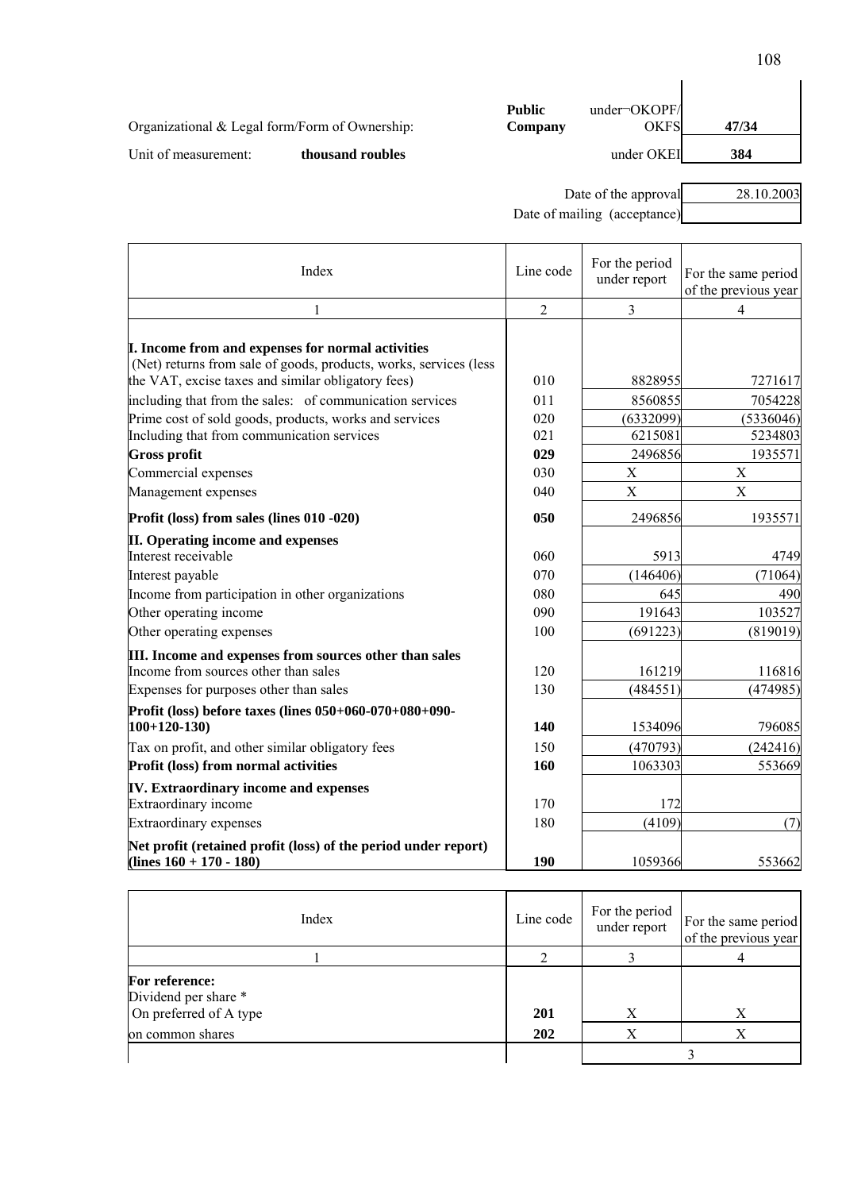| | Public Company | under¬OKOPF/ OKFS | 47/34 |
|---|---|---|---|
| Organizational & Legal form/Form of Ownership: | | | |
| Unit of measurement: **thousand roubles** | | under OKEI | **384** |
| | | Date of the approval | 28.10.2003 |
| | | Date of mailing (acceptance) | |

| Index | Line code | For the period under report | For the same period of the previous year |
|---|---|---|---|
| 1 | 2 | 3 | 4 |
| **I. Income from and expenses for normal activities** (Net) returns from sale of goods, products, works, services (less the VAT, excise taxes and similar obligatory fees) | 010 | 8828955 | 7271617 |
| including that from the sales: of communication services | 011 | 8560855 | 7054228 |
| Prime cost of sold goods, products, works and services | 020 | (6332099) | (5336046) |
| Including that from communication services | 021 | 6215081 | 5234803 |
| **Gross profit** | **029** | 2496856 | 1935571 |
| Commercial expenses | 030 | X | X |
| Management expenses | 040 | X | X |
| **Profit (loss) from sales (lines 010 -020)** | **050** | 2496856 | 1935571 |
| **II. Operating income and expenses** Interest receivable | 060 | 5913 | 4749 |
| Interest payable | 070 | (146406) | (71064) |
| Income from participation in other organizations | 080 | 645 | 490 |
| Other operating income | 090 | 191643 | 103527 |
| Other operating expenses | 100 | (691223) | (819019) |
| **III. Income and expenses from sources other than sales** Income from sources other than sales | 120 | 161219 | 116816 |
| Expenses for purposes other than sales | 130 | (484551) | (474985) |
| **Profit (loss) before taxes (lines 050+060-070+080+090-100+120-130)** | **140** | 1534096 | 796085 |
| Tax on profit, and other similar obligatory fees | 150 | (470793) | (242416) |
| **Profit (loss) from normal activities** | **160** | 1063303 | 553669 |
| **IV. Extraordinary income and expenses** Extraordinary income | 170 | 172 | |
| Extraordinary expenses | 180 | (4109) | (7) |
| **Net profit (retained profit (loss) of the period under report) (lines 160 + 170 - 180)** | **190** | 1059366 | 553662 |

| Index | Line code | For the period under report | For the same period of the previous year |
|---|---|---|---|
| 1 | 2 | 3 | 4 |
| **For reference:** Dividend per share * On preferred of A type | **201** | X | X |
| on common shares | **202** | X | X |
| | | 3 | |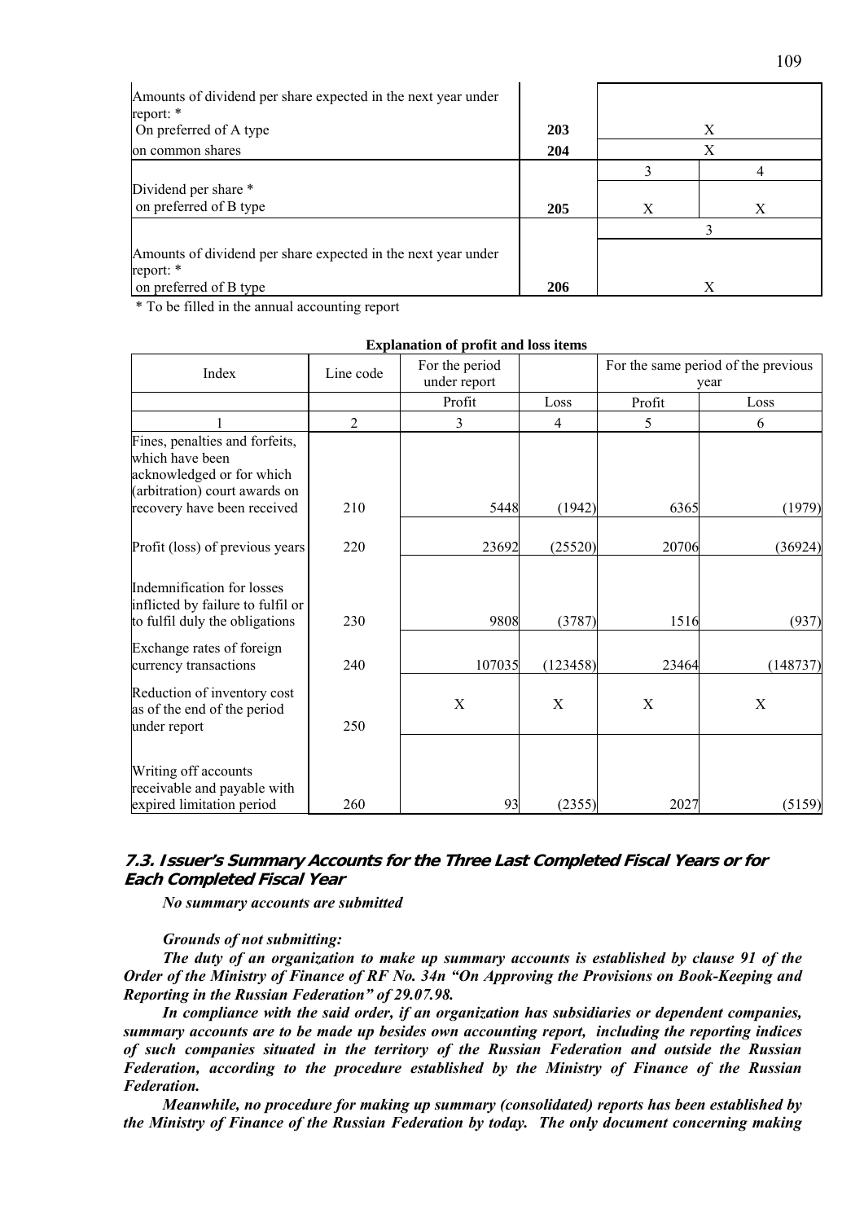| | | | |
|---|---|---|---|
| Amounts of dividend per share expected in the next year under report: * On preferred of A type | 203 | X | |
| on common shares | 204 | X | |
| | | 3 | 4 |
| Dividend per share * on preferred of B type | 205 | X | X |
| | | 3 | |
| Amounts of dividend per share expected in the next year under report: * on preferred of B type | 206 | X | |

\* To be filled in the annual accounting report

**Explanation of profit and loss items**

| Index | Line code | For the period under report | | For the same period of the previous year | |
|---|---|---|---|---|---|
| | | Profit | Loss | Profit | Loss |
| 1 | 2 | 3 | 4 | 5 | 6 |
| Fines, penalties and forfeits, which have been acknowledged or for which (arbitration) court awards on recovery have been received | 210 | 5448 | (1942) | 6365 | (1979) |
| Profit (loss) of previous years | 220 | 23692 | (25520) | 20706 | (36924) |
| Indemnification for losses inflicted by failure to fulfil or to fulfil duly the obligations | 230 | 9808 | (3787) | 1516 | (937) |
| Exchange rates of foreign currency transactions | 240 | 107035 | (123458) | 23464 | (148737) |
| Reduction of inventory cost as of the end of the period under report | 250 | X | X | X | X |
| Writing off accounts receivable and payable with expired limitation period | 260 | 93 | (2355) | 2027 | (5159) |

### 7.3. Issuer's Summary Accounts for the Three Last Completed Fiscal Years or for Each Completed Fiscal Year

***No summary accounts are submitted***

***Grounds of not submitting:***

***The duty of an organization to make up summary accounts is established by clause 91 of the Order of the Ministry of Finance of RF No. 34n "On Approving the Provisions on Book-Keeping and Reporting in the Russian Federation" of 29.07.98.***

***In compliance with the said order, if an organization has subsidiaries or dependent companies, summary accounts are to be made up besides own accounting report, including the reporting indices of such companies situated in the territory of the Russian Federation and outside the Russian Federation, according to the procedure established by the Ministry of Finance of the Russian Federation.***

***Meanwhile, no procedure for making up summary (consolidated) reports has been established by the Ministry of Finance of the Russian Federation by today. The only document concerning making***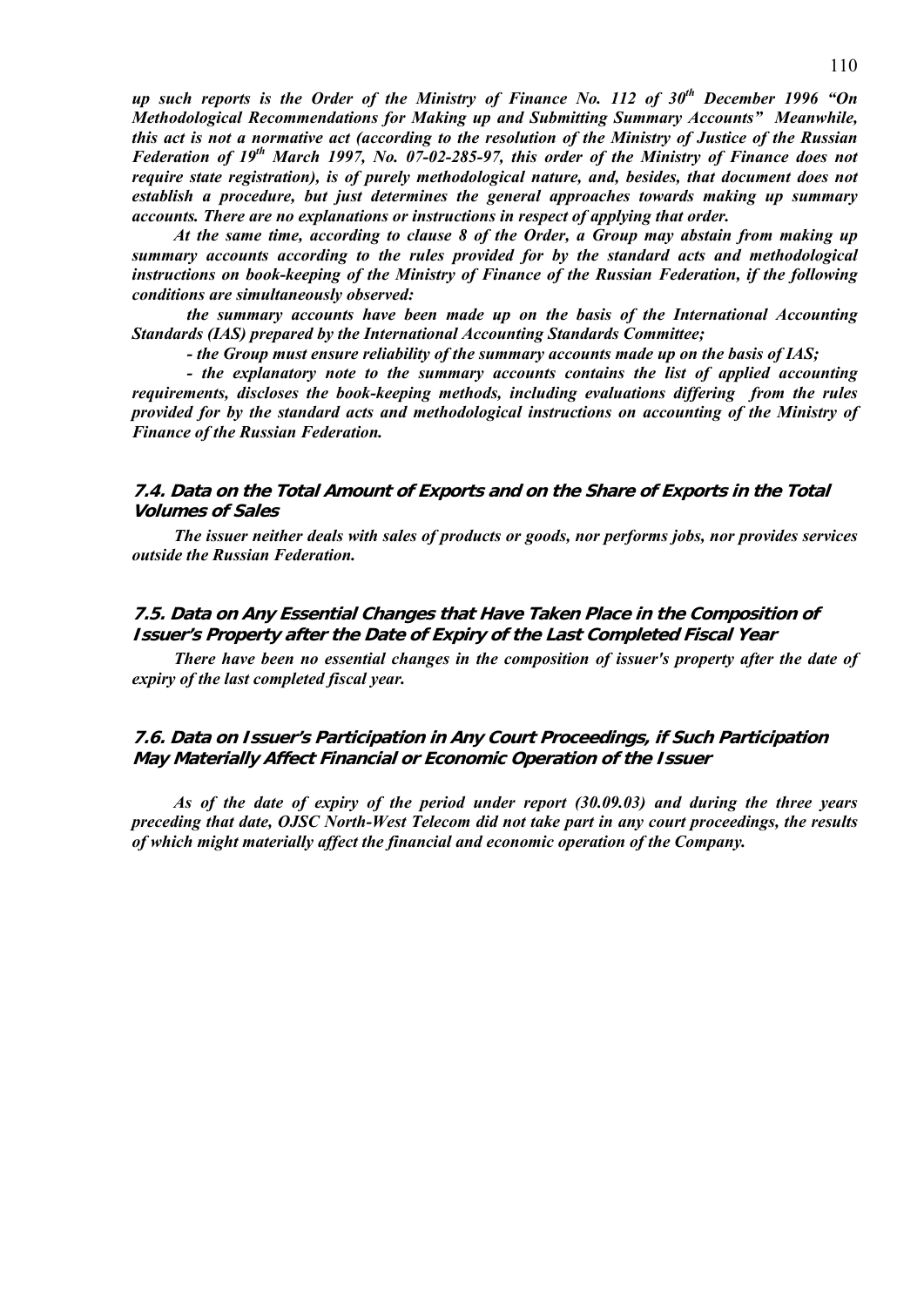***up such reports is the Order of the Ministry of Finance No. 112 of 30th December 1996 "On Methodological Recommendations for Making up and Submitting Summary Accounts" Meanwhile, this act is not a normative act (according to the resolution of the Ministry of Justice of the Russian Federation of 19th March 1997, No. 07-02-285-97, this order of the Ministry of Finance does not require state registration), is of purely methodological nature, and, besides, that document does not establish a procedure, but just determines the general approaches towards making up summary accounts. There are no explanations or instructions in respect of applying that order.***

***At the same time, according to clause 8 of the Order, a Group may abstain from making up summary accounts according to the rules provided for by the standard acts and methodological instructions on book-keeping of the Ministry of Finance of the Russian Federation, if the following conditions are simultaneously observed:***

***the summary accounts have been made up on the basis of the International Accounting Standards (IAS) prepared by the International Accounting Standards Committee;***

***- the Group must ensure reliability of the summary accounts made up on the basis of IAS;***

***- the explanatory note to the summary accounts contains the list of applied accounting requirements, discloses the book-keeping methods, including evaluations differing from the rules provided for by the standard acts and methodological instructions on accounting of the Ministry of Finance of the Russian Federation.***

## 7.4. Data on the Total Amount of Exports and on the Share of Exports in the Total Volumes of Sales

***The issuer neither deals with sales of products or goods, nor performs jobs, nor provides services outside the Russian Federation.***

## 7.5. Data on Any Essential Changes that Have Taken Place in the Composition of Issuer's Property after the Date of Expiry of the Last Completed Fiscal Year

***There have been no essential changes in the composition of issuer's property after the date of expiry of the last completed fiscal year.***

## 7.6. Data on Issuer's Participation in Any Court Proceedings, if Such Participation May Materially Affect Financial or Economic Operation of the Issuer

***As of the date of expiry of the period under report (30.09.03) and during the three years preceding that date, OJSC North-West Telecom did not take part in any court proceedings, the results of which might materially affect the financial and economic operation of the Company.***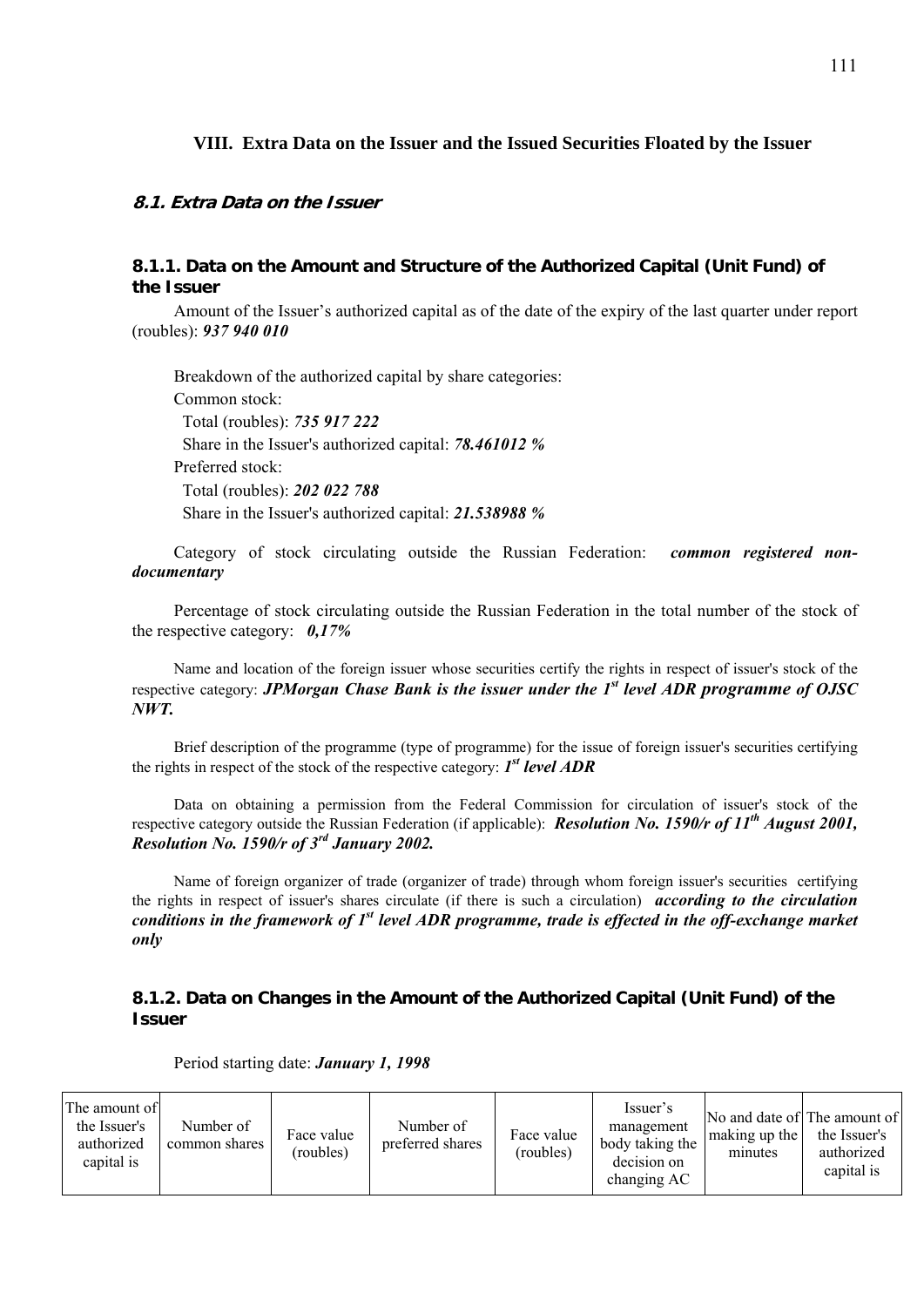## VIII. Extra Data on the Issuer and the Issued Securities Floated by the Issuer

### *8.1. Extra Data on the Issuer*

#### 8.1.1. Data on the Amount and Structure of the Authorized Capital (Unit Fund) of the Issuer

Amount of the Issuer's authorized capital as of the date of the expiry of the last quarter under report (roubles): ***937 940 010***

Breakdown of the authorized capital by share categories:

Common stock:

Total (roubles): ***735 917 222***

Share in the Issuer's authorized capital: ***78.461012 %***

Preferred stock:

Total (roubles): ***202 022 788***

Share in the Issuer's authorized capital: ***21.538988 %***

Category of stock circulating outside the Russian Federation: ***common registered non-documentary***

Percentage of stock circulating outside the Russian Federation in the total number of the stock of the respective category: ***0,17%***

Name and location of the foreign issuer whose securities certify the rights in respect of issuer's stock of the respective category: ***JPMorgan Chase Bank is the issuer under the 1st level ADR programme of OJSC NWT.***

Brief description of the programme (type of programme) for the issue of foreign issuer's securities certifying the rights in respect of the stock of the respective category: ***1st level ADR***

Data on obtaining a permission from the Federal Commission for circulation of issuer's stock of the respective category outside the Russian Federation (if applicable): ***Resolution No. 1590/r of 11th August 2001, Resolution No. 1590/r of 3rd January 2002.***

Name of foreign organizer of trade (organizer of trade) through whom foreign issuer's securities certifying the rights in respect of issuer's shares circulate (if there is such a circulation) ***according to the circulation conditions in the framework of 1st level ADR programme, trade is effected in the off-exchange market only***

#### 8.1.2. Data on Changes in the Amount of the Authorized Capital (Unit Fund) of the Issuer

Period starting date: ***January 1, 1998***

| The amount of the Issuer's authorized capital is | Number of common shares | Face value (roubles) | Number of preferred shares | Face value (roubles) | Issuer's management body taking the decision on changing AC | No and date of making up the minutes | The amount of the Issuer's authorized capital is |
|---|---|---|---|---|---|---|---|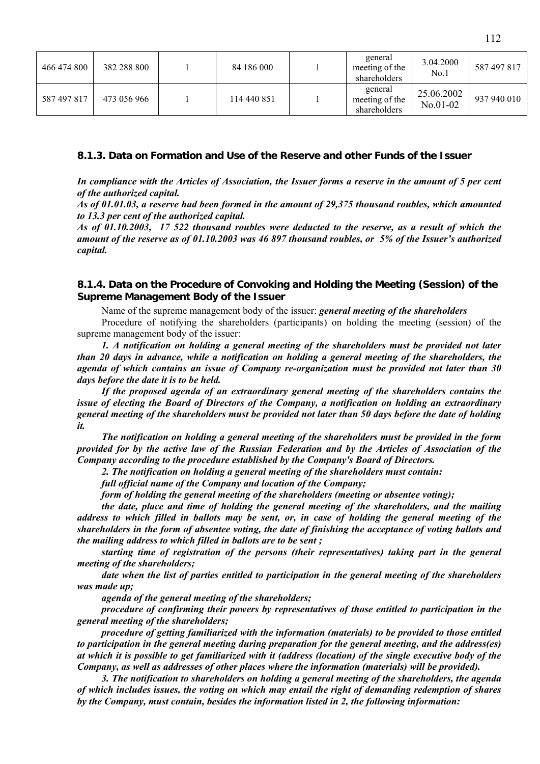| 466 474 800 | 382 288 800 | 1 | 84 186 000 | 1 | general meeting of the shareholders | 3.04.2000 No.1 | 587 497 817 |
|---|---|---|---|---|---|---|---|
| 587 497 817 | 473 056 966 | 1 | 114 440 851 | 1 | general meeting of the shareholders | 25.06.2002 No.01-02 | 937 940 010 |

### 8.1.3. Data on Formation and Use of the Reserve and other Funds of the Issuer

***In compliance with the Articles of Association, the Issuer forms a reserve in the amount of 5 per cent of the authorized capital.***

***As of 01.01.03, a reserve had been formed in the amount of 29,375 thousand roubles, which amounted to 13.3 per cent of the authorized capital.***

***As of 01.10.2003, 17 522 thousand roubles were deducted to the reserve, as a result of which the amount of the reserve as of 01.10.2003 was 46 897 thousand roubles, or 5% of the Issuer's authorized capital.***

### 8.1.4. Data on the Procedure of Convoking and Holding the Meeting (Session) of the Supreme Management Body of the Issuer

Name of the supreme management body of the issuer: ***general meeting of the shareholders***

Procedure of notifying the shareholders (participants) on holding the meeting (session) of the supreme management body of the issuer:

***1. A notification on holding a general meeting of the shareholders must be provided not later than 20 days in advance, while a notification on holding a general meeting of the shareholders, the agenda of which contains an issue of Company re-organization must be provided not later than 30 days before the date it is to be held.***

***If the proposed agenda of an extraordinary general meeting of the shareholders contains the issue of electing the Board of Directors of the Company, a notification on holding an extraordinary general meeting of the shareholders must be provided not later than 50 days before the date of holding it.***

***The notification on holding a general meeting of the shareholders must be provided in the form provided for by the active law of the Russian Federation and by the Articles of Association of the Company according to the procedure established by the Company's Board of Directors.***

***2. The notification on holding a general meeting of the shareholders must contain:***

***full official name of the Company and location of the Company;***

***form of holding the general meeting of the shareholders (meeting or absentee voting);***

***the date, place and time of holding the general meeting of the shareholders, and the mailing address to which filled in ballots may be sent, or, in case of holding the general meeting of the shareholders in the form of absentee voting, the date of finishing the acceptance of voting ballots and the mailing address to which filled in ballots are to be sent ;***

***starting time of registration of the persons (their representatives) taking part in the general meeting of the shareholders;***

***date when the list of parties entitled to participation in the general meeting of the shareholders was made up;***

***agenda of the general meeting of the shareholders;***

***procedure of confirming their powers by representatives of those entitled to participation in the general meeting of the shareholders;***

***procedure of getting familiarized with the information (materials) to be provided to those entitled to participation in the general meeting during preparation for the general meeting, and the address(es) at which it is possible to get familiarized with it (address (location) of the single executive body of the Company, as well as addresses of other places where the information (materials) will be provided).***

***3. The notification to shareholders on holding a general meeting of the shareholders, the agenda of which includes issues, the voting on which may entail the right of demanding redemption of shares by the Company, must contain, besides the information listed in 2, the following information:***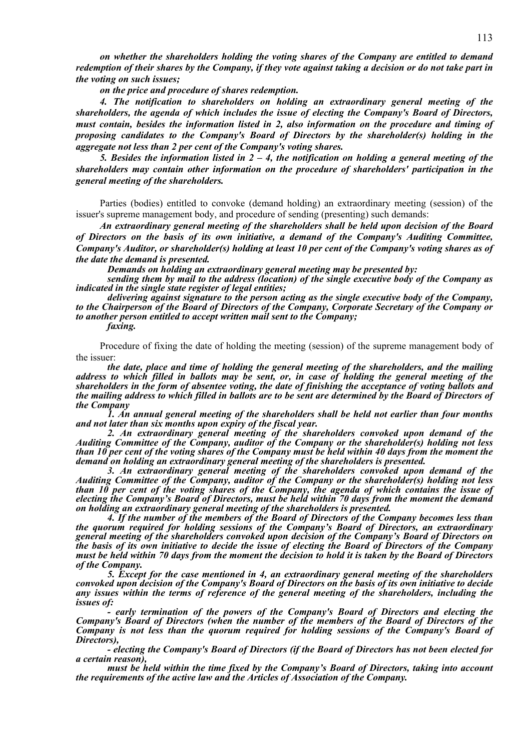***on whether the shareholders holding the voting shares of the Company are entitled to demand redemption of their shares by the Company, if they vote against taking a decision or do not take part in the voting on such issues;***

***on the price and procedure of shares redemption.***

***4. The notification to shareholders on holding an extraordinary general meeting of the shareholders, the agenda of which includes the issue of electing the Company's Board of Directors, must contain, besides the information listed in 2, also information on the procedure and timing of proposing candidates to the Company's Board of Directors by the shareholder(s) holding in the aggregate not less than 2 per cent of the Company's voting shares.***

***5. Besides the information listed in 2 – 4, the notification on holding a general meeting of the shareholders may contain other information on the procedure of shareholders' participation in the general meeting of the shareholders.***

Parties (bodies) entitled to convoke (demand holding) an extraordinary meeting (session) of the issuer's supreme management body, and procedure of sending (presenting) such demands:

***An extraordinary general meeting of the shareholders shall be held upon decision of the Board of Directors on the basis of its own initiative, a demand of the Company's Auditing Committee, Company's Auditor, or shareholder(s) holding at least 10 per cent of the Company's voting shares as of the date the demand is presented.***

***Demands on holding an extraordinary general meeting may be presented by:***

***sending them by mail to the address (location) of the single executive body of the Company as indicated in the single state register of legal entities;***

***delivering against signature to the person acting as the single executive body of the Company, to the Chairperson of the Board of Directors of the Company, Corporate Secretary of the Company or to another person entitled to accept written mail sent to the Company;***

***faxing.***

Procedure of fixing the date of holding the meeting (session) of the supreme management body of the issuer:

***the date, place and time of holding the general meeting of the shareholders, and the mailing address to which filled in ballots may be sent, or, in case of holding the general meeting of the shareholders in the form of absentee voting, the date of finishing the acceptance of voting ballots and the mailing address to which filled in ballots are to be sent are determined by the Board of Directors of the Company***

***1. An annual general meeting of the shareholders shall be held not earlier than four months and not later than six months upon expiry of the fiscal year.***

***2. An extraordinary general meeting of the shareholders convoked upon demand of the Auditing Committee of the Company, auditor of the Company or the shareholder(s) holding not less than 10 per cent of the voting shares of the Company must be held within 40 days from the moment the demand on holding an extraordinary general meeting of the shareholders is presented.***

***3. An extraordinary general meeting of the shareholders convoked upon demand of the Auditing Committee of the Company, auditor of the Company or the shareholder(s) holding not less than 10 per cent of the voting shares of the Company, the agenda of which contains the issue of electing the Company's Board of Directors, must be held within 70 days from the moment the demand on holding an extraordinary general meeting of the shareholders is presented.***

***4. If the number of the members of the Board of Directors of the Company becomes less than the quorum required for holding sessions of the Company's Board of Directors, an extraordinary general meeting of the shareholders convoked upon decision of the Company's Board of Directors on the basis of its own initiative to decide the issue of electing the Board of Directors of the Company must be held within 70 days from the moment the decision to hold it is taken by the Board of Directors of the Company.***

***5. Except for the case mentioned in 4, an extraordinary general meeting of the shareholders convoked upon decision of the Company's Board of Directors on the basis of its own initiative to decide any issues within the terms of reference of the general meeting of the shareholders, including the issues of:***

***- early termination of the powers of the Company's Board of Directors and electing the Company's Board of Directors (when the number of the members of the Board of Directors of the Company is not less than the quorum required for holding sessions of the Company's Board of Directors),***

***- electing the Company's Board of Directors (if the Board of Directors has not been elected for a certain reason),***

***must be held within the time fixed by the Company's Board of Directors, taking into account the requirements of the active law and the Articles of Association of the Company.***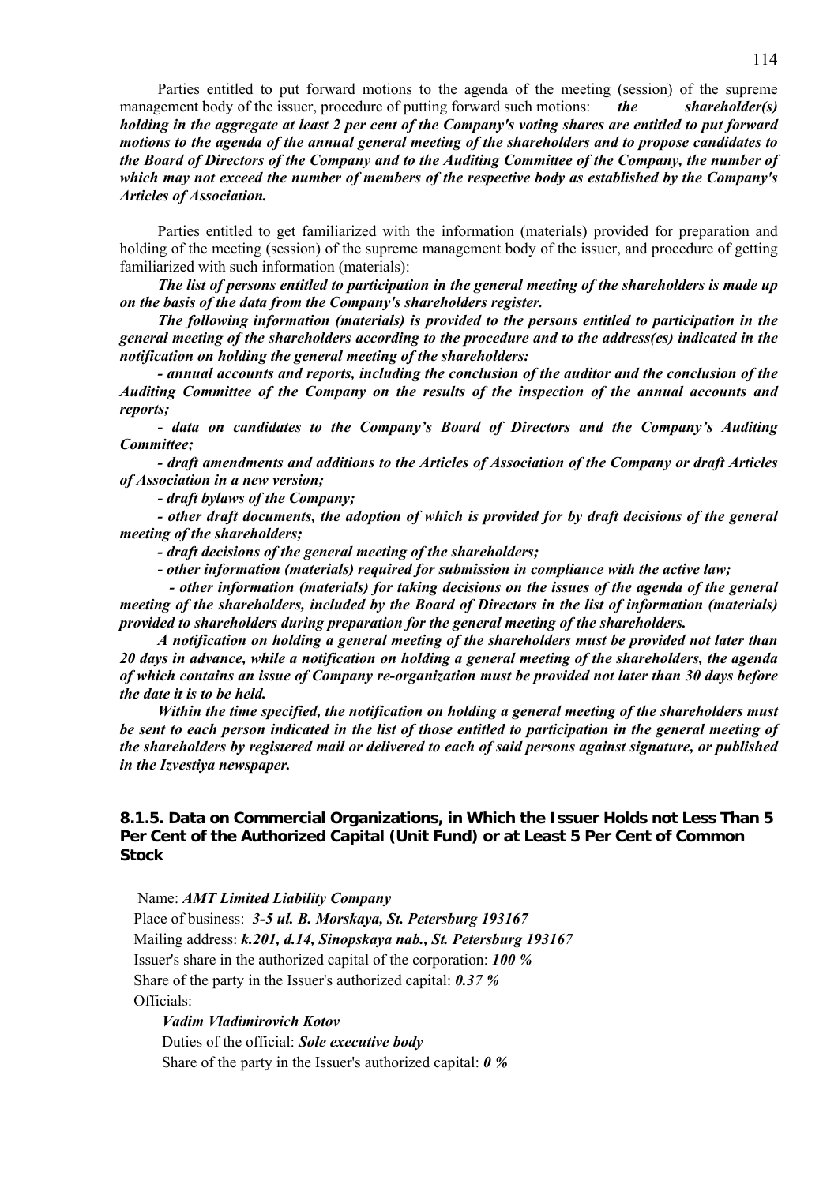Parties entitled to put forward motions to the agenda of the meeting (session) of the supreme management body of the issuer, procedure of putting forward such motions: ***the shareholder(s) holding in the aggregate at least 2 per cent of the Company's voting shares are entitled to put forward motions to the agenda of the annual general meeting of the shareholders and to propose candidates to the Board of Directors of the Company and to the Auditing Committee of the Company, the number of which may not exceed the number of members of the respective body as established by the Company's Articles of Association.***

Parties entitled to get familiarized with the information (materials) provided for preparation and holding of the meeting (session) of the supreme management body of the issuer, and procedure of getting familiarized with such information (materials):

***The list of persons entitled to participation in the general meeting of the shareholders is made up on the basis of the data from the Company's shareholders register.***

***The following information (materials) is provided to the persons entitled to participation in the general meeting of the shareholders according to the procedure and to the address(es) indicated in the notification on holding the general meeting of the shareholders:***

***- annual accounts and reports, including the conclusion of the auditor and the conclusion of the Auditing Committee of the Company on the results of the inspection of the annual accounts and reports;***

***- data on candidates to the Company's Board of Directors and the Company's Auditing Committee;***

***- draft amendments and additions to the Articles of Association of the Company or draft Articles of Association in a new version;***

***- draft bylaws of the Company;***

***- other draft documents, the adoption of which is provided for by draft decisions of the general meeting of the shareholders;***

***- draft decisions of the general meeting of the shareholders;***

***- other information (materials) required for submission in compliance with the active law;***

***- other information (materials) for taking decisions on the issues of the agenda of the general meeting of the shareholders, included by the Board of Directors in the list of information (materials) provided to shareholders during preparation for the general meeting of the shareholders.***

***A notification on holding a general meeting of the shareholders must be provided not later than 20 days in advance, while a notification on holding a general meeting of the shareholders, the agenda of which contains an issue of Company re-organization must be provided not later than 30 days before the date it is to be held.***

***Within the time specified, the notification on holding a general meeting of the shareholders must be sent to each person indicated in the list of those entitled to participation in the general meeting of the shareholders by registered mail or delivered to each of said persons against signature, or published in the Izvestiya newspaper.***

### 8.1.5. Data on Commercial Organizations, in Which the Issuer Holds not Less Than 5 Per Cent of the Authorized Capital (Unit Fund) or at Least 5 Per Cent of Common Stock

Name: ***AMT Limited Liability Company***

Place of business: ***3-5 ul. B. Morskaya, St. Petersburg 193167***

Mailing address: ***k.201, d.14, Sinopskaya nab., St. Petersburg 193167***

Issuer's share in the authorized capital of the corporation: ***100 %***

Share of the party in the Issuer's authorized capital: ***0.37 %***

Officials:

***Vadim Vladimirovich Kotov***

Duties of the official: ***Sole executive body***

Share of the party in the Issuer's authorized capital: ***0 %***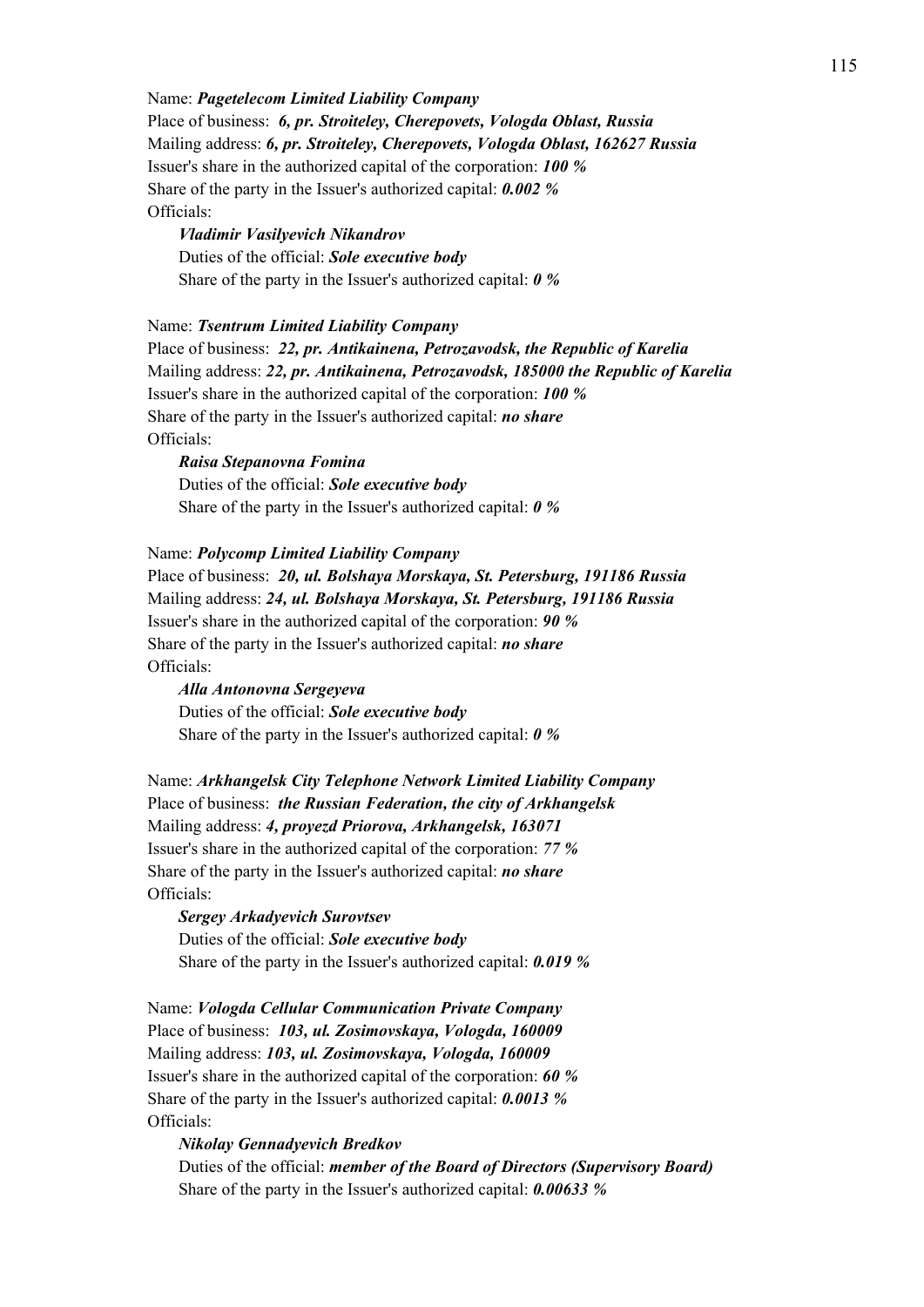Name: ***Pagetelecom Limited Liability Company***
Place of business: ***6, pr. Stroiteley, Cherepovets, Vologda Oblast, Russia***
Mailing address: ***6, pr. Stroiteley, Cherepovets, Vologda Oblast, 162627 Russia***
Issuer's share in the authorized capital of the corporation: ***100 %***
Share of the party in the Issuer's authorized capital: ***0.002 %***
Officials:

***Vladimir Vasilyevich Nikandrov***
Duties of the official: ***Sole executive body***
Share of the party in the Issuer's authorized capital: ***0 %***

Name: ***Tsentrum Limited Liability Company***
Place of business: ***22, pr. Antikainena, Petrozavodsk, the Republic of Karelia***
Mailing address: ***22, pr. Antikainena, Petrozavodsk, 185000 the Republic of Karelia***
Issuer's share in the authorized capital of the corporation: ***100 %***
Share of the party in the Issuer's authorized capital: ***no share***
Officials:

***Raisa Stepanovna Fomina***
Duties of the official: ***Sole executive body***
Share of the party in the Issuer's authorized capital: ***0 %***

Name: ***Polycomp Limited Liability Company***
Place of business: ***20, ul. Bolshaya Morskaya, St. Petersburg, 191186 Russia***
Mailing address: ***24, ul. Bolshaya Morskaya, St. Petersburg, 191186 Russia***
Issuer's share in the authorized capital of the corporation: ***90 %***
Share of the party in the Issuer's authorized capital: ***no share***
Officials:

***Alla Antonovna Sergeyeva***
Duties of the official: ***Sole executive body***
Share of the party in the Issuer's authorized capital: ***0 %***

Name: ***Arkhangelsk City Telephone Network Limited Liability Company***
Place of business: ***the Russian Federation, the city of Arkhangelsk***
Mailing address: ***4, proyezd Priorova, Arkhangelsk, 163071***
Issuer's share in the authorized capital of the corporation: ***77 %***
Share of the party in the Issuer's authorized capital: ***no share***
Officials:

***Sergey Arkadyevich Surovtsev***
Duties of the official: ***Sole executive body***
Share of the party in the Issuer's authorized capital: ***0.019 %***

Name: ***Vologda Cellular Communication Private Company***
Place of business: ***103, ul. Zosimovskaya, Vologda, 160009***
Mailing address: ***103, ul. Zosimovskaya, Vologda, 160009***
Issuer's share in the authorized capital of the corporation: ***60 %***
Share of the party in the Issuer's authorized capital: ***0.0013 %***
Officials:

***Nikolay Gennadyevich Bredkov***
Duties of the official: ***member of the Board of Directors (Supervisory Board)***
Share of the party in the Issuer's authorized capital: ***0.00633 %***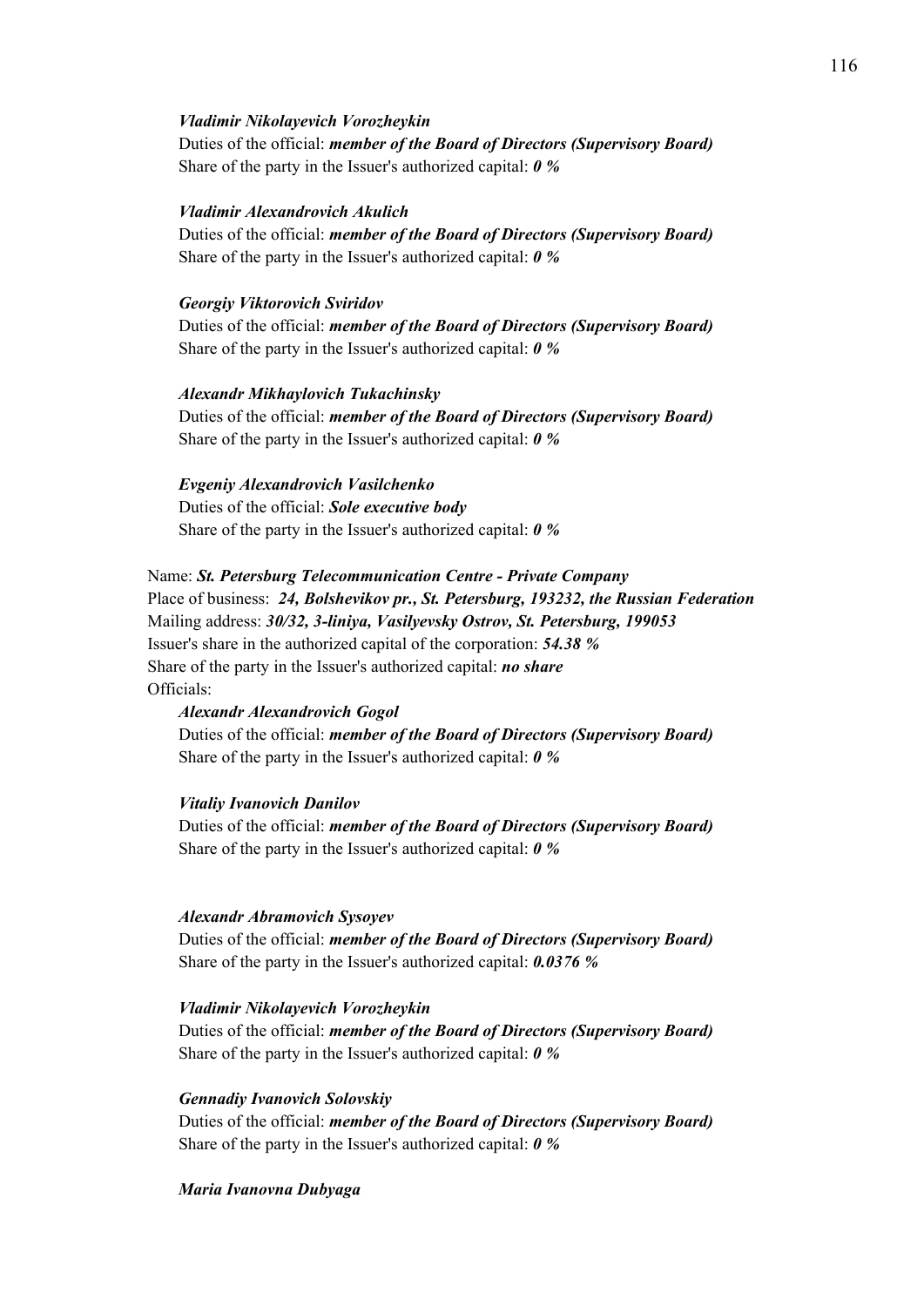*Vladimir Nikolayevich Vorozheykin*

Duties of the official: ***member of the Board of Directors (Supervisory Board)***

Share of the party in the Issuer's authorized capital: ***0 %***

*Vladimir Alexandrovich Akulich*

Duties of the official: ***member of the Board of Directors (Supervisory Board)***

Share of the party in the Issuer's authorized capital: ***0 %***

*Georgiy Viktorovich Sviridov*

Duties of the official: ***member of the Board of Directors (Supervisory Board)***

Share of the party in the Issuer's authorized capital: ***0 %***

*Alexandr Mikhaylovich Tukachinsky*

Duties of the official: ***member of the Board of Directors (Supervisory Board)***

Share of the party in the Issuer's authorized capital: ***0 %***

*Evgeniy Alexandrovich Vasilchenko*

Duties of the official: ***Sole executive body***

Share of the party in the Issuer's authorized capital: ***0 %***

Name: ***St. Petersburg Telecommunication Centre - Private Company***

Place of business: ***24, Bolshevikov pr., St. Petersburg, 193232, the Russian Federation***

Mailing address: ***30/32, 3-liniya, Vasilyevsky Ostrov, St. Petersburg, 199053***

Issuer's share in the authorized capital of the corporation: ***54.38 %***

Share of the party in the Issuer's authorized capital: ***no share***

Officials:

*Alexandr Alexandrovich Gogol*

Duties of the official: ***member of the Board of Directors (Supervisory Board)***

Share of the party in the Issuer's authorized capital: ***0 %***

*Vitaliy Ivanovich Danilov*

Duties of the official: ***member of the Board of Directors (Supervisory Board)***

Share of the party in the Issuer's authorized capital: ***0 %***

*Alexandr Abramovich Sysoyev*

Duties of the official: ***member of the Board of Directors (Supervisory Board)***

Share of the party in the Issuer's authorized capital: ***0.0376 %***

*Vladimir Nikolayevich Vorozheykin*

Duties of the official: ***member of the Board of Directors (Supervisory Board)***

Share of the party in the Issuer's authorized capital: ***0 %***

*Gennadiy Ivanovich Solovskiy*

Duties of the official: ***member of the Board of Directors (Supervisory Board)***

Share of the party in the Issuer's authorized capital: ***0 %***

*Maria Ivanovna Dubyaga*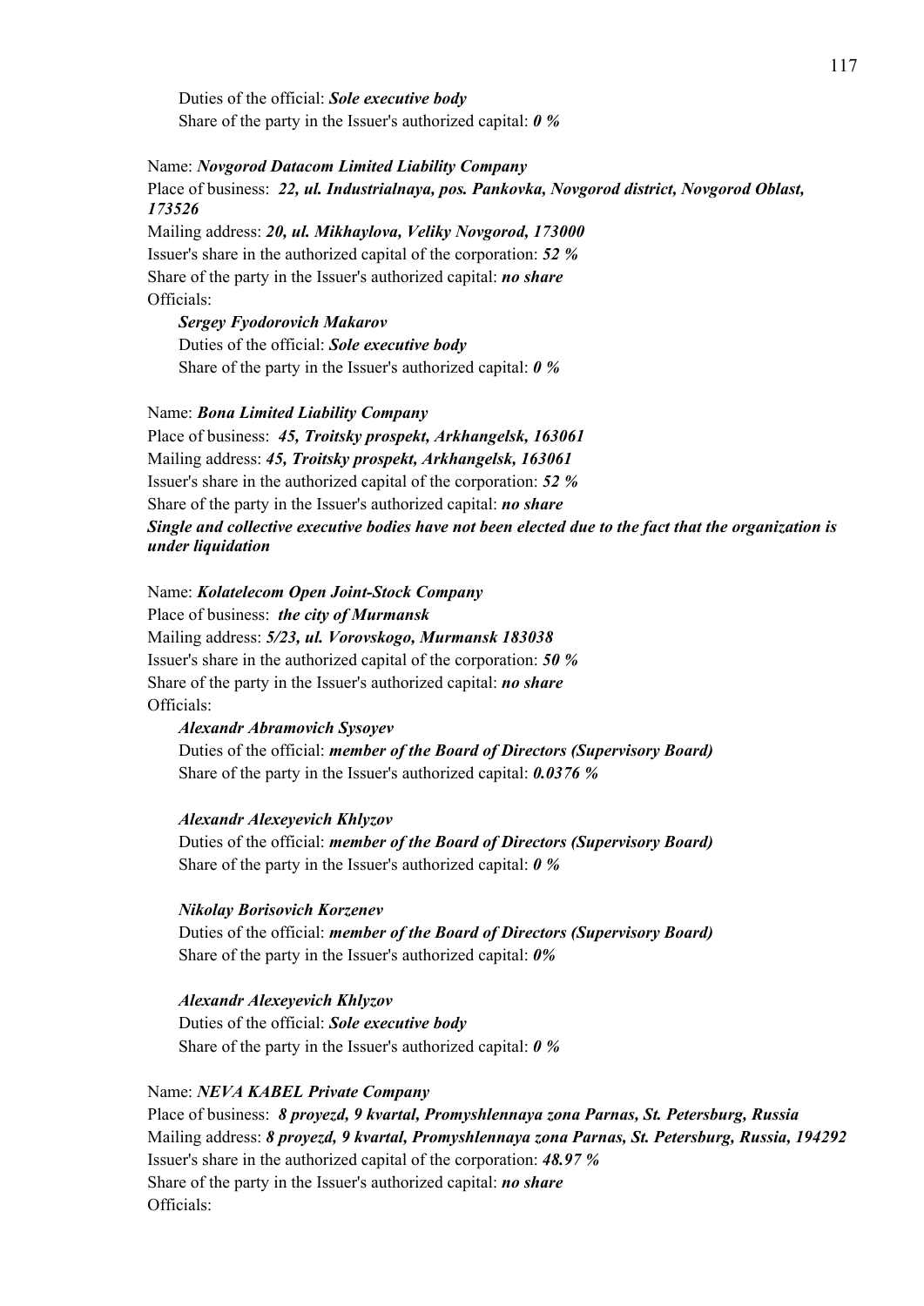Duties of the official: ***Sole executive body***
Share of the party in the Issuer's authorized capital: ***0 %***

Name: ***Novgorod Datacom Limited Liability Company***
Place of business: ***22, ul. Industrialnaya, pos. Pankovka, Novgorod district, Novgorod Oblast, 173526***
Mailing address: ***20, ul. Mikhaylova, Veliky Novgorod, 173000***
Issuer's share in the authorized capital of the corporation: ***52 %***
Share of the party in the Issuer's authorized capital: ***no share***
Officials:

***Sergey Fyodorovich Makarov***
Duties of the official: ***Sole executive body***
Share of the party in the Issuer's authorized capital: ***0 %***

Name: ***Bona Limited Liability Company***
Place of business: ***45, Troitsky prospekt, Arkhangelsk, 163061***
Mailing address: ***45, Troitsky prospekt, Arkhangelsk, 163061***
Issuer's share in the authorized capital of the corporation: ***52 %***
Share of the party in the Issuer's authorized capital: ***no share***
***Single and collective executive bodies have not been elected due to the fact that the organization is under liquidation***

Name: ***Kolatelecom Open Joint-Stock Company***
Place of business: ***the city of Murmansk***
Mailing address: ***5/23, ul. Vorovskogo, Murmansk 183038***
Issuer's share in the authorized capital of the corporation: ***50 %***
Share of the party in the Issuer's authorized capital: ***no share***
Officials:

***Alexandr Abramovich Sysoyev***
Duties of the official: ***member of the Board of Directors (Supervisory Board)***
Share of the party in the Issuer's authorized capital: ***0.0376 %***

***Alexandr Alexeyevich Khlyzov***
Duties of the official: ***member of the Board of Directors (Supervisory Board)***
Share of the party in the Issuer's authorized capital: ***0 %***

***Nikolay Borisovich Korzenev***
Duties of the official: ***member of the Board of Directors (Supervisory Board)***
Share of the party in the Issuer's authorized capital: ***0%***

***Alexandr Alexeyevich Khlyzov***
Duties of the official: ***Sole executive body***
Share of the party in the Issuer's authorized capital: ***0 %***

Name: ***NEVA KABEL Private Company***
Place of business: ***8 proyezd, 9 kvartal, Promyshlennaya zona Parnas, St. Petersburg, Russia***
Mailing address: ***8 proyezd, 9 kvartal, Promyshlennaya zona Parnas, St. Petersburg, Russia, 194292***
Issuer's share in the authorized capital of the corporation: ***48.97 %***
Share of the party in the Issuer's authorized capital: ***no share***
Officials: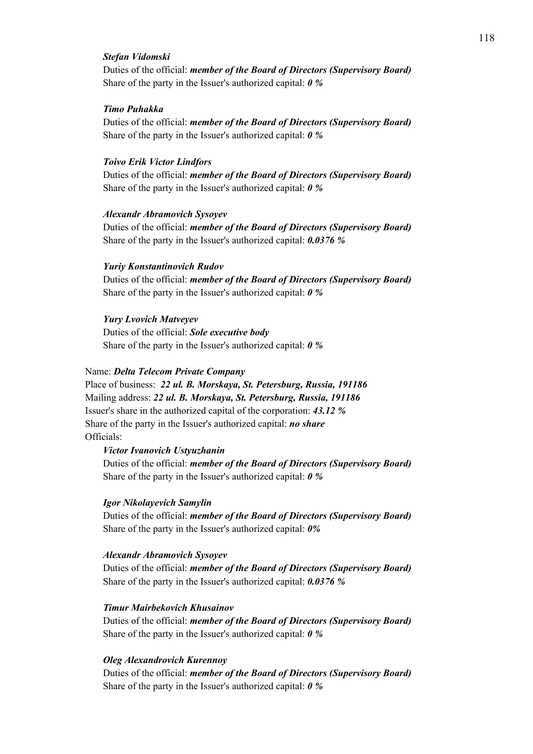*Stefan Vidomski*

Duties of the official: ***member of the Board of Directors (Supervisory Board)***
Share of the party in the Issuer's authorized capital: ***0 %***

*Timo Puhakka*

Duties of the official: ***member of the Board of Directors (Supervisory Board)***
Share of the party in the Issuer's authorized capital: ***0 %***

*Toivo Erik Victor Lindfors*

Duties of the official: ***member of the Board of Directors (Supervisory Board)***
Share of the party in the Issuer's authorized capital: ***0 %***

*Alexandr Abramovich Sysoyev*

Duties of the official: ***member of the Board of Directors (Supervisory Board)***
Share of the party in the Issuer's authorized capital: ***0.0376 %***

*Yuriy Konstantinovich Rudov*

Duties of the official: ***member of the Board of Directors (Supervisory Board)***
Share of the party in the Issuer's authorized capital: ***0 %***

*Yury Lvovich Matveyev*

Duties of the official: ***Sole executive body***
Share of the party in the Issuer's authorized capital: ***0 %***

Name: ***Delta Telecom Private Company***
Place of business: ***22 ul. B. Morskaya, St. Petersburg, Russia, 191186***
Mailing address: ***22 ul. B. Morskaya, St. Petersburg, Russia, 191186***
Issuer's share in the authorized capital of the corporation: ***43.12 %***
Share of the party in the Issuer's authorized capital: ***no share***
Officials:

*Victor Ivanovich Ustyuzhanin*

Duties of the official: ***member of the Board of Directors (Supervisory Board)***
Share of the party in the Issuer's authorized capital: ***0 %***

*Igor Nikolayevich Samylin*

Duties of the official: ***member of the Board of Directors (Supervisory Board)***
Share of the party in the Issuer's authorized capital: ***0%***

*Alexandr Abramovich Sysoyev*

Duties of the official: ***member of the Board of Directors (Supervisory Board)***
Share of the party in the Issuer's authorized capital: ***0.0376 %***

*Timur Mairbekovich Khusainov*

Duties of the official: ***member of the Board of Directors (Supervisory Board)***
Share of the party in the Issuer's authorized capital: ***0 %***

*Oleg Alexandrovich Kurennoy*

Duties of the official: ***member of the Board of Directors (Supervisory Board)***
Share of the party in the Issuer's authorized capital: ***0 %***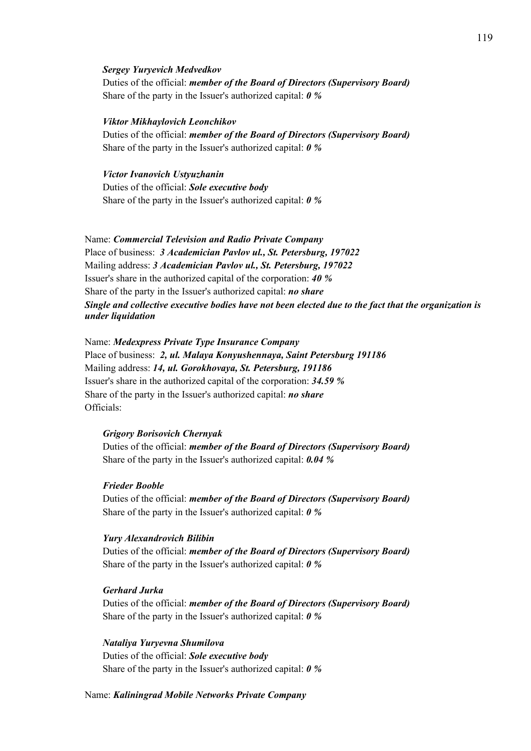*Sergey Yuryevich Medvedkov*

Duties of the official: ***member of the Board of Directors (Supervisory Board)***
Share of the party in the Issuer's authorized capital: ***0 %***

*Viktor Mikhaylovich Leonchikov*

Duties of the official: ***member of the Board of Directors (Supervisory Board)***
Share of the party in the Issuer's authorized capital: ***0 %***

*Victor Ivanovich Ustyuzhanin*

Duties of the official: ***Sole executive body***
Share of the party in the Issuer's authorized capital: ***0 %***

Name: ***Commercial Television and Radio Private Company***
Place of business: ***3 Academician Pavlov ul., St. Petersburg, 197022***
Mailing address: ***3 Academician Pavlov ul., St. Petersburg, 197022***
Issuer's share in the authorized capital of the corporation: ***40 %***
Share of the party in the Issuer's authorized capital: ***no share***
***Single and collective executive bodies have not been elected due to the fact that the organization is under liquidation***

Name: ***Medexpress Private Type Insurance Company***
Place of business: ***2, ul. Malaya Konyushennaya, Saint Petersburg 191186***
Mailing address: ***14, ul. Gorokhovaya, St. Petersburg, 191186***
Issuer's share in the authorized capital of the corporation: ***34.59 %***
Share of the party in the Issuer's authorized capital: ***no share***
Officials:

*Grigory Borisovich Chernyak*

Duties of the official: ***member of the Board of Directors (Supervisory Board)***
Share of the party in the Issuer's authorized capital: ***0.04 %***

*Frieder Booble*

Duties of the official: ***member of the Board of Directors (Supervisory Board)***
Share of the party in the Issuer's authorized capital: ***0 %***

*Yury Alexandrovich Bilibin*

Duties of the official: ***member of the Board of Directors (Supervisory Board)***
Share of the party in the Issuer's authorized capital: ***0 %***

*Gerhard Jurka*

Duties of the official: ***member of the Board of Directors (Supervisory Board)***
Share of the party in the Issuer's authorized capital: ***0 %***

*Nataliya Yuryevna Shumilova*

Duties of the official: ***Sole executive body***
Share of the party in the Issuer's authorized capital: ***0 %***

Name: ***Kaliningrad Mobile Networks Private Company***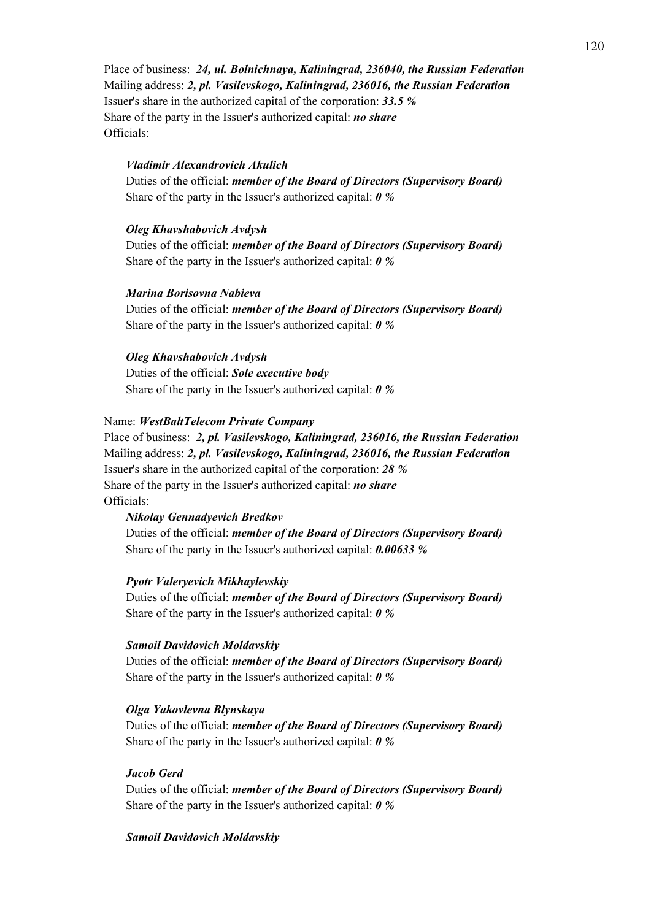Place of business: ***24, ul. Bolnichnaya, Kaliningrad, 236040, the Russian Federation***
Mailing address: ***2, pl. Vasilevskogo, Kaliningrad, 236016, the Russian Federation***
Issuer's share in the authorized capital of the corporation: ***33.5 %***
Share of the party in the Issuer's authorized capital: ***no share***
Officials:

***Vladimir Alexandrovich Akulich***
Duties of the official: ***member of the Board of Directors (Supervisory Board)***
Share of the party in the Issuer's authorized capital: ***0 %***

***Oleg Khavshabovich Avdysh***
Duties of the official: ***member of the Board of Directors (Supervisory Board)***
Share of the party in the Issuer's authorized capital: ***0 %***

***Marina Borisovna Nabieva***
Duties of the official: ***member of the Board of Directors (Supervisory Board)***
Share of the party in the Issuer's authorized capital: ***0 %***

***Oleg Khavshabovich Avdysh***
Duties of the official: ***Sole executive body***
Share of the party in the Issuer's authorized capital: ***0 %***

Name: ***WestBaltTelecom Private Company***
Place of business: ***2, pl. Vasilevskogo, Kaliningrad, 236016, the Russian Federation***
Mailing address: ***2, pl. Vasilevskogo, Kaliningrad, 236016, the Russian Federation***
Issuer's share in the authorized capital of the corporation: ***28 %***
Share of the party in the Issuer's authorized capital: ***no share***
Officials:

***Nikolay Gennadyevich Bredkov***
Duties of the official: ***member of the Board of Directors (Supervisory Board)***
Share of the party in the Issuer's authorized capital: ***0.00633 %***

***Pyotr Valeryevich Mikhaylevskiy***
Duties of the official: ***member of the Board of Directors (Supervisory Board)***
Share of the party in the Issuer's authorized capital: ***0 %***

***Samoil Davidovich Moldavskiy***
Duties of the official: ***member of the Board of Directors (Supervisory Board)***
Share of the party in the Issuer's authorized capital: ***0 %***

***Olga Yakovlevna Blynskaya***
Duties of the official: ***member of the Board of Directors (Supervisory Board)***
Share of the party in the Issuer's authorized capital: ***0 %***

***Jacob Gerd***
Duties of the official: ***member of the Board of Directors (Supervisory Board)***
Share of the party in the Issuer's authorized capital: ***0 %***

***Samoil Davidovich Moldavskiy***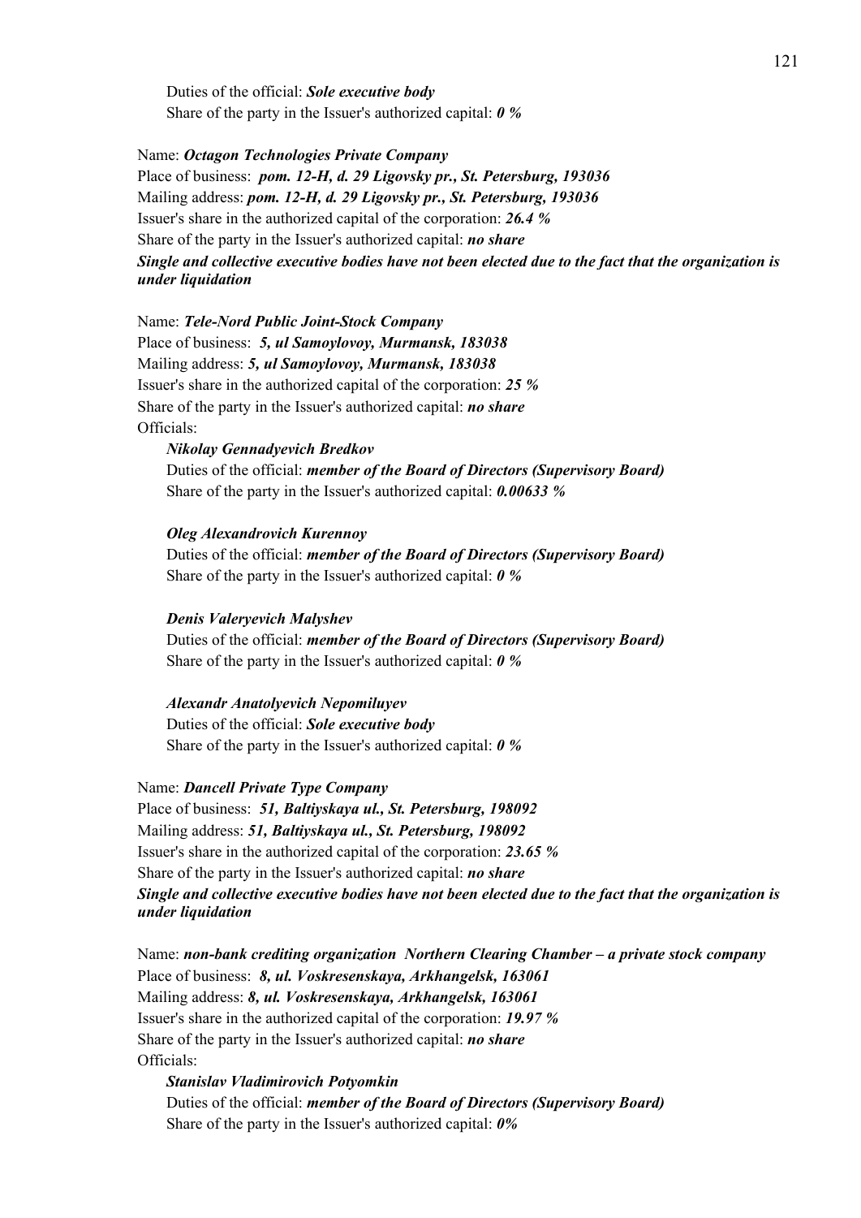Duties of the official: ***Sole executive body***
Share of the party in the Issuer's authorized capital: ***0 %***

Name: ***Octagon Technologies Private Company***
Place of business: ***pom. 12-H, d. 29 Ligovsky pr., St. Petersburg, 193036***
Mailing address: ***pom. 12-H, d. 29 Ligovsky pr., St. Petersburg, 193036***
Issuer's share in the authorized capital of the corporation: ***26.4 %***
Share of the party in the Issuer's authorized capital: ***no share***
***Single and collective executive bodies have not been elected due to the fact that the organization is under liquidation***

Name: ***Tele-Nord Public Joint-Stock Company***
Place of business: ***5, ul Samoylovoy, Murmansk, 183038***
Mailing address: ***5, ul Samoylovoy, Murmansk, 183038***
Issuer's share in the authorized capital of the corporation: ***25 %***
Share of the party in the Issuer's authorized capital: ***no share***
Officials:

***Nikolay Gennadyevich Bredkov***
Duties of the official: ***member of the Board of Directors (Supervisory Board)***
Share of the party in the Issuer's authorized capital: ***0.00633 %***

***Oleg Alexandrovich Kurennoy***
Duties of the official: ***member of the Board of Directors (Supervisory Board)***
Share of the party in the Issuer's authorized capital: ***0 %***

***Denis Valeryevich Malyshev***
Duties of the official: ***member of the Board of Directors (Supervisory Board)***
Share of the party in the Issuer's authorized capital: ***0 %***

***Alexandr Anatolyevich Nepomiluyev***
Duties of the official: ***Sole executive body***
Share of the party in the Issuer's authorized capital: ***0 %***

Name: ***Dancell Private Type Company***
Place of business: ***51, Baltiyskaya ul., St. Petersburg, 198092***
Mailing address: ***51, Baltiyskaya ul., St. Petersburg, 198092***
Issuer's share in the authorized capital of the corporation: ***23.65 %***
Share of the party in the Issuer's authorized capital: ***no share***
***Single and collective executive bodies have not been elected due to the fact that the organization is under liquidation***

Name: ***non-bank crediting organization Northern Clearing Chamber – a private stock company***
Place of business: ***8, ul. Voskresenskaya, Arkhangelsk, 163061***
Mailing address: ***8, ul. Voskresenskaya, Arkhangelsk, 163061***
Issuer's share in the authorized capital of the corporation: ***19.97 %***
Share of the party in the Issuer's authorized capital: ***no share***
Officials:

***Stanislav Vladimirovich Potyomkin***
Duties of the official: ***member of the Board of Directors (Supervisory Board)***
Share of the party in the Issuer's authorized capital: ***0%***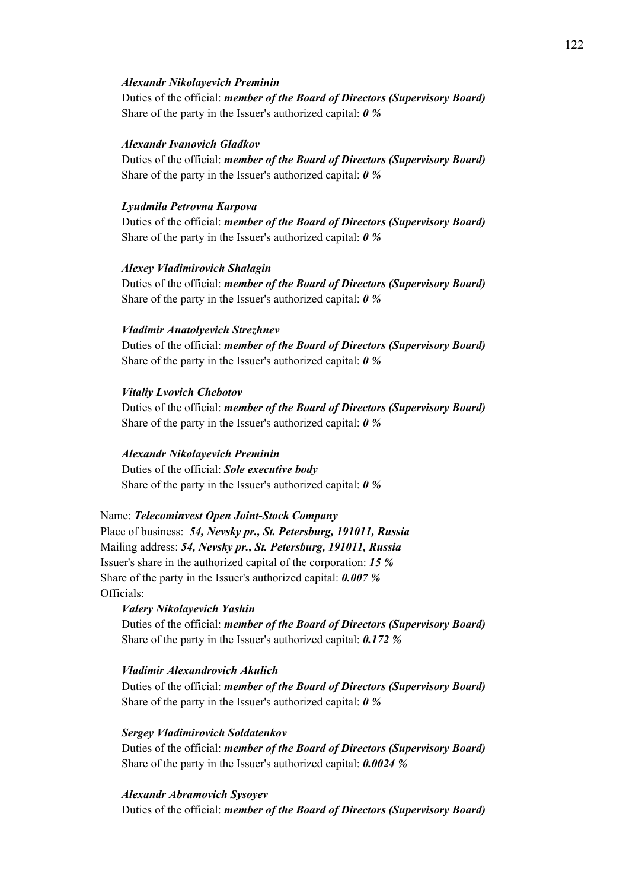*Alexandr Nikolayevich Preminin*

Duties of the official: ***member of the Board of Directors (Supervisory Board)***

Share of the party in the Issuer's authorized capital: ***0 %***

*Alexandr Ivanovich Gladkov*

Duties of the official: ***member of the Board of Directors (Supervisory Board)***

Share of the party in the Issuer's authorized capital: ***0 %***

*Lyudmila Petrovna Karpova*

Duties of the official: ***member of the Board of Directors (Supervisory Board)***

Share of the party in the Issuer's authorized capital: ***0 %***

*Alexey Vladimirovich Shalagin*

Duties of the official: ***member of the Board of Directors (Supervisory Board)***

Share of the party in the Issuer's authorized capital: ***0 %***

*Vladimir Anatolyevich Strezhnev*

Duties of the official: ***member of the Board of Directors (Supervisory Board)***

Share of the party in the Issuer's authorized capital: ***0 %***

*Vitaliy Lvovich Chebotov*

Duties of the official: ***member of the Board of Directors (Supervisory Board)***

Share of the party in the Issuer's authorized capital: ***0 %***

*Alexandr Nikolayevich Preminin*

Duties of the official: ***Sole executive body***

Share of the party in the Issuer's authorized capital: ***0 %***

Name: ***Telecominvest Open Joint-Stock Company***

Place of business: ***54, Nevsky pr., St. Petersburg, 191011, Russia***

Mailing address: ***54, Nevsky pr., St. Petersburg, 191011, Russia***

Issuer's share in the authorized capital of the corporation: ***15 %***

Share of the party in the Issuer's authorized capital: ***0.007 %***

Officials:

*Valery Nikolayevich Yashin*

Duties of the official: ***member of the Board of Directors (Supervisory Board)***

Share of the party in the Issuer's authorized capital: ***0.172 %***

*Vladimir Alexandrovich Akulich*

Duties of the official: ***member of the Board of Directors (Supervisory Board)***

Share of the party in the Issuer's authorized capital: ***0 %***

*Sergey Vladimirovich Soldatenkov*

Duties of the official: ***member of the Board of Directors (Supervisory Board)***

Share of the party in the Issuer's authorized capital: ***0.0024 %***

*Alexandr Abramovich Sysoyev*

Duties of the official: ***member of the Board of Directors (Supervisory Board)***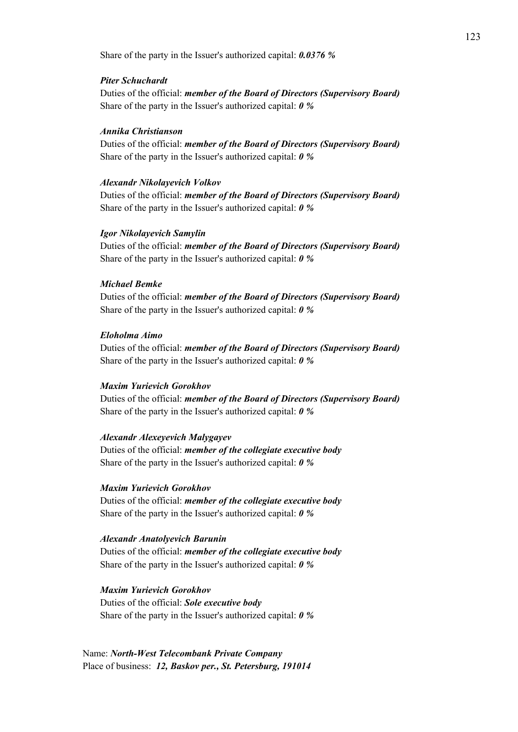Share of the party in the Issuer's authorized capital: ***0.0376 %***

***Piter Schuchardt***
Duties of the official: ***member of the Board of Directors (Supervisory Board)***
Share of the party in the Issuer's authorized capital: ***0 %***

***Annika Christianson***
Duties of the official: ***member of the Board of Directors (Supervisory Board)***
Share of the party in the Issuer's authorized capital: ***0 %***

***Alexandr Nikolayevich Volkov***
Duties of the official: ***member of the Board of Directors (Supervisory Board)***
Share of the party in the Issuer's authorized capital: ***0 %***

***Igor Nikolayevich Samylin***
Duties of the official: ***member of the Board of Directors (Supervisory Board)***
Share of the party in the Issuer's authorized capital: ***0 %***

***Michael Bemke***
Duties of the official: ***member of the Board of Directors (Supervisory Board)***
Share of the party in the Issuer's authorized capital: ***0 %***

***Eloholma Aimo***
Duties of the official: ***member of the Board of Directors (Supervisory Board)***
Share of the party in the Issuer's authorized capital: ***0 %***

***Maxim Yurievich Gorokhov***
Duties of the official: ***member of the Board of Directors (Supervisory Board)***
Share of the party in the Issuer's authorized capital: ***0 %***

***Alexandr Alexeyevich Malygayev***
Duties of the official: ***member of the collegiate executive body***
Share of the party in the Issuer's authorized capital: ***0 %***

***Maxim Yurievich Gorokhov***
Duties of the official: ***member of the collegiate executive body***
Share of the party in the Issuer's authorized capital: ***0 %***

***Alexandr Anatolyevich Barunin***
Duties of the official: ***member of the collegiate executive body***
Share of the party in the Issuer's authorized capital: ***0 %***

***Maxim Yurievich Gorokhov***
Duties of the official: ***Sole executive body***
Share of the party in the Issuer's authorized capital: ***0 %***

Name: ***North-West Telecombank Private Company***
Place of business: ***12, Baskov per., St. Petersburg, 191014***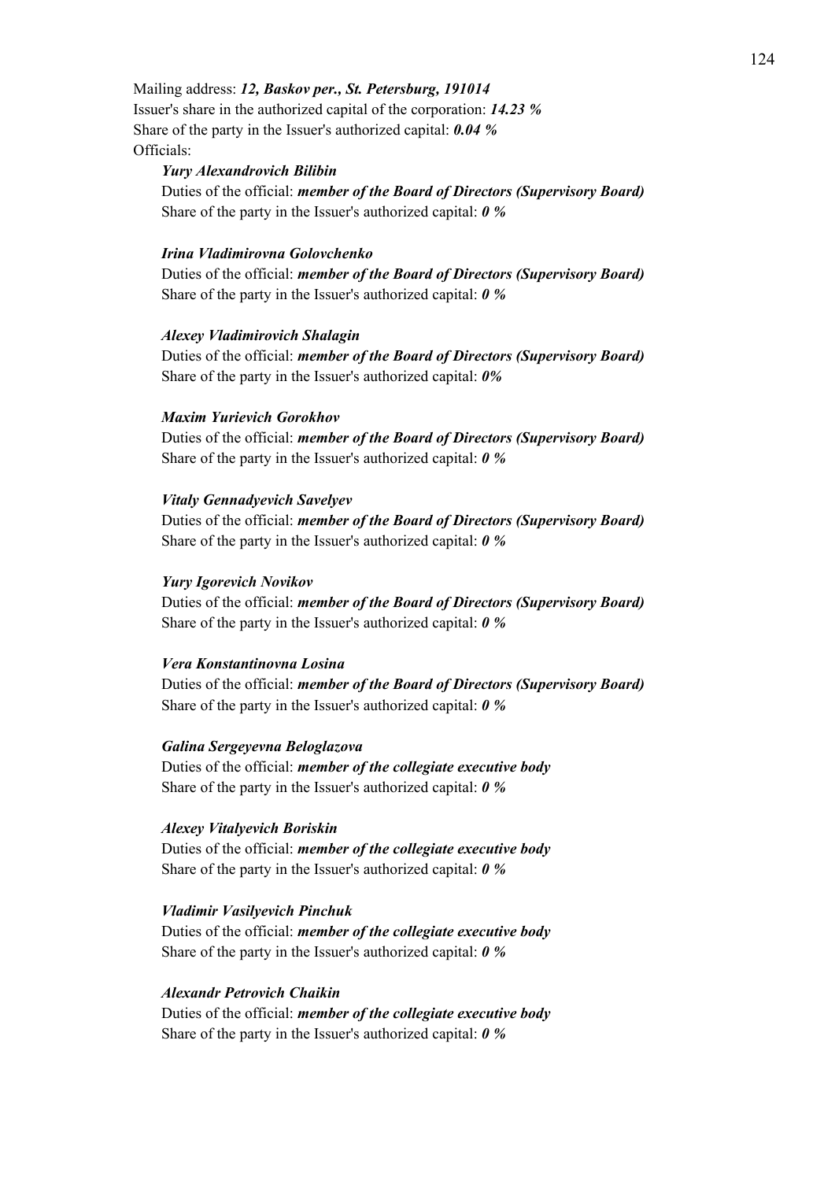Mailing address: ***12, Baskov per., St. Petersburg, 191014***
Issuer's share in the authorized capital of the corporation: ***14.23 %***
Share of the party in the Issuer's authorized capital: ***0.04 %***
Officials:

***Yury Alexandrovich Bilibin***
Duties of the official: ***member of the Board of Directors (Supervisory Board)***
Share of the party in the Issuer's authorized capital: ***0 %***

***Irina Vladimirovna Golovchenko***
Duties of the official: ***member of the Board of Directors (Supervisory Board)***
Share of the party in the Issuer's authorized capital: ***0 %***

***Alexey Vladimirovich Shalagin***
Duties of the official: ***member of the Board of Directors (Supervisory Board)***
Share of the party in the Issuer's authorized capital: ***0%***

***Maxim Yurievich Gorokhov***
Duties of the official: ***member of the Board of Directors (Supervisory Board)***
Share of the party in the Issuer's authorized capital: ***0 %***

***Vitaly Gennadyevich Savelyev***
Duties of the official: ***member of the Board of Directors (Supervisory Board)***
Share of the party in the Issuer's authorized capital: ***0 %***

***Yury Igorevich Novikov***
Duties of the official: ***member of the Board of Directors (Supervisory Board)***
Share of the party in the Issuer's authorized capital: ***0 %***

***Vera Konstantinovna Losina***
Duties of the official: ***member of the Board of Directors (Supervisory Board)***
Share of the party in the Issuer's authorized capital: ***0 %***

***Galina Sergeyevna Beloglazova***
Duties of the official: ***member of the collegiate executive body***
Share of the party in the Issuer's authorized capital: ***0 %***

***Alexey Vitalyevich Boriskin***
Duties of the official: ***member of the collegiate executive body***
Share of the party in the Issuer's authorized capital: ***0 %***

***Vladimir Vasilyevich Pinchuk***
Duties of the official: ***member of the collegiate executive body***
Share of the party in the Issuer's authorized capital: ***0 %***

***Alexandr Petrovich Chaikin***
Duties of the official: ***member of the collegiate executive body***
Share of the party in the Issuer's authorized capital: ***0 %***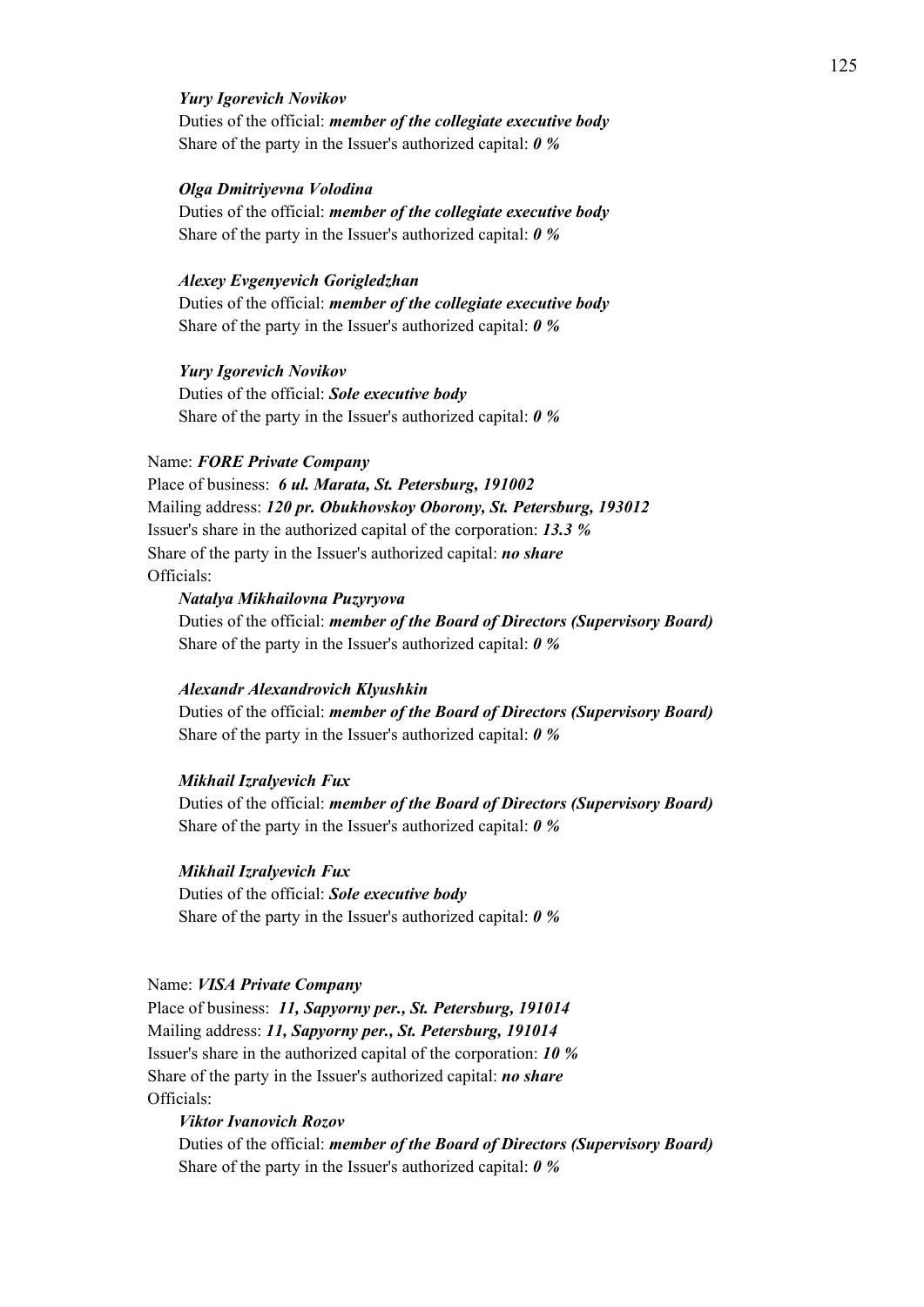*__Yury Igorevich Novikov__*

Duties of the official: ***member of the collegiate executive body***

Share of the party in the Issuer's authorized capital: ***0 %***

***Olga Dmitriyevna Volodina***

Duties of the official: ***member of the collegiate executive body***

Share of the party in the Issuer's authorized capital: ***0 %***

***Alexey Evgenyevich Gorigledzhan***

Duties of the official: ***member of the collegiate executive body***

Share of the party in the Issuer's authorized capital: ***0 %***

***Yury Igorevich Novikov***

Duties of the official: ***Sole executive body***

Share of the party in the Issuer's authorized capital: ***0 %***

Name: ***FORE Private Company***

Place of business: ***6 ul. Marata, St. Petersburg, 191002***

Mailing address: ***120 pr. Obukhovskoy Oborony, St. Petersburg, 193012***

Issuer's share in the authorized capital of the corporation: ***13.3 %***

Share of the party in the Issuer's authorized capital: ***no share***

Officials:

***Natalya Mikhailovna Puzyryova***

Duties of the official: ***member of the Board of Directors (Supervisory Board)***

Share of the party in the Issuer's authorized capital: ***0 %***

***Alexandr Alexandrovich Klyushkin***

Duties of the official: ***member of the Board of Directors (Supervisory Board)***

Share of the party in the Issuer's authorized capital: ***0 %***

***Mikhail Izralyevich Fux***

Duties of the official: ***member of the Board of Directors (Supervisory Board)***

Share of the party in the Issuer's authorized capital: ***0 %***

***Mikhail Izralyevich Fux***

Duties of the official: ***Sole executive body***

Share of the party in the Issuer's authorized capital: ***0 %***

Name: ***VISA Private Company***

Place of business: ***11, Sapyorny per., St. Petersburg, 191014***

Mailing address: ***11, Sapyorny per., St. Petersburg, 191014***

Issuer's share in the authorized capital of the corporation: ***10 %***

Share of the party in the Issuer's authorized capital: ***no share***

Officials:

***Viktor Ivanovich Rozov***

Duties of the official: ***member of the Board of Directors (Supervisory Board)***

Share of the party in the Issuer's authorized capital: ***0 %***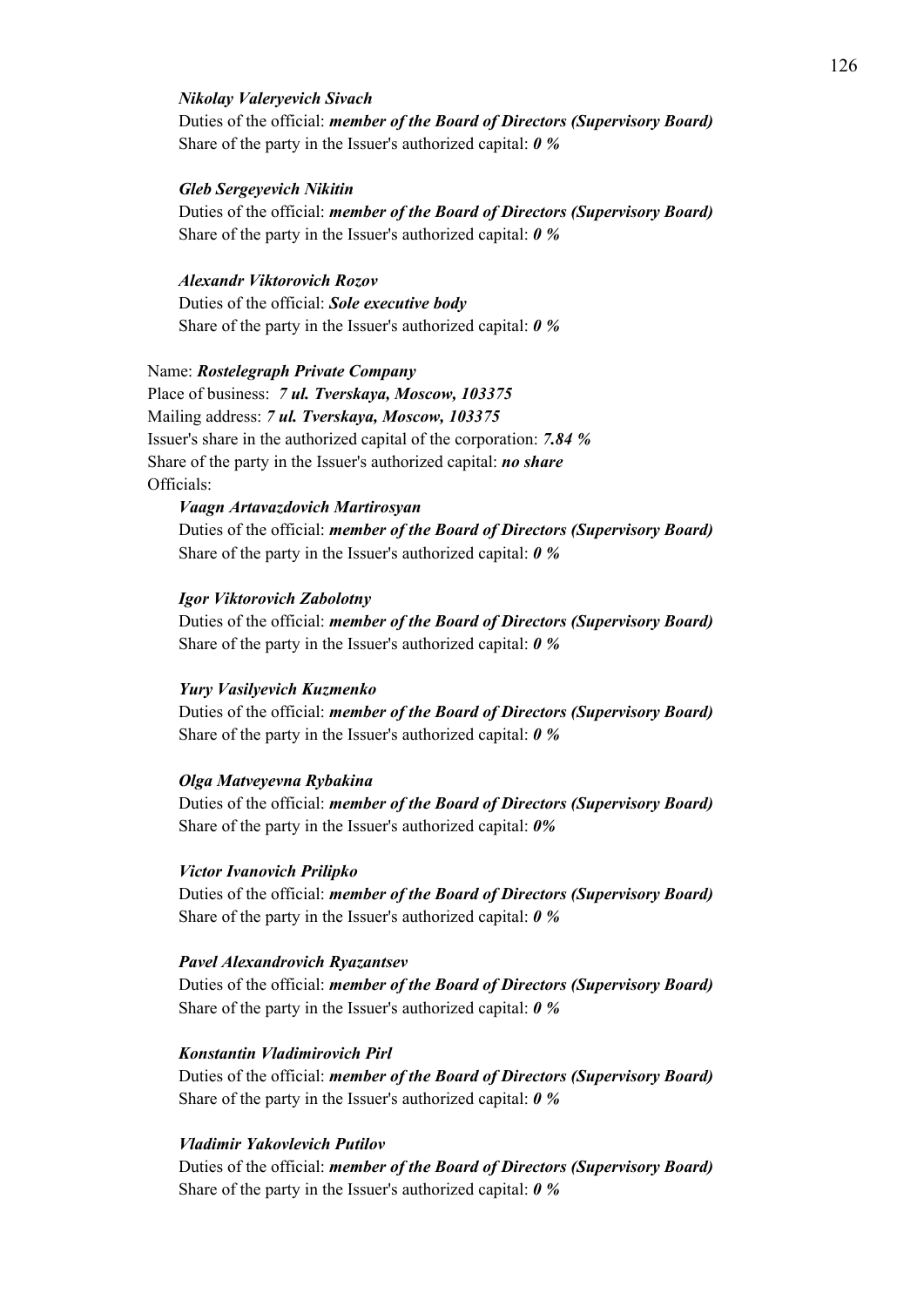*Nikolay Valeryevich Sivach*

Duties of the official: ***member of the Board of Directors (Supervisory Board)***

Share of the party in the Issuer's authorized capital: ***0 %***

*Gleb Sergeyevich Nikitin*

Duties of the official: ***member of the Board of Directors (Supervisory Board)***

Share of the party in the Issuer's authorized capital: ***0 %***

*Alexandr Viktorovich Rozov*

Duties of the official: ***Sole executive body***

Share of the party in the Issuer's authorized capital: ***0 %***

Name: ***Rostelegraph Private Company***

Place of business: ***7 ul. Tverskaya, Moscow, 103375***

Mailing address: ***7 ul. Tverskaya, Moscow, 103375***

Issuer's share in the authorized capital of the corporation: ***7.84 %***

Share of the party in the Issuer's authorized capital: ***no share***

Officials:

*Vaagn Artavazdovich Martirosyan*

Duties of the official: ***member of the Board of Directors (Supervisory Board)***

Share of the party in the Issuer's authorized capital: ***0 %***

*Igor Viktorovich Zabolotny*

Duties of the official: ***member of the Board of Directors (Supervisory Board)***

Share of the party in the Issuer's authorized capital: ***0 %***

*Yury Vasilyevich Kuzmenko*

Duties of the official: ***member of the Board of Directors (Supervisory Board)***

Share of the party in the Issuer's authorized capital: ***0 %***

*Olga Matveyevna Rybakina*

Duties of the official: ***member of the Board of Directors (Supervisory Board)***

Share of the party in the Issuer's authorized capital: ***0%***

*Victor Ivanovich Prilipko*

Duties of the official: ***member of the Board of Directors (Supervisory Board)***

Share of the party in the Issuer's authorized capital: ***0 %***

*Pavel Alexandrovich Ryazantsev*

Duties of the official: ***member of the Board of Directors (Supervisory Board)***

Share of the party in the Issuer's authorized capital: ***0 %***

*Konstantin Vladimirovich Pirl*

Duties of the official: ***member of the Board of Directors (Supervisory Board)***

Share of the party in the Issuer's authorized capital: ***0 %***

*Vladimir Yakovlevich Putilov*

Duties of the official: ***member of the Board of Directors (Supervisory Board)***

Share of the party in the Issuer's authorized capital: ***0 %***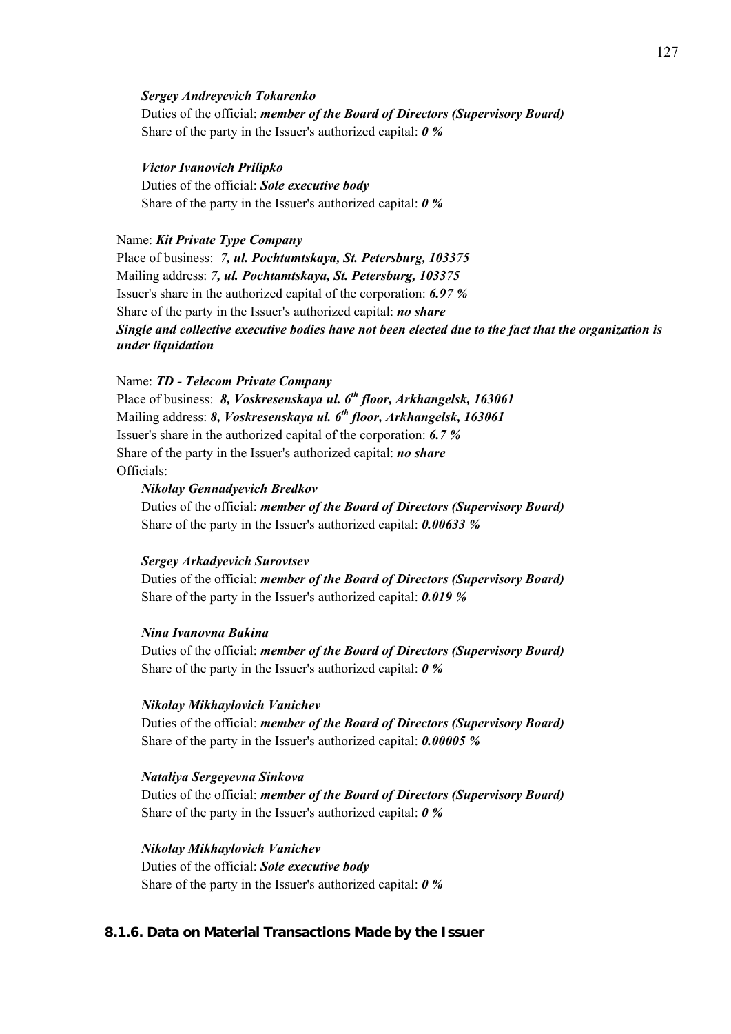***Sergey Andreyevich Tokarenko***

Duties of the official: ***member of the Board of Directors (Supervisory Board)***
Share of the party in the Issuer's authorized capital: ***0 %***

***Victor Ivanovich Prilipko***

Duties of the official: ***Sole executive body***
Share of the party in the Issuer's authorized capital: ***0 %***

Name: ***Kit Private Type Company***
Place of business: ***7, ul. Pochtamtskaya, St. Petersburg, 103375***
Mailing address: ***7, ul. Pochtamtskaya, St. Petersburg, 103375***
Issuer's share in the authorized capital of the corporation: ***6.97 %***
Share of the party in the Issuer's authorized capital: ***no share***
***Single and collective executive bodies have not been elected due to the fact that the organization is under liquidation***

Name: ***TD - Telecom Private Company***
Place of business: ***8, Voskresenskaya ul. 6th floor, Arkhangelsk, 163061***
Mailing address: ***8, Voskresenskaya ul. 6th floor, Arkhangelsk, 163061***
Issuer's share in the authorized capital of the corporation: ***6.7 %***
Share of the party in the Issuer's authorized capital: ***no share***
Officials:

***Nikolay Gennadyevich Bredkov***

Duties of the official: ***member of the Board of Directors (Supervisory Board)***
Share of the party in the Issuer's authorized capital: ***0.00633 %***

***Sergey Arkadyevich Surovtsev***

Duties of the official: ***member of the Board of Directors (Supervisory Board)***
Share of the party in the Issuer's authorized capital: ***0.019 %***

***Nina Ivanovna Bakina***

Duties of the official: ***member of the Board of Directors (Supervisory Board)***
Share of the party in the Issuer's authorized capital: ***0 %***

***Nikolay Mikhaylovich Vanichev***

Duties of the official: ***member of the Board of Directors (Supervisory Board)***
Share of the party in the Issuer's authorized capital: ***0.00005 %***

***Nataliya Sergeyevna Sinkova***

Duties of the official: ***member of the Board of Directors (Supervisory Board)***
Share of the party in the Issuer's authorized capital: ***0 %***

***Nikolay Mikhaylovich Vanichev***

Duties of the official: ***Sole executive body***
Share of the party in the Issuer's authorized capital: ***0 %***

### 8.1.6. Data on Material Transactions Made by the Issuer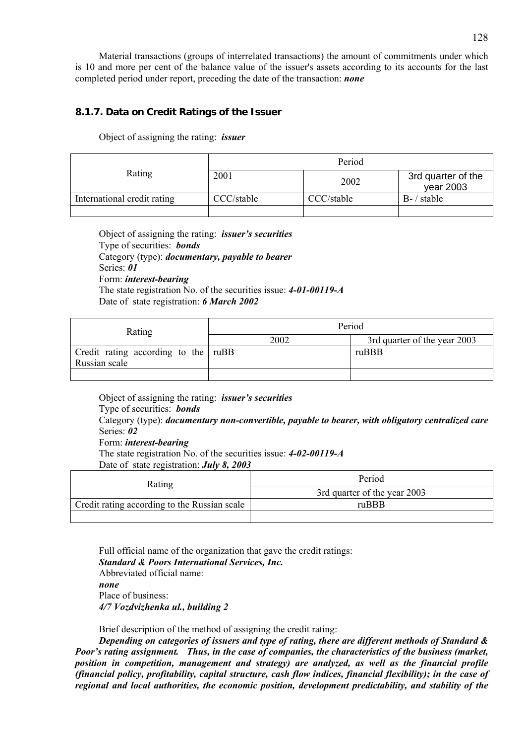Material transactions (groups of interrelated transactions) the amount of commitments under which is 10 and more per cent of the balance value of the issuer's assets according to its accounts for the last completed period under report, preceding the date of the transaction: ***none***

### 8.1.7. Data on Credit Ratings of the Issuer

Object of assigning the rating: ***issuer***

| Rating | Period | | |
|---|---|---|---|
| | 2001 | 2002 | 3rd quarter of the year 2003 |
| International credit rating | CCC/stable | CCC/stable | B- / stable |
| | | | |

Object of assigning the rating: ***issuer's securities***
Type of securities: ***bonds***
Category (type): ***documentary, payable to bearer***
Series: ***01***
Form: ***interest-bearing***
The state registration No. of the securities issue: ***4-01-00119-A***
Date of state registration: ***6 March 2002***

| Rating | Period | |
|---|---|---|
| | 2002 | 3rd quarter of the year 2003 |
| Credit rating according to the Russian scale | ruBB | ruBBB |
| | | |

Object of assigning the rating: ***issuer's securities***
Type of securities: ***bonds***
Category (type): ***documentary non-convertible, payable to bearer, with obligatory centralized care***
Series: ***02***
Form: ***interest-bearing***
The state registration No. of the securities issue: ***4-02-00119-A***
Date of state registration: ***July 8, 2003***

| Rating | Period |
|---|---|
| | 3rd quarter of the year 2003 |
| Credit rating according to the Russian scale | ruBBB |
| | |

Full official name of the organization that gave the credit ratings:
***Standard & Poors International Services, Inc.***
Abbreviated official name:
***none***
Place of business:
***4/7 Vozdvizhenka ul., building 2***

Brief description of the method of assigning the credit rating:
***Depending on categories of issuers and type of rating, there are different methods of Standard & Poor's rating assignment. Thus, in the case of companies, the characteristics of the business (market, position in competition, management and strategy) are analyzed, as well as the financial profile (financial policy, profitability, capital structure, cash flow indices, financial flexibility); in the case of regional and local authorities, the economic position, development predictability, and stability of the***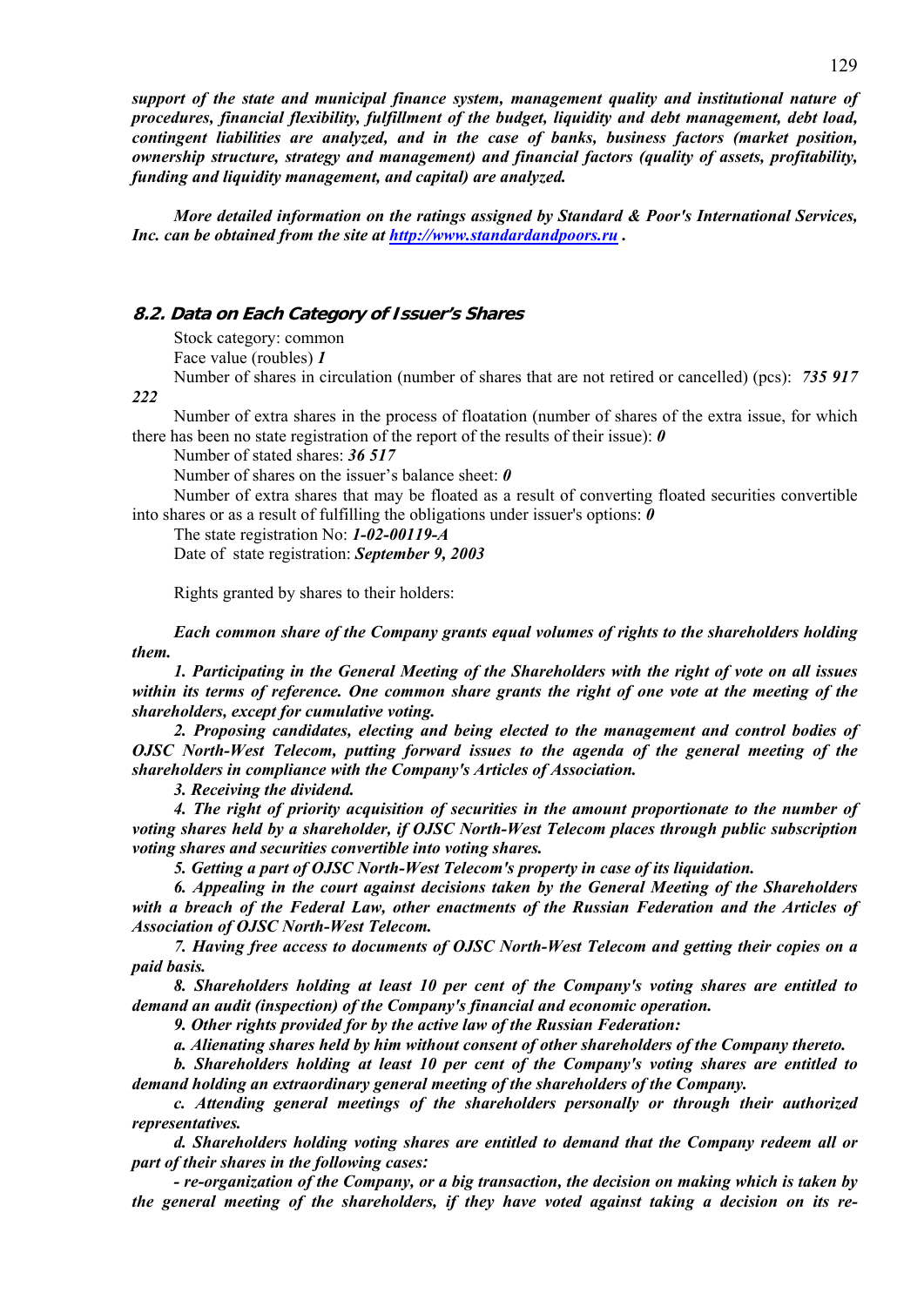***support of the state and municipal finance system, management quality and institutional nature of procedures, financial flexibility, fulfillment of the budget, liquidity and debt management, debt load, contingent liabilities are analyzed, and in the case of banks, business factors (market position, ownership structure, strategy and management) and financial factors (quality of assets, profitability, funding and liquidity management, and capital) are analyzed.***

***More detailed information on the ratings assigned by Standard & Poor's International Services, Inc. can be obtained from the site at http://www.standardandpoors.ru .***

## 8.2. Data on Each Category of Issuer's Shares

Stock category: common

Face value (roubles) ***1***

Number of shares in circulation (number of shares that are not retired or cancelled) (pcs): ***735 917 222***

Number of extra shares in the process of floatation (number of shares of the extra issue, for which there has been no state registration of the report of the results of their issue): ***0***

Number of stated shares: ***36 517***

Number of shares on the issuer's balance sheet: ***0***

Number of extra shares that may be floated as a result of converting floated securities convertible into shares or as a result of fulfilling the obligations under issuer's options: ***0***

The state registration No: ***1-02-00119-A***

Date of state registration: ***September 9, 2003***

Rights granted by shares to their holders:

***Each common share of the Company grants equal volumes of rights to the shareholders holding them.***

***1. Participating in the General Meeting of the Shareholders with the right of vote on all issues within its terms of reference. One common share grants the right of one vote at the meeting of the shareholders, except for cumulative voting.***

***2. Proposing candidates, electing and being elected to the management and control bodies of OJSC North-West Telecom, putting forward issues to the agenda of the general meeting of the shareholders in compliance with the Company's Articles of Association.***

***3. Receiving the dividend.***

***4. The right of priority acquisition of securities in the amount proportionate to the number of voting shares held by a shareholder, if OJSC North-West Telecom places through public subscription voting shares and securities convertible into voting shares.***

***5. Getting a part of OJSC North-West Telecom's property in case of its liquidation.***

***6. Appealing in the court against decisions taken by the General Meeting of the Shareholders with a breach of the Federal Law, other enactments of the Russian Federation and the Articles of Association of OJSC North-West Telecom.***

***7. Having free access to documents of OJSC North-West Telecom and getting their copies on a paid basis.***

***8. Shareholders holding at least 10 per cent of the Company's voting shares are entitled to demand an audit (inspection) of the Company's financial and economic operation.***

***9. Other rights provided for by the active law of the Russian Federation:***

***a. Alienating shares held by him without consent of other shareholders of the Company thereto.***

***b. Shareholders holding at least 10 per cent of the Company's voting shares are entitled to demand holding an extraordinary general meeting of the shareholders of the Company.***

***c. Attending general meetings of the shareholders personally or through their authorized representatives.***

***d. Shareholders holding voting shares are entitled to demand that the Company redeem all or part of their shares in the following cases:***

***- re-organization of the Company, or a big transaction, the decision on making which is taken by the general meeting of the shareholders, if they have voted against taking a decision on its re-***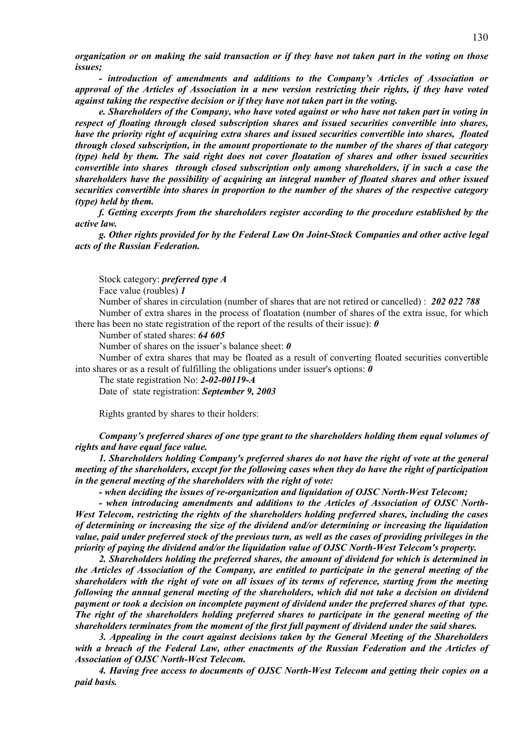***organization or on making the said transaction or if they have not taken part in the voting on those issues;***

***- introduction of amendments and additions to the Company's Articles of Association or approval of the Articles of Association in a new version restricting their rights, if they have voted against taking the respective decision or if they have not taken part in the voting.***

***e. Shareholders of the Company, who have voted against or who have not taken part in voting in respect of floating through closed subscription shares and issued securities convertible into shares, have the priority right of acquiring extra shares and issued securities convertible into shares, floated through closed subscription, in the amount proportionate to the number of the shares of that category (type) held by them. The said right does not cover floatation of shares and other issued securities convertible into shares through closed subscription only among shareholders, if in such a case the shareholders have the possibility of acquiring an integral number of floated shares and other issued securities convertible into shares in proportion to the number of the shares of the respective category (type) held by them.***

***f. Getting excerpts from the shareholders register according to the procedure established by the active law.***

***g. Other rights provided for by the Federal Law On Joint-Stock Companies and other active legal acts of the Russian Federation.***

Stock category: ***preferred type A***

Face value (roubles) ***1***

Number of shares in circulation (number of shares that are not retired or cancelled) : ***202 022 788***

Number of extra shares in the process of floatation (number of shares of the extra issue, for which there has been no state registration of the report of the results of their issue): ***0***

Number of stated shares: ***64 605***

Number of shares on the issuer's balance sheet: ***0***

Number of extra shares that may be floated as a result of converting floated securities convertible into shares or as a result of fulfilling the obligations under issuer's options: ***0***

The state registration No: ***2-02-00119-A***

Date of state registration: ***September 9, 2003***

Rights granted by shares to their holders:

***Company's preferred shares of one type grant to the shareholders holding them equal volumes of rights and have equal face value.***

***1. Shareholders holding Company's preferred shares do not have the right of vote at the general meeting of the shareholders, except for the following cases when they do have the right of participation in the general meeting of the shareholders with the right of vote:***

***- when deciding the issues of re-organization and liquidation of OJSC North-West Telecom;***

***- when introducing amendments and additions to the Articles of Association of OJSC North-West Telecom, restricting the rights of the shareholders holding preferred shares, including the cases of determining or increasing the size of the dividend and/or determining or increasing the liquidation value, paid under preferred stock of the previous turn, as well as the cases of providing privileges in the priority of paying the dividend and/or the liquidation value of OJSC North-West Telecom's property.***

***2. Shareholders holding the preferred shares, the amount of dividend for which is determined in the Articles of Association of the Company, are entitled to participate in the general meeting of the shareholders with the right of vote on all issues of its terms of reference, starting from the meeting following the annual general meeting of the shareholders, which did not take a decision on dividend payment or took a decision on incomplete payment of dividend under the preferred shares of that type. The right of the shareholders holding preferred shares to participate in the general meeting of the shareholders terminates from the moment of the first full payment of dividend under the said shares.***

***3. Appealing in the court against decisions taken by the General Meeting of the Shareholders with a breach of the Federal Law, other enactments of the Russian Federation and the Articles of Association of OJSC North-West Telecom.***

***4. Having free access to documents of OJSC North-West Telecom and getting their copies on a paid basis.***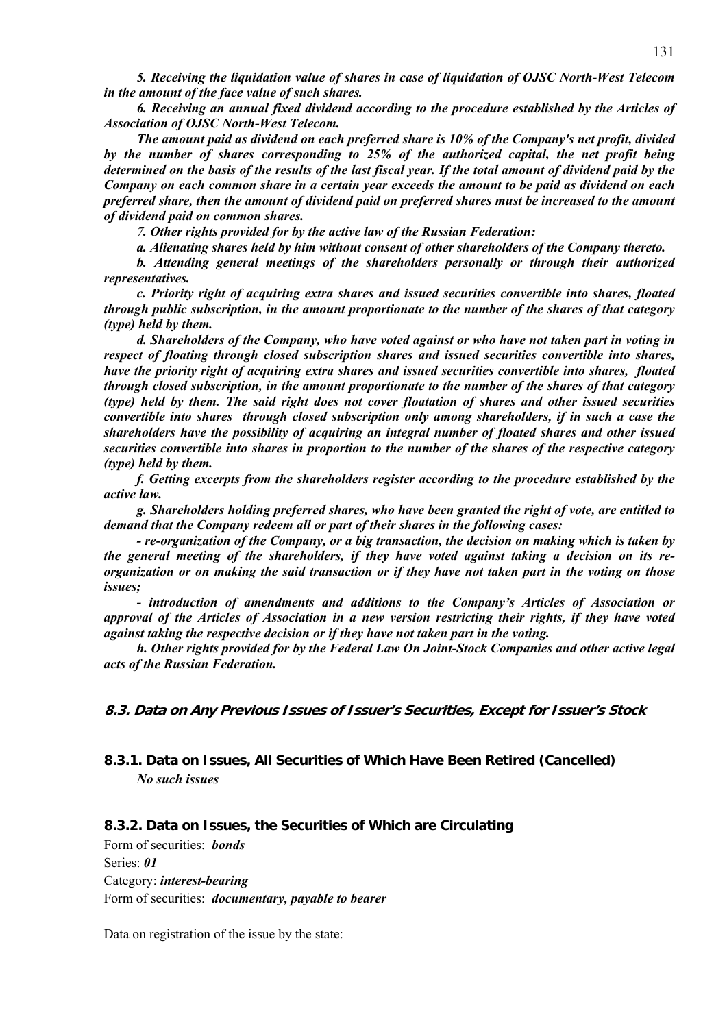*5. Receiving the liquidation value of shares in case of liquidation of OJSC North-West Telecom in the amount of the face value of such shares.*

*6. Receiving an annual fixed dividend according to the procedure established by the Articles of Association of OJSC North-West Telecom.*

*The amount paid as dividend on each preferred share is 10% of the Company's net profit, divided by the number of shares corresponding to 25% of the authorized capital, the net profit being determined on the basis of the results of the last fiscal year. If the total amount of dividend paid by the Company on each common share in a certain year exceeds the amount to be paid as dividend on each preferred share, then the amount of dividend paid on preferred shares must be increased to the amount of dividend paid on common shares.*

*7. Other rights provided for by the active law of the Russian Federation:*

*a. Alienating shares held by him without consent of other shareholders of the Company thereto.*

*b. Attending general meetings of the shareholders personally or through their authorized representatives.*

*c. Priority right of acquiring extra shares and issued securities convertible into shares, floated through public subscription, in the amount proportionate to the number of the shares of that category (type) held by them.*

*d. Shareholders of the Company, who have voted against or who have not taken part in voting in respect of floating through closed subscription shares and issued securities convertible into shares, have the priority right of acquiring extra shares and issued securities convertible into shares, floated through closed subscription, in the amount proportionate to the number of the shares of that category (type) held by them. The said right does not cover floatation of shares and other issued securities convertible into shares through closed subscription only among shareholders, if in such a case the shareholders have the possibility of acquiring an integral number of floated shares and other issued securities convertible into shares in proportion to the number of the shares of the respective category (type) held by them.*

*f. Getting excerpts from the shareholders register according to the procedure established by the active law.*

*g. Shareholders holding preferred shares, who have been granted the right of vote, are entitled to demand that the Company redeem all or part of their shares in the following cases:*

*- re-organization of the Company, or a big transaction, the decision on making which is taken by the general meeting of the shareholders, if they have voted against taking a decision on its re-organization or on making the said transaction or if they have not taken part in the voting on those issues;*

*- introduction of amendments and additions to the Company's Articles of Association or approval of the Articles of Association in a new version restricting their rights, if they have voted against taking the respective decision or if they have not taken part in the voting.*

*h. Other rights provided for by the Federal Law On Joint-Stock Companies and other active legal acts of the Russian Federation.*

## 8.3. Data on Any Previous Issues of Issuer's Securities, Except for Issuer's Stock

### 8.3.1. Data on Issues, All Securities of Which Have Been Retired (Cancelled)

*No such issues*

### 8.3.2. Data on Issues, the Securities of Which are Circulating

Form of securities: ***bonds***

Series: ***01***

Category: ***interest-bearing***

Form of securities: ***documentary, payable to bearer***

Data on registration of the issue by the state: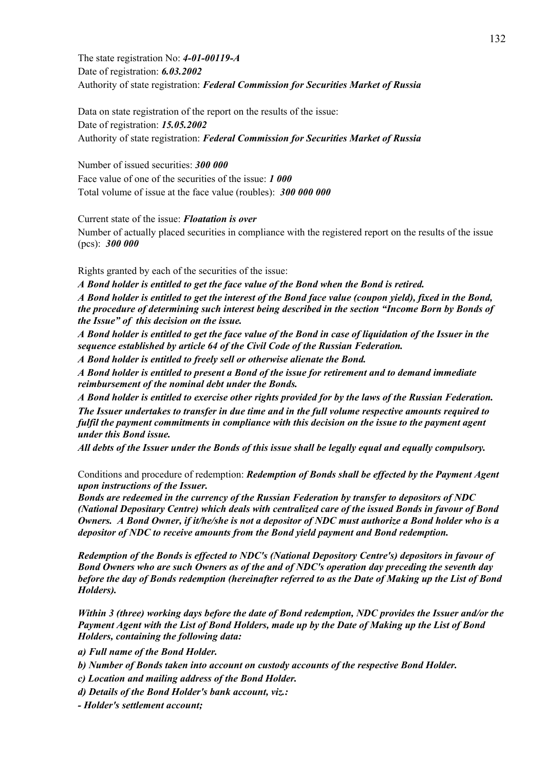The state registration No: ***4-01-00119-A***
Date of registration: ***6.03.2002***
Authority of state registration: ***Federal Commission for Securities Market of Russia***

Data on state registration of the report on the results of the issue:
Date of registration: ***15.05.2002***
Authority of state registration: ***Federal Commission for Securities Market of Russia***

Number of issued securities: ***300 000***
Face value of one of the securities of the issue: ***1 000***
Total volume of issue at the face value (roubles): ***300 000 000***

Current state of the issue: ***Floatation is over***
Number of actually placed securities in compliance with the registered report on the results of the issue (pcs): ***300 000***

Rights granted by each of the securities of the issue:
***A Bond holder is entitled to get the face value of the Bond when the Bond is retired.***
***A Bond holder is entitled to get the interest of the Bond face value (coupon yield), fixed in the Bond, the procedure of determining such interest being described in the section "Income Born by Bonds of the Issue" of this decision on the issue.***
***A Bond holder is entitled to get the face value of the Bond in case of liquidation of the Issuer in the sequence established by article 64 of the Civil Code of the Russian Federation.***
***A Bond holder is entitled to freely sell or otherwise alienate the Bond.***
***A Bond holder is entitled to present a Bond of the issue for retirement and to demand immediate reimbursement of the nominal debt under the Bonds.***
***A Bond holder is entitled to exercise other rights provided for by the laws of the Russian Federation.***
***The Issuer undertakes to transfer in due time and in the full volume respective amounts required to fulfil the payment commitments in compliance with this decision on the issue to the payment agent under this Bond issue.***
***All debts of the Issuer under the Bonds of this issue shall be legally equal and equally compulsory.***

Conditions and procedure of redemption: ***Redemption of Bonds shall be effected by the Payment Agent upon instructions of the Issuer.***
***Bonds are redeemed in the currency of the Russian Federation by transfer to depositors of NDC (National Depositary Centre) which deals with centralized care of the issued Bonds in favour of Bond Owners. A Bond Owner, if it/he/she is not a depositor of NDC must authorize a Bond holder who is a depositor of NDC to receive amounts from the Bond yield payment and Bond redemption.***

***Redemption of the Bonds is effected to NDC's (National Depository Centre's) depositors in favour of Bond Owners who are such Owners as of the and of NDC's operation day preceding the seventh day before the day of Bonds redemption (hereinafter referred to as the Date of Making up the List of Bond Holders).***

***Within 3 (three) working days before the date of Bond redemption, NDC provides the Issuer and/or the Payment Agent with the List of Bond Holders, made up by the Date of Making up the List of Bond Holders, containing the following data:***

***a) Full name of the Bond Holder.***
***b) Number of Bonds taken into account on custody accounts of the respective Bond Holder.***
***c) Location and mailing address of the Bond Holder.***
***d) Details of the Bond Holder's bank account, viz.:***
***- Holder's settlement account;***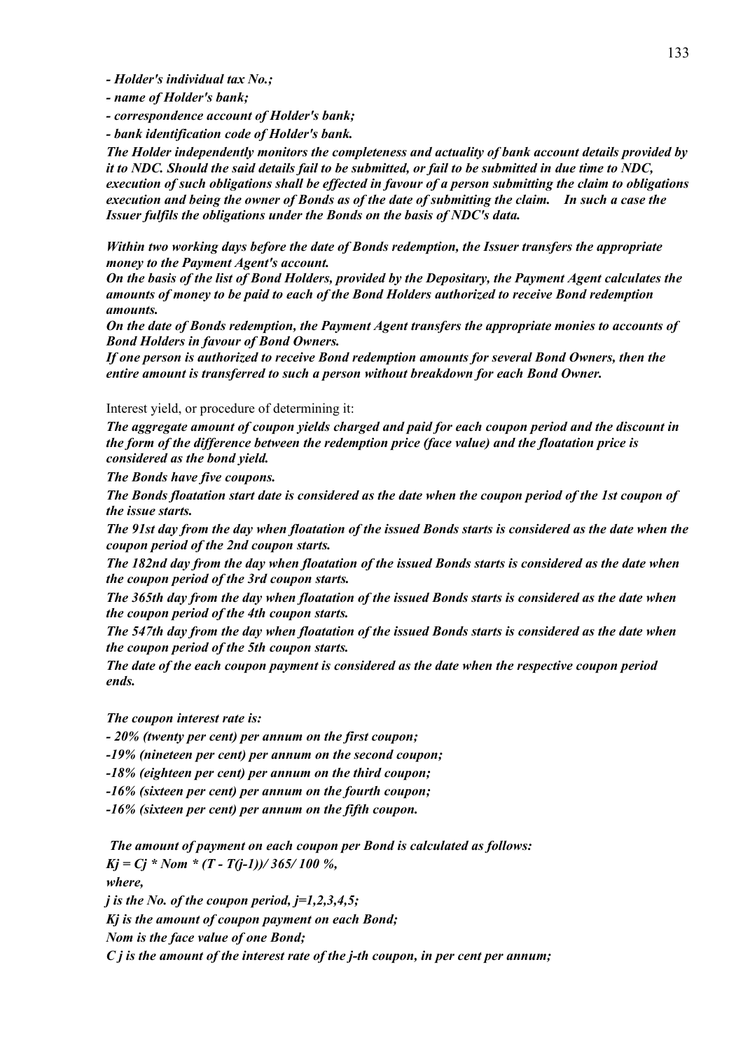*- Holder's individual tax No.;*

*- name of Holder's bank;*

*- correspondence account of Holder's bank;*

*- bank identification code of Holder's bank.*

***The Holder independently monitors the completeness and actuality of bank account details provided by it to NDC. Should the said details fail to be submitted, or fail to be submitted in due time to NDC, execution of such obligations shall be effected in favour of a person submitting the claim to obligations execution and being the owner of Bonds as of the date of submitting the claim. In such a case the Issuer fulfils the obligations under the Bonds on the basis of NDC's data.***

***Within two working days before the date of Bonds redemption, the Issuer transfers the appropriate money to the Payment Agent's account.***

***On the basis of the list of Bond Holders, provided by the Depositary, the Payment Agent calculates the amounts of money to be paid to each of the Bond Holders authorized to receive Bond redemption amounts.***

***On the date of Bonds redemption, the Payment Agent transfers the appropriate monies to accounts of Bond Holders in favour of Bond Owners.***

***If one person is authorized to receive Bond redemption amounts for several Bond Owners, then the entire amount is transferred to such a person without breakdown for each Bond Owner.***

Interest yield, or procedure of determining it:

***The aggregate amount of coupon yields charged and paid for each coupon period and the discount in the form of the difference between the redemption price (face value) and the floatation price is considered as the bond yield.***

***The Bonds have five coupons.***

***The Bonds floatation start date is considered as the date when the coupon period of the 1st coupon of the issue starts.***

***The 91st day from the day when floatation of the issued Bonds starts is considered as the date when the coupon period of the 2nd coupon starts.***

***The 182nd day from the day when floatation of the issued Bonds starts is considered as the date when the coupon period of the 3rd coupon starts.***

***The 365th day from the day when floatation of the issued Bonds starts is considered as the date when the coupon period of the 4th coupon starts.***

***The 547th day from the day when floatation of the issued Bonds starts is considered as the date when the coupon period of the 5th coupon starts.***

***The date of the each coupon payment is considered as the date when the respective coupon period ends.***

***The coupon interest rate is:***

***- 20% (twenty per cent) per annum on the first coupon;***

***-19% (nineteen per cent) per annum on the second coupon;***

***-18% (eighteen per cent) per annum on the third coupon;***

***-16% (sixteen per cent) per annum on the fourth coupon;***

***-16% (sixteen per cent) per annum on the fifth coupon.***

***The amount of payment on each coupon per Bond is calculated as follows:***

$$K_j = C_j * Nom * (T - T(j-1))/ 365/ 100 \%,$$

***where,***

***$j$ is the No. of the coupon period, $j=1,2,3,4,5$;***

***$K_j$ is the amount of coupon payment on each Bond;***

***Nom is the face value of one Bond;***

***$C_j$ is the amount of the interest rate of the j-th coupon, in per cent per annum;***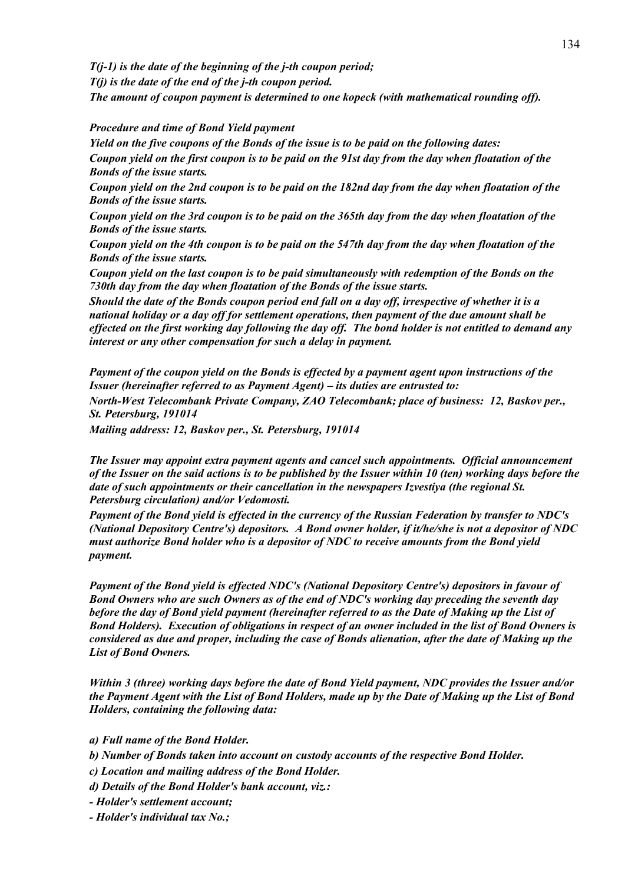*$T(j-1)$ is the date of the beginning of the j-th coupon period;*

*$T(j)$ is the date of the end of the j-th coupon period.*

*The amount of coupon payment is determined to one kopeck (with mathematical rounding off).*

*Procedure and time of Bond Yield payment*

*Yield on the five coupons of the Bonds of the issue is to be paid on the following dates:*

*Coupon yield on the first coupon is to be paid on the 91st day from the day when floatation of the Bonds of the issue starts.*

*Coupon yield on the 2nd coupon is to be paid on the 182nd day from the day when floatation of the Bonds of the issue starts.*

*Coupon yield on the 3rd coupon is to be paid on the 365th day from the day when floatation of the Bonds of the issue starts.*

*Coupon yield on the 4th coupon is to be paid on the 547th day from the day when floatation of the Bonds of the issue starts.*

*Coupon yield on the last coupon is to be paid simultaneously with redemption of the Bonds on the 730th day from the day when floatation of the Bonds of the issue starts.*

*Should the date of the Bonds coupon period end fall on a day off, irrespective of whether it is a national holiday or a day off for settlement operations, then payment of the due amount shall be effected on the first working day following the day off. The bond holder is not entitled to demand any interest or any other compensation for such a delay in payment.*

*Payment of the coupon yield on the Bonds is effected by a payment agent upon instructions of the Issuer (hereinafter referred to as Payment Agent) – its duties are entrusted to:*

*North-West Telecombank Private Company, ZAO Telecombank; place of business: 12, Baskov per., St. Petersburg, 191014*

*Mailing address: 12, Baskov per., St. Petersburg, 191014*

*The Issuer may appoint extra payment agents and cancel such appointments. Official announcement of the Issuer on the said actions is to be published by the Issuer within 10 (ten) working days before the date of such appointments or their cancellation in the newspapers Izvestiya (the regional St. Petersburg circulation) and/or Vedomosti.*

*Payment of the Bond yield is effected in the currency of the Russian Federation by transfer to NDC's (National Depository Centre's) depositors. A Bond owner holder, if it/he/she is not a depositor of NDC must authorize Bond holder who is a depositor of NDC to receive amounts from the Bond yield payment.*

*Payment of the Bond yield is effected NDC's (National Depository Centre's) depositors in favour of Bond Owners who are such Owners as of the end of NDC's working day preceding the seventh day before the day of Bond yield payment (hereinafter referred to as the Date of Making up the List of Bond Holders). Execution of obligations in respect of an owner included in the list of Bond Owners is considered as due and proper, including the case of Bonds alienation, after the date of Making up the List of Bond Owners.*

*Within 3 (three) working days before the date of Bond Yield payment, NDC provides the Issuer and/or the Payment Agent with the List of Bond Holders, made up by the Date of Making up the List of Bond Holders, containing the following data:*

*a) Full name of the Bond Holder.*

*b) Number of Bonds taken into account on custody accounts of the respective Bond Holder.*

*c) Location and mailing address of the Bond Holder.*

*d) Details of the Bond Holder's bank account, viz.:*

*- Holder's settlement account;*

*- Holder's individual tax No.;*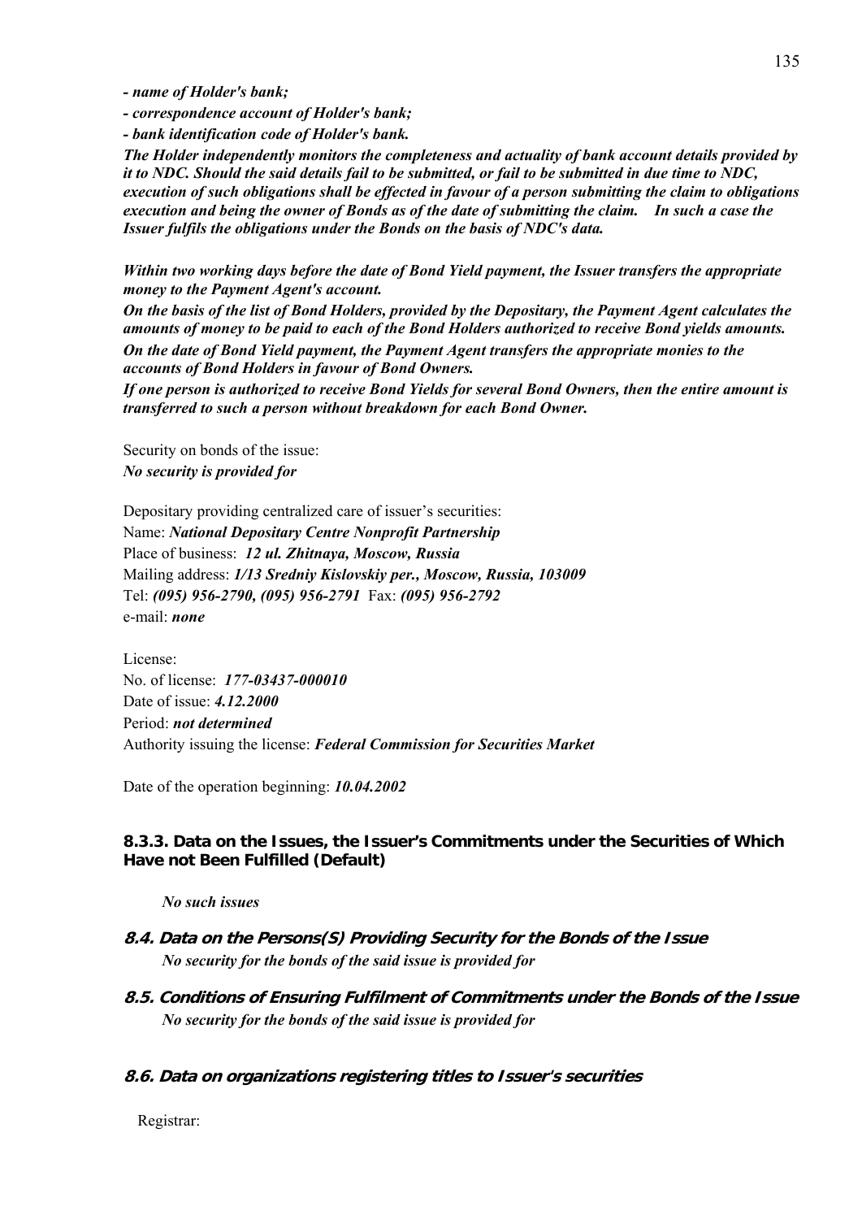*- name of Holder's bank;*

*- correspondence account of Holder's bank;*

*- bank identification code of Holder's bank.*

***The Holder independently monitors the completeness and actuality of bank account details provided by it to NDC. Should the said details fail to be submitted, or fail to be submitted in due time to NDC, execution of such obligations shall be effected in favour of a person submitting the claim to obligations execution and being the owner of Bonds as of the date of submitting the claim. In such a case the Issuer fulfils the obligations under the Bonds on the basis of NDC's data.***

***Within two working days before the date of Bond Yield payment, the Issuer transfers the appropriate money to the Payment Agent's account.***

***On the basis of the list of Bond Holders, provided by the Depositary, the Payment Agent calculates the amounts of money to be paid to each of the Bond Holders authorized to receive Bond yields amounts.***

***On the date of Bond Yield payment, the Payment Agent transfers the appropriate monies to the accounts of Bond Holders in favour of Bond Owners.***

***If one person is authorized to receive Bond Yields for several Bond Owners, then the entire amount is transferred to such a person without breakdown for each Bond Owner.***

Security on bonds of the issue:
***No security is provided for***

Depositary providing centralized care of issuer's securities:
Name: ***National Depositary Centre Nonprofit Partnership***
Place of business: ***12 ul. Zhitnaya, Moscow, Russia***
Mailing address: ***1/13 Sredniy Kislovskiy per., Moscow, Russia, 103009***
Tel: ***(095) 956-2790, (095) 956-2791*** Fax: ***(095) 956-2792***
e-mail: ***none***

License:
No. of license: ***177-03437-000010***
Date of issue: ***4.12.2000***
Period: ***not determined***
Authority issuing the license: ***Federal Commission for Securities Market***

Date of the operation beginning: ***10.04.2002***

#### 8.3.3. Data on the Issues, the Issuer's Commitments under the Securities of Which Have not Been Fulfilled (Default)

***No such issues***

### 8.4. Data on the Persons(S) Providing Security for the Bonds of the Issue

***No security for the bonds of the said issue is provided for***

### 8.5. Conditions of Ensuring Fulfilment of Commitments under the Bonds of the Issue

***No security for the bonds of the said issue is provided for***

### 8.6. Data on organizations registering titles to Issuer's securities

Registrar: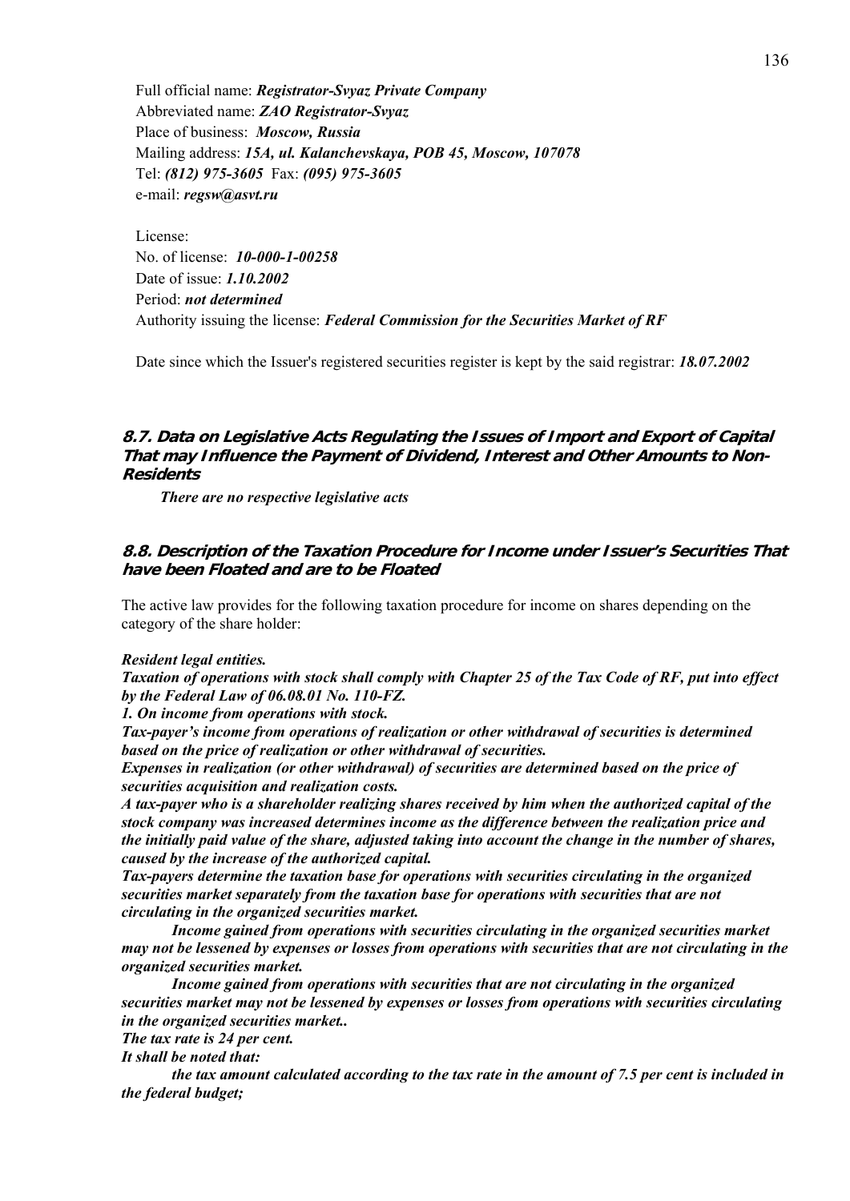Full official name: ***Registrator-Svyaz Private Company***
Abbreviated name: ***ZAO Registrator-Svyaz***
Place of business: ***Moscow, Russia***
Mailing address: ***15A, ul. Kalanchevskaya, POB 45, Moscow, 107078***
Tel: ***(812) 975-3605*** Fax: ***(095) 975-3605***
e-mail: ***regsw@asvt.ru***

License:
No. of license: ***10-000-1-00258***
Date of issue: ***1.10.2002***
Period: ***not determined***
Authority issuing the license: ***Federal Commission for the Securities Market of RF***

Date since which the Issuer's registered securities register is kept by the said registrar: ***18.07.2002***

### 8.7. Data on Legislative Acts Regulating the Issues of Import and Export of Capital That may Influence the Payment of Dividend, Interest and Other Amounts to Non-Residents

***There are no respective legislative acts***

### 8.8. Description of the Taxation Procedure for Income under Issuer's Securities That have been Floated and are to be Floated

The active law provides for the following taxation procedure for income on shares depending on the category of the share holder:

***Resident legal entities.***
***Taxation of operations with stock shall comply with Chapter 25 of the Tax Code of RF, put into effect by the Federal Law of 06.08.01 No. 110-FZ.***
***1. On income from operations with stock.***
***Tax-payer's income from operations of realization or other withdrawal of securities is determined based on the price of realization or other withdrawal of securities.***
***Expenses in realization (or other withdrawal) of securities are determined based on the price of securities acquisition and realization costs.***
***A tax-payer who is a shareholder realizing shares received by him when the authorized capital of the stock company was increased determines income as the difference between the realization price and the initially paid value of the share, adjusted taking into account the change in the number of shares, caused by the increase of the authorized capital.***
***Tax-payers determine the taxation base for operations with securities circulating in the organized securities market separately from the taxation base for operations with securities that are not circulating in the organized securities market.***
***Income gained from operations with securities circulating in the organized securities market may not be lessened by expenses or losses from operations with securities that are not circulating in the organized securities market.***
***Income gained from operations with securities that are not circulating in the organized securities market may not be lessened by expenses or losses from operations with securities circulating in the organized securities market..***
***The tax rate is 24 per cent.***
***It shall be noted that:***
***the tax amount calculated according to the tax rate in the amount of 7.5 per cent is included in the federal budget;***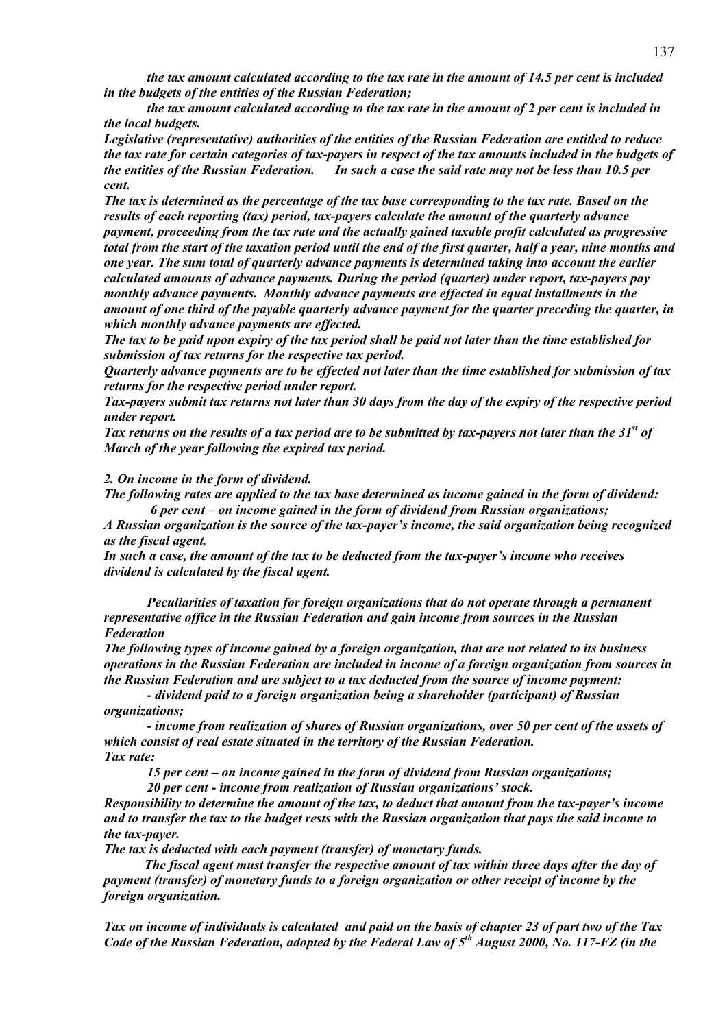*the tax amount calculated according to the tax rate in the amount of 14.5 per cent is included in the budgets of the entities of the Russian Federation;*

*the tax amount calculated according to the tax rate in the amount of 2 per cent is included in the local budgets.*

*Legislative (representative) authorities of the entities of the Russian Federation are entitled to reduce the tax rate for certain categories of tax-payers in respect of the tax amounts included in the budgets of the entities of the Russian Federation. In such a case the said rate may not be less than 10.5 per cent.*

*The tax is determined as the percentage of the tax base corresponding to the tax rate. Based on the results of each reporting (tax) period, tax-payers calculate the amount of the quarterly advance payment, proceeding from the tax rate and the actually gained taxable profit calculated as progressive total from the start of the taxation period until the end of the first quarter, half a year, nine months and one year. The sum total of quarterly advance payments is determined taking into account the earlier calculated amounts of advance payments. During the period (quarter) under report, tax-payers pay monthly advance payments. Monthly advance payments are effected in equal installments in the amount of one third of the payable quarterly advance payment for the quarter preceding the quarter, in which monthly advance payments are effected.*

*The tax to be paid upon expiry of the tax period shall be paid not later than the time established for submission of tax returns for the respective tax period.*

*Quarterly advance payments are to be effected not later than the time established for submission of tax returns for the respective period under report.*

*Tax-payers submit tax returns not later than 30 days from the day of the expiry of the respective period under report.*

*Tax returns on the results of a tax period are to be submitted by tax-payers not later than the 31st of March of the year following the expired tax period.*

*2. On income in the form of dividend.*

*The following rates are applied to the tax base determined as income gained in the form of dividend:*

*6 per cent – on income gained in the form of dividend from Russian organizations;*

*A Russian organization is the source of the tax-payer's income, the said organization being recognized as the fiscal agent.*

*In such a case, the amount of the tax to be deducted from the tax-payer's income who receives dividend is calculated by the fiscal agent.*

*Peculiarities of taxation for foreign organizations that do not operate through a permanent representative office in the Russian Federation and gain income from sources in the Russian Federation*

*The following types of income gained by a foreign organization, that are not related to its business operations in the Russian Federation are included in income of a foreign organization from sources in the Russian Federation and are subject to a tax deducted from the source of income payment:*

*- dividend paid to a foreign organization being a shareholder (participant) of Russian organizations;*

*- income from realization of shares of Russian organizations, over 50 per cent of the assets of which consist of real estate situated in the territory of the Russian Federation.*

*Tax rate:*

*15 per cent – on income gained in the form of dividend from Russian organizations;*

*20 per cent - income from realization of Russian organizations' stock.*

*Responsibility to determine the amount of the tax, to deduct that amount from the tax-payer's income and to transfer the tax to the budget rests with the Russian organization that pays the said income to the tax-payer.*

*The tax is deducted with each payment (transfer) of monetary funds.*

*The fiscal agent must transfer the respective amount of tax within three days after the day of payment (transfer) of monetary funds to a foreign organization or other receipt of income by the foreign organization.*

*Tax on income of individuals is calculated and paid on the basis of chapter 23 of part two of the Tax Code of the Russian Federation, adopted by the Federal Law of 5th August 2000, No. 117-FZ (in the*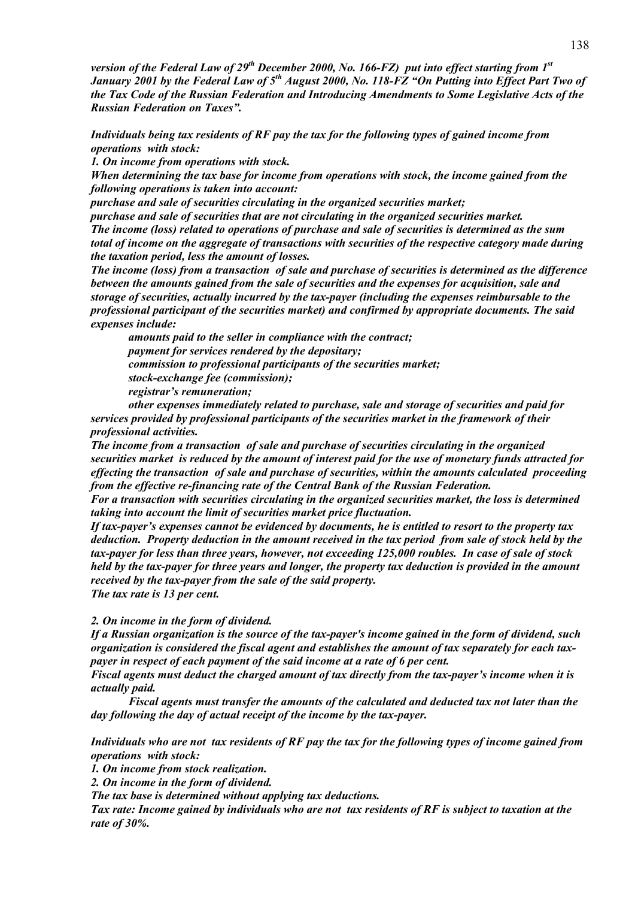*version of the Federal Law of 29th December 2000, No. 166-FZ) put into effect starting from 1st January 2001 by the Federal Law of 5th August 2000, No. 118-FZ "On Putting into Effect Part Two of the Tax Code of the Russian Federation and Introducing Amendments to Some Legislative Acts of the Russian Federation on Taxes".*

*Individuals being tax residents of RF pay the tax for the following types of gained income from operations with stock:*

*1. On income from operations with stock.*

*When determining the tax base for income from operations with stock, the income gained from the following operations is taken into account:*

*purchase and sale of securities circulating in the organized securities market;*

*purchase and sale of securities that are not circulating in the organized securities market.*

*The income (loss) related to operations of purchase and sale of securities is determined as the sum total of income on the aggregate of transactions with securities of the respective category made during the taxation period, less the amount of losses.*

*The income (loss) from a transaction of sale and purchase of securities is determined as the difference between the amounts gained from the sale of securities and the expenses for acquisition, sale and storage of securities, actually incurred by the tax-payer (including the expenses reimbursable to the professional participant of the securities market) and confirmed by appropriate documents. The said expenses include:*

*amounts paid to the seller in compliance with the contract;*

*payment for services rendered by the depositary;*

*commission to professional participants of the securities market;*

*stock-exchange fee (commission);*

*registrar's remuneration;*

*other expenses immediately related to purchase, sale and storage of securities and paid for services provided by professional participants of the securities market in the framework of their professional activities.*

*The income from a transaction of sale and purchase of securities circulating in the organized securities market is reduced by the amount of interest paid for the use of monetary funds attracted for effecting the transaction of sale and purchase of securities, within the amounts calculated proceeding from the effective re-financing rate of the Central Bank of the Russian Federation.*

*For a transaction with securities circulating in the organized securities market, the loss is determined taking into account the limit of securities market price fluctuation.*

*If tax-payer's expenses cannot be evidenced by documents, he is entitled to resort to the property tax deduction. Property deduction in the amount received in the tax period from sale of stock held by the tax-payer for less than three years, however, not exceeding 125,000 roubles. In case of sale of stock held by the tax-payer for three years and longer, the property tax deduction is provided in the amount received by the tax-payer from the sale of the said property.*

*The tax rate is 13 per cent.*

*2. On income in the form of dividend.*

*If a Russian organization is the source of the tax-payer's income gained in the form of dividend, such organization is considered the fiscal agent and establishes the amount of tax separately for each tax-payer in respect of each payment of the said income at a rate of 6 per cent.*

*Fiscal agents must deduct the charged amount of tax directly from the tax-payer's income when it is actually paid.*

*Fiscal agents must transfer the amounts of the calculated and deducted tax not later than the day following the day of actual receipt of the income by the tax-payer.*

*Individuals who are not tax residents of RF pay the tax for the following types of income gained from operations with stock:*

*1. On income from stock realization.*

*2. On income in the form of dividend.*

*The tax base is determined without applying tax deductions.*

*Tax rate: Income gained by individuals who are not tax residents of RF is subject to taxation at the rate of 30%.*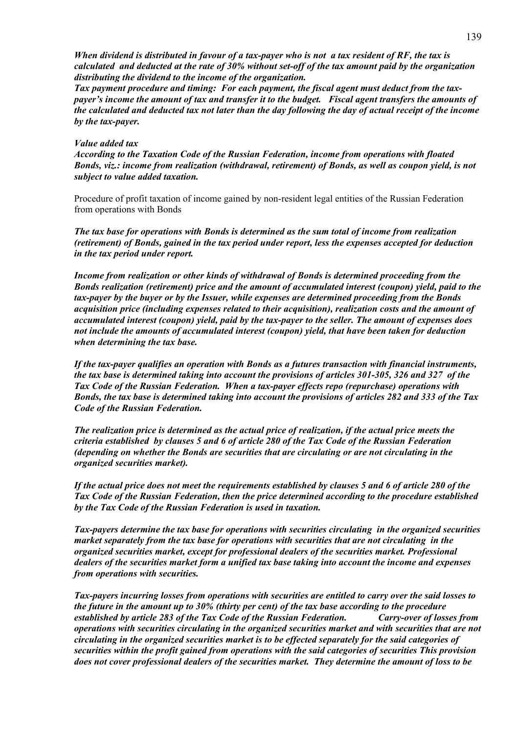*When dividend is distributed in favour of a tax-payer who is not a tax resident of RF, the tax is calculated and deducted at the rate of 30% without set-off of the tax amount paid by the organization distributing the dividend to the income of the organization.*

*Tax payment procedure and timing: For each payment, the fiscal agent must deduct from the tax-payer's income the amount of tax and transfer it to the budget. Fiscal agent transfers the amounts of the calculated and deducted tax not later than the day following the day of actual receipt of the income by the tax-payer.*

*Value added tax*

*According to the Taxation Code of the Russian Federation, income from operations with floated Bonds, viz.: income from realization (withdrawal, retirement) of Bonds, as well as coupon yield, is not subject to value added taxation.*

Procedure of profit taxation of income gained by non-resident legal entities of the Russian Federation from operations with Bonds

*The tax base for operations with Bonds is determined as the sum total of income from realization (retirement) of Bonds, gained in the tax period under report, less the expenses accepted for deduction in the tax period under report.*

*Income from realization or other kinds of withdrawal of Bonds is determined proceeding from the Bonds realization (retirement) price and the amount of accumulated interest (coupon) yield, paid to the tax-payer by the buyer or by the Issuer, while expenses are determined proceeding from the Bonds acquisition price (including expenses related to their acquisition), realization costs and the amount of accumulated interest (coupon) yield, paid by the tax-payer to the seller. The amount of expenses does not include the amounts of accumulated interest (coupon) yield, that have been taken for deduction when determining the tax base.*

*If the tax-payer qualifies an operation with Bonds as a futures transaction with financial instruments, the tax base is determined taking into account the provisions of articles 301-305, 326 and 327 of the Tax Code of the Russian Federation. When a tax-payer effects repo (repurchase) operations with Bonds, the tax base is determined taking into account the provisions of articles 282 and 333 of the Tax Code of the Russian Federation.*

*The realization price is determined as the actual price of realization, if the actual price meets the criteria established by clauses 5 and 6 of article 280 of the Tax Code of the Russian Federation (depending on whether the Bonds are securities that are circulating or are not circulating in the organized securities market).*

*If the actual price does not meet the requirements established by clauses 5 and 6 of article 280 of the Tax Code of the Russian Federation, then the price determined according to the procedure established by the Tax Code of the Russian Federation is used in taxation.*

*Tax-payers determine the tax base for operations with securities circulating in the organized securities market separately from the tax base for operations with securities that are not circulating in the organized securities market, except for professional dealers of the securities market. Professional dealers of the securities market form a unified tax base taking into account the income and expenses from operations with securities.*

*Tax-payers incurring losses from operations with securities are entitled to carry over the said losses to the future in the amount up to 30% (thirty per cent) of the tax base according to the procedure established by article 283 of the Tax Code of the Russian Federation. Carry-over of losses from operations with securities circulating in the organized securities market and with securities that are not circulating in the organized securities market is to be effected separately for the said categories of securities within the profit gained from operations with the said categories of securities This provision does not cover professional dealers of the securities market. They determine the amount of loss to be*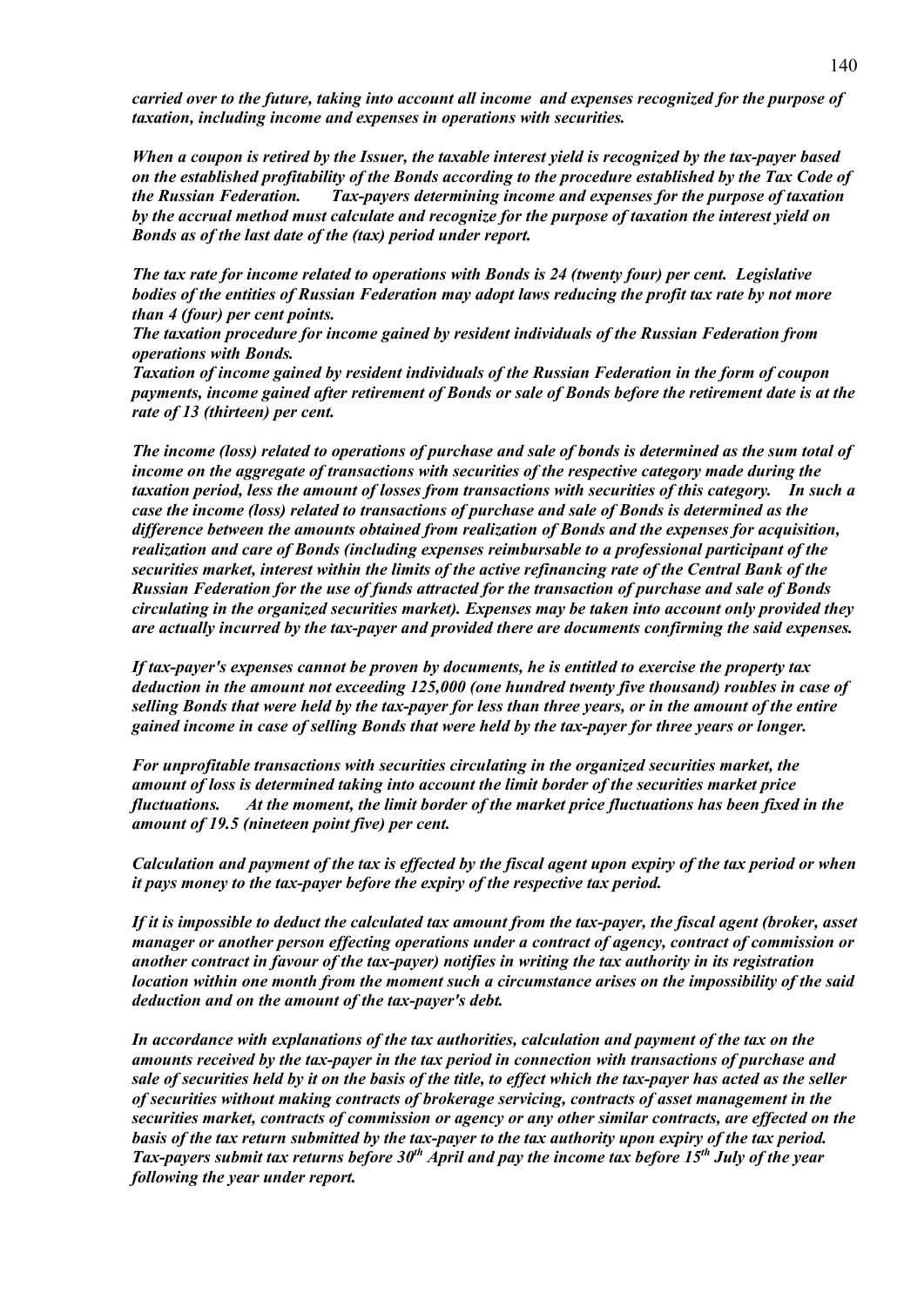***carried over to the future, taking into account all income and expenses recognized for the purpose of taxation, including income and expenses in operations with securities.***

***When a coupon is retired by the Issuer, the taxable interest yield is recognized by the tax-payer based on the established profitability of the Bonds according to the procedure established by the Tax Code of the Russian Federation. Tax-payers determining income and expenses for the purpose of taxation by the accrual method must calculate and recognize for the purpose of taxation the interest yield on Bonds as of the last date of the (tax) period under report.***

***The tax rate for income related to operations with Bonds is 24 (twenty four) per cent. Legislative bodies of the entities of Russian Federation may adopt laws reducing the profit tax rate by not more than 4 (four) per cent points.***

***The taxation procedure for income gained by resident individuals of the Russian Federation from operations with Bonds.***

***Taxation of income gained by resident individuals of the Russian Federation in the form of coupon payments, income gained after retirement of Bonds or sale of Bonds before the retirement date is at the rate of 13 (thirteen) per cent.***

***The income (loss) related to operations of purchase and sale of bonds is determined as the sum total of income on the aggregate of transactions with securities of the respective category made during the taxation period, less the amount of losses from transactions with securities of this category. In such a case the income (loss) related to transactions of purchase and sale of Bonds is determined as the difference between the amounts obtained from realization of Bonds and the expenses for acquisition, realization and care of Bonds (including expenses reimbursable to a professional participant of the securities market, interest within the limits of the active refinancing rate of the Central Bank of the Russian Federation for the use of funds attracted for the transaction of purchase and sale of Bonds circulating in the organized securities market). Expenses may be taken into account only provided they are actually incurred by the tax-payer and provided there are documents confirming the said expenses.***

***If tax-payer's expenses cannot be proven by documents, he is entitled to exercise the property tax deduction in the amount not exceeding 125,000 (one hundred twenty five thousand) roubles in case of selling Bonds that were held by the tax-payer for less than three years, or in the amount of the entire gained income in case of selling Bonds that were held by the tax-payer for three years or longer.***

***For unprofitable transactions with securities circulating in the organized securities market, the amount of loss is determined taking into account the limit border of the securities market price fluctuations. At the moment, the limit border of the market price fluctuations has been fixed in the amount of 19.5 (nineteen point five) per cent.***

***Calculation and payment of the tax is effected by the fiscal agent upon expiry of the tax period or when it pays money to the tax-payer before the expiry of the respective tax period.***

***If it is impossible to deduct the calculated tax amount from the tax-payer, the fiscal agent (broker, asset manager or another person effecting operations under a contract of agency, contract of commission or another contract in favour of the tax-payer) notifies in writing the tax authority in its registration location within one month from the moment such a circumstance arises on the impossibility of the said deduction and on the amount of the tax-payer's debt.***

***In accordance with explanations of the tax authorities, calculation and payment of the tax on the amounts received by the tax-payer in the tax period in connection with transactions of purchase and sale of securities held by it on the basis of the title, to effect which the tax-payer has acted as the seller of securities without making contracts of brokerage servicing, contracts of asset management in the securities market, contracts of commission or agency or any other similar contracts, are effected on the basis of the tax return submitted by the tax-payer to the tax authority upon expiry of the tax period. Tax-payers submit tax returns before 30th April and pay the income tax before 15th July of the year following the year under report.***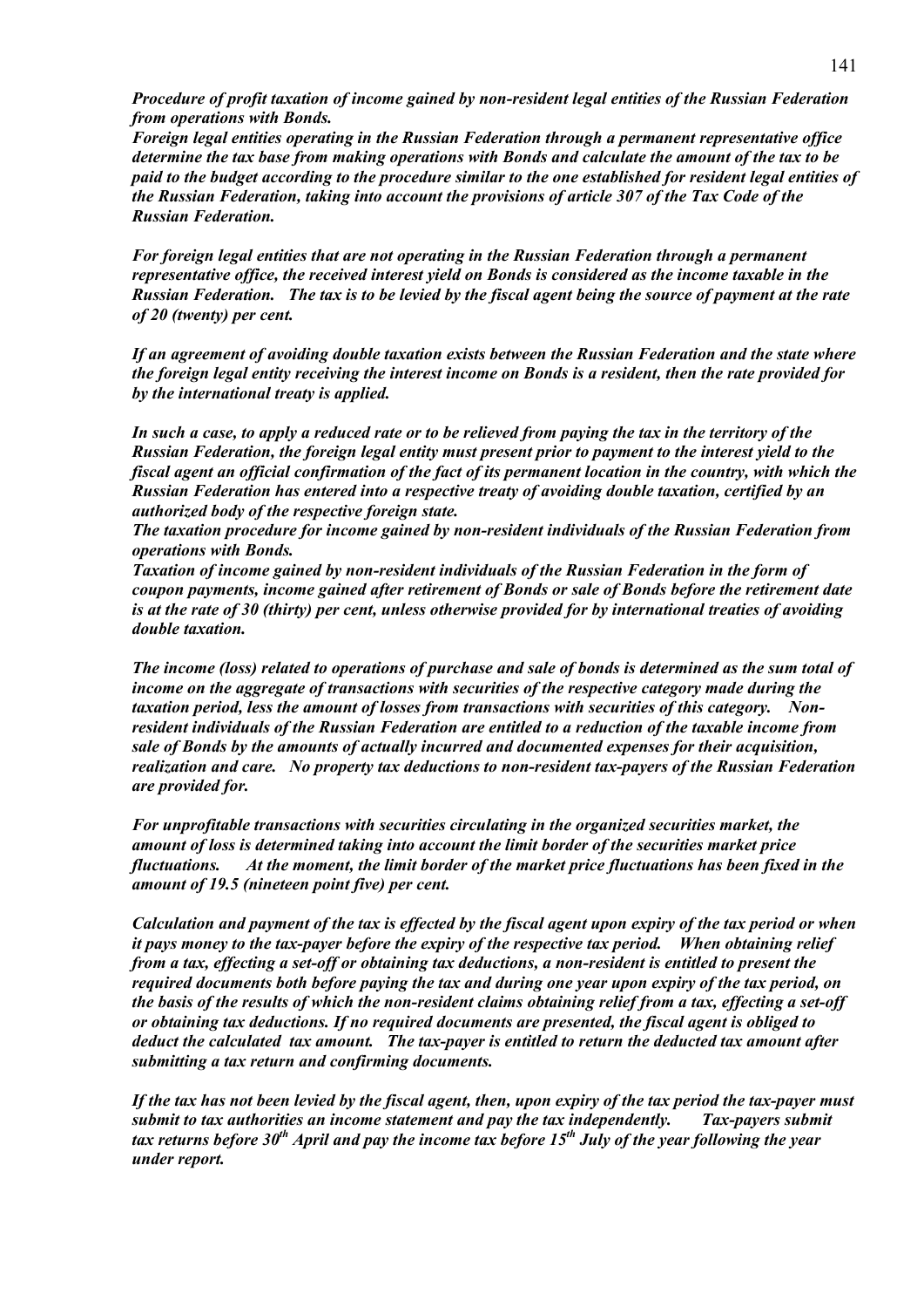***Procedure of profit taxation of income gained by non-resident legal entities of the Russian Federation from operations with Bonds.***

***Foreign legal entities operating in the Russian Federation through a permanent representative office determine the tax base from making operations with Bonds and calculate the amount of the tax to be paid to the budget according to the procedure similar to the one established for resident legal entities of the Russian Federation, taking into account the provisions of article 307 of the Tax Code of the Russian Federation.***

***For foreign legal entities that are not operating in the Russian Federation through a permanent representative office, the received interest yield on Bonds is considered as the income taxable in the Russian Federation. The tax is to be levied by the fiscal agent being the source of payment at the rate of 20 (twenty) per cent.***

***If an agreement of avoiding double taxation exists between the Russian Federation and the state where the foreign legal entity receiving the interest income on Bonds is a resident, then the rate provided for by the international treaty is applied.***

***In such a case, to apply a reduced rate or to be relieved from paying the tax in the territory of the Russian Federation, the foreign legal entity must present prior to payment to the interest yield to the fiscal agent an official confirmation of the fact of its permanent location in the country, with which the Russian Federation has entered into a respective treaty of avoiding double taxation, certified by an authorized body of the respective foreign state.***

***The taxation procedure for income gained by non-resident individuals of the Russian Federation from operations with Bonds.***

***Taxation of income gained by non-resident individuals of the Russian Federation in the form of coupon payments, income gained after retirement of Bonds or sale of Bonds before the retirement date is at the rate of 30 (thirty) per cent, unless otherwise provided for by international treaties of avoiding double taxation.***

***The income (loss) related to operations of purchase and sale of bonds is determined as the sum total of income on the aggregate of transactions with securities of the respective category made during the taxation period, less the amount of losses from transactions with securities of this category. Non-resident individuals of the Russian Federation are entitled to a reduction of the taxable income from sale of Bonds by the amounts of actually incurred and documented expenses for their acquisition, realization and care. No property tax deductions to non-resident tax-payers of the Russian Federation are provided for.***

***For unprofitable transactions with securities circulating in the organized securities market, the amount of loss is determined taking into account the limit border of the securities market price fluctuations. At the moment, the limit border of the market price fluctuations has been fixed in the amount of 19.5 (nineteen point five) per cent.***

***Calculation and payment of the tax is effected by the fiscal agent upon expiry of the tax period or when it pays money to the tax-payer before the expiry of the respective tax period. When obtaining relief from a tax, effecting a set-off or obtaining tax deductions, a non-resident is entitled to present the required documents both before paying the tax and during one year upon expiry of the tax period, on the basis of the results of which the non-resident claims obtaining relief from a tax, effecting a set-off or obtaining tax deductions. If no required documents are presented, the fiscal agent is obliged to deduct the calculated tax amount. The tax-payer is entitled to return the deducted tax amount after submitting a tax return and confirming documents.***

***If the tax has not been levied by the fiscal agent, then, upon expiry of the tax period the tax-payer must submit to tax authorities an income statement and pay the tax independently. Tax-payers submit tax returns before 30th April and pay the income tax before 15th July of the year following the year under report.***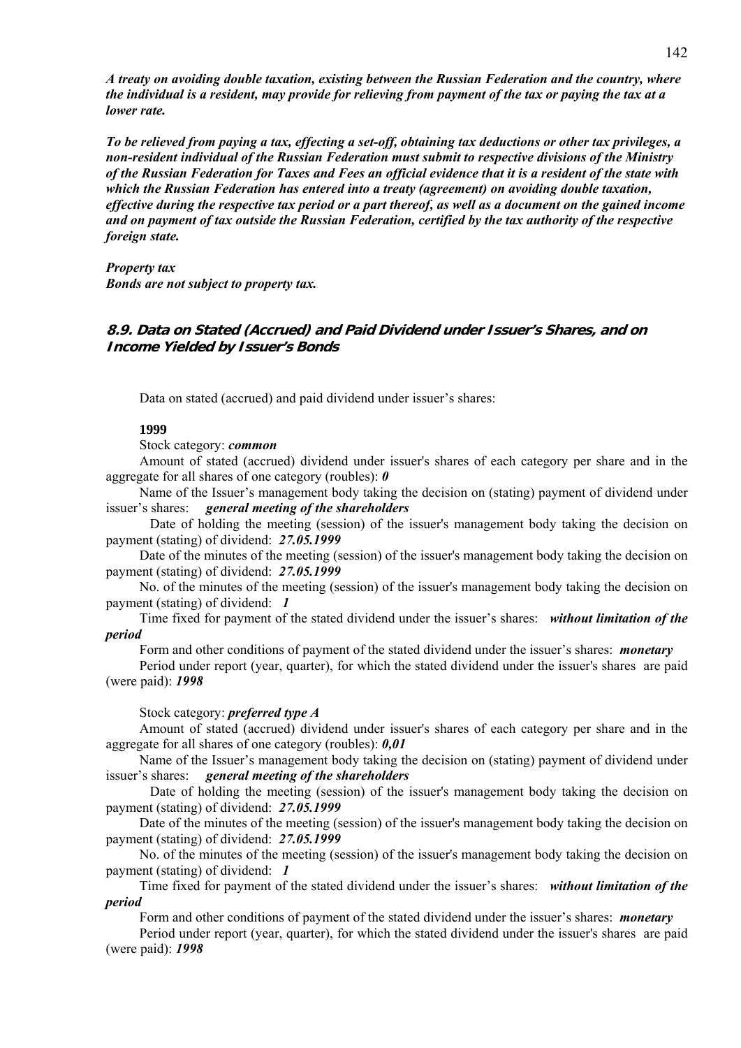***A treaty on avoiding double taxation, existing between the Russian Federation and the country, where the individual is a resident, may provide for relieving from payment of the tax or paying the tax at a lower rate.***

***To be relieved from paying a tax, effecting a set-off, obtaining tax deductions or other tax privileges, a non-resident individual of the Russian Federation must submit to respective divisions of the Ministry of the Russian Federation for Taxes and Fees an official evidence that it is a resident of the state with which the Russian Federation has entered into a treaty (agreement) on avoiding double taxation, effective during the respective tax period or a part thereof, as well as a document on the gained income and on payment of tax outside the Russian Federation, certified by the tax authority of the respective foreign state.***

***Property tax***
***Bonds are not subject to property tax.***

### 8.9. Data on Stated (Accrued) and Paid Dividend under Issuer's Shares, and on Income Yielded by Issuer's Bonds

Data on stated (accrued) and paid dividend under issuer's shares:

**1999**

Stock category: ***common***

Amount of stated (accrued) dividend under issuer's shares of each category per share and in the aggregate for all shares of one category (roubles): ***0***

Name of the Issuer's management body taking the decision on (stating) payment of dividend under issuer's shares: ***general meeting of the shareholders***

Date of holding the meeting (session) of the issuer's management body taking the decision on payment (stating) of dividend: ***27.05.1999***

Date of the minutes of the meeting (session) of the issuer's management body taking the decision on payment (stating) of dividend: ***27.05.1999***

No. of the minutes of the meeting (session) of the issuer's management body taking the decision on payment (stating) of dividend: ***1***

Time fixed for payment of the stated dividend under the issuer's shares: ***without limitation of the period***

Form and other conditions of payment of the stated dividend under the issuer's shares: ***monetary***

Period under report (year, quarter), for which the stated dividend under the issuer's shares are paid (were paid): ***1998***

Stock category: ***preferred type A***

Amount of stated (accrued) dividend under issuer's shares of each category per share and in the aggregate for all shares of one category (roubles): ***0,01***

Name of the Issuer's management body taking the decision on (stating) payment of dividend under issuer's shares: ***general meeting of the shareholders***

Date of holding the meeting (session) of the issuer's management body taking the decision on payment (stating) of dividend: ***27.05.1999***

Date of the minutes of the meeting (session) of the issuer's management body taking the decision on payment (stating) of dividend: ***27.05.1999***

No. of the minutes of the meeting (session) of the issuer's management body taking the decision on payment (stating) of dividend: ***1***

Time fixed for payment of the stated dividend under the issuer's shares: ***without limitation of the period***

Form and other conditions of payment of the stated dividend under the issuer's shares: ***monetary***

Period under report (year, quarter), for which the stated dividend under the issuer's shares are paid (were paid): ***1998***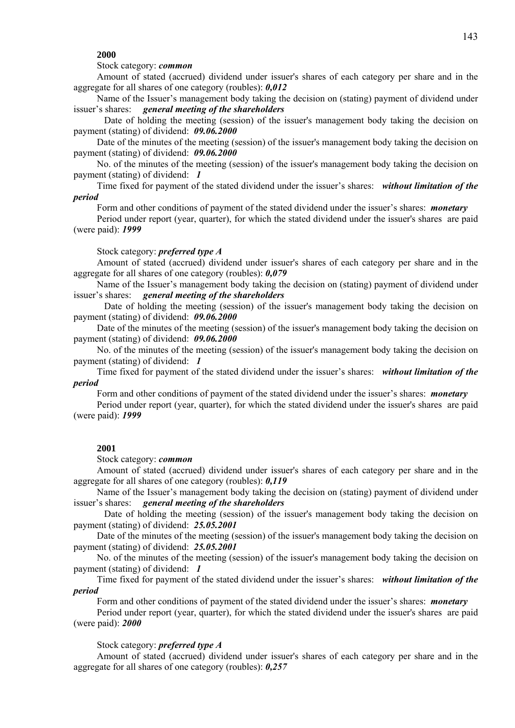**2000**

Stock category: ***common***

Amount of stated (accrued) dividend under issuer's shares of each category per share and in the aggregate for all shares of one category (roubles): ***0,012***

Name of the Issuer's management body taking the decision on (stating) payment of dividend under issuer's shares: ***general meeting of the shareholders***

Date of holding the meeting (session) of the issuer's management body taking the decision on payment (stating) of dividend: ***09.06.2000***

Date of the minutes of the meeting (session) of the issuer's management body taking the decision on payment (stating) of dividend: ***09.06.2000***

No. of the minutes of the meeting (session) of the issuer's management body taking the decision on payment (stating) of dividend: ***1***

Time fixed for payment of the stated dividend under the issuer's shares: ***without limitation of the period***

Form and other conditions of payment of the stated dividend under the issuer's shares: ***monetary***

Period under report (year, quarter), for which the stated dividend under the issuer's shares are paid (were paid): ***1999***

Stock category: ***preferred type A***

Amount of stated (accrued) dividend under issuer's shares of each category per share and in the aggregate for all shares of one category (roubles): ***0,079***

Name of the Issuer's management body taking the decision on (stating) payment of dividend under issuer's shares: ***general meeting of the shareholders***

Date of holding the meeting (session) of the issuer's management body taking the decision on payment (stating) of dividend: ***09.06.2000***

Date of the minutes of the meeting (session) of the issuer's management body taking the decision on payment (stating) of dividend: ***09.06.2000***

No. of the minutes of the meeting (session) of the issuer's management body taking the decision on payment (stating) of dividend: ***1***

Time fixed for payment of the stated dividend under the issuer's shares: ***without limitation of the period***

Form and other conditions of payment of the stated dividend under the issuer's shares: ***monetary***

Period under report (year, quarter), for which the stated dividend under the issuer's shares are paid (were paid): ***1999***

**2001**

Stock category: ***common***

Amount of stated (accrued) dividend under issuer's shares of each category per share and in the aggregate for all shares of one category (roubles): ***0,119***

Name of the Issuer's management body taking the decision on (stating) payment of dividend under issuer's shares: ***general meeting of the shareholders***

Date of holding the meeting (session) of the issuer's management body taking the decision on payment (stating) of dividend: ***25.05.2001***

Date of the minutes of the meeting (session) of the issuer's management body taking the decision on payment (stating) of dividend: ***25.05.2001***

No. of the minutes of the meeting (session) of the issuer's management body taking the decision on payment (stating) of dividend: ***1***

Time fixed for payment of the stated dividend under the issuer's shares: ***without limitation of the period***

Form and other conditions of payment of the stated dividend under the issuer's shares: ***monetary***

Period under report (year, quarter), for which the stated dividend under the issuer's shares are paid (were paid): ***2000***

Stock category: ***preferred type A***

Amount of stated (accrued) dividend under issuer's shares of each category per share and in the aggregate for all shares of one category (roubles): ***0,257***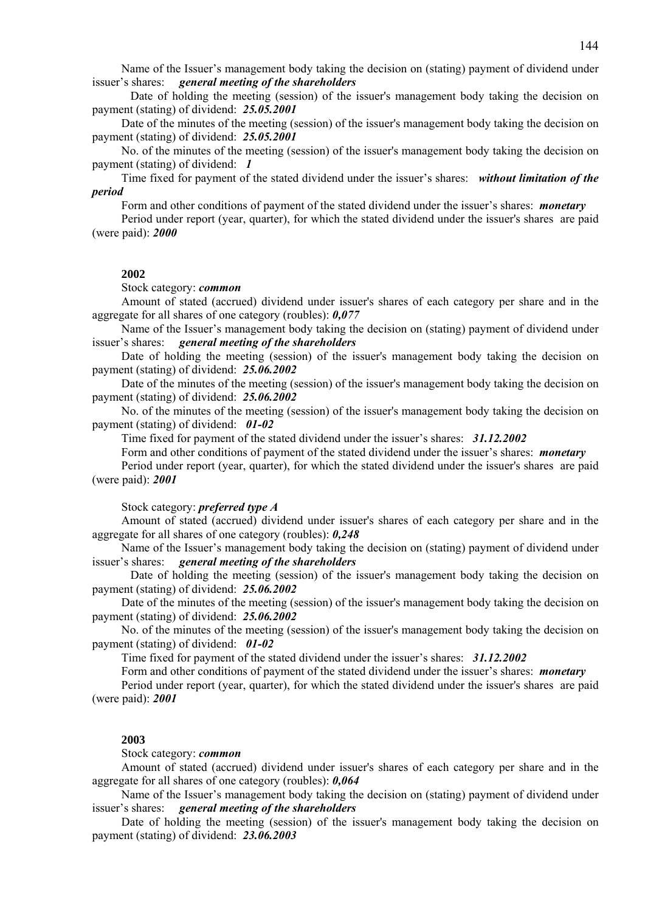Name of the Issuer's management body taking the decision on (stating) payment of dividend under issuer's shares: ***general meeting of the shareholders***

Date of holding the meeting (session) of the issuer's management body taking the decision on payment (stating) of dividend: ***25.05.2001***

Date of the minutes of the meeting (session) of the issuer's management body taking the decision on payment (stating) of dividend: ***25.05.2001***

No. of the minutes of the meeting (session) of the issuer's management body taking the decision on payment (stating) of dividend: ***1***

Time fixed for payment of the stated dividend under the issuer's shares: ***without limitation of the period***

Form and other conditions of payment of the stated dividend under the issuer's shares: ***monetary***

Period under report (year, quarter), for which the stated dividend under the issuer's shares are paid (were paid): ***2000***

**2002**

Stock category: ***common***

Amount of stated (accrued) dividend under issuer's shares of each category per share and in the aggregate for all shares of one category (roubles): ***0,077***

Name of the Issuer's management body taking the decision on (stating) payment of dividend under issuer's shares: ***general meeting of the shareholders***

Date of holding the meeting (session) of the issuer's management body taking the decision on payment (stating) of dividend: ***25.06.2002***

Date of the minutes of the meeting (session) of the issuer's management body taking the decision on payment (stating) of dividend: ***25.06.2002***

No. of the minutes of the meeting (session) of the issuer's management body taking the decision on payment (stating) of dividend: ***01-02***

Time fixed for payment of the stated dividend under the issuer's shares: ***31.12.2002***

Form and other conditions of payment of the stated dividend under the issuer's shares: ***monetary***

Period under report (year, quarter), for which the stated dividend under the issuer's shares are paid (were paid): ***2001***

Stock category: ***preferred type A***

Amount of stated (accrued) dividend under issuer's shares of each category per share and in the aggregate for all shares of one category (roubles): ***0,248***

Name of the Issuer's management body taking the decision on (stating) payment of dividend under issuer's shares: ***general meeting of the shareholders***

Date of holding the meeting (session) of the issuer's management body taking the decision on payment (stating) of dividend: ***25.06.2002***

Date of the minutes of the meeting (session) of the issuer's management body taking the decision on payment (stating) of dividend: ***25.06.2002***

No. of the minutes of the meeting (session) of the issuer's management body taking the decision on payment (stating) of dividend: ***01-02***

Time fixed for payment of the stated dividend under the issuer's shares: ***31.12.2002***

Form and other conditions of payment of the stated dividend under the issuer's shares: ***monetary***

Period under report (year, quarter), for which the stated dividend under the issuer's shares are paid (were paid): ***2001***

**2003**

Stock category: ***common***

Amount of stated (accrued) dividend under issuer's shares of each category per share and in the aggregate for all shares of one category (roubles): ***0,064***

Name of the Issuer's management body taking the decision on (stating) payment of dividend under issuer's shares: ***general meeting of the shareholders***

Date of holding the meeting (session) of the issuer's management body taking the decision on payment (stating) of dividend: ***23.06.2003***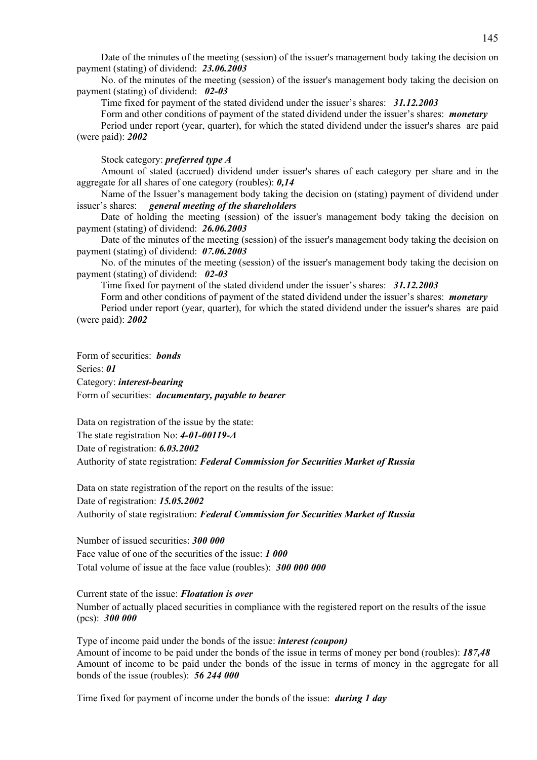Date of the minutes of the meeting (session) of the issuer's management body taking the decision on payment (stating) of dividend: ***23.06.2003***

No. of the minutes of the meeting (session) of the issuer's management body taking the decision on payment (stating) of dividend: ***02-03***

Time fixed for payment of the stated dividend under the issuer's shares: ***31.12.2003***

Form and other conditions of payment of the stated dividend under the issuer's shares: ***monetary***

Period under report (year, quarter), for which the stated dividend under the issuer's shares are paid (were paid): ***2002***

Stock category: ***preferred type A***

Amount of stated (accrued) dividend under issuer's shares of each category per share and in the aggregate for all shares of one category (roubles): ***0,14***

Name of the Issuer's management body taking the decision on (stating) payment of dividend under issuer's shares: ***general meeting of the shareholders***

Date of holding the meeting (session) of the issuer's management body taking the decision on payment (stating) of dividend: ***26.06.2003***

Date of the minutes of the meeting (session) of the issuer's management body taking the decision on payment (stating) of dividend: ***07.06.2003***

No. of the minutes of the meeting (session) of the issuer's management body taking the decision on payment (stating) of dividend: ***02-03***

Time fixed for payment of the stated dividend under the issuer's shares: ***31.12.2003***

Form and other conditions of payment of the stated dividend under the issuer's shares: ***monetary***

Period under report (year, quarter), for which the stated dividend under the issuer's shares are paid (were paid): ***2002***

Form of securities: ***bonds***
Series: ***01***
Category: ***interest-bearing***
Form of securities: ***documentary, payable to bearer***

Data on registration of the issue by the state:
The state registration No: ***4-01-00119-A***
Date of registration: ***6.03.2002***
Authority of state registration: ***Federal Commission for Securities Market of Russia***

Data on state registration of the report on the results of the issue:
Date of registration: ***15.05.2002***
Authority of state registration: ***Federal Commission for Securities Market of Russia***

Number of issued securities: ***300 000***
Face value of one of the securities of the issue: ***1 000***
Total volume of issue at the face value (roubles): ***300 000 000***

Current state of the issue: ***Floatation is over***
Number of actually placed securities in compliance with the registered report on the results of the issue (pcs): ***300 000***

Type of income paid under the bonds of the issue: ***interest (coupon)***
Amount of income to be paid under the bonds of the issue in terms of money per bond (roubles): ***187,48***
Amount of income to be paid under the bonds of the issue in terms of money in the aggregate for all bonds of the issue (roubles): ***56 244 000***

Time fixed for payment of income under the bonds of the issue: ***during 1 day***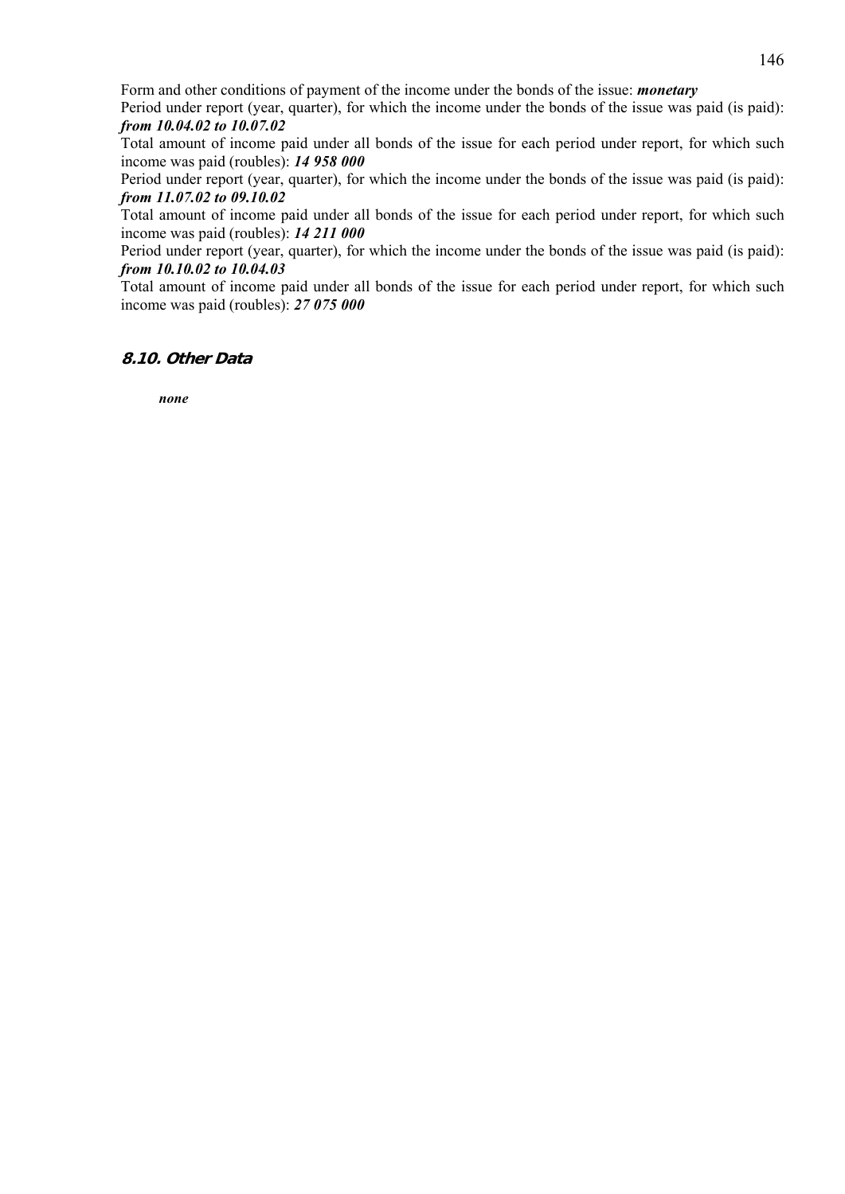Form and other conditions of payment of the income under the bonds of the issue: ***monetary***

Period under report (year, quarter), for which the income under the bonds of the issue was paid (is paid): ***from 10.04.02 to 10.07.02***

Total amount of income paid under all bonds of the issue for each period under report, for which such income was paid (roubles): ***14 958 000***

Period under report (year, quarter), for which the income under the bonds of the issue was paid (is paid): ***from 11.07.02 to 09.10.02***

Total amount of income paid under all bonds of the issue for each period under report, for which such income was paid (roubles): ***14 211 000***

Period under report (year, quarter), for which the income under the bonds of the issue was paid (is paid): ***from 10.10.02 to 10.04.03***

Total amount of income paid under all bonds of the issue for each period under report, for which such income was paid (roubles): ***27 075 000***

## 8.10. Other Data

***none***